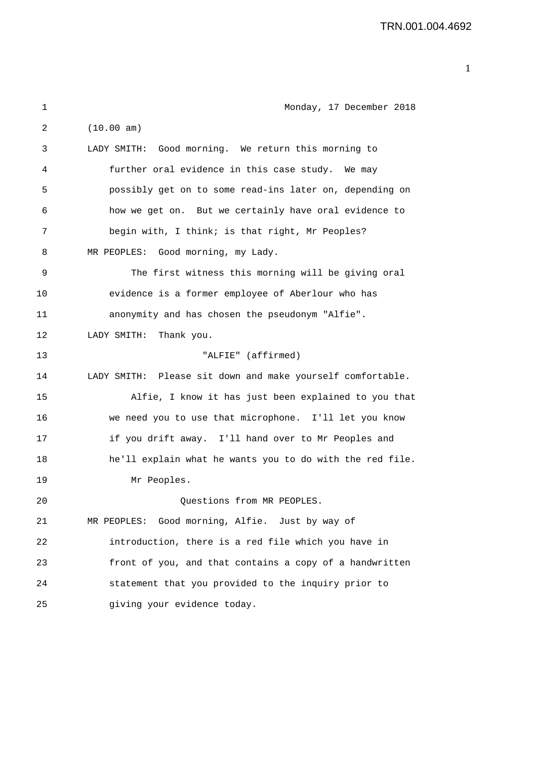Monday, 17 December 2018

(10.00 am)

LADY SMITH: Good morning. We return this morning to further oral evidence in this case study. We may possibly get on to some read-ins later on, depending on how we get on. But we certainly have oral evidence to begin with, I think; is that right, Mr Peoples?

MR PEOPLES: Good morning, my Lady.

The first witness this morning will be giving oral evidence is a former employee of Aberlour who has anonymity and has chosen the pseudonym "Alfie".

LADY SMITH: Thank you.

"ALFIE" (affirmed)

LADY SMITH: Please sit down and make yourself comfortable.

Alfie, I know it has just been explained to you that we need you to use that microphone. I'll let you know if you drift away. I'll hand over to Mr Peoples and he'll explain what he wants you to do with the red file.

Mr Peoples.

Questions from MR PEOPLES.

MR PEOPLES: Good morning, Alfie. Just by way of introduction, there is a red file which you have in front of you, and that contains a copy of a handwritten statement that you provided to the inquiry prior to giving your evidence today.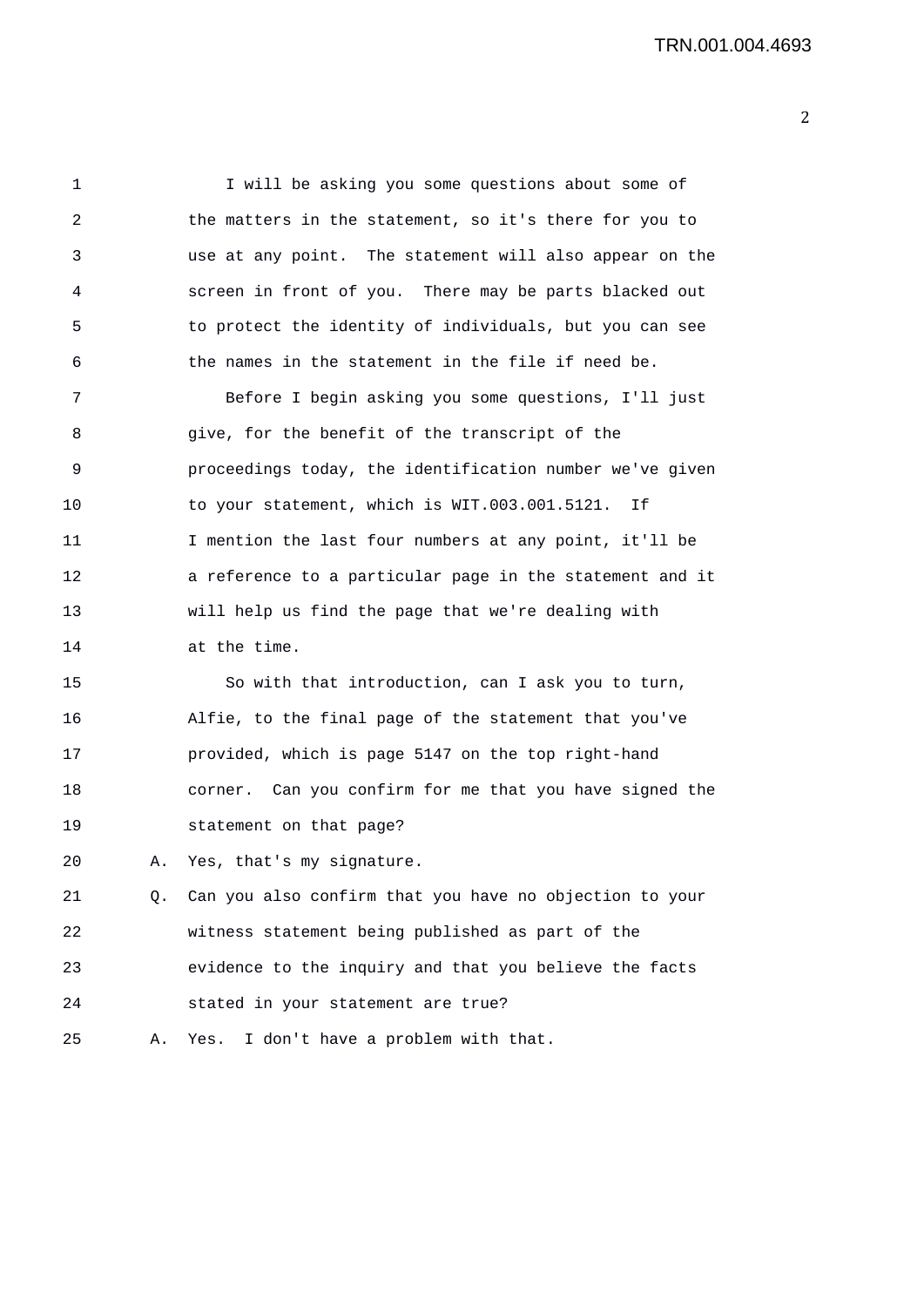I will be asking you some questions about some of the matters in the statement, so it's there for you to use at any point. The statement will also appear on the screen in front of you. There may be parts blacked out to protect the identity of individuals, but you can see the names in the statement in the file if need be.

Before I begin asking you some questions, I'll just give, for the benefit of the transcript of the proceedings today, the identification number we've given to your statement, which is WIT.003.001.5121. If I mention the last four numbers at any point, it'll be a reference to a particular page in the statement and it will help us find the page that we're dealing with at the time.

So with that introduction, can I ask you to turn, Alfie, to the final page of the statement that you've provided, which is page 5147 on the top right-hand corner. Can you confirm for me that you have signed the statement on that page?

A. Yes, that's my signature.

Q. Can you also confirm that you have no objection to your witness statement being published as part of the evidence to the inquiry and that you believe the facts stated in your statement are true?

A. Yes. I don't have a problem with that.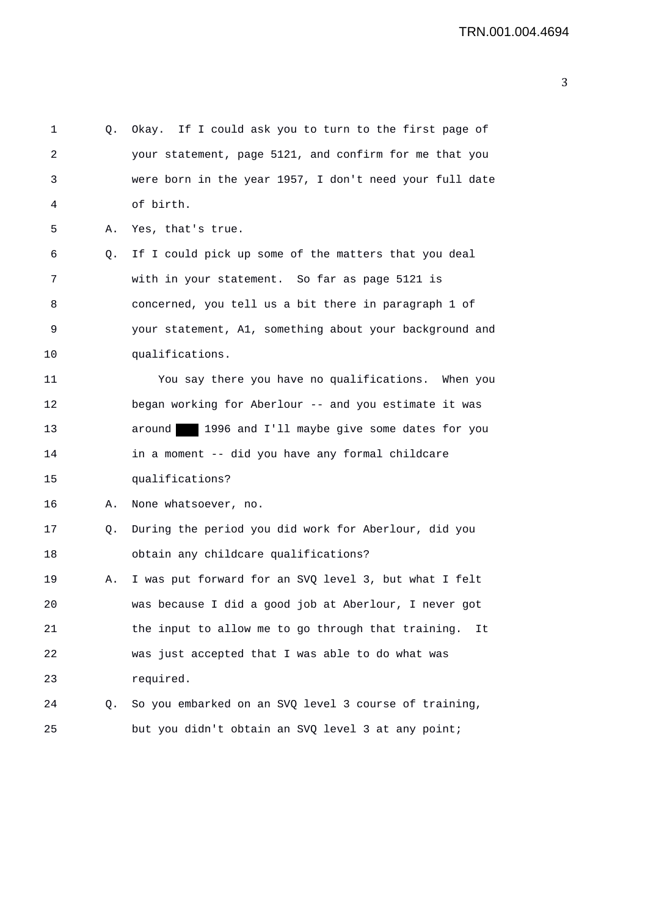Q. Okay. If I could ask you to turn to the first page of your statement, page 5121, and confirm for me that you were born in the year 1957, I don't need your full date of birth.

A. Yes, that's true.

Q. If I could pick up some of the matters that you deal with in your statement. So far as page 5121 is concerned, you tell us a bit there in paragraph 1 of your statement, A1, something about your background and qualifications.

You say there you have no qualifications. When you began working for Aberlour -- and you estimate it was around ███ 1996 and I'll maybe give some dates for you in a moment -- did you have any formal childcare qualifications?

A. None whatsoever, no.

Q. During the period you did work for Aberlour, did you obtain any childcare qualifications?

A. I was put forward for an SVQ level 3, but what I felt was because I did a good job at Aberlour, I never got the input to allow me to go through that training. It was just accepted that I was able to do what was required.

Q. So you embarked on an SVQ level 3 course of training, but you didn't obtain an SVQ level 3 at any point;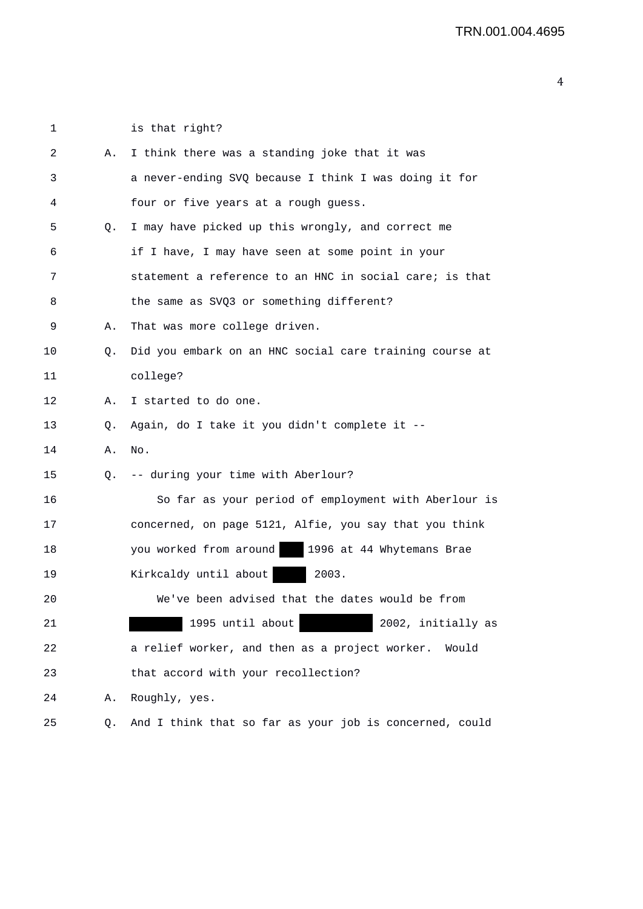1 is that right?

2 A. I think there was a standing joke that it was

3 a never-ending SVQ because I think I was doing it for

4 four or five years at a rough guess.

5 Q. I may have picked up this wrongly, and correct me

6 if I have, I may have seen at some point in your

7 statement a reference to an HNC in social care; is that

8 the same as SVQ3 or something different?

9 A. That was more college driven.

10 Q. Did you embark on an HNC social care training course at

11 college?

12 A. I started to do one.

13 Q. Again, do I take it you didn't complete it --

14 A. No.

15 Q. -- during your time with Aberlour?

16 So far as your period of employment with Aberlour is

17 concerned, on page 5121, Alfie, you say that you think

18 you worked from around [redacted] 1996 at 44 Whytemans Brae

19 Kirkcaldy until about [redacted] 2003.

20 We've been advised that the dates would be from

21 [redacted] 1995 until about [redacted] 2002, initially as

22 a relief worker, and then as a project worker. Would

23 that accord with your recollection?

24 A. Roughly, yes.

25 Q. And I think that so far as your job is concerned, could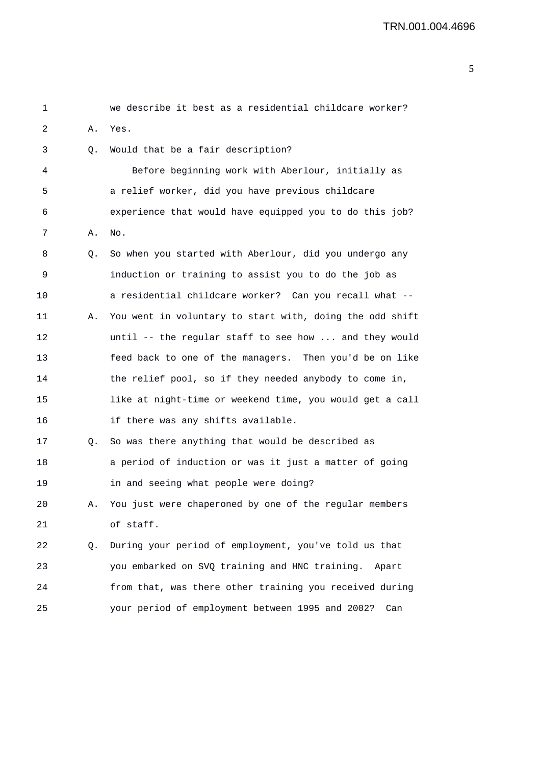we describe it best as a residential childcare worker?

A. Yes.

Q. Would that be a fair description?

Before beginning work with Aberlour, initially as a relief worker, did you have previous childcare experience that would have equipped you to do this job?

A. No.

Q. So when you started with Aberlour, did you undergo any induction or training to assist you to do the job as a residential childcare worker? Can you recall what --

A. You went in voluntary to start with, doing the odd shift until -- the regular staff to see how ... and they would feed back to one of the managers. Then you'd be on like the relief pool, so if they needed anybody to come in, like at night-time or weekend time, you would get a call if there was any shifts available.

Q. So was there anything that would be described as a period of induction or was it just a matter of going in and seeing what people were doing?

A. You just were chaperoned by one of the regular members of staff.

Q. During your period of employment, you've told us that you embarked on SVQ training and HNC training. Apart from that, was there other training you received during your period of employment between 1995 and 2002? Can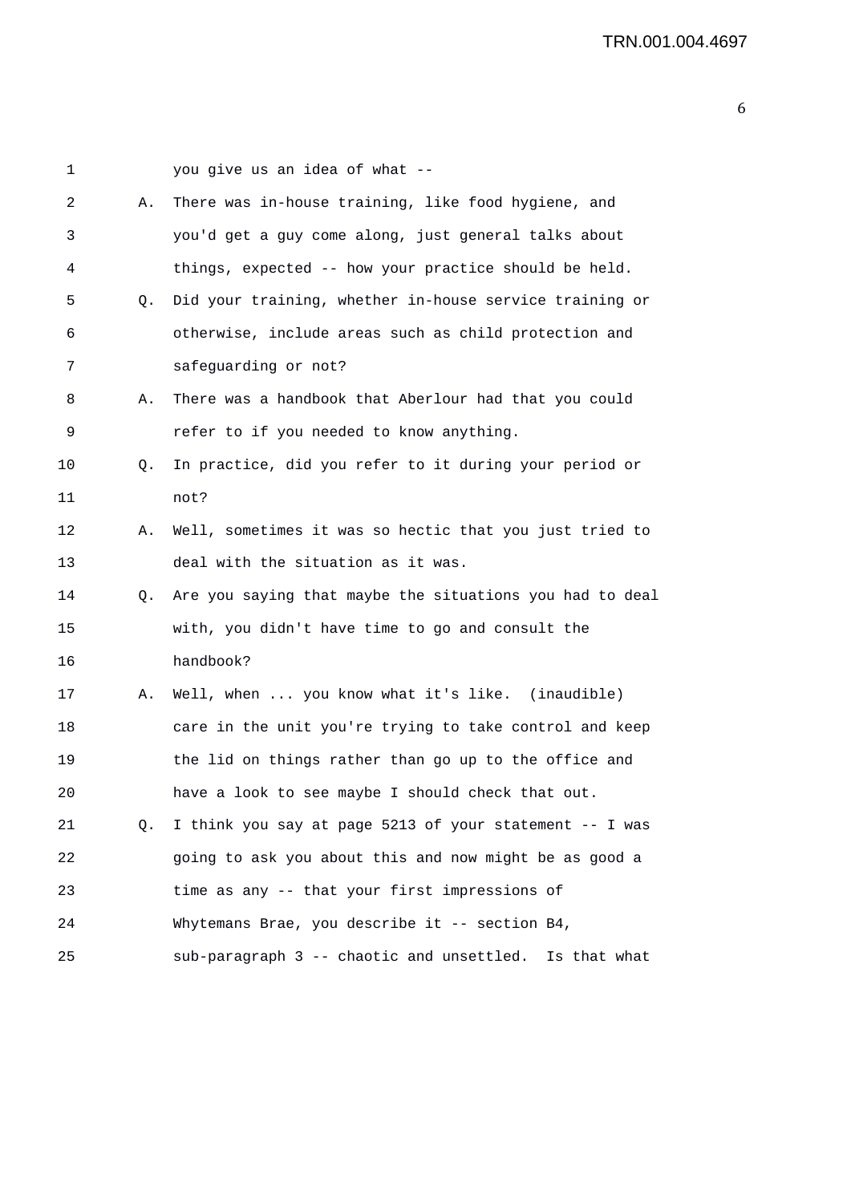you give us an idea of what --

A. There was in-house training, like food hygiene, and you'd get a guy come along, just general talks about things, expected -- how your practice should be held.

Q. Did your training, whether in-house service training or otherwise, include areas such as child protection and safeguarding or not?

A. There was a handbook that Aberlour had that you could refer to if you needed to know anything.

Q. In practice, did you refer to it during your period or not?

A. Well, sometimes it was so hectic that you just tried to deal with the situation as it was.

Q. Are you saying that maybe the situations you had to deal with, you didn't have time to go and consult the handbook?

A. Well, when ... you know what it's like. (inaudible) care in the unit you're trying to take control and keep the lid on things rather than go up to the office and have a look to see maybe I should check that out.

Q. I think you say at page 5213 of your statement -- I was going to ask you about this and now might be as good a time as any -- that your first impressions of Whytemans Brae, you describe it -- section B4, sub-paragraph 3 -- chaotic and unsettled. Is that what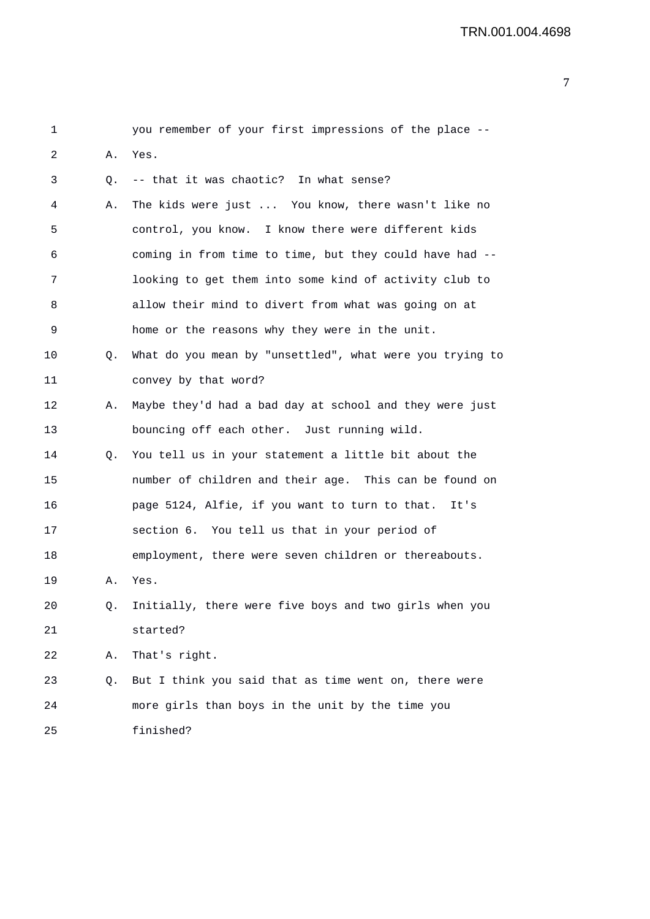you remember of your first impressions of the place --

A. Yes.

Q. -- that it was chaotic? In what sense?

A. The kids were just ... You know, there wasn't like no control, you know. I know there were different kids coming in from time to time, but they could have had -- looking to get them into some kind of activity club to allow their mind to divert from what was going on at home or the reasons why they were in the unit.

Q. What do you mean by "unsettled", what were you trying to convey by that word?

A. Maybe they'd had a bad day at school and they were just bouncing off each other. Just running wild.

Q. You tell us in your statement a little bit about the number of children and their age. This can be found on page 5124, Alfie, if you want to turn to that. It's section 6. You tell us that in your period of employment, there were seven children or thereabouts.

A. Yes.

Q. Initially, there were five boys and two girls when you started?

A. That's right.

Q. But I think you said that as time went on, there were more girls than boys in the unit by the time you finished?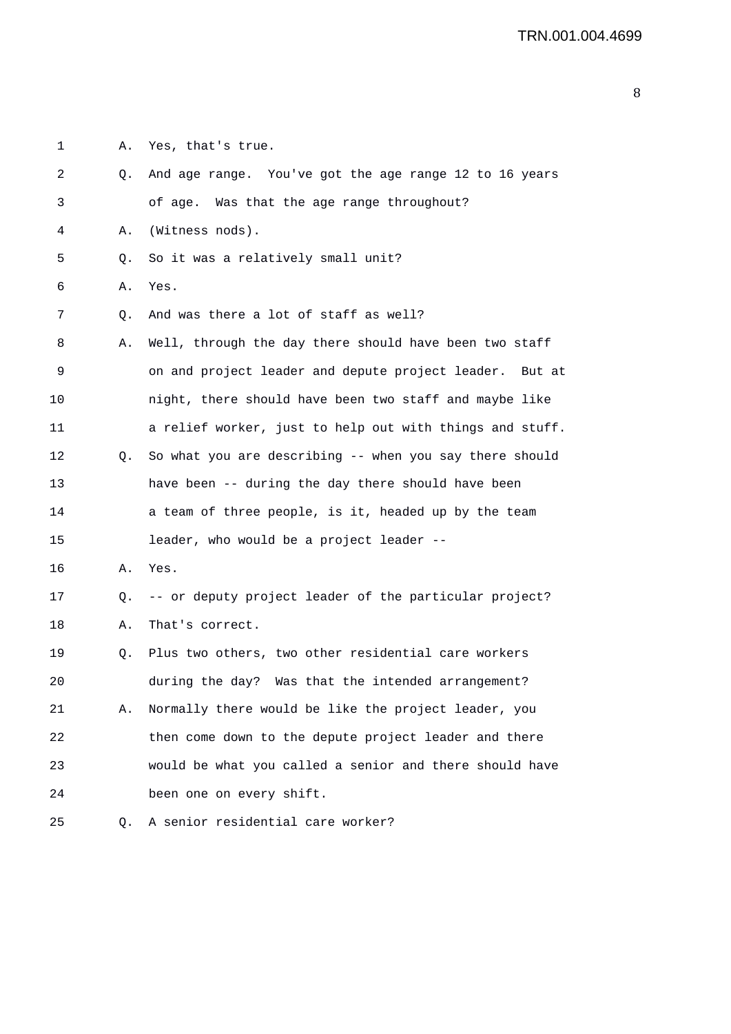1 A. Yes, that's true.

2 Q. And age range. You've got the age range 12 to 16 years

3 of age. Was that the age range throughout?

4 A. (Witness nods).

5 Q. So it was a relatively small unit?

6 A. Yes.

7 Q. And was there a lot of staff as well?

8 A. Well, through the day there should have been two staff

9 on and project leader and depute project leader. But at

10 night, there should have been two staff and maybe like

11 a relief worker, just to help out with things and stuff.

12 Q. So what you are describing -- when you say there should

13 have been -- during the day there should have been

14 a team of three people, is it, headed up by the team

15 leader, who would be a project leader --

16 A. Yes.

17 Q. -- or deputy project leader of the particular project?

18 A. That's correct.

19 Q. Plus two others, two other residential care workers

20 during the day? Was that the intended arrangement?

21 A. Normally there would be like the project leader, you

22 then come down to the depute project leader and there

23 would be what you called a senior and there should have

24 been one on every shift.

25 Q. A senior residential care worker?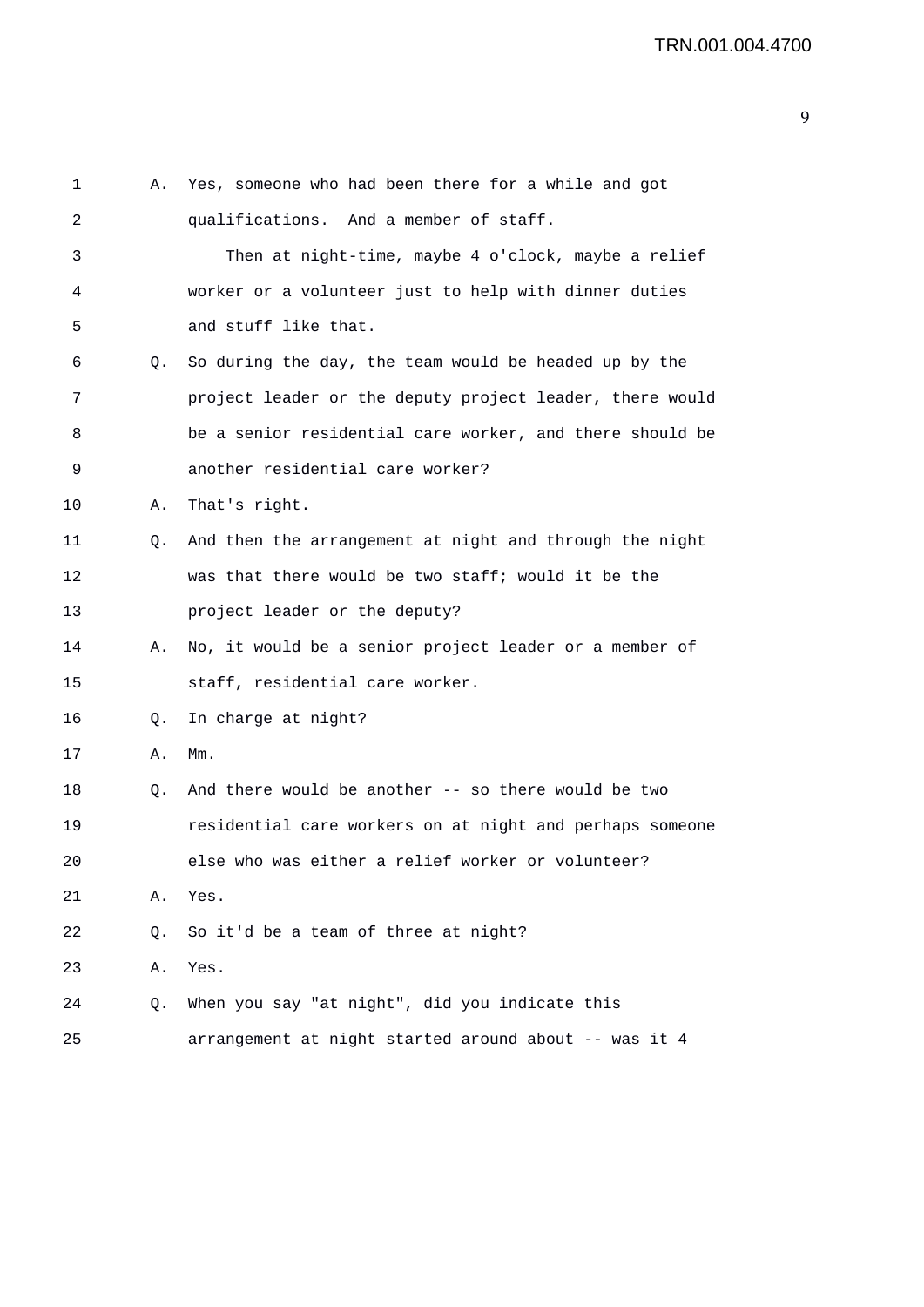1 A. Yes, someone who had been there for a while and got
2 qualifications. And a member of staff.
3 Then at night-time, maybe 4 o'clock, maybe a relief
4 worker or a volunteer just to help with dinner duties
5 and stuff like that.
6 Q. So during the day, the team would be headed up by the
7 project leader or the deputy project leader, there would
8 be a senior residential care worker, and there should be
9 another residential care worker?
10 A. That's right.
11 Q. And then the arrangement at night and through the night
12 was that there would be two staff; would it be the
13 project leader or the deputy?
14 A. No, it would be a senior project leader or a member of
15 staff, residential care worker.
16 Q. In charge at night?
17 A. Mm.
18 Q. And there would be another -- so there would be two
19 residential care workers on at night and perhaps someone
20 else who was either a relief worker or volunteer?
21 A. Yes.
22 Q. So it'd be a team of three at night?
23 A. Yes.
24 Q. When you say "at night", did you indicate this
25 arrangement at night started around about -- was it 4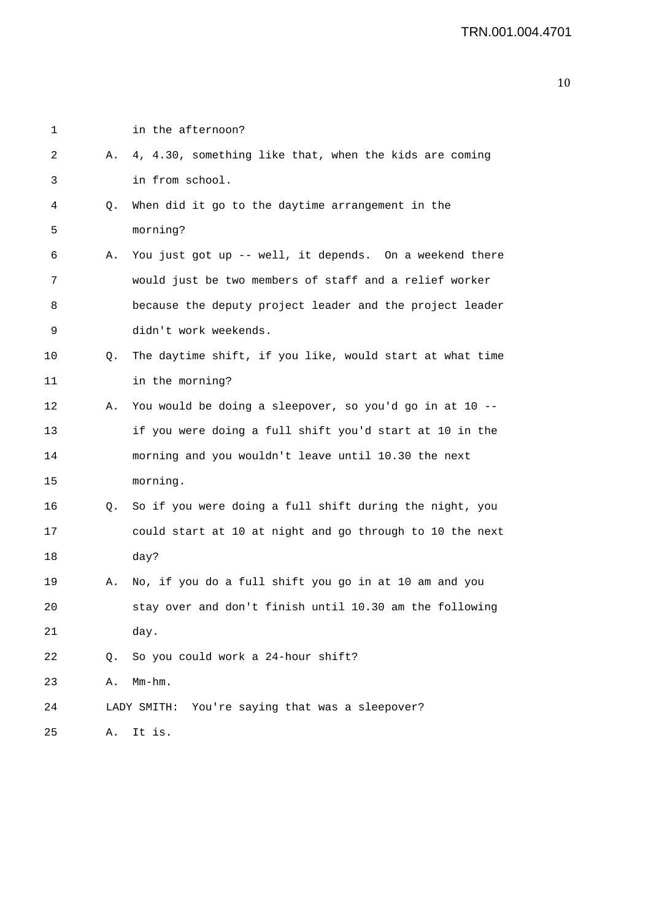in the afternoon?

A. 4, 4.30, something like that, when the kids are coming in from school.

Q. When did it go to the daytime arrangement in the morning?

A. You just got up -- well, it depends. On a weekend there would just be two members of staff and a relief worker because the deputy project leader and the project leader didn't work weekends.

Q. The daytime shift, if you like, would start at what time in the morning?

A. You would be doing a sleepover, so you'd go in at 10 -- if you were doing a full shift you'd start at 10 in the morning and you wouldn't leave until 10.30 the next morning.

Q. So if you were doing a full shift during the night, you could start at 10 at night and go through to 10 the next day?

A. No, if you do a full shift you go in at 10 am and you stay over and don't finish until 10.30 am the following day.

Q. So you could work a 24-hour shift?

A. Mm-hm.

LADY SMITH: You're saying that was a sleepover?

A. It is.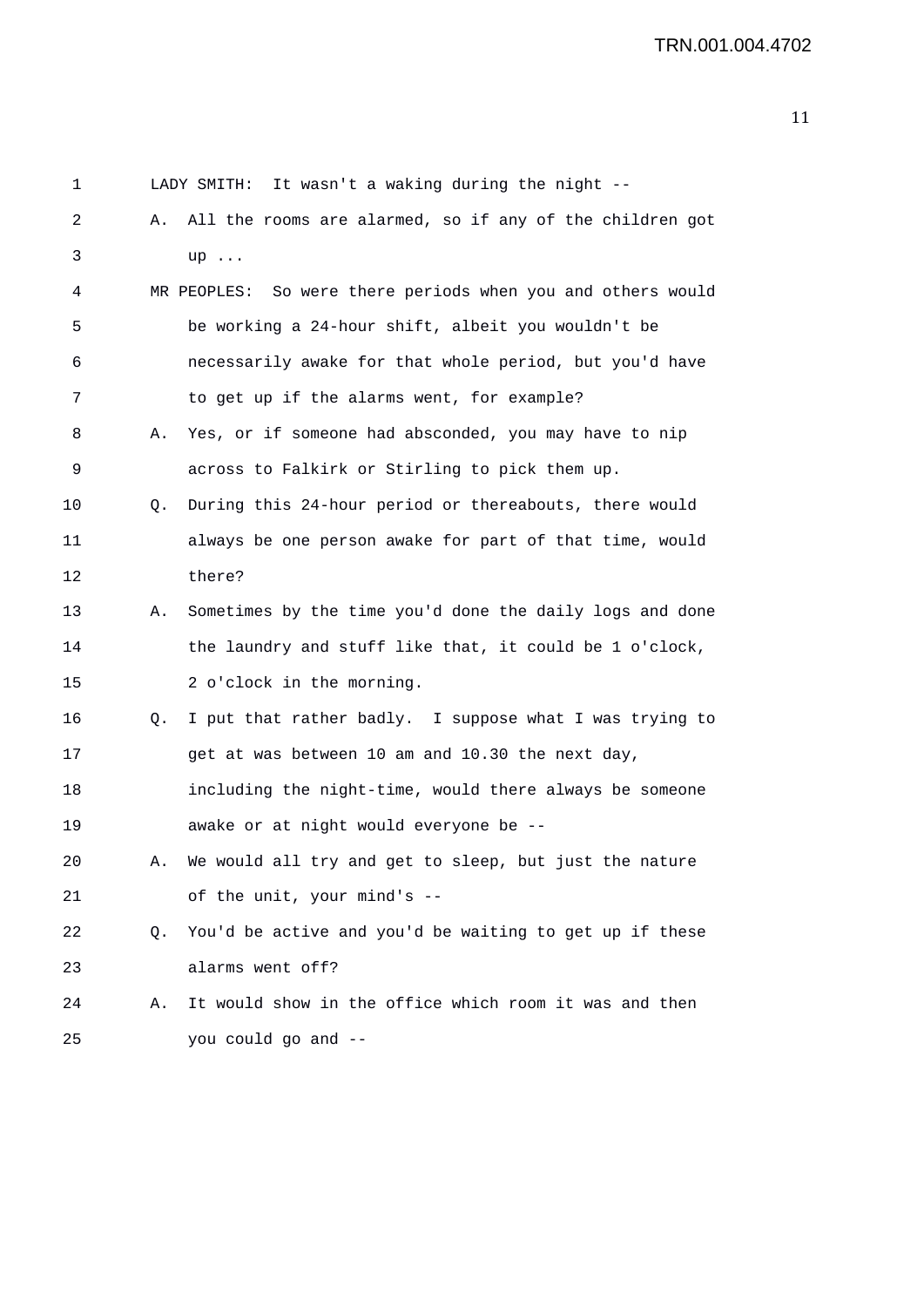LADY SMITH: It wasn't a waking during the night --

A. All the rooms are alarmed, so if any of the children got up ...

MR PEOPLES: So were there periods when you and others would be working a 24-hour shift, albeit you wouldn't be necessarily awake for that whole period, but you'd have to get up if the alarms went, for example?

A. Yes, or if someone had absconded, you may have to nip across to Falkirk or Stirling to pick them up.

Q. During this 24-hour period or thereabouts, there would always be one person awake for part of that time, would there?

A. Sometimes by the time you'd done the daily logs and done the laundry and stuff like that, it could be 1 o'clock, 2 o'clock in the morning.

Q. I put that rather badly. I suppose what I was trying to get at was between 10 am and 10.30 the next day, including the night-time, would there always be someone awake or at night would everyone be --

A. We would all try and get to sleep, but just the nature of the unit, your mind's --

Q. You'd be active and you'd be waiting to get up if these alarms went off?

A. It would show in the office which room it was and then you could go and --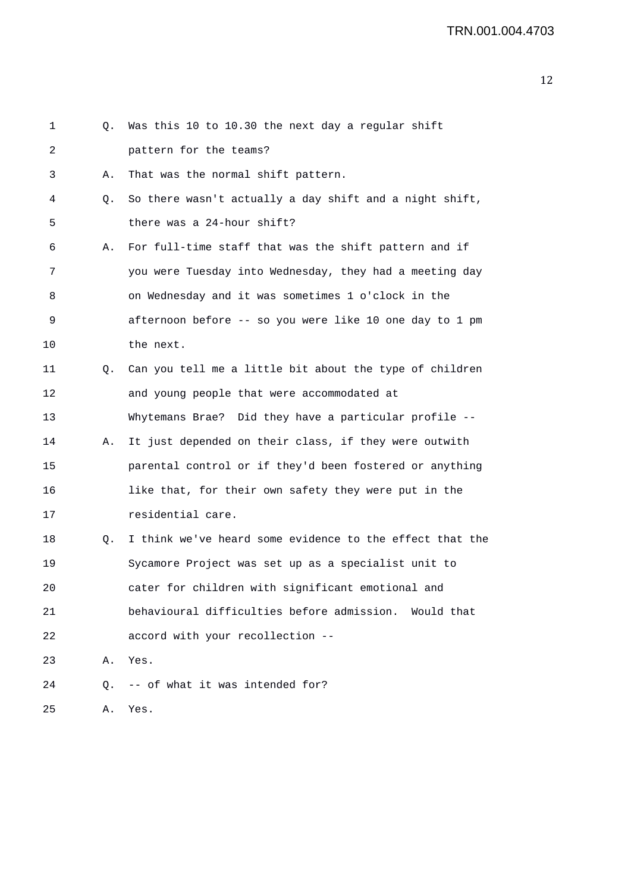Q. Was this 10 to 10.30 the next day a regular shift pattern for the teams?

A. That was the normal shift pattern.

Q. So there wasn't actually a day shift and a night shift, there was a 24-hour shift?

A. For full-time staff that was the shift pattern and if you were Tuesday into Wednesday, they had a meeting day on Wednesday and it was sometimes 1 o'clock in the afternoon before -- so you were like 10 one day to 1 pm the next.

Q. Can you tell me a little bit about the type of children and young people that were accommodated at Whytemans Brae? Did they have a particular profile --

A. It just depended on their class, if they were outwith parental control or if they'd been fostered or anything like that, for their own safety they were put in the residential care.

Q. I think we've heard some evidence to the effect that the Sycamore Project was set up as a specialist unit to cater for children with significant emotional and behavioural difficulties before admission. Would that accord with your recollection --

A. Yes.

Q. -- of what it was intended for?

A. Yes.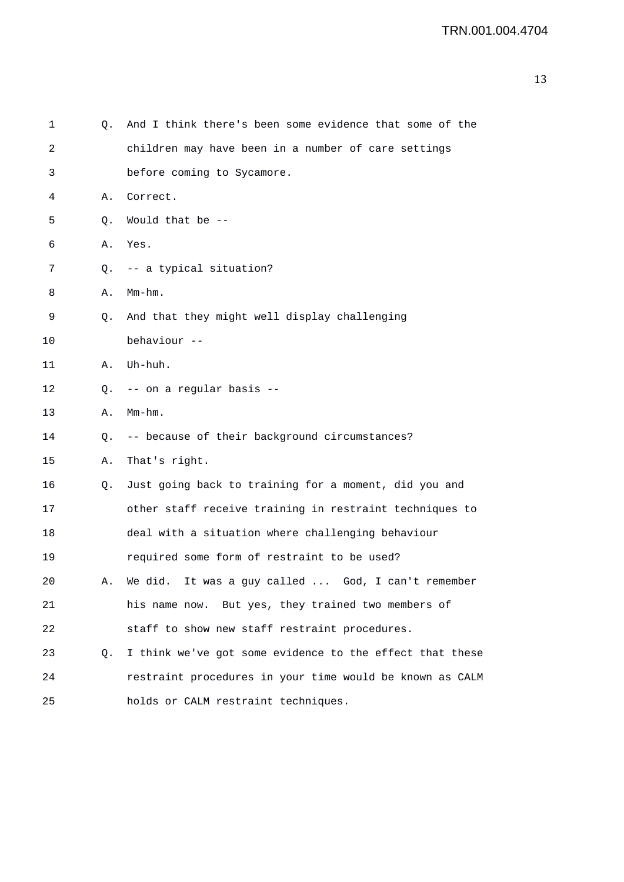1 Q. And I think there's been some evidence that some of the
2 children may have been in a number of care settings
3 before coming to Sycamore.
4 A. Correct.
5 Q. Would that be --
6 A. Yes.
7 Q. -- a typical situation?
8 A. Mm-hm.
9 Q. And that they might well display challenging
10 behaviour --
11 A. Uh-huh.
12 Q. -- on a regular basis --
13 A. Mm-hm.
14 Q. -- because of their background circumstances?
15 A. That's right.
16 Q. Just going back to training for a moment, did you and
17 other staff receive training in restraint techniques to
18 deal with a situation where challenging behaviour
19 required some form of restraint to be used?
20 A. We did. It was a guy called ... God, I can't remember
21 his name now. But yes, they trained two members of
22 staff to show new staff restraint procedures.
23 Q. I think we've got some evidence to the effect that these
24 restraint procedures in your time would be known as CALM
25 holds or CALM restraint techniques.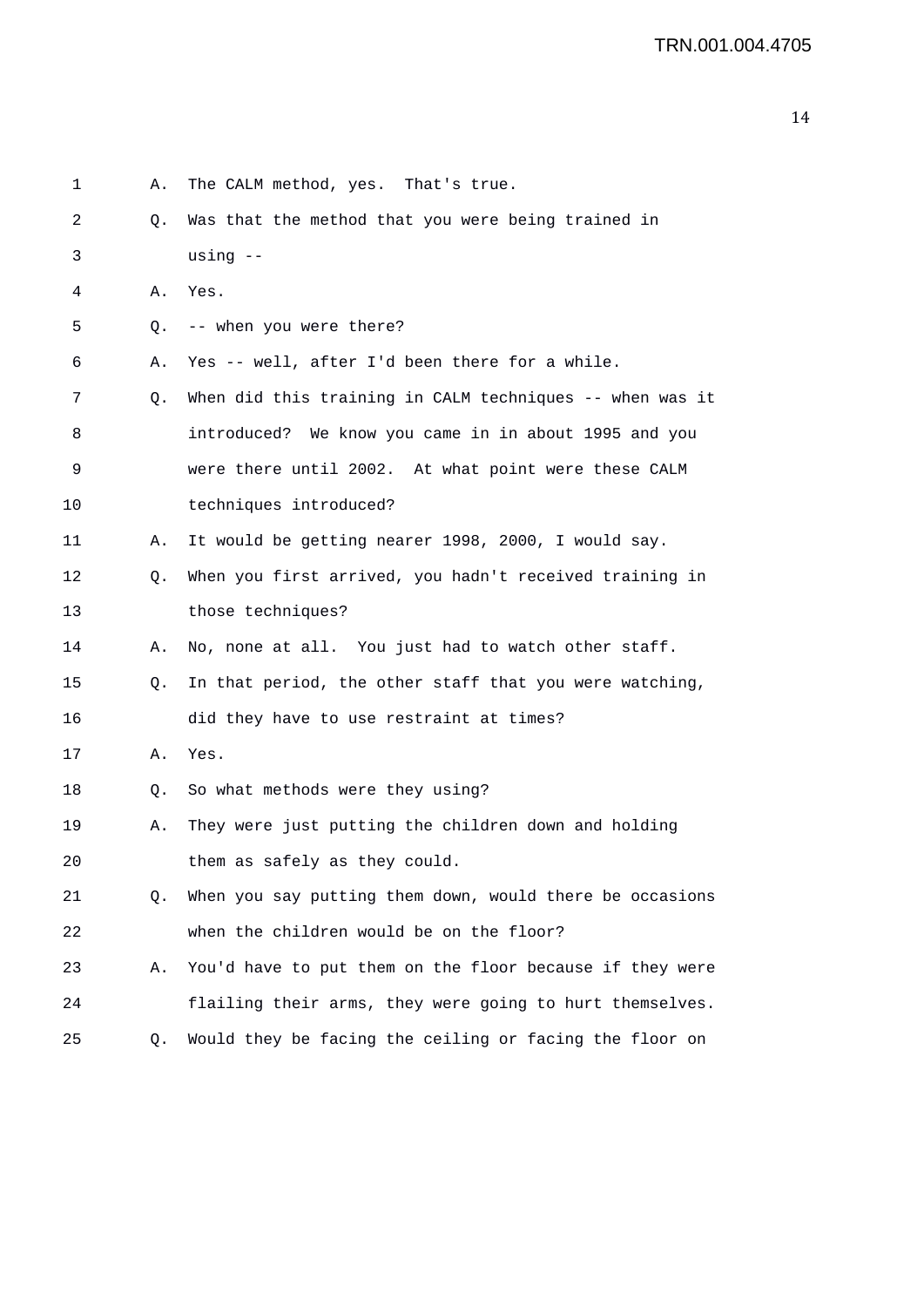1 A. The CALM method, yes. That's true.

2 Q. Was that the method that you were being trained in

3 using --

4 A. Yes.

5 Q. -- when you were there?

6 A. Yes -- well, after I'd been there for a while.

7 Q. When did this training in CALM techniques -- when was it

8 introduced? We know you came in in about 1995 and you

9 were there until 2002. At what point were these CALM

10 techniques introduced?

11 A. It would be getting nearer 1998, 2000, I would say.

12 Q. When you first arrived, you hadn't received training in

13 those techniques?

14 A. No, none at all. You just had to watch other staff.

15 Q. In that period, the other staff that you were watching,

16 did they have to use restraint at times?

17 A. Yes.

18 Q. So what methods were they using?

19 A. They were just putting the children down and holding

20 them as safely as they could.

21 Q. When you say putting them down, would there be occasions

22 when the children would be on the floor?

23 A. You'd have to put them on the floor because if they were

24 flailing their arms, they were going to hurt themselves.

25 Q. Would they be facing the ceiling or facing the floor on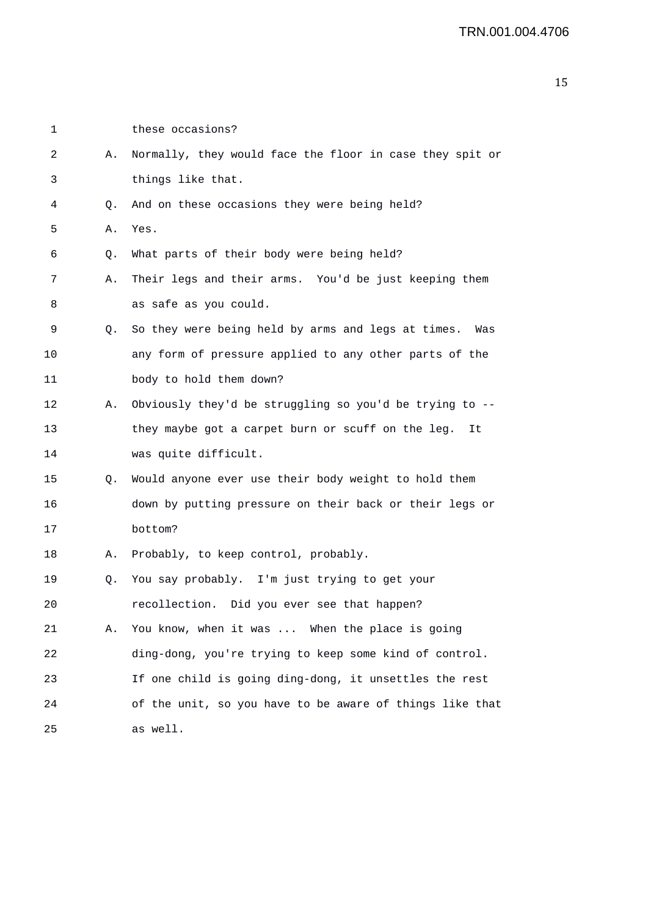these occasions?

A. Normally, they would face the floor in case they spit or things like that.

Q. And on these occasions they were being held?

A. Yes.

Q. What parts of their body were being held?

A. Their legs and their arms. You'd be just keeping them as safe as you could.

Q. So they were being held by arms and legs at times. Was any form of pressure applied to any other parts of the body to hold them down?

A. Obviously they'd be struggling so you'd be trying to -- they maybe got a carpet burn or scuff on the leg. It was quite difficult.

Q. Would anyone ever use their body weight to hold them down by putting pressure on their back or their legs or bottom?

A. Probably, to keep control, probably.

Q. You say probably. I'm just trying to get your recollection. Did you ever see that happen?

A. You know, when it was ... When the place is going ding-dong, you're trying to keep some kind of control. If one child is going ding-dong, it unsettles the rest of the unit, so you have to be aware of things like that as well.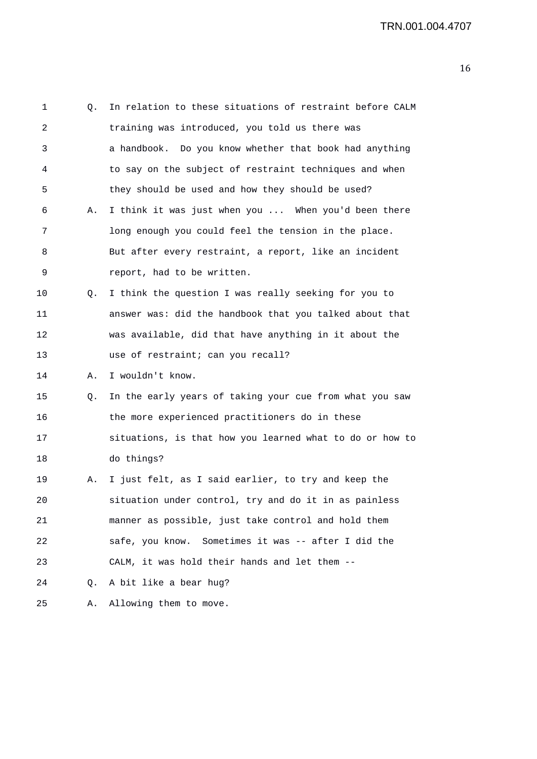Q. In relation to these situations of restraint before CALM training was introduced, you told us there was a handbook. Do you know whether that book had anything to say on the subject of restraint techniques and when they should be used and how they should be used?

A. I think it was just when you ... When you'd been there long enough you could feel the tension in the place. But after every restraint, a report, like an incident report, had to be written.

Q. I think the question I was really seeking for you to answer was: did the handbook that you talked about that was available, did that have anything in it about the use of restraint; can you recall?

A. I wouldn't know.

Q. In the early years of taking your cue from what you saw the more experienced practitioners do in these situations, is that how you learned what to do or how to do things?

A. I just felt, as I said earlier, to try and keep the situation under control, try and do it in as painless manner as possible, just take control and hold them safe, you know. Sometimes it was -- after I did the CALM, it was hold their hands and let them --

Q. A bit like a bear hug?

A. Allowing them to move.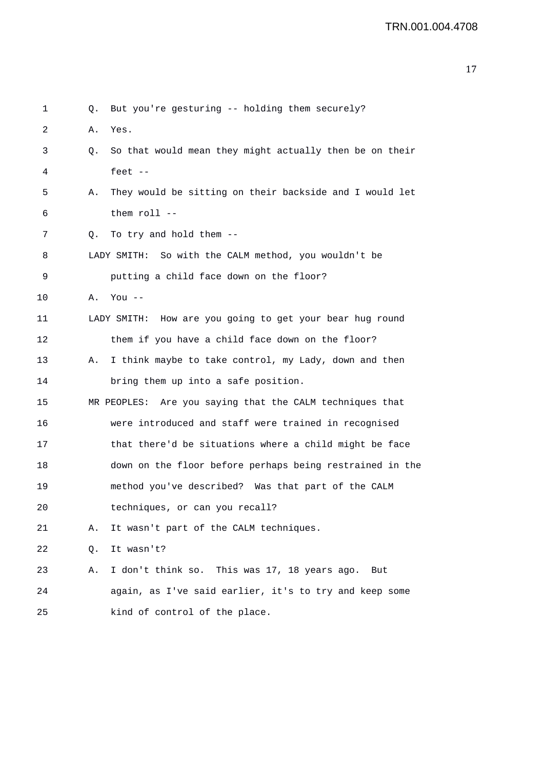1 Q. But you're gesturing -- holding them securely?

2 A. Yes.

3 Q. So that would mean they might actually then be on their

4 feet --

5 A. They would be sitting on their backside and I would let

6 them roll --

7 Q. To try and hold them --

8 LADY SMITH: So with the CALM method, you wouldn't be

9 putting a child face down on the floor?

10 A. You --

11 LADY SMITH: How are you going to get your bear hug round

12 them if you have a child face down on the floor?

13 A. I think maybe to take control, my Lady, down and then

14 bring them up into a safe position.

15 MR PEOPLES: Are you saying that the CALM techniques that

16 were introduced and staff were trained in recognised

17 that there'd be situations where a child might be face

18 down on the floor before perhaps being restrained in the

19 method you've described? Was that part of the CALM

20 techniques, or can you recall?

21 A. It wasn't part of the CALM techniques.

22 Q. It wasn't?

23 A. I don't think so. This was 17, 18 years ago. But

24 again, as I've said earlier, it's to try and keep some

25 kind of control of the place.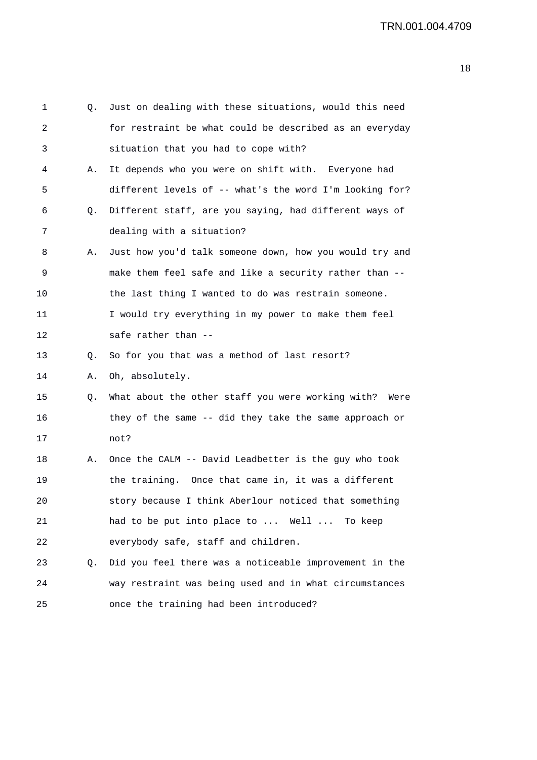1 Q. Just on dealing with these situations, would this need
2 for restraint be what could be described as an everyday
3 situation that you had to cope with?
4 A. It depends who you were on shift with. Everyone had
5 different levels of -- what's the word I'm looking for?
6 Q. Different staff, are you saying, had different ways of
7 dealing with a situation?
8 A. Just how you'd talk someone down, how you would try and
9 make them feel safe and like a security rather than --
10 the last thing I wanted to do was restrain someone.
11 I would try everything in my power to make them feel
12 safe rather than --
13 Q. So for you that was a method of last resort?
14 A. Oh, absolutely.
15 Q. What about the other staff you were working with? Were
16 they of the same -- did they take the same approach or
17 not?
18 A. Once the CALM -- David Leadbetter is the guy who took
19 the training. Once that came in, it was a different
20 story because I think Aberlour noticed that something
21 had to be put into place to ... Well ... To keep
22 everybody safe, staff and children.
23 Q. Did you feel there was a noticeable improvement in the
24 way restraint was being used and in what circumstances
25 once the training had been introduced?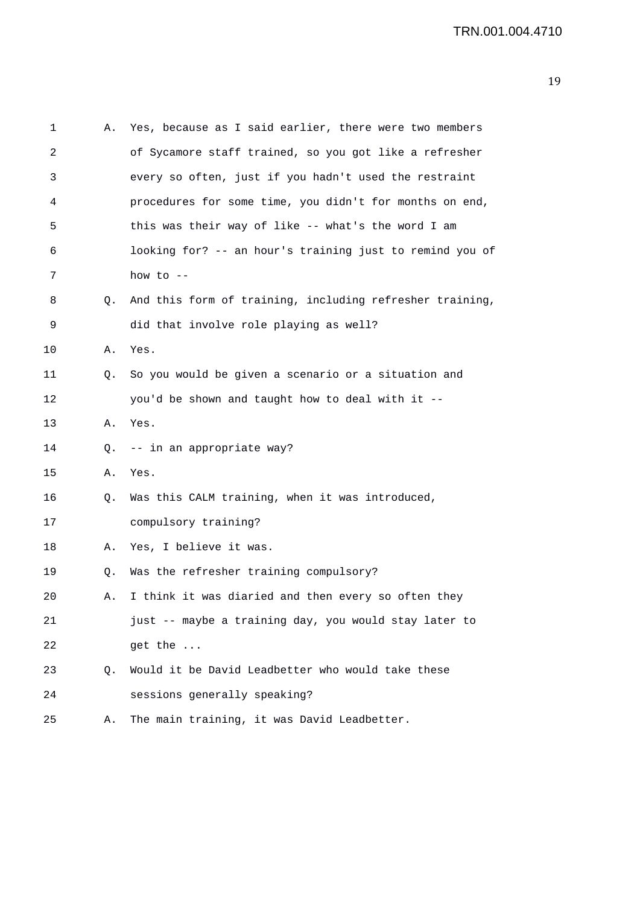1 A. Yes, because as I said earlier, there were two members
2 of Sycamore staff trained, so you got like a refresher
3 every so often, just if you hadn't used the restraint
4 procedures for some time, you didn't for months on end,
5 this was their way of like -- what's the word I am
6 looking for? -- an hour's training just to remind you of
7 how to --
8 Q. And this form of training, including refresher training,
9 did that involve role playing as well?
10 A. Yes.
11 Q. So you would be given a scenario or a situation and
12 you'd be shown and taught how to deal with it --
13 A. Yes.
14 Q. -- in an appropriate way?
15 A. Yes.
16 Q. Was this CALM training, when it was introduced,
17 compulsory training?
18 A. Yes, I believe it was.
19 Q. Was the refresher training compulsory?
20 A. I think it was diaried and then every so often they
21 just -- maybe a training day, you would stay later to
22 get the ...
23 Q. Would it be David Leadbetter who would take these
24 sessions generally speaking?
25 A. The main training, it was David Leadbetter.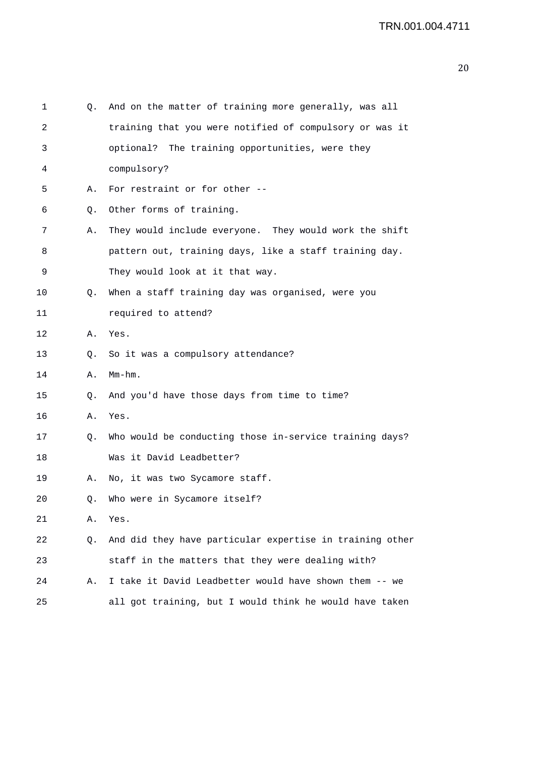1 Q. And on the matter of training more generally, was all
2 training that you were notified of compulsory or was it
3 optional? The training opportunities, were they
4 compulsory?
5 A. For restraint or for other --
6 Q. Other forms of training.
7 A. They would include everyone. They would work the shift
8 pattern out, training days, like a staff training day.
9 They would look at it that way.
10 Q. When a staff training day was organised, were you
11 required to attend?
12 A. Yes.
13 Q. So it was a compulsory attendance?
14 A. Mm-hm.
15 Q. And you'd have those days from time to time?
16 A. Yes.
17 Q. Who would be conducting those in-service training days?
18 Was it David Leadbetter?
19 A. No, it was two Sycamore staff.
20 Q. Who were in Sycamore itself?
21 A. Yes.
22 Q. And did they have particular expertise in training other
23 staff in the matters that they were dealing with?
24 A. I take it David Leadbetter would have shown them -- we
25 all got training, but I would think he would have taken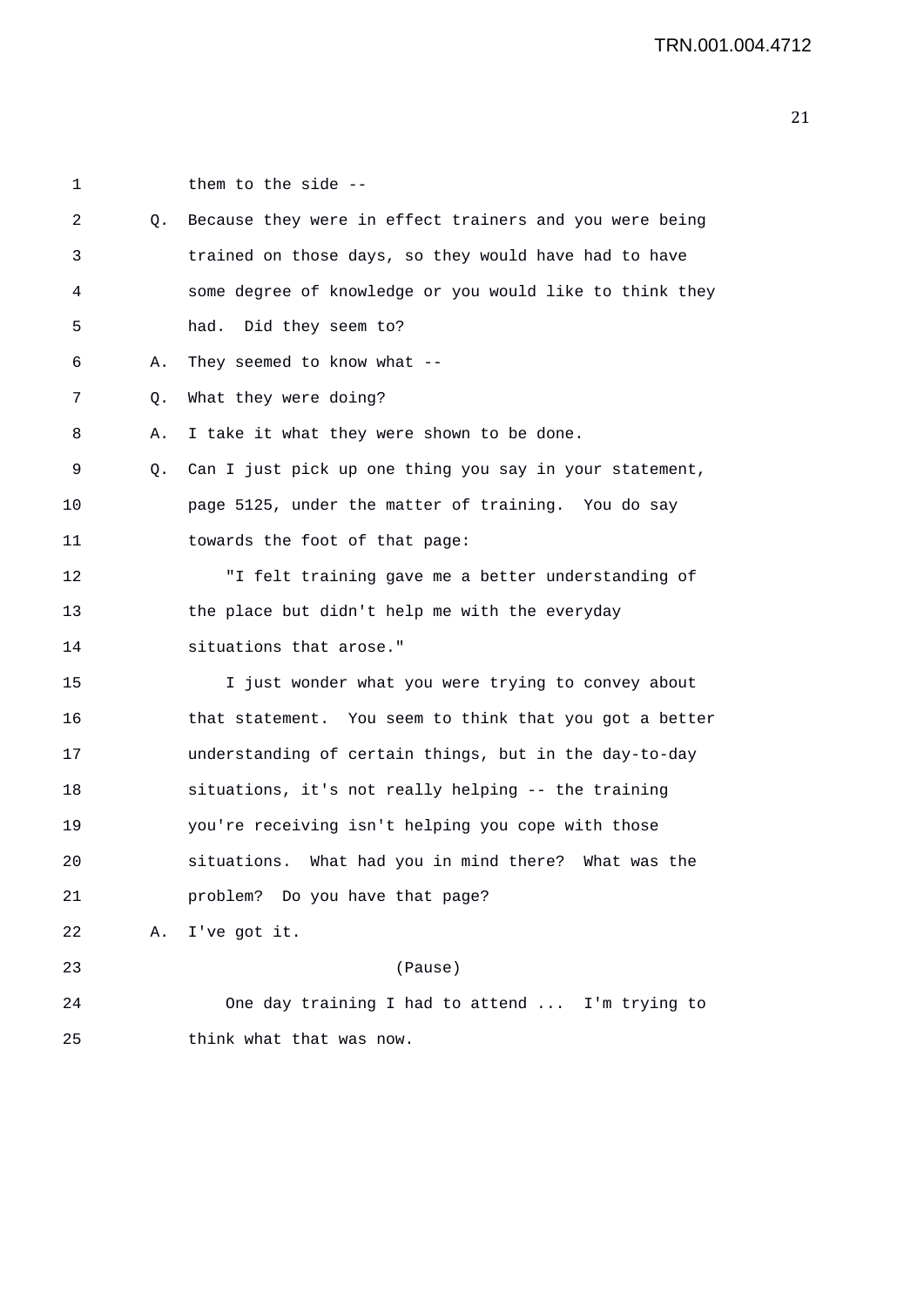them to the side --

Q. Because they were in effect trainers and you were being trained on those days, so they would have had to have some degree of knowledge or you would like to think they had. Did they seem to?

A. They seemed to know what --

Q. What they were doing?

A. I take it what they were shown to be done.

Q. Can I just pick up one thing you say in your statement, page 5125, under the matter of training. You do say towards the foot of that page:

"I felt training gave me a better understanding of the place but didn't help me with the everyday situations that arose."

I just wonder what you were trying to convey about that statement. You seem to think that you got a better understanding of certain things, but in the day-to-day situations, it's not really helping -- the training you're receiving isn't helping you cope with those situations. What had you in mind there? What was the problem? Do you have that page?

A. I've got it.

(Pause)

One day training I had to attend ... I'm trying to think what that was now.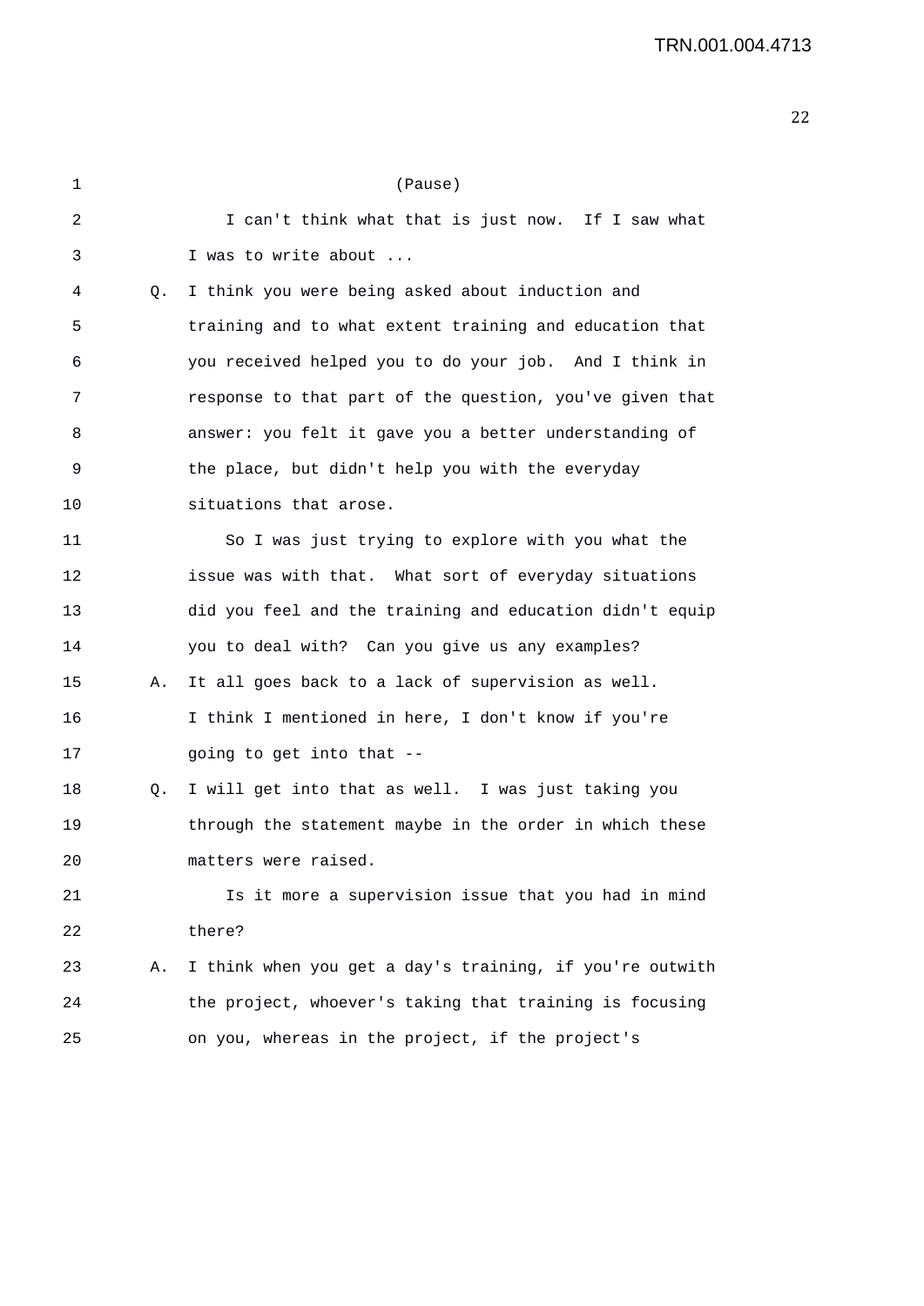(Pause)

I can't think what that is just now. If I saw what I was to write about ...

Q. I think you were being asked about induction and training and to what extent training and education that you received helped you to do your job. And I think in response to that part of the question, you've given that answer: you felt it gave you a better understanding of the place, but didn't help you with the everyday situations that arose.

So I was just trying to explore with you what the issue was with that. What sort of everyday situations did you feel and the training and education didn't equip you to deal with? Can you give us any examples?

A. It all goes back to a lack of supervision as well. I think I mentioned in here, I don't know if you're going to get into that --

Q. I will get into that as well. I was just taking you through the statement maybe in the order in which these matters were raised.

Is it more a supervision issue that you had in mind there?

A. I think when you get a day's training, if you're outwith the project, whoever's taking that training is focusing on you, whereas in the project, if the project's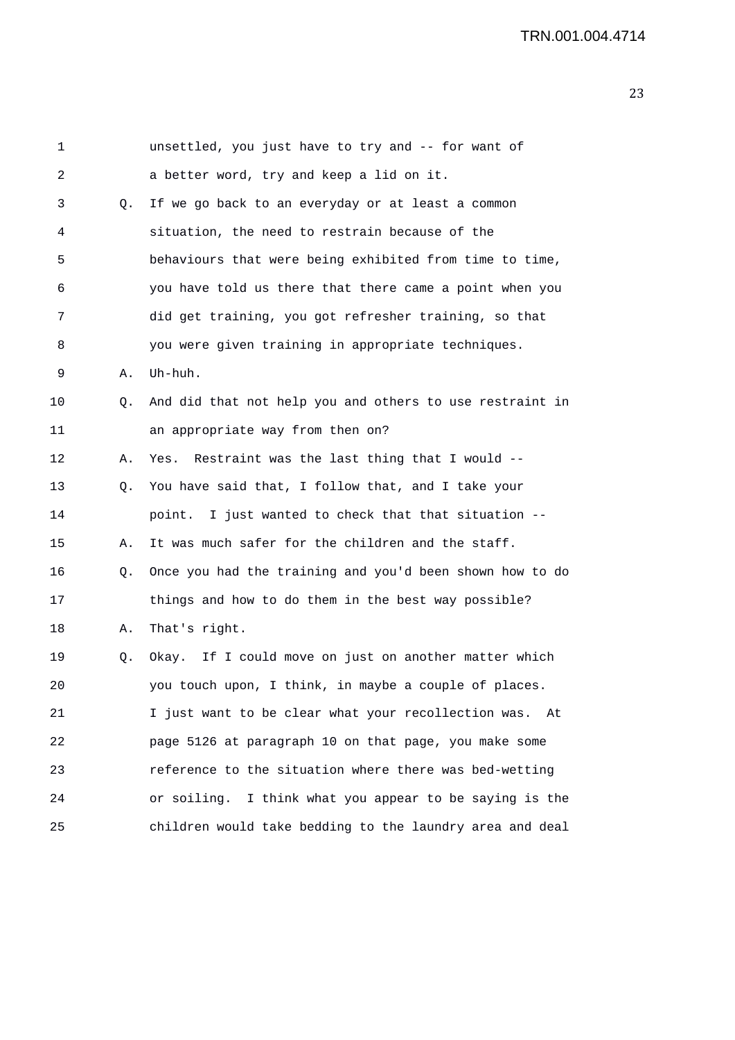1 unsettled, you just have to try and -- for want of
2 a better word, try and keep a lid on it.

3 Q. If we go back to an everyday or at least a common
4 situation, the need to restrain because of the
5 behaviours that were being exhibited from time to time,
6 you have told us there that there came a point when you
7 did get training, you got refresher training, so that
8 you were given training in appropriate techniques.

9 A. Uh-huh.

10 Q. And did that not help you and others to use restraint in
11 an appropriate way from then on?

12 A. Yes. Restraint was the last thing that I would --

13 Q. You have said that, I follow that, and I take your
14 point. I just wanted to check that that situation --

15 A. It was much safer for the children and the staff.

16 Q. Once you had the training and you'd been shown how to do
17 things and how to do them in the best way possible?

18 A. That's right.

19 Q. Okay. If I could move on just on another matter which
20 you touch upon, I think, in maybe a couple of places.
21 I just want to be clear what your recollection was. At
22 page 5126 at paragraph 10 on that page, you make some
23 reference to the situation where there was bed-wetting
24 or soiling. I think what you appear to be saying is the
25 children would take bedding to the laundry area and deal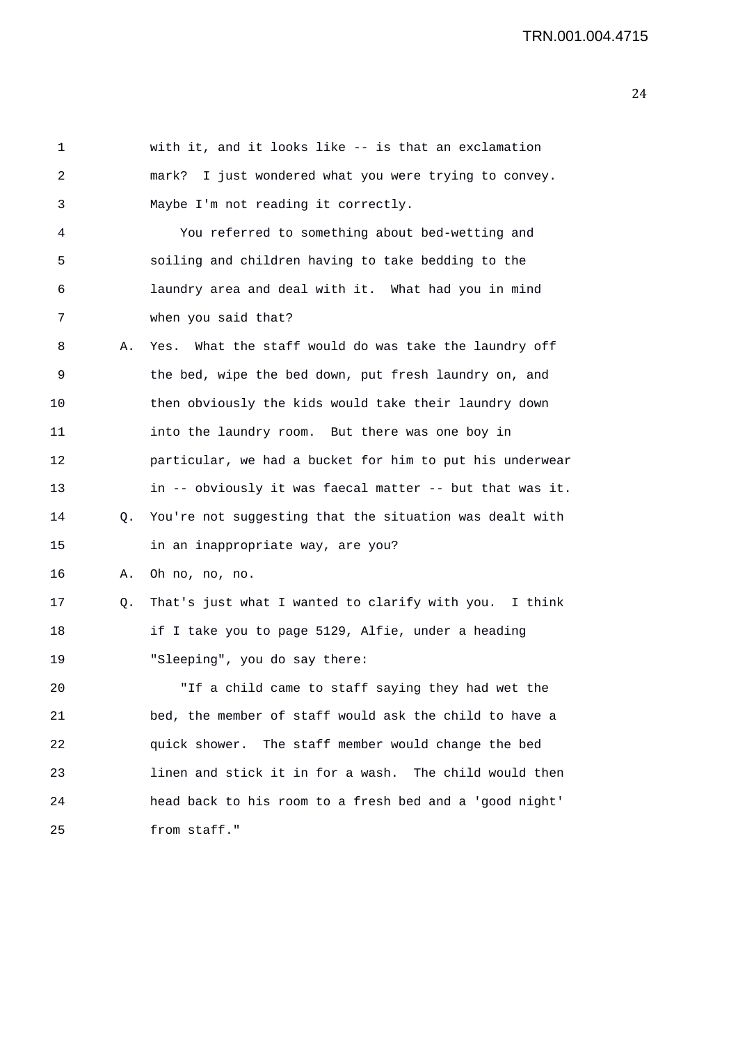with it, and it looks like -- is that an exclamation mark? I just wondered what you were trying to convey. Maybe I'm not reading it correctly.

You referred to something about bed-wetting and soiling and children having to take bedding to the laundry area and deal with it. What had you in mind when you said that?

A. Yes. What the staff would do was take the laundry off the bed, wipe the bed down, put fresh laundry on, and then obviously the kids would take their laundry down into the laundry room. But there was one boy in particular, we had a bucket for him to put his underwear in -- obviously it was faecal matter -- but that was it.

Q. You're not suggesting that the situation was dealt with in an inappropriate way, are you?

A. Oh no, no, no.

Q. That's just what I wanted to clarify with you. I think if I take you to page 5129, Alfie, under a heading "Sleeping", you do say there:

"If a child came to staff saying they had wet the bed, the member of staff would ask the child to have a quick shower. The staff member would change the bed linen and stick it in for a wash. The child would then head back to his room to a fresh bed and a 'good night' from staff."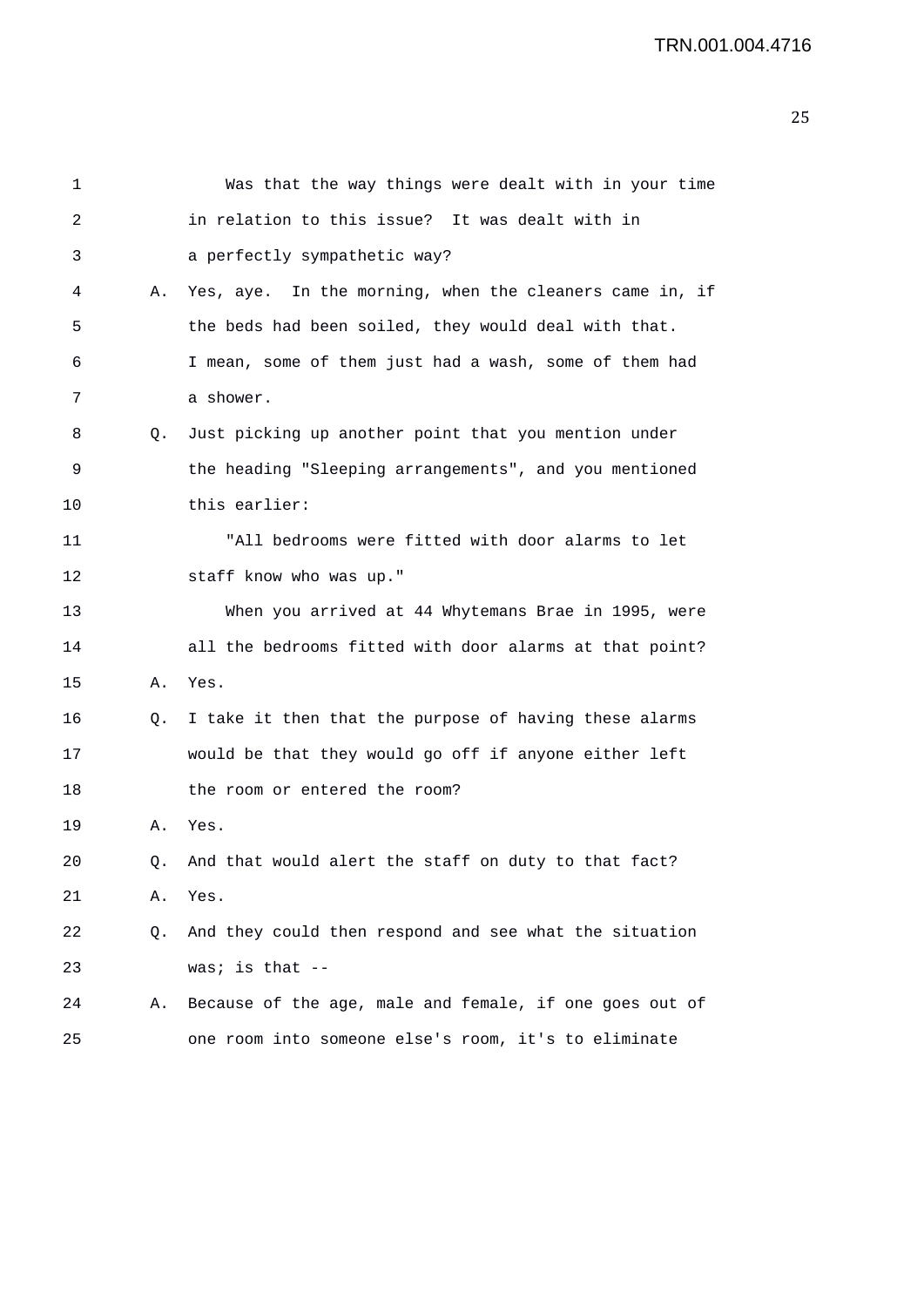Was that the way things were dealt with in your time in relation to this issue? It was dealt with in a perfectly sympathetic way?

A. Yes, aye. In the morning, when the cleaners came in, if the beds had been soiled, they would deal with that. I mean, some of them just had a wash, some of them had a shower.

Q. Just picking up another point that you mention under the heading "Sleeping arrangements", and you mentioned this earlier:

"All bedrooms were fitted with door alarms to let staff know who was up."

When you arrived at 44 Whytemans Brae in 1995, were all the bedrooms fitted with door alarms at that point?

A. Yes.

Q. I take it then that the purpose of having these alarms would be that they would go off if anyone either left the room or entered the room?

A. Yes.

Q. And that would alert the staff on duty to that fact?

A. Yes.

Q. And they could then respond and see what the situation was; is that --

A. Because of the age, male and female, if one goes out of one room into someone else's room, it's to eliminate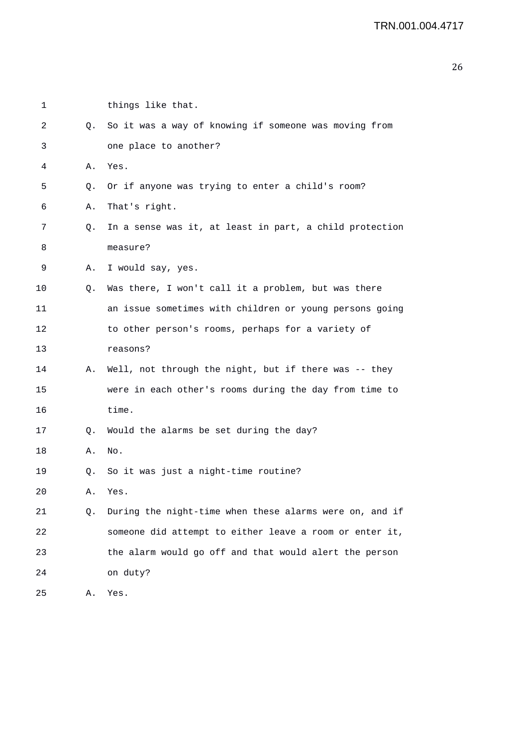1 things like that.

2 Q. So it was a way of knowing if someone was moving from

3 one place to another?

4 A. Yes.

5 Q. Or if anyone was trying to enter a child's room?

6 A. That's right.

7 Q. In a sense was it, at least in part, a child protection

8 measure?

9 A. I would say, yes.

10 Q. Was there, I won't call it a problem, but was there

11 an issue sometimes with children or young persons going

12 to other person's rooms, perhaps for a variety of

13 reasons?

14 A. Well, not through the night, but if there was -- they

15 were in each other's rooms during the day from time to

16 time.

17 Q. Would the alarms be set during the day?

18 A. No.

19 Q. So it was just a night-time routine?

20 A. Yes.

21 Q. During the night-time when these alarms were on, and if

22 someone did attempt to either leave a room or enter it,

23 the alarm would go off and that would alert the person

24 on duty?

25 A. Yes.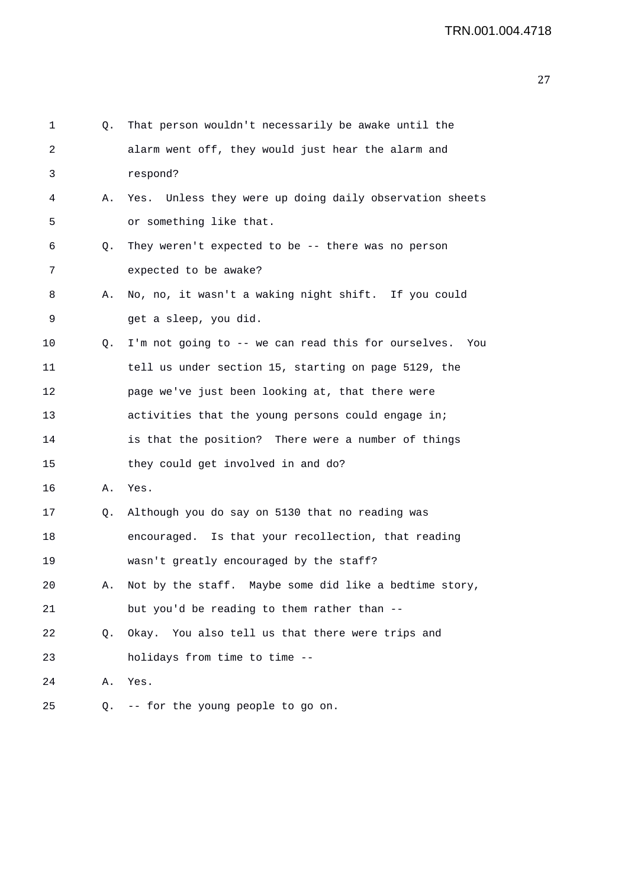1 Q. That person wouldn't necessarily be awake until the
2 alarm went off, they would just hear the alarm and
3 respond?
4 A. Yes. Unless they were up doing daily observation sheets
5 or something like that.
6 Q. They weren't expected to be -- there was no person
7 expected to be awake?
8 A. No, no, it wasn't a waking night shift. If you could
9 get a sleep, you did.
10 Q. I'm not going to -- we can read this for ourselves. You
11 tell us under section 15, starting on page 5129, the
12 page we've just been looking at, that there were
13 activities that the young persons could engage in;
14 is that the position? There were a number of things
15 they could get involved in and do?
16 A. Yes.
17 Q. Although you do say on 5130 that no reading was
18 encouraged. Is that your recollection, that reading
19 wasn't greatly encouraged by the staff?
20 A. Not by the staff. Maybe some did like a bedtime story,
21 but you'd be reading to them rather than --
22 Q. Okay. You also tell us that there were trips and
23 holidays from time to time --
24 A. Yes.
25 Q. -- for the young people to go on.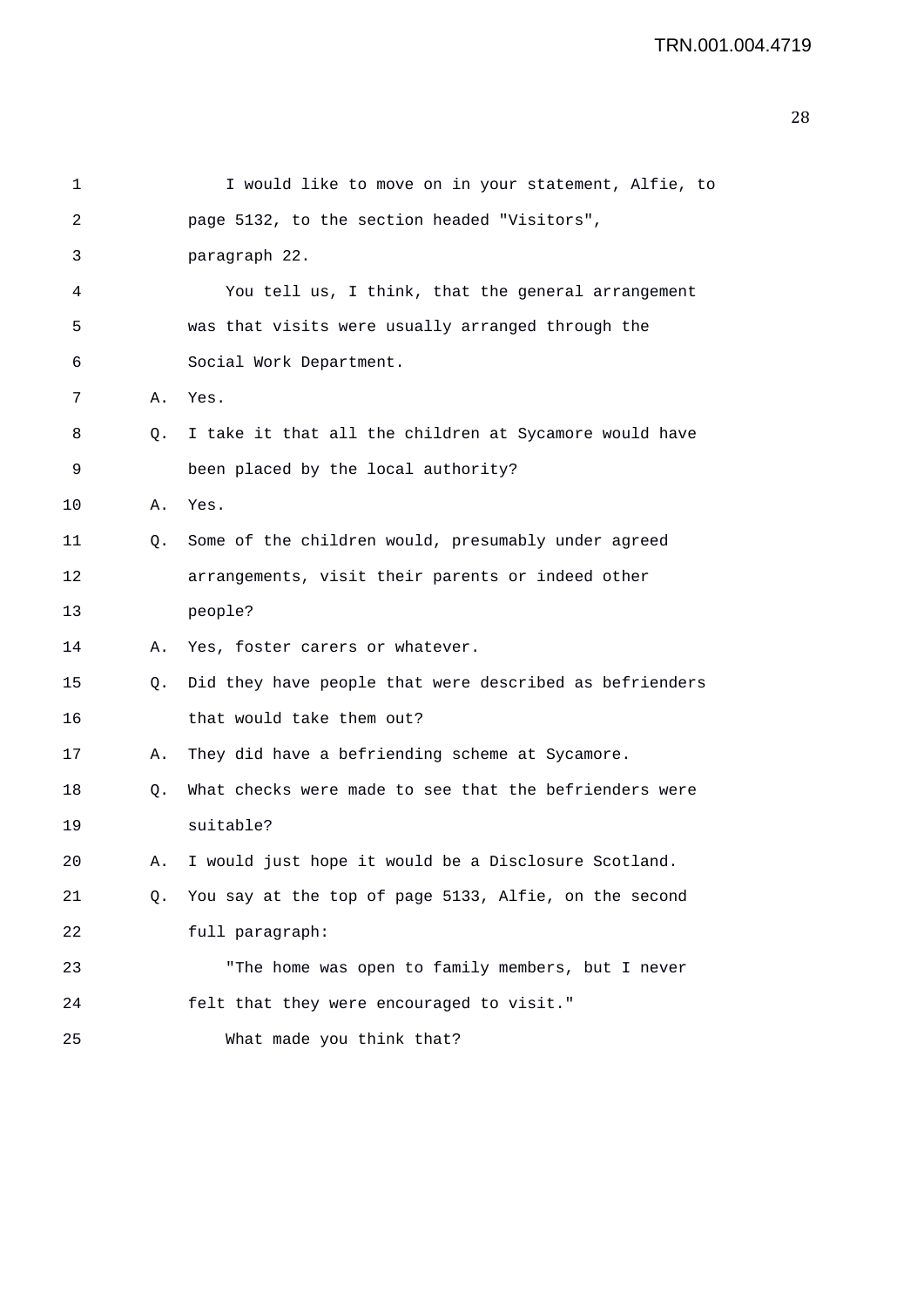I would like to move on in your statement, Alfie, to page 5132, to the section headed "Visitors", paragraph 22.

You tell us, I think, that the general arrangement was that visits were usually arranged through the Social Work Department.

A. Yes.

Q. I take it that all the children at Sycamore would have been placed by the local authority?

A. Yes.

Q. Some of the children would, presumably under agreed arrangements, visit their parents or indeed other people?

A. Yes, foster carers or whatever.

Q. Did they have people that were described as befrienders that would take them out?

A. They did have a befriending scheme at Sycamore.

Q. What checks were made to see that the befrienders were suitable?

A. I would just hope it would be a Disclosure Scotland.

Q. You say at the top of page 5133, Alfie, on the second full paragraph:

"The home was open to family members, but I never felt that they were encouraged to visit."

What made you think that?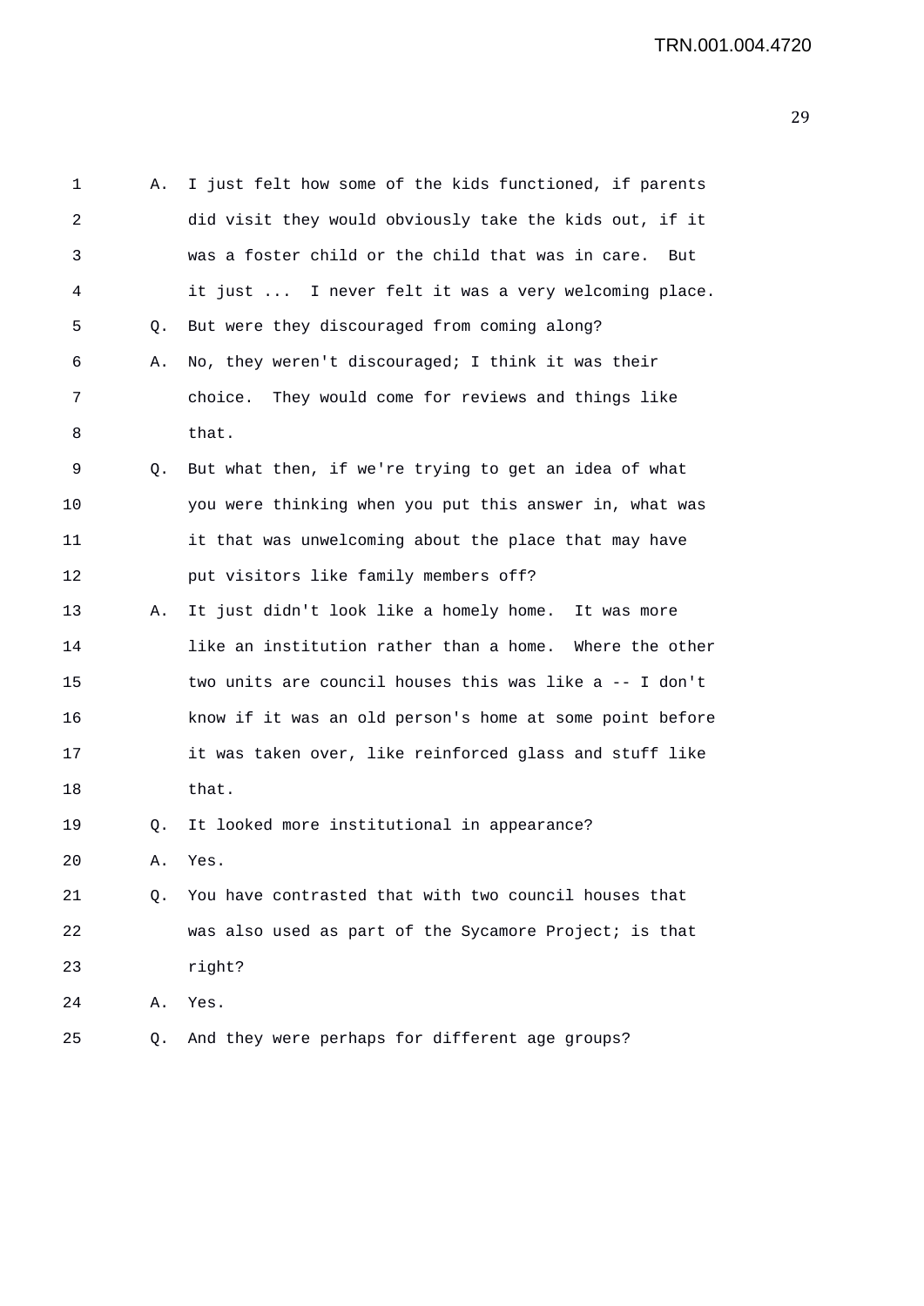1 A. I just felt how some of the kids functioned, if parents
2 did visit they would obviously take the kids out, if it
3 was a foster child or the child that was in care. But
4 it just ... I never felt it was a very welcoming place.
5 Q. But were they discouraged from coming along?
6 A. No, they weren't discouraged; I think it was their
7 choice. They would come for reviews and things like
8 that.
9 Q. But what then, if we're trying to get an idea of what
10 you were thinking when you put this answer in, what was
11 it that was unwelcoming about the place that may have
12 put visitors like family members off?
13 A. It just didn't look like a homely home. It was more
14 like an institution rather than a home. Where the other
15 two units are council houses this was like a -- I don't
16 know if it was an old person's home at some point before
17 it was taken over, like reinforced glass and stuff like
18 that.
19 Q. It looked more institutional in appearance?
20 A. Yes.
21 Q. You have contrasted that with two council houses that
22 was also used as part of the Sycamore Project; is that
23 right?
24 A. Yes.
25 Q. And they were perhaps for different age groups?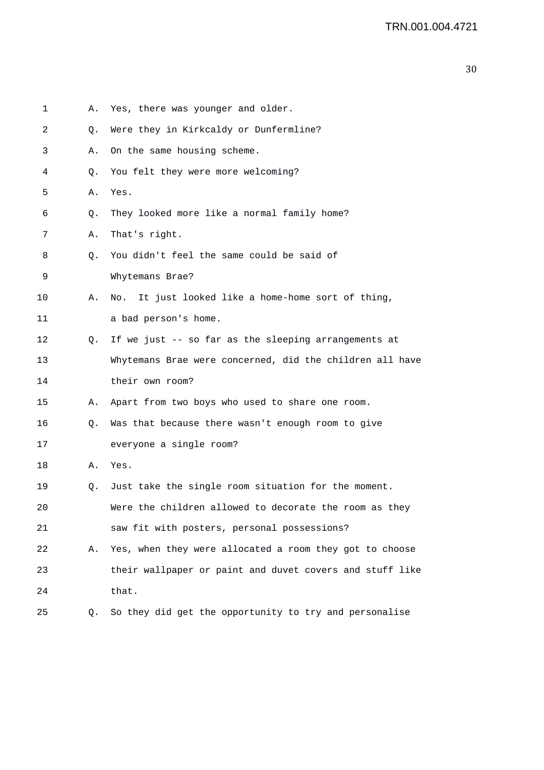1 A. Yes, there was younger and older.

2 Q. Were they in Kirkcaldy or Dunfermline?

3 A. On the same housing scheme.

4 Q. You felt they were more welcoming?

5 A. Yes.

6 Q. They looked more like a normal family home?

7 A. That's right.

8 Q. You didn't feel the same could be said of

9 Whytemans Brae?

10 A. No. It just looked like a home-home sort of thing,

11 a bad person's home.

12 Q. If we just -- so far as the sleeping arrangements at

13 Whytemans Brae were concerned, did the children all have

14 their own room?

15 A. Apart from two boys who used to share one room.

16 Q. Was that because there wasn't enough room to give

17 everyone a single room?

18 A. Yes.

19 Q. Just take the single room situation for the moment.

20 Were the children allowed to decorate the room as they

21 saw fit with posters, personal possessions?

22 A. Yes, when they were allocated a room they got to choose

23 their wallpaper or paint and duvet covers and stuff like

24 that.

25 Q. So they did get the opportunity to try and personalise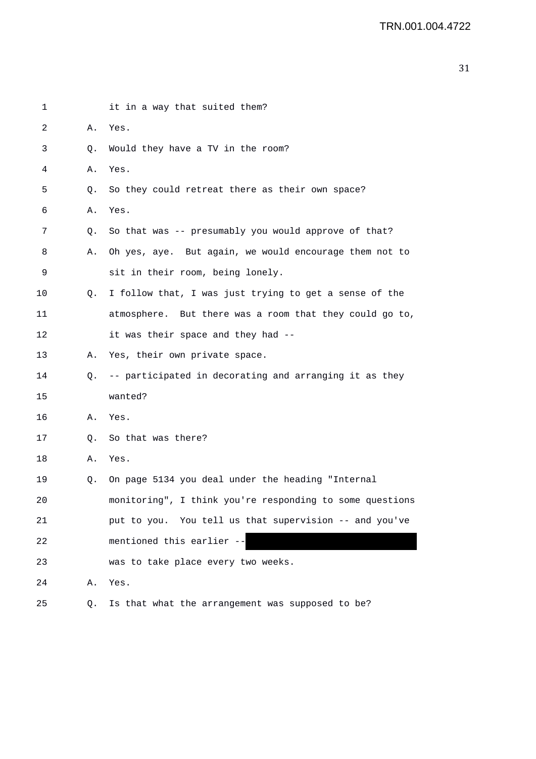1 it in a way that suited them?

2 A. Yes.

3 Q. Would they have a TV in the room?

4 A. Yes.

5 Q. So they could retreat there as their own space?

6 A. Yes.

7 Q. So that was -- presumably you would approve of that?

8 A. Oh yes, aye. But again, we would encourage them not to

9 sit in their room, being lonely.

10 Q. I follow that, I was just trying to get a sense of the

11 atmosphere. But there was a room that they could go to,

12 it was their space and they had --

13 A. Yes, their own private space.

14 Q. -- participated in decorating and arranging it as they

15 wanted?

16 A. Yes.

17 Q. So that was there?

18 A. Yes.

19 Q. On page 5134 you deal under the heading "Internal

20 monitoring", I think you're responding to some questions

21 put to you. You tell us that supervision -- and you've

22 mentioned this earlier -- [REDACTED]

23 was to take place every two weeks.

24 A. Yes.

25 Q. Is that what the arrangement was supposed to be?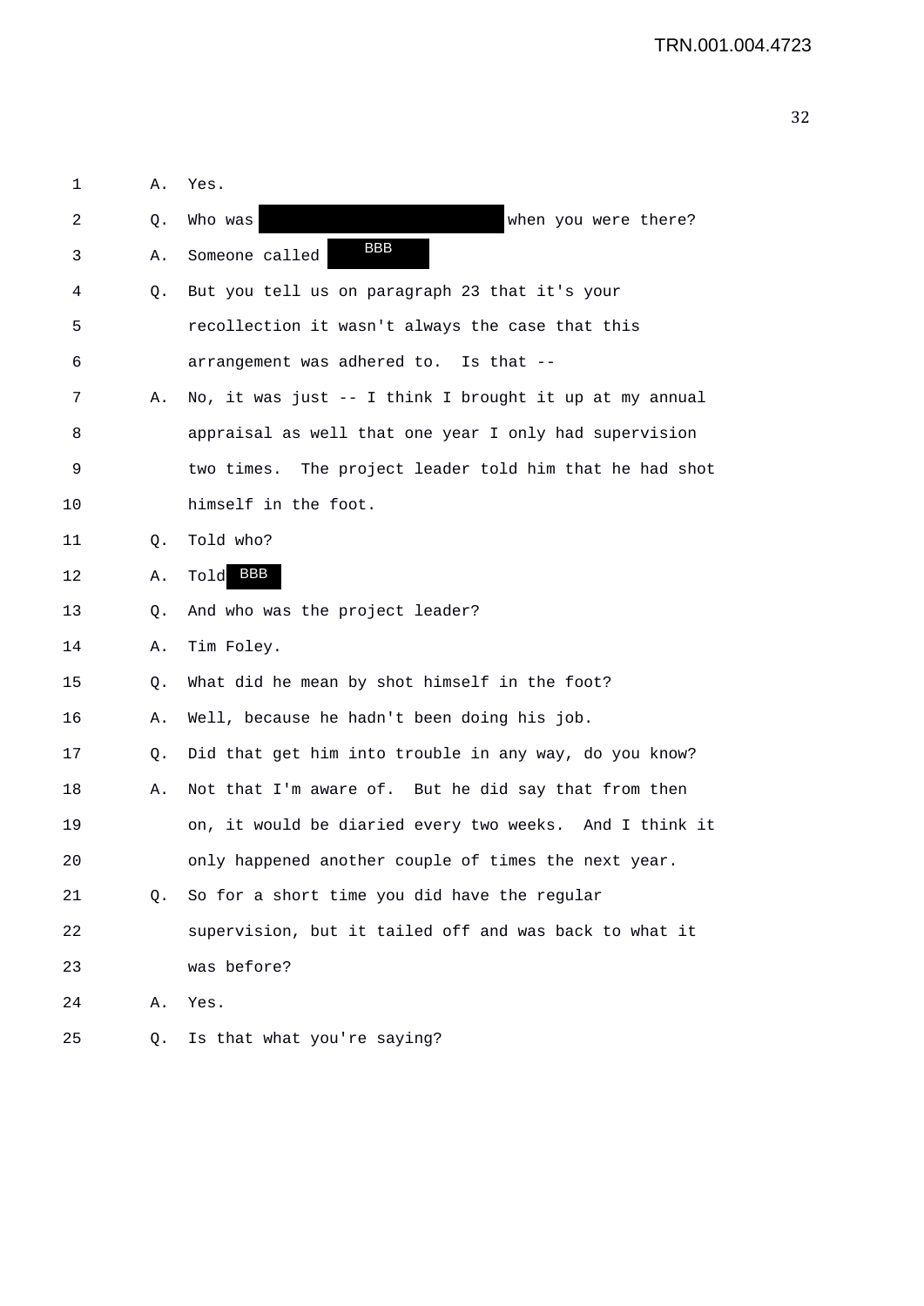1 A. Yes.

2 Q. Who was [REDACTED] when you were there?

3 A. Someone called BBB

4 Q. But you tell us on paragraph 23 that it's your

5 recollection it wasn't always the case that this

6 arrangement was adhered to. Is that --

7 A. No, it was just -- I think I brought it up at my annual

8 appraisal as well that one year I only had supervision

9 two times. The project leader told him that he had shot

10 himself in the foot.

11 Q. Told who?

12 A. Told BBB

13 Q. And who was the project leader?

14 A. Tim Foley.

15 Q. What did he mean by shot himself in the foot?

16 A. Well, because he hadn't been doing his job.

17 Q. Did that get him into trouble in any way, do you know?

18 A. Not that I'm aware of. But he did say that from then

19 on, it would be diaried every two weeks. And I think it

20 only happened another couple of times the next year.

21 Q. So for a short time you did have the regular

22 supervision, but it tailed off and was back to what it

23 was before?

24 A. Yes.

25 Q. Is that what you're saying?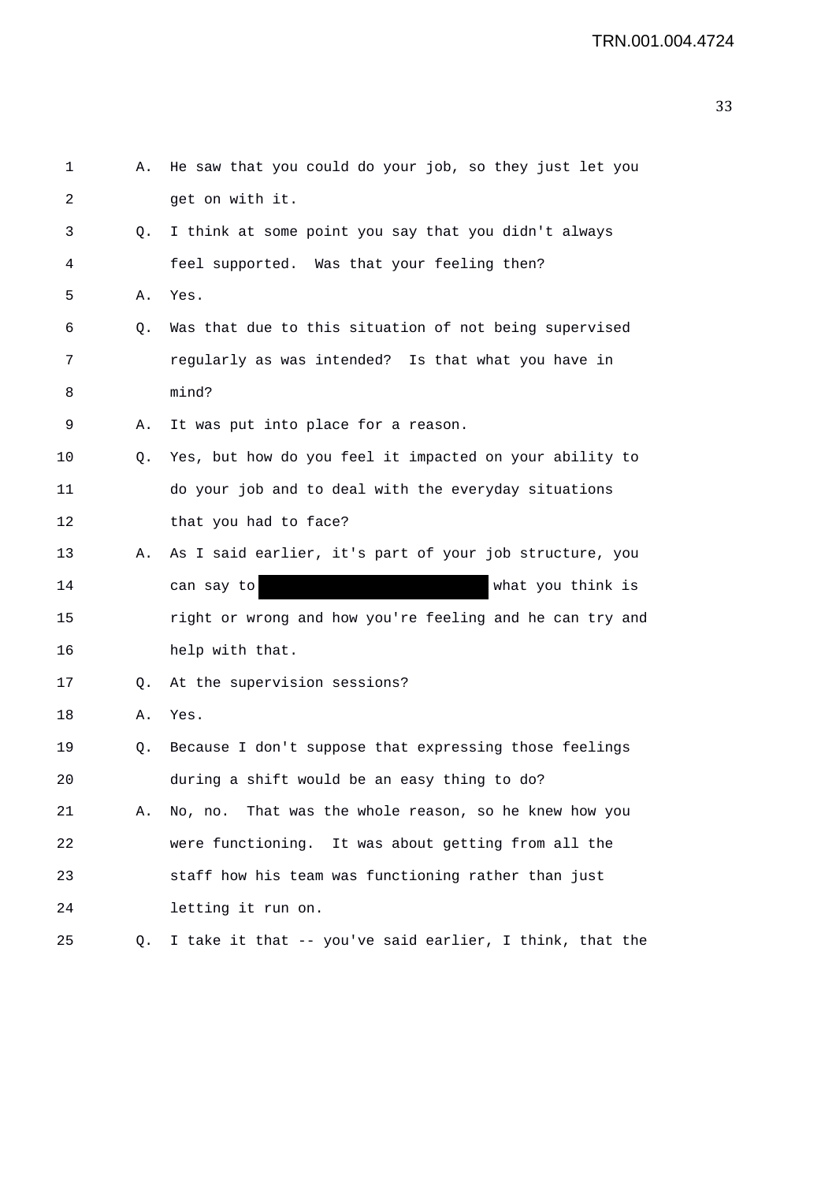1 A. He saw that you could do your job, so they just let you
2 get on with it.
3 Q. I think at some point you say that you didn't always
4 feel supported. Was that your feeling then?
5 A. Yes.
6 Q. Was that due to this situation of not being supervised
7 regularly as was intended? Is that what you have in
8 mind?
9 A. It was put into place for a reason.
10 Q. Yes, but how do you feel it impacted on your ability to
11 do your job and to deal with the everyday situations
12 that you had to face?
13 A. As I said earlier, it's part of your job structure, you
14 can say to [REDACTED] what you think is
15 right or wrong and how you're feeling and he can try and
16 help with that.
17 Q. At the supervision sessions?
18 A. Yes.
19 Q. Because I don't suppose that expressing those feelings
20 during a shift would be an easy thing to do?
21 A. No, no. That was the whole reason, so he knew how you
22 were functioning. It was about getting from all the
23 staff how his team was functioning rather than just
24 letting it run on.
25 Q. I take it that -- you've said earlier, I think, that the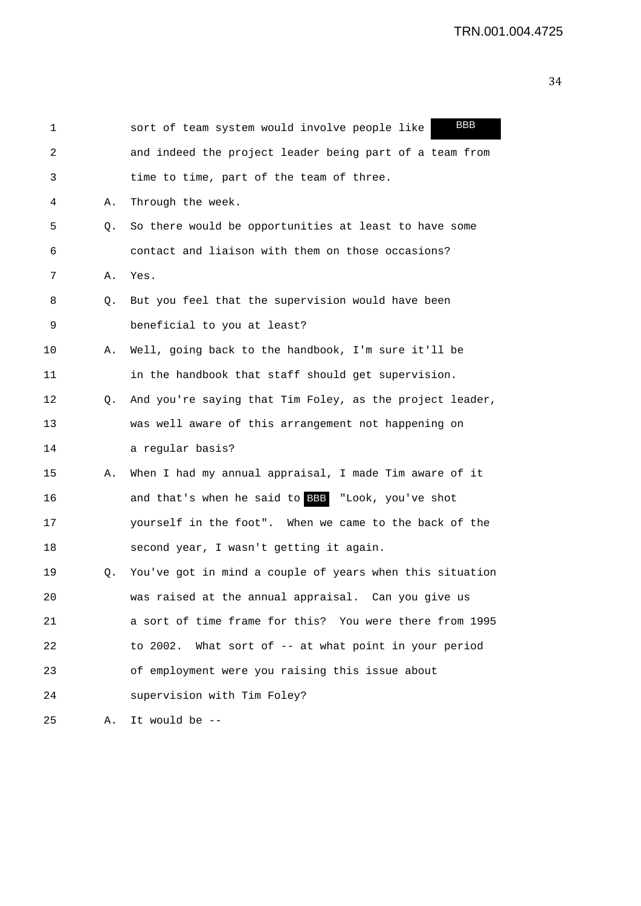1 sort of team system would involve people like BBB
2 and indeed the project leader being part of a team from
3 time to time, part of the team of three.
4 A. Through the week.
5 Q. So there would be opportunities at least to have some
6 contact and liaison with them on those occasions?
7 A. Yes.
8 Q. But you feel that the supervision would have been
9 beneficial to you at least?
10 A. Well, going back to the handbook, I'm sure it'll be
11 in the handbook that staff should get supervision.
12 Q. And you're saying that Tim Foley, as the project leader,
13 was well aware of this arrangement not happening on
14 a regular basis?
15 A. When I had my annual appraisal, I made Tim aware of it
16 and that's when he said to BBB "Look, you've shot
17 yourself in the foot". When we came to the back of the
18 second year, I wasn't getting it again.
19 Q. You've got in mind a couple of years when this situation
20 was raised at the annual appraisal. Can you give us
21 a sort of time frame for this? You were there from 1995
22 to 2002. What sort of -- at what point in your period
23 of employment were you raising this issue about
24 supervision with Tim Foley?
25 A. It would be --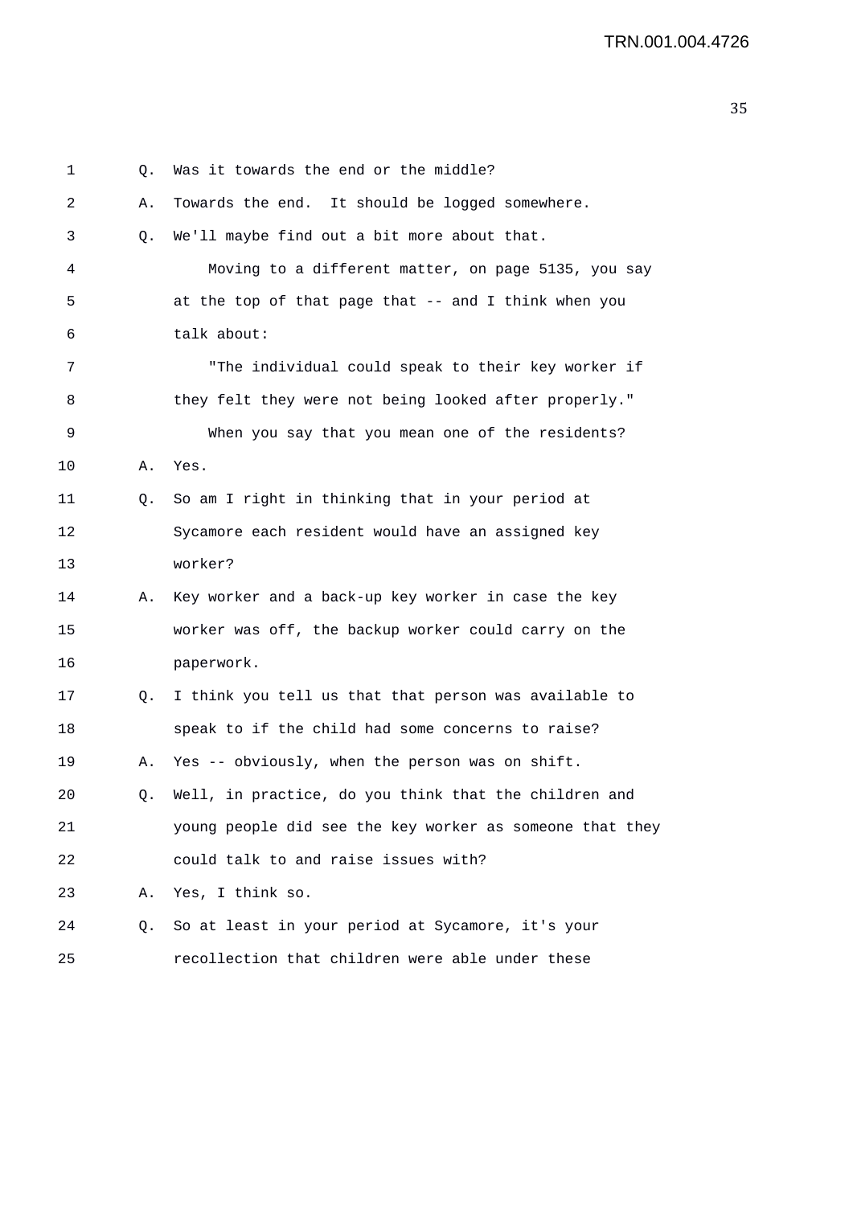1 Q. Was it towards the end or the middle?

2 A. Towards the end. It should be logged somewhere.

3 Q. We'll maybe find out a bit more about that.

4 Moving to a different matter, on page 5135, you say

5 at the top of that page that -- and I think when you

6 talk about:

7 "The individual could speak to their key worker if

8 they felt they were not being looked after properly."

9 When you say that you mean one of the residents?

10 A. Yes.

11 Q. So am I right in thinking that in your period at

12 Sycamore each resident would have an assigned key

13 worker?

14 A. Key worker and a back-up key worker in case the key

15 worker was off, the backup worker could carry on the

16 paperwork.

17 Q. I think you tell us that that person was available to

18 speak to if the child had some concerns to raise?

19 A. Yes -- obviously, when the person was on shift.

20 Q. Well, in practice, do you think that the children and

21 young people did see the key worker as someone that they

22 could talk to and raise issues with?

23 A. Yes, I think so.

24 Q. So at least in your period at Sycamore, it's your

25 recollection that children were able under these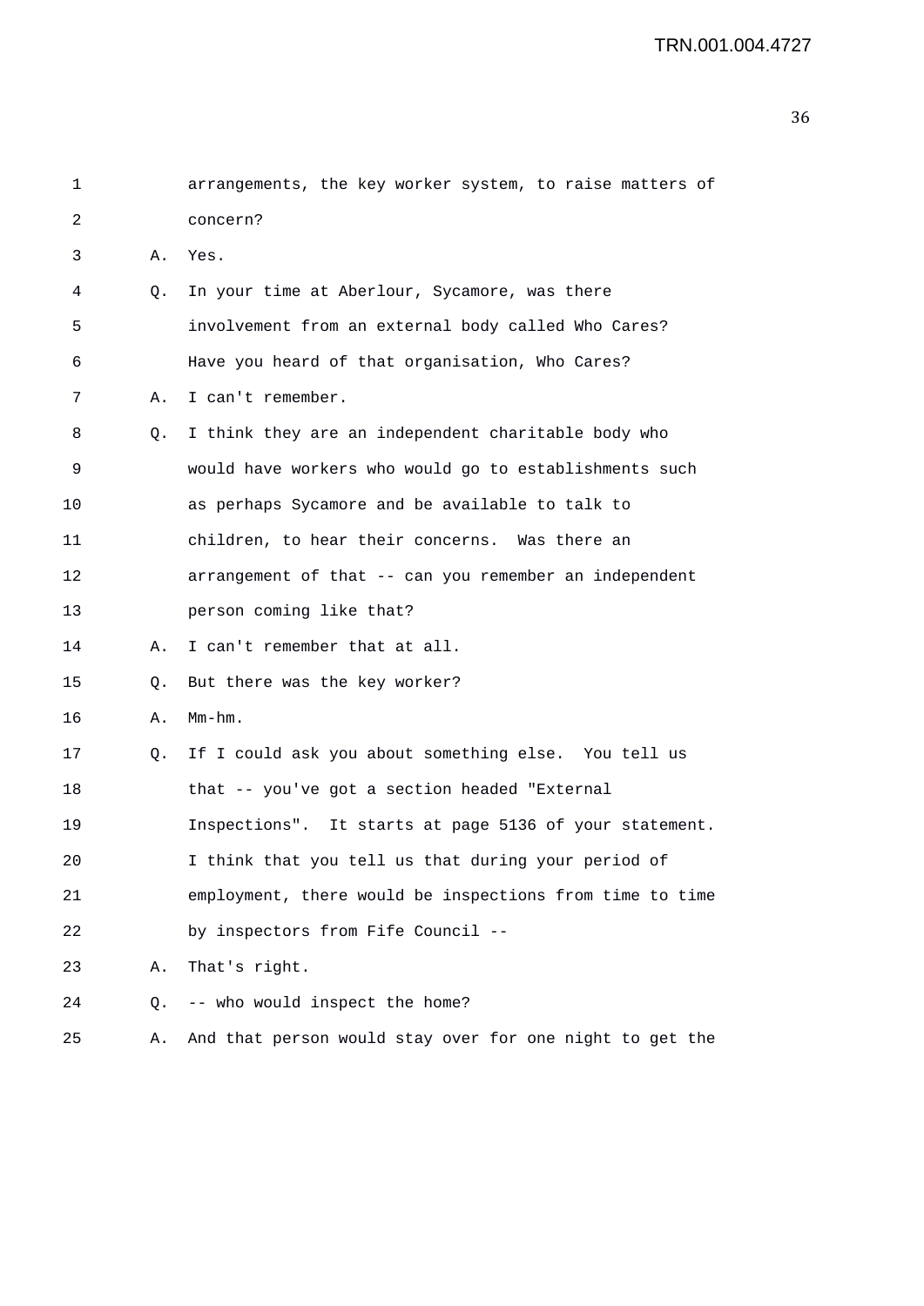1 arrangements, the key worker system, to raise matters of
2 concern?
3 A. Yes.
4 Q. In your time at Aberlour, Sycamore, was there
5 involvement from an external body called Who Cares?
6 Have you heard of that organisation, Who Cares?
7 A. I can't remember.
8 Q. I think they are an independent charitable body who
9 would have workers who would go to establishments such
10 as perhaps Sycamore and be available to talk to
11 children, to hear their concerns. Was there an
12 arrangement of that -- can you remember an independent
13 person coming like that?
14 A. I can't remember that at all.
15 Q. But there was the key worker?
16 A. Mm-hm.
17 Q. If I could ask you about something else. You tell us
18 that -- you've got a section headed "External
19 Inspections". It starts at page 5136 of your statement.
20 I think that you tell us that during your period of
21 employment, there would be inspections from time to time
22 by inspectors from Fife Council --
23 A. That's right.
24 Q. -- who would inspect the home?
25 A. And that person would stay over for one night to get the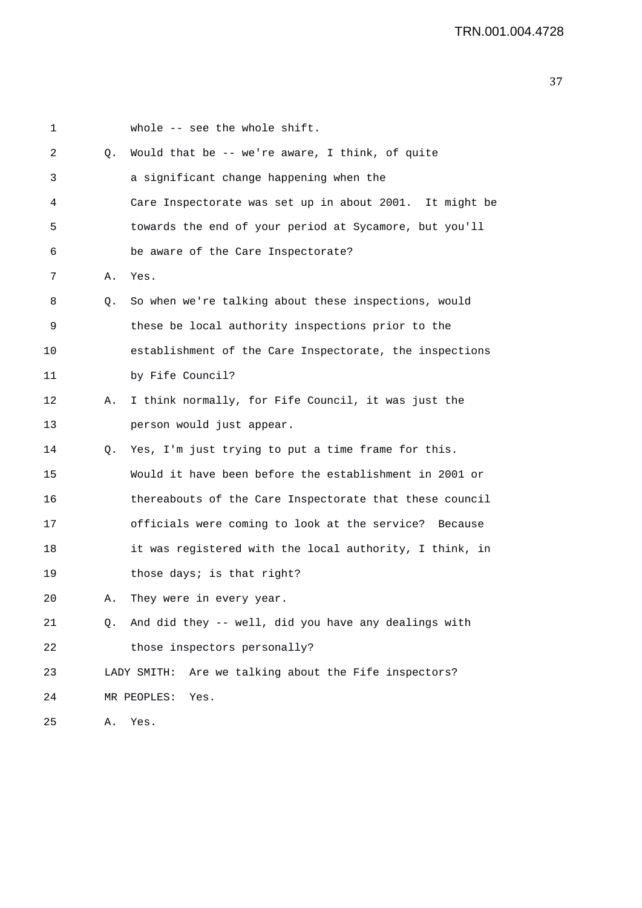1 whole -- see the whole shift.

2 Q. Would that be -- we're aware, I think, of quite

3 a significant change happening when the

4 Care Inspectorate was set up in about 2001. It might be

5 towards the end of your period at Sycamore, but you'll

6 be aware of the Care Inspectorate?

7 A. Yes.

8 Q. So when we're talking about these inspections, would

9 these be local authority inspections prior to the

10 establishment of the Care Inspectorate, the inspections

11 by Fife Council?

12 A. I think normally, for Fife Council, it was just the

13 person would just appear.

14 Q. Yes, I'm just trying to put a time frame for this.

15 Would it have been before the establishment in 2001 or

16 thereabouts of the Care Inspectorate that these council

17 officials were coming to look at the service? Because

18 it was registered with the local authority, I think, in

19 those days; is that right?

20 A. They were in every year.

21 Q. And did they -- well, did you have any dealings with

22 those inspectors personally?

23 LADY SMITH: Are we talking about the Fife inspectors?

24 MR PEOPLES: Yes.

25 A. Yes.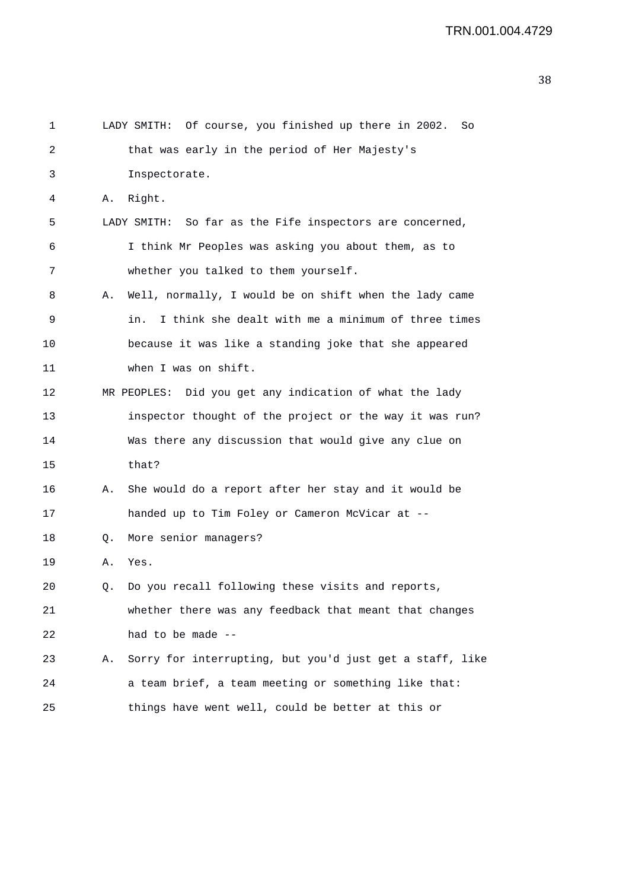LADY SMITH: Of course, you finished up there in 2002. So that was early in the period of Her Majesty's Inspectorate.

A. Right.

LADY SMITH: So far as the Fife inspectors are concerned, I think Mr Peoples was asking you about them, as to whether you talked to them yourself.

A. Well, normally, I would be on shift when the lady came in. I think she dealt with me a minimum of three times because it was like a standing joke that she appeared when I was on shift.

MR PEOPLES: Did you get any indication of what the lady inspector thought of the project or the way it was run? Was there any discussion that would give any clue on that?

A. She would do a report after her stay and it would be handed up to Tim Foley or Cameron McVicar at --

Q. More senior managers?

A. Yes.

Q. Do you recall following these visits and reports, whether there was any feedback that meant that changes had to be made --

A. Sorry for interrupting, but you'd just get a staff, like a team brief, a team meeting or something like that: things have went well, could be better at this or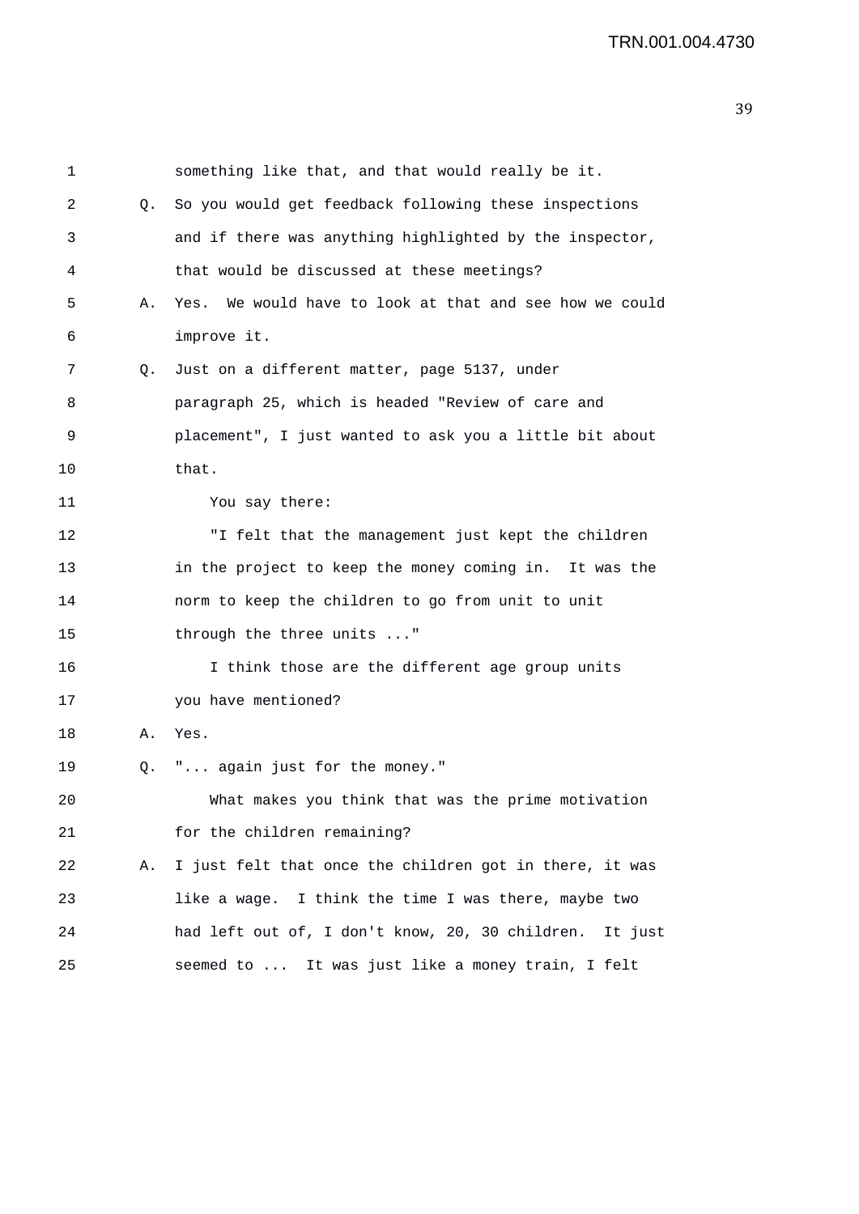something like that, and that would really be it.

Q. So you would get feedback following these inspections and if there was anything highlighted by the inspector, that would be discussed at these meetings?

A. Yes. We would have to look at that and see how we could improve it.

Q. Just on a different matter, page 5137, under paragraph 25, which is headed "Review of care and placement", I just wanted to ask you a little bit about that.

You say there:

"I felt that the management just kept the children in the project to keep the money coming in. It was the norm to keep the children to go from unit to unit through the three units ..."

I think those are the different age group units you have mentioned?

A. Yes.

Q. "... again just for the money."

What makes you think that was the prime motivation for the children remaining?

A. I just felt that once the children got in there, it was like a wage. I think the time I was there, maybe two had left out of, I don't know, 20, 30 children. It just seemed to ... It was just like a money train, I felt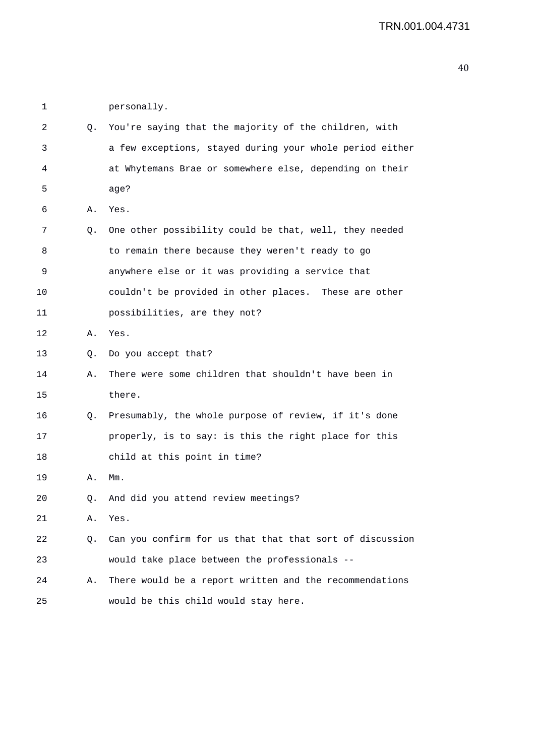1 personally.

2 Q. You're saying that the majority of the children, with

3 a few exceptions, stayed during your whole period either

4 at Whytemans Brae or somewhere else, depending on their

5 age?

6 A. Yes.

7 Q. One other possibility could be that, well, they needed

8 to remain there because they weren't ready to go

9 anywhere else or it was providing a service that

10 couldn't be provided in other places. These are other

11 possibilities, are they not?

12 A. Yes.

13 Q. Do you accept that?

14 A. There were some children that shouldn't have been in

15 there.

16 Q. Presumably, the whole purpose of review, if it's done

17 properly, is to say: is this the right place for this

18 child at this point in time?

19 A. Mm.

20 Q. And did you attend review meetings?

21 A. Yes.

22 Q. Can you confirm for us that that that sort of discussion

23 would take place between the professionals --

24 A. There would be a report written and the recommendations

25 would be this child would stay here.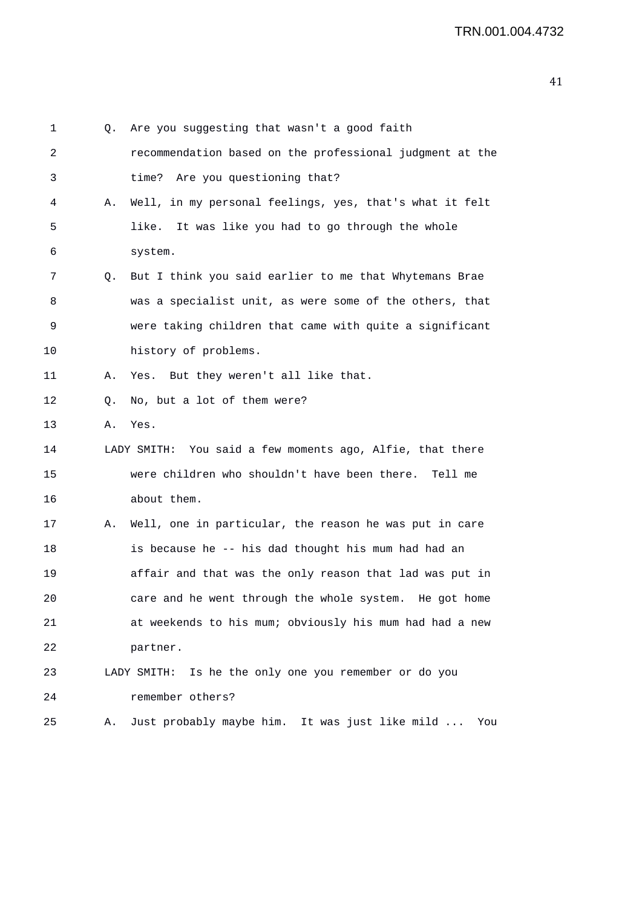Q. Are you suggesting that wasn't a good faith recommendation based on the professional judgment at the time? Are you questioning that?

A. Well, in my personal feelings, yes, that's what it felt like. It was like you had to go through the whole system.

Q. But I think you said earlier to me that Whytemans Brae was a specialist unit, as were some of the others, that were taking children that came with quite a significant history of problems.

A. Yes. But they weren't all like that.

Q. No, but a lot of them were?

A. Yes.

LADY SMITH: You said a few moments ago, Alfie, that there were children who shouldn't have been there. Tell me about them.

A. Well, one in particular, the reason he was put in care is because he -- his dad thought his mum had had an affair and that was the only reason that lad was put in care and he went through the whole system. He got home at weekends to his mum; obviously his mum had had a new partner.

LADY SMITH: Is he the only one you remember or do you remember others?

A. Just probably maybe him. It was just like mild ... You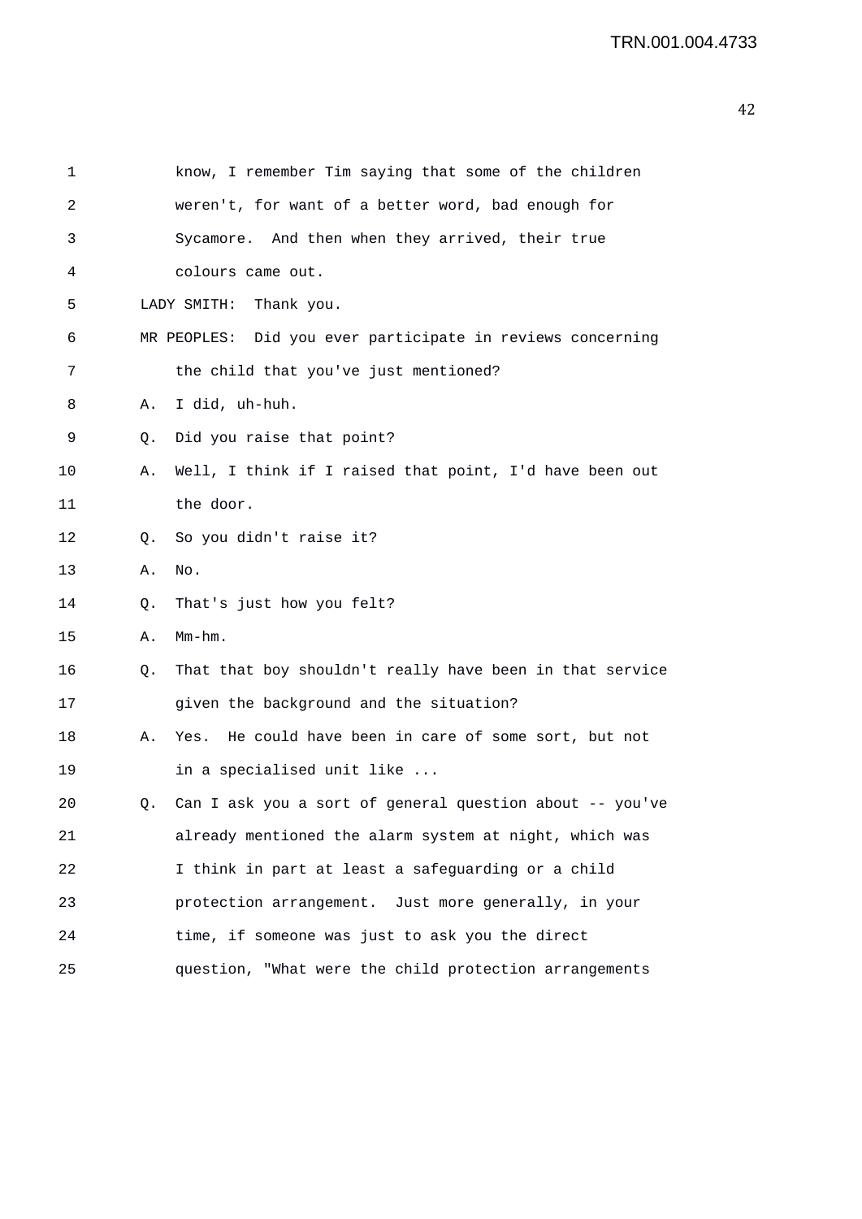1 know, I remember Tim saying that some of the children
2 weren't, for want of a better word, bad enough for
3 Sycamore. And then when they arrived, their true
4 colours came out.
5 LADY SMITH: Thank you.
6 MR PEOPLES: Did you ever participate in reviews concerning
7 the child that you've just mentioned?
8 A. I did, uh-huh.
9 Q. Did you raise that point?
10 A. Well, I think if I raised that point, I'd have been out
11 the door.
12 Q. So you didn't raise it?
13 A. No.
14 Q. That's just how you felt?
15 A. Mm-hm.
16 Q. That that boy shouldn't really have been in that service
17 given the background and the situation?
18 A. Yes. He could have been in care of some sort, but not
19 in a specialised unit like ...
20 Q. Can I ask you a sort of general question about -- you've
21 already mentioned the alarm system at night, which was
22 I think in part at least a safeguarding or a child
23 protection arrangement. Just more generally, in your
24 time, if someone was just to ask you the direct
25 question, "What were the child protection arrangements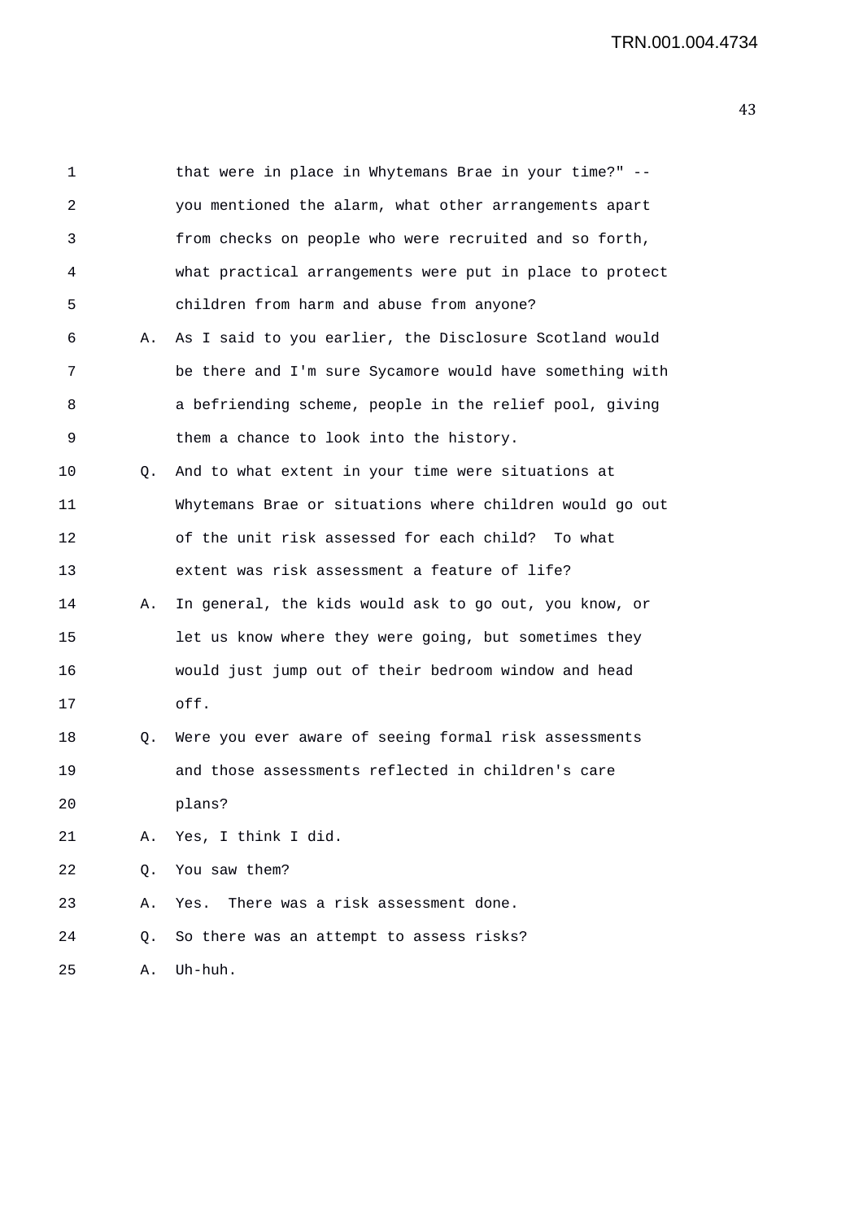1 that were in place in Whytemans Brae in your time?" --
2 you mentioned the alarm, what other arrangements apart
3 from checks on people who were recruited and so forth,
4 what practical arrangements were put in place to protect
5 children from harm and abuse from anyone?

6 A. As I said to you earlier, the Disclosure Scotland would
7 be there and I'm sure Sycamore would have something with
8 a befriending scheme, people in the relief pool, giving
9 them a chance to look into the history.

10 Q. And to what extent in your time were situations at
11 Whytemans Brae or situations where children would go out
12 of the unit risk assessed for each child? To what
13 extent was risk assessment a feature of life?

14 A. In general, the kids would ask to go out, you know, or
15 let us know where they were going, but sometimes they
16 would just jump out of their bedroom window and head
17 off.

18 Q. Were you ever aware of seeing formal risk assessments
19 and those assessments reflected in children's care
20 plans?

21 A. Yes, I think I did.

22 Q. You saw them?

23 A. Yes. There was a risk assessment done.

24 Q. So there was an attempt to assess risks?

25 A. Uh-huh.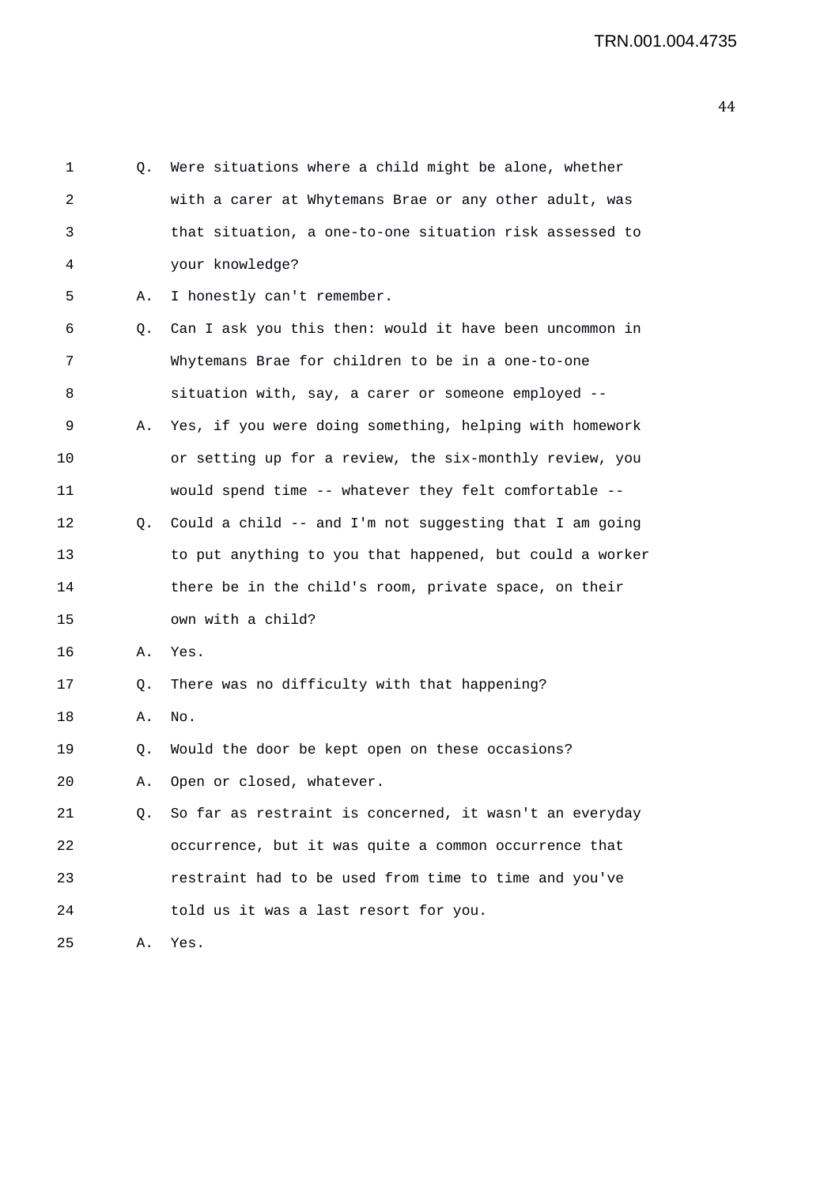1 Q. Were situations where a child might be alone, whether
2 with a carer at Whytemans Brae or any other adult, was
3 that situation, a one-to-one situation risk assessed to
4 your knowledge?
5 A. I honestly can't remember.
6 Q. Can I ask you this then: would it have been uncommon in
7 Whytemans Brae for children to be in a one-to-one
8 situation with, say, a carer or someone employed --
9 A. Yes, if you were doing something, helping with homework
10 or setting up for a review, the six-monthly review, you
11 would spend time -- whatever they felt comfortable --
12 Q. Could a child -- and I'm not suggesting that I am going
13 to put anything to you that happened, but could a worker
14 there be in the child's room, private space, on their
15 own with a child?
16 A. Yes.
17 Q. There was no difficulty with that happening?
18 A. No.
19 Q. Would the door be kept open on these occasions?
20 A. Open or closed, whatever.
21 Q. So far as restraint is concerned, it wasn't an everyday
22 occurrence, but it was quite a common occurrence that
23 restraint had to be used from time to time and you've
24 told us it was a last resort for you.
25 A. Yes.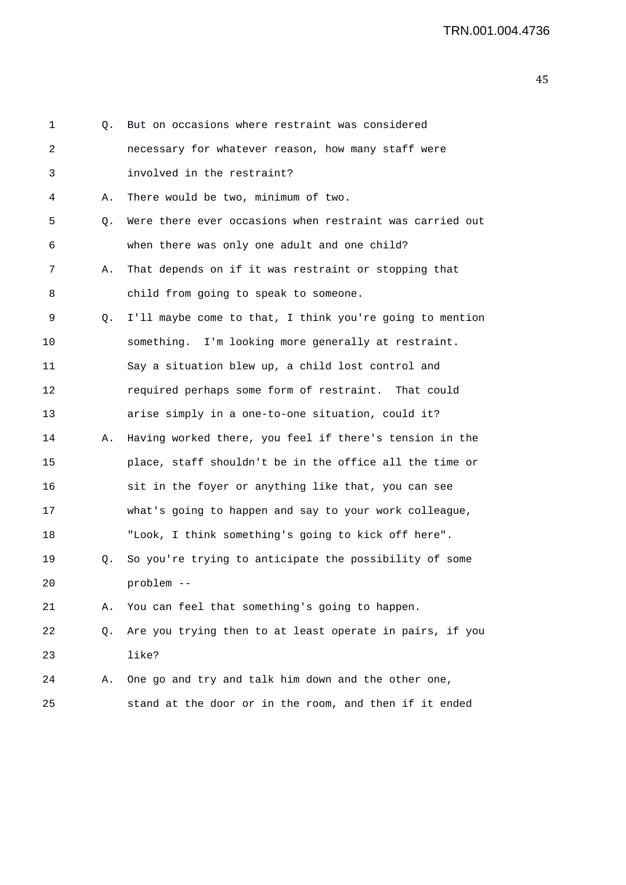```
 1        Q.  But on occasions where restraint was considered
 2            necessary for whatever reason, how many staff were
 3            involved in the restraint?
 4        A.  There would be two, minimum of two.
 5        Q.  Were there ever occasions when restraint was carried out
 6            when there was only one adult and one child?
 7        A.  That depends on if it was restraint or stopping that
 8            child from going to speak to someone.
 9        Q.  I'll maybe come to that, I think you're going to mention
10            something.  I'm looking more generally at restraint.
11            Say a situation blew up, a child lost control and
12            required perhaps some form of restraint.  That could
13            arise simply in a one-to-one situation, could it?
14        A.  Having worked there, you feel if there's tension in the
15            place, staff shouldn't be in the office all the time or
16            sit in the foyer or anything like that, you can see
17            what's going to happen and say to your work colleague,
18            "Look, I think something's going to kick off here".
19        Q.  So you're trying to anticipate the possibility of some
20            problem --
21        A.  You can feel that something's going to happen.
22        Q.  Are you trying then to at least operate in pairs, if you
23            like?
24        A.  One go and try and talk him down and the other one,
25            stand at the door or in the room, and then if it ended
```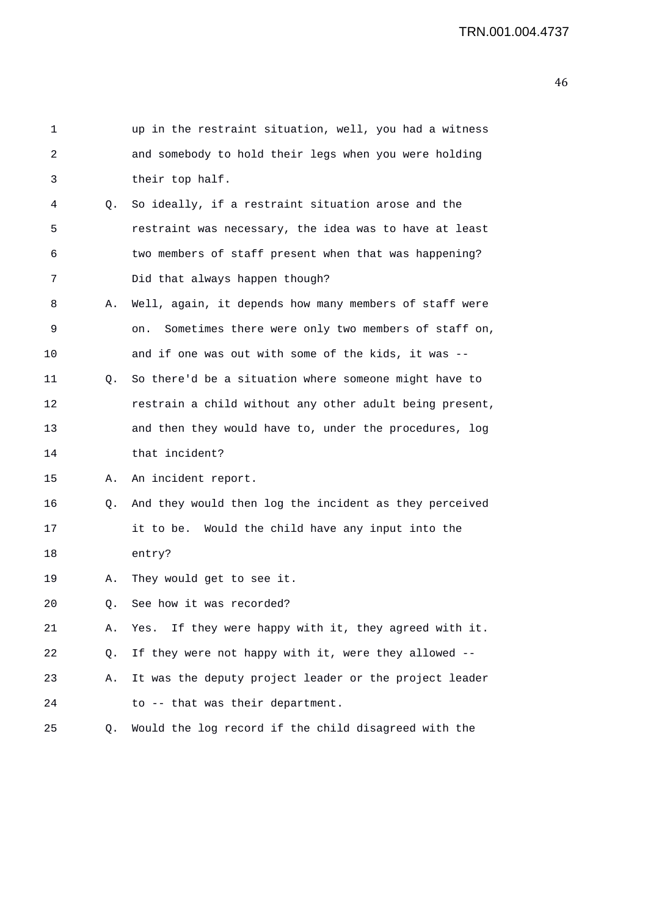1 up in the restraint situation, well, you had a witness
2 and somebody to hold their legs when you were holding
3 their top half.
4 Q. So ideally, if a restraint situation arose and the
5 restraint was necessary, the idea was to have at least
6 two members of staff present when that was happening?
7 Did that always happen though?
8 A. Well, again, it depends how many members of staff were
9 on. Sometimes there were only two members of staff on,
10 and if one was out with some of the kids, it was --
11 Q. So there'd be a situation where someone might have to
12 restrain a child without any other adult being present,
13 and then they would have to, under the procedures, log
14 that incident?
15 A. An incident report.
16 Q. And they would then log the incident as they perceived
17 it to be. Would the child have any input into the
18 entry?
19 A. They would get to see it.
20 Q. See how it was recorded?
21 A. Yes. If they were happy with it, they agreed with it.
22 Q. If they were not happy with it, were they allowed --
23 A. It was the deputy project leader or the project leader
24 to -- that was their department.
25 Q. Would the log record if the child disagreed with the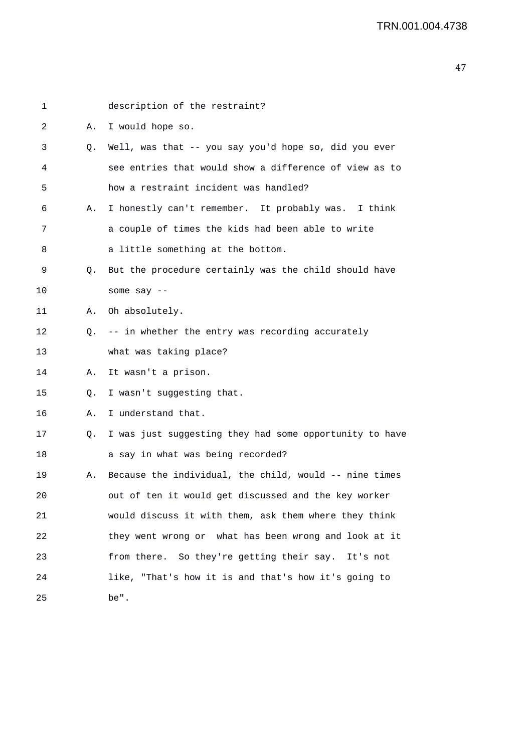1 description of the restraint?

2 A. I would hope so.

3 Q. Well, was that -- you say you'd hope so, did you ever

4 see entries that would show a difference of view as to

5 how a restraint incident was handled?

6 A. I honestly can't remember. It probably was. I think

7 a couple of times the kids had been able to write

8 a little something at the bottom.

9 Q. But the procedure certainly was the child should have

10 some say --

11 A. Oh absolutely.

12 Q. -- in whether the entry was recording accurately

13 what was taking place?

14 A. It wasn't a prison.

15 Q. I wasn't suggesting that.

16 A. I understand that.

17 Q. I was just suggesting they had some opportunity to have

18 a say in what was being recorded?

19 A. Because the individual, the child, would -- nine times

20 out of ten it would get discussed and the key worker

21 would discuss it with them, ask them where they think

22 they went wrong or what has been wrong and look at it

23 from there. So they're getting their say. It's not

24 like, "That's how it is and that's how it's going to

25 be".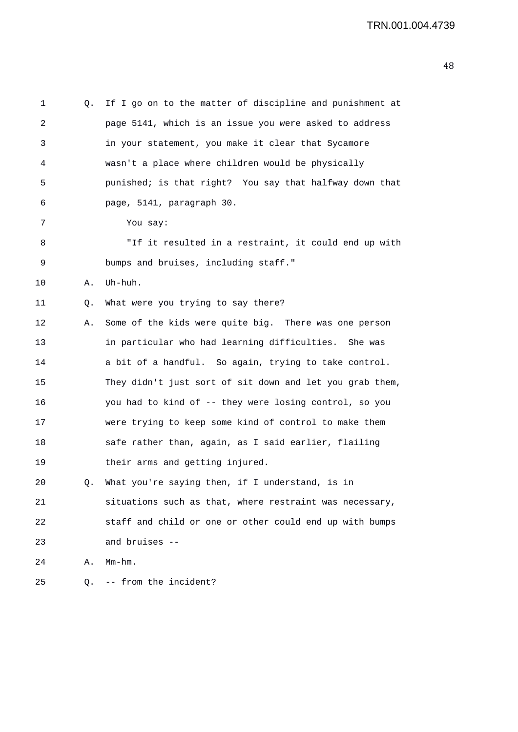Q. If I go on to the matter of discipline and punishment at page 5141, which is an issue you were asked to address in your statement, you make it clear that Sycamore wasn't a place where children would be physically punished; is that right? You say that halfway down that page, 5141, paragraph 30.

You say:

"If it resulted in a restraint, it could end up with bumps and bruises, including staff."

A. Uh-huh.

Q. What were you trying to say there?

A. Some of the kids were quite big. There was one person in particular who had learning difficulties. She was a bit of a handful. So again, trying to take control. They didn't just sort of sit down and let you grab them, you had to kind of -- they were losing control, so you were trying to keep some kind of control to make them safe rather than, again, as I said earlier, flailing their arms and getting injured.

Q. What you're saying then, if I understand, is in situations such as that, where restraint was necessary, staff and child or one or other could end up with bumps and bruises --

A. Mm-hm.

Q. -- from the incident?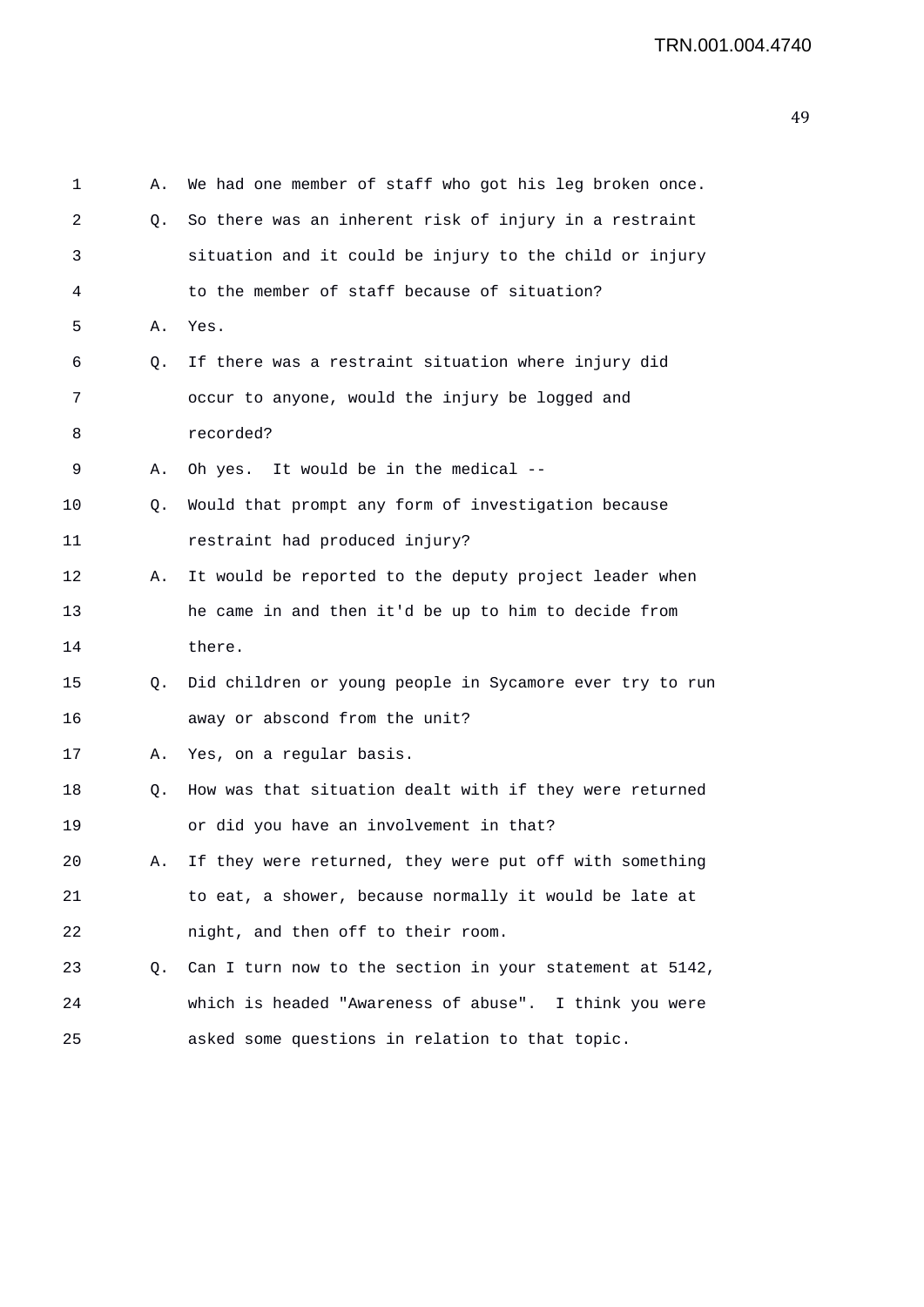1 A. We had one member of staff who got his leg broken once.

2 Q. So there was an inherent risk of injury in a restraint

3 situation and it could be injury to the child or injury

4 to the member of staff because of situation?

5 A. Yes.

6 Q. If there was a restraint situation where injury did

7 occur to anyone, would the injury be logged and

8 recorded?

9 A. Oh yes. It would be in the medical --

10 Q. Would that prompt any form of investigation because

11 restraint had produced injury?

12 A. It would be reported to the deputy project leader when

13 he came in and then it'd be up to him to decide from

14 there.

15 Q. Did children or young people in Sycamore ever try to run

16 away or abscond from the unit?

17 A. Yes, on a regular basis.

18 Q. How was that situation dealt with if they were returned

19 or did you have an involvement in that?

20 A. If they were returned, they were put off with something

21 to eat, a shower, because normally it would be late at

22 night, and then off to their room.

23 Q. Can I turn now to the section in your statement at 5142,

24 which is headed "Awareness of abuse". I think you were

25 asked some questions in relation to that topic.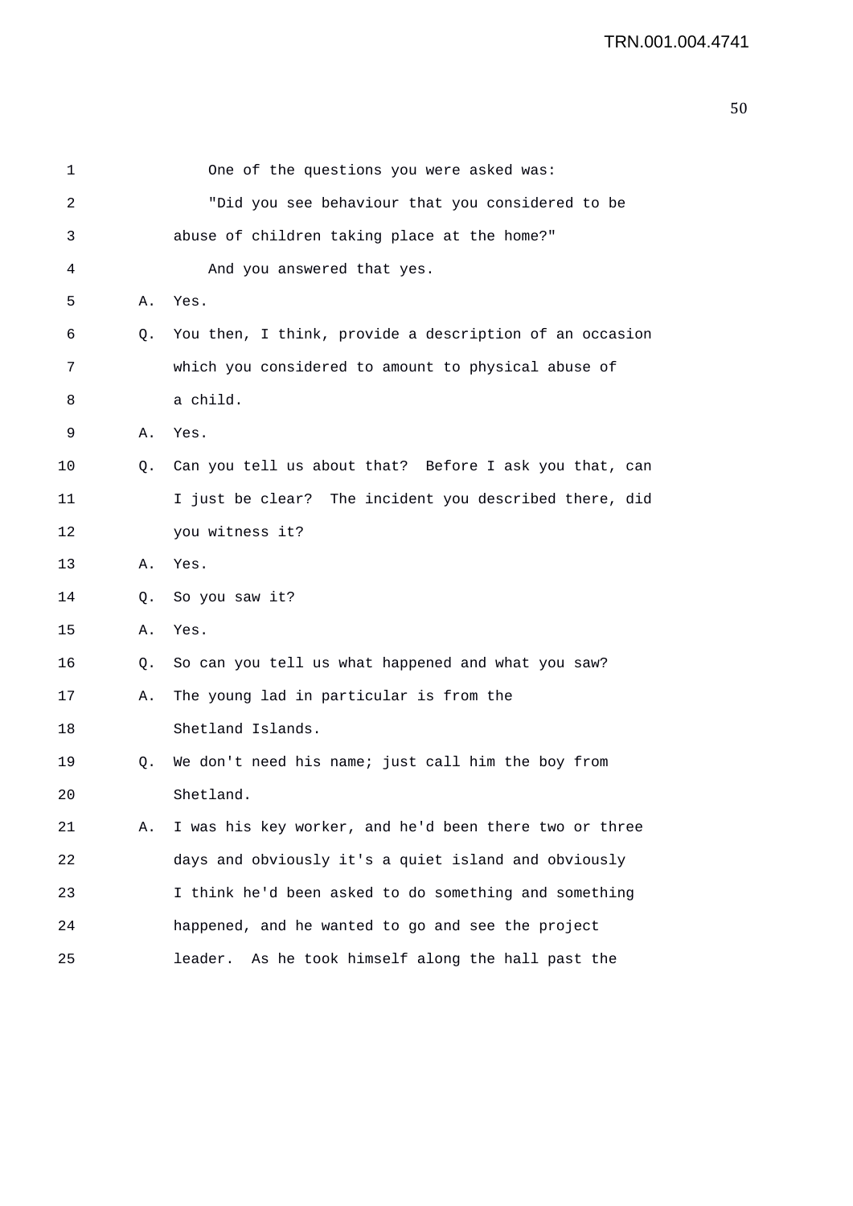One of the questions you were asked was:

"Did you see behaviour that you considered to be abuse of children taking place at the home?"

And you answered that yes.

A. Yes.

Q. You then, I think, provide a description of an occasion which you considered to amount to physical abuse of a child.

A. Yes.

Q. Can you tell us about that? Before I ask you that, can I just be clear? The incident you described there, did you witness it?

A. Yes.

Q. So you saw it?

A. Yes.

Q. So can you tell us what happened and what you saw?

A. The young lad in particular is from the Shetland Islands.

Q. We don't need his name; just call him the boy from Shetland.

A. I was his key worker, and he'd been there two or three days and obviously it's a quiet island and obviously I think he'd been asked to do something and something happened, and he wanted to go and see the project leader. As he took himself along the hall past the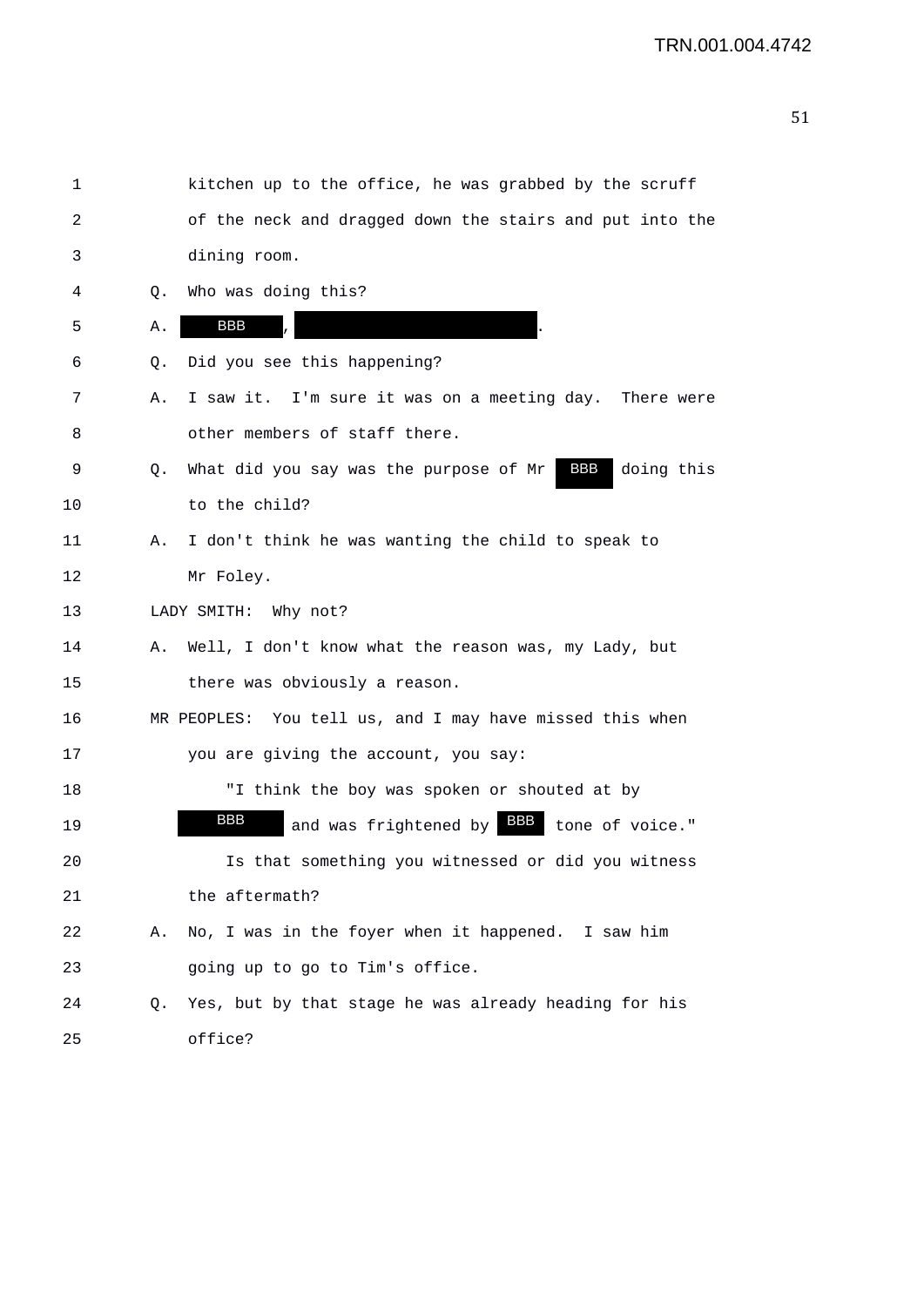1 kitchen up to the office, he was grabbed by the scruff
2 of the neck and dragged down the stairs and put into the
3 dining room.
4 Q. Who was doing this?
5 A. BBB, [REDACTED].
6 Q. Did you see this happening?
7 A. I saw it. I'm sure it was on a meeting day. There were
8 other members of staff there.
9 Q. What did you say was the purpose of Mr BBB doing this
10 to the child?
11 A. I don't think he was wanting the child to speak to
12 Mr Foley.
13 LADY SMITH: Why not?
14 A. Well, I don't know what the reason was, my Lady, but
15 there was obviously a reason.
16 MR PEOPLES: You tell us, and I may have missed this when
17 you are giving the account, you say:
18 "I think the boy was spoken or shouted at by
19 BBB and was frightened by BBB tone of voice."
20 Is that something you witnessed or did you witness
21 the aftermath?
22 A. No, I was in the foyer when it happened. I saw him
23 going up to go to Tim's office.
24 Q. Yes, but by that stage he was already heading for his
25 office?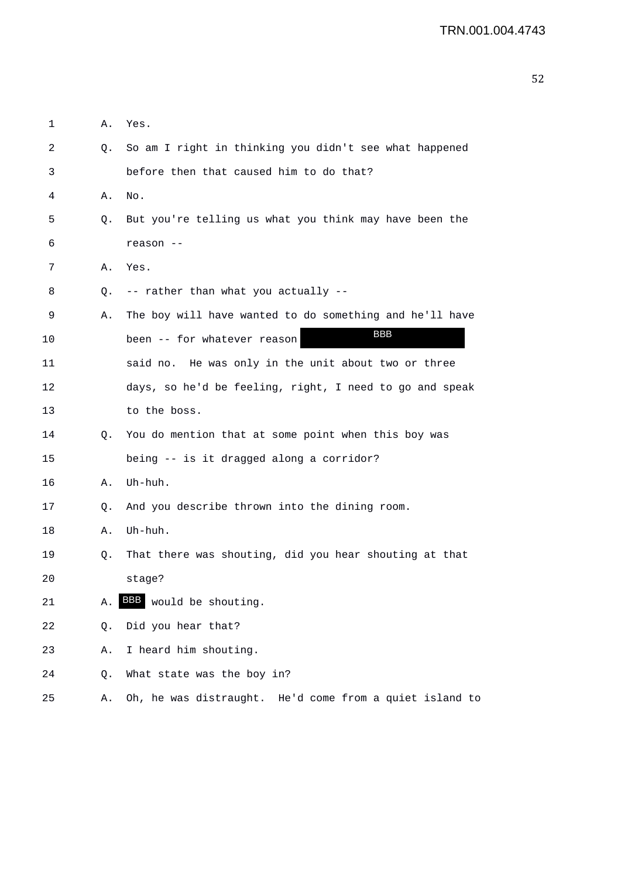1 A. Yes.

2 Q. So am I right in thinking you didn't see what happened

3 before then that caused him to do that?

4 A. No.

5 Q. But you're telling us what you think may have been the

6 reason --

7 A. Yes.

8 Q. -- rather than what you actually --

9 A. The boy will have wanted to do something and he'll have

10 been -- for whatever reason BBB

11 said no. He was only in the unit about two or three

12 days, so he'd be feeling, right, I need to go and speak

13 to the boss.

14 Q. You do mention that at some point when this boy was

15 being -- is it dragged along a corridor?

16 A. Uh-huh.

17 Q. And you describe thrown into the dining room.

18 A. Uh-huh.

19 Q. That there was shouting, did you hear shouting at that

20 stage?

21 A. BBB would be shouting.

22 Q. Did you hear that?

23 A. I heard him shouting.

24 Q. What state was the boy in?

25 A. Oh, he was distraught. He'd come from a quiet island to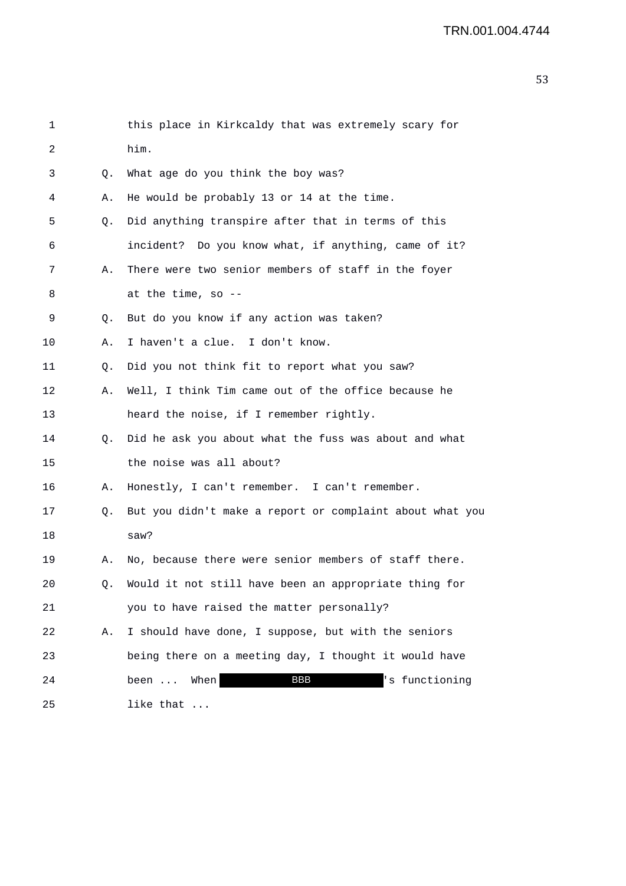1 this place in Kirkcaldy that was extremely scary for
2 him.
3 Q. What age do you think the boy was?
4 A. He would be probably 13 or 14 at the time.
5 Q. Did anything transpire after that in terms of this
6 incident? Do you know what, if anything, came of it?
7 A. There were two senior members of staff in the foyer
8 at the time, so --
9 Q. But do you know if any action was taken?
10 A. I haven't a clue. I don't know.
11 Q. Did you not think fit to report what you saw?
12 A. Well, I think Tim came out of the office because he
13 heard the noise, if I remember rightly.
14 Q. Did he ask you about what the fuss was about and what
15 the noise was all about?
16 A. Honestly, I can't remember. I can't remember.
17 Q. But you didn't make a report or complaint about what you
18 saw?
19 A. No, because there were senior members of staff there.
20 Q. Would it not still have been an appropriate thing for
21 you to have raised the matter personally?
22 A. I should have done, I suppose, but with the seniors
23 being there on a meeting day, I thought it would have
24 been ... When BBB's functioning
25 like that ...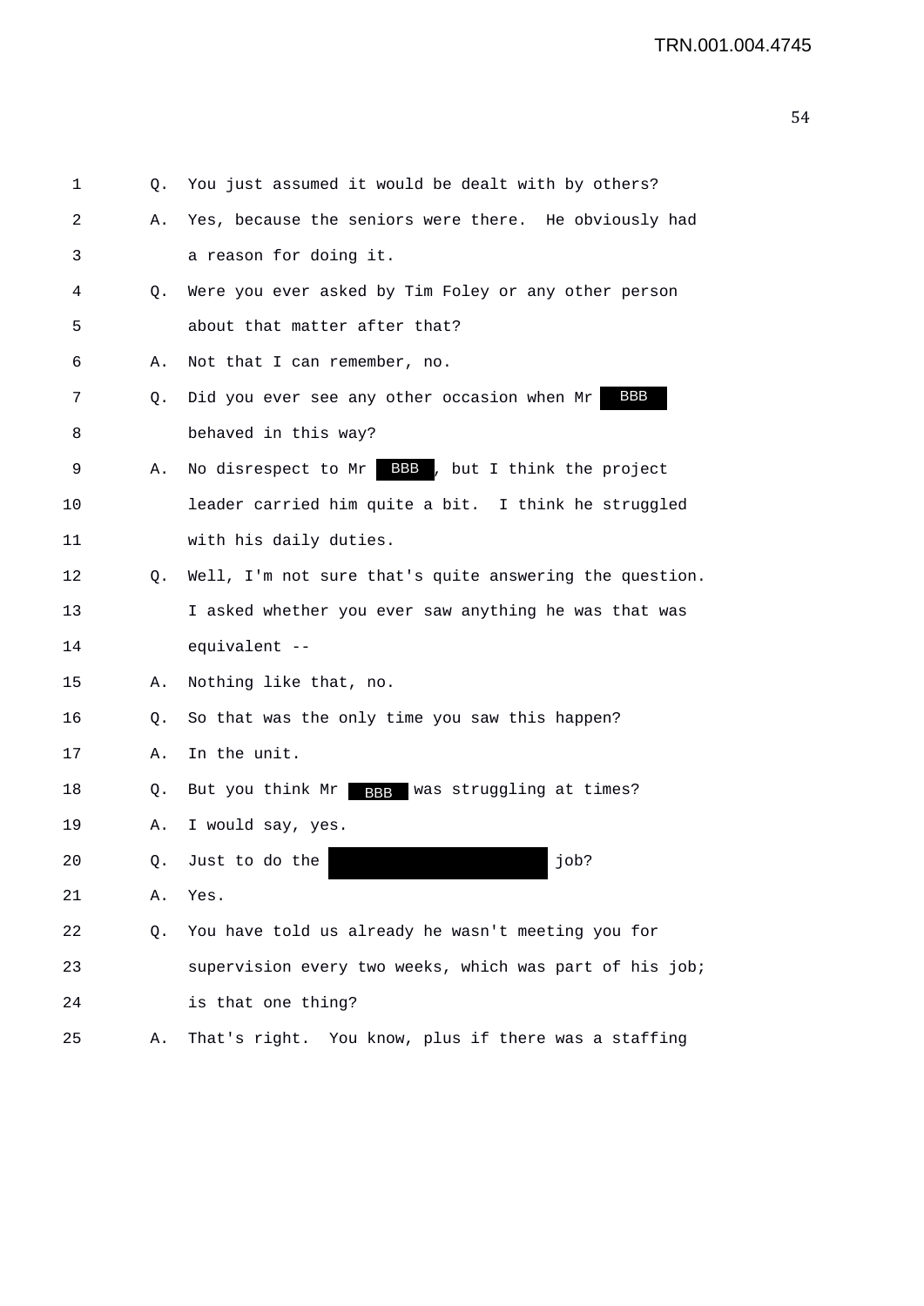1 Q. You just assumed it would be dealt with by others?

2 A. Yes, because the seniors were there. He obviously had

3 a reason for doing it.

4 Q. Were you ever asked by Tim Foley or any other person

5 about that matter after that?

6 A. Not that I can remember, no.

7 Q. Did you ever see any other occasion when Mr BBB

8 behaved in this way?

9 A. No disrespect to Mr BBB, but I think the project

10 leader carried him quite a bit. I think he struggled

11 with his daily duties.

12 Q. Well, I'm not sure that's quite answering the question.

13 I asked whether you ever saw anything he was that was

14 equivalent --

15 A. Nothing like that, no.

16 Q. So that was the only time you saw this happen?

17 A. In the unit.

18 Q. But you think Mr BBB was struggling at times?

19 A. I would say, yes.

20 Q. Just to do the [redacted] job?

21 A. Yes.

22 Q. You have told us already he wasn't meeting you for

23 supervision every two weeks, which was part of his job;

24 is that one thing?

25 A. That's right. You know, plus if there was a staffing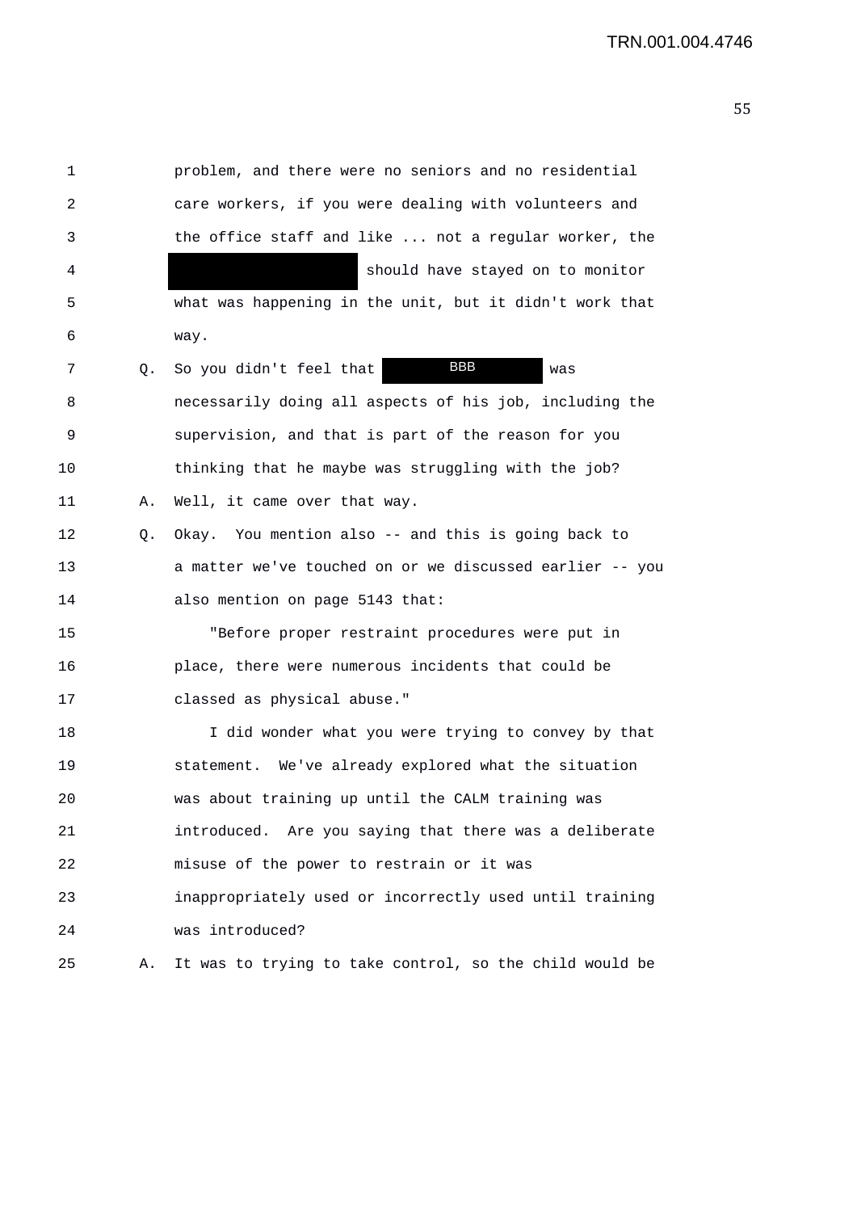1 problem, and there were no seniors and no residential
2 care workers, if you were dealing with volunteers and
3 the office staff and like ... not a regular worker, the
4 [REDACTED] should have stayed on to monitor
5 what was happening in the unit, but it didn't work that
6 way.
7 Q. So you didn't feel that BBB was
8 necessarily doing all aspects of his job, including the
9 supervision, and that is part of the reason for you
10 thinking that he maybe was struggling with the job?
11 A. Well, it came over that way.
12 Q. Okay. You mention also -- and this is going back to
13 a matter we've touched on or we discussed earlier -- you
14 also mention on page 5143 that:
15 "Before proper restraint procedures were put in
16 place, there were numerous incidents that could be
17 classed as physical abuse."
18 I did wonder what you were trying to convey by that
19 statement. We've already explored what the situation
20 was about training up until the CALM training was
21 introduced. Are you saying that there was a deliberate
22 misuse of the power to restrain or it was
23 inappropriately used or incorrectly used until training
24 was introduced?
25 A. It was to trying to take control, so the child would be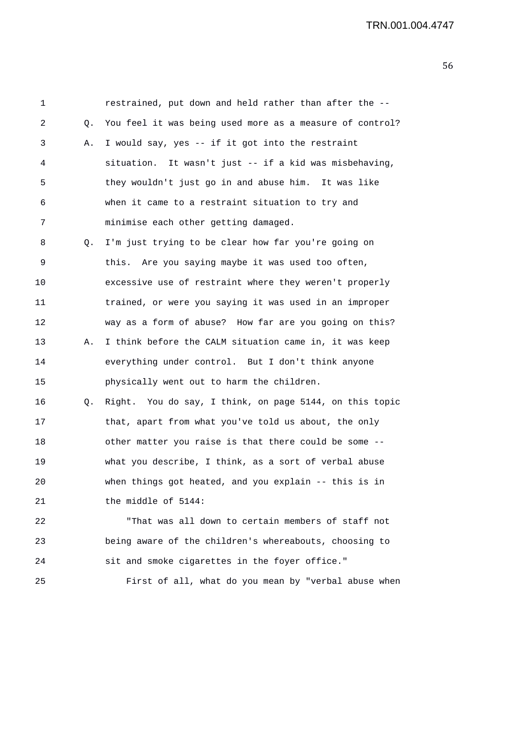1 restrained, put down and held rather than after the --

2 Q. You feel it was being used more as a measure of control?

3 A. I would say, yes -- if it got into the restraint

4 situation. It wasn't just -- if a kid was misbehaving,

5 they wouldn't just go in and abuse him. It was like

6 when it came to a restraint situation to try and

7 minimise each other getting damaged.

8 Q. I'm just trying to be clear how far you're going on

9 this. Are you saying maybe it was used too often,

10 excessive use of restraint where they weren't properly

11 trained, or were you saying it was used in an improper

12 way as a form of abuse? How far are you going on this?

13 A. I think before the CALM situation came in, it was keep

14 everything under control. But I don't think anyone

15 physically went out to harm the children.

16 Q. Right. You do say, I think, on page 5144, on this topic

17 that, apart from what you've told us about, the only

18 other matter you raise is that there could be some --

19 what you describe, I think, as a sort of verbal abuse

20 when things got heated, and you explain -- this is in

21 the middle of 5144:

22 "That was all down to certain members of staff not

23 being aware of the children's whereabouts, choosing to

24 sit and smoke cigarettes in the foyer office."

25 First of all, what do you mean by "verbal abuse when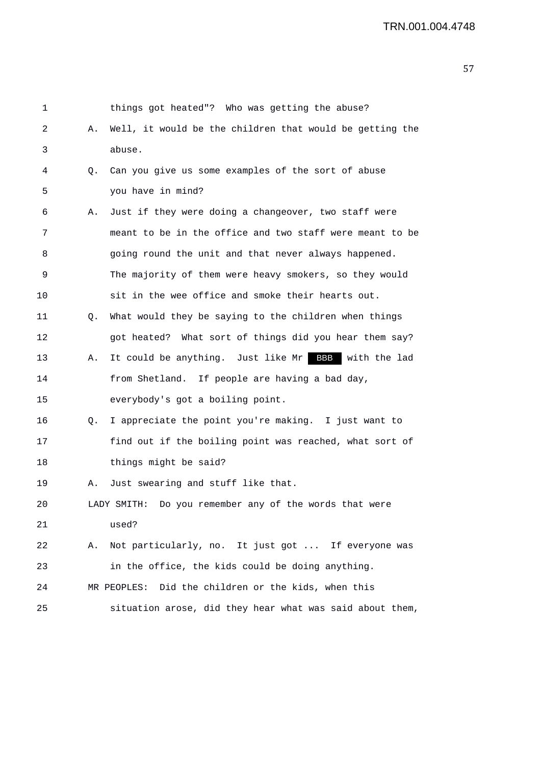things got heated"? Who was getting the abuse?

A. Well, it would be the children that would be getting the abuse.

Q. Can you give us some examples of the sort of abuse you have in mind?

A. Just if they were doing a changeover, two staff were meant to be in the office and two staff were meant to be going round the unit and that never always happened. The majority of them were heavy smokers, so they would sit in the wee office and smoke their hearts out.

Q. What would they be saying to the children when things got heated? What sort of things did you hear them say?

A. It could be anything. Just like Mr BBB with the lad from Shetland. If people are having a bad day, everybody's got a boiling point.

Q. I appreciate the point you're making. I just want to find out if the boiling point was reached, what sort of things might be said?

A. Just swearing and stuff like that.

LADY SMITH: Do you remember any of the words that were used?

A. Not particularly, no. It just got ... If everyone was in the office, the kids could be doing anything.

MR PEOPLES: Did the children or the kids, when this situation arose, did they hear what was said about them,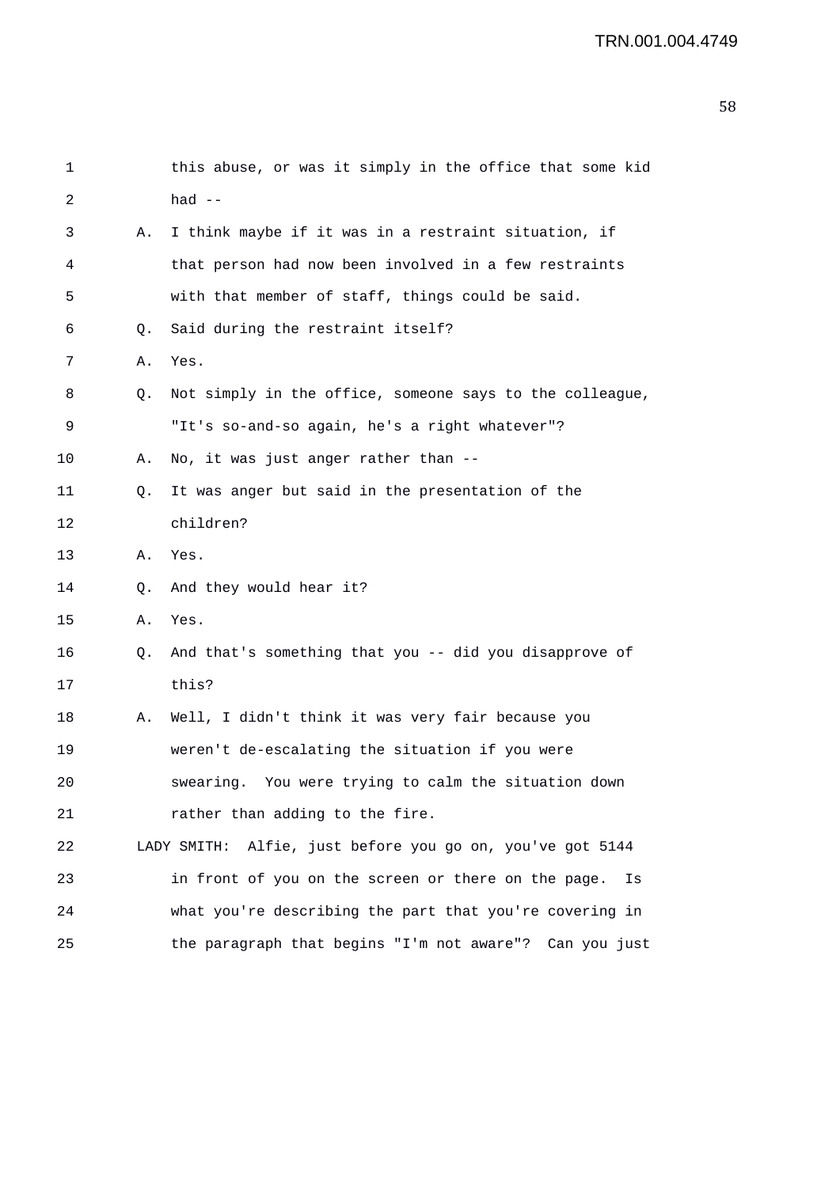this abuse, or was it simply in the office that some kid had --

A. I think maybe if it was in a restraint situation, if that person had now been involved in a few restraints with that member of staff, things could be said.

Q. Said during the restraint itself?

A. Yes.

Q. Not simply in the office, someone says to the colleague, "It's so-and-so again, he's a right whatever"?

A. No, it was just anger rather than --

Q. It was anger but said in the presentation of the children?

A. Yes.

Q. And they would hear it?

A. Yes.

Q. And that's something that you -- did you disapprove of this?

A. Well, I didn't think it was very fair because you weren't de-escalating the situation if you were swearing. You were trying to calm the situation down rather than adding to the fire.

LADY SMITH: Alfie, just before you go on, you've got 5144 in front of you on the screen or there on the page. Is what you're describing the part that you're covering in the paragraph that begins "I'm not aware"? Can you just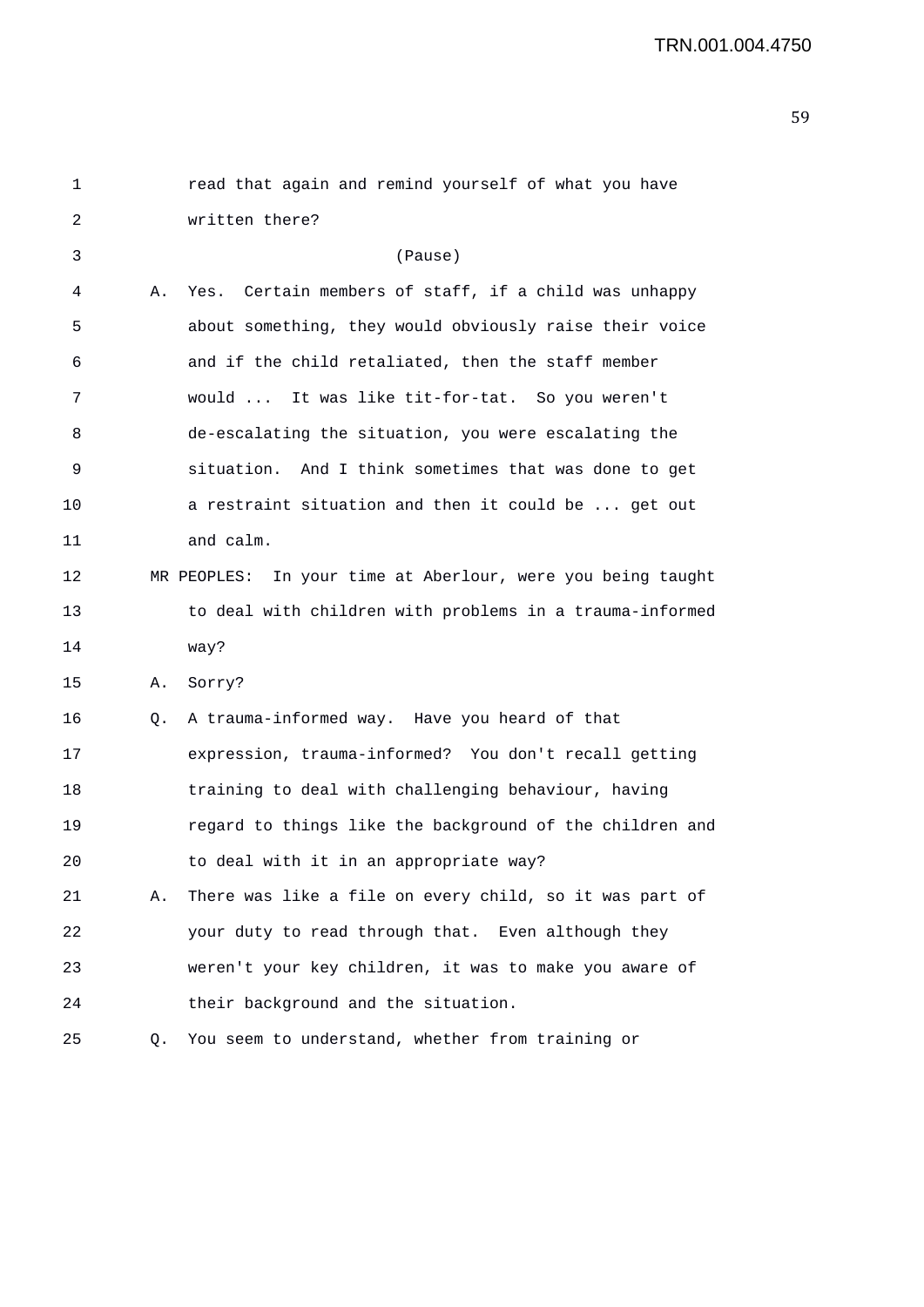read that again and remind yourself of what you have written there?

(Pause)

A. Yes. Certain members of staff, if a child was unhappy about something, they would obviously raise their voice and if the child retaliated, then the staff member would ... It was like tit-for-tat. So you weren't de-escalating the situation, you were escalating the situation. And I think sometimes that was done to get a restraint situation and then it could be ... get out and calm.

MR PEOPLES: In your time at Aberlour, were you being taught to deal with children with problems in a trauma-informed way?

A. Sorry?

Q. A trauma-informed way. Have you heard of that expression, trauma-informed? You don't recall getting training to deal with challenging behaviour, having regard to things like the background of the children and to deal with it in an appropriate way?

A. There was like a file on every child, so it was part of your duty to read through that. Even although they weren't your key children, it was to make you aware of their background and the situation.

Q. You seem to understand, whether from training or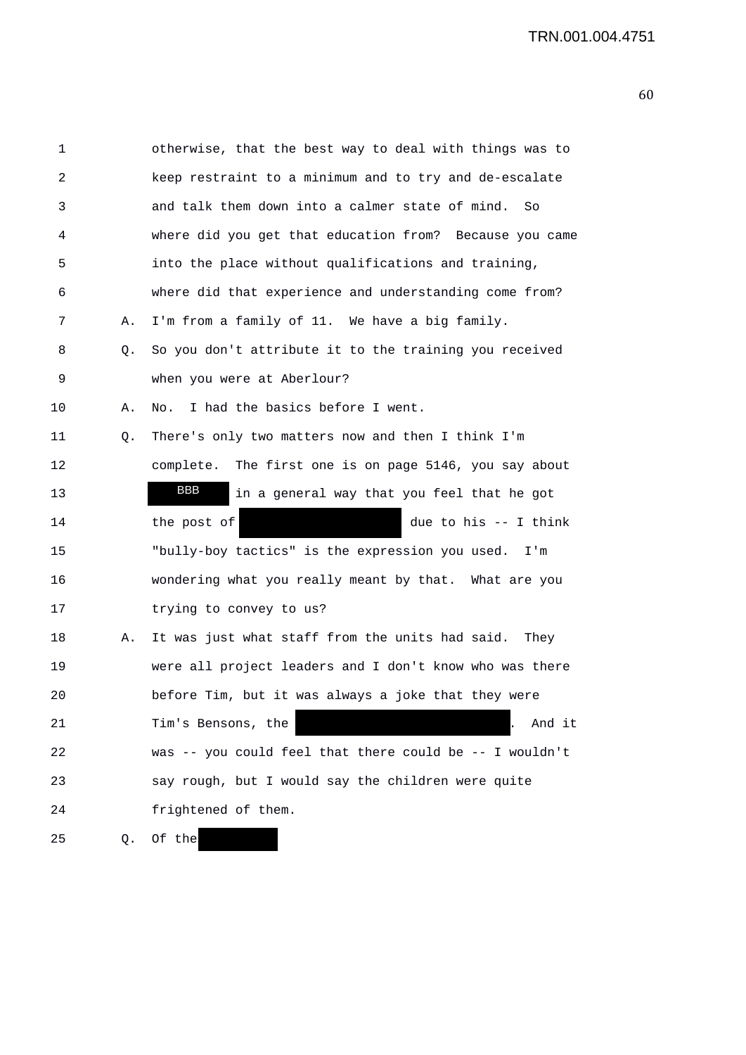1 otherwise, that the best way to deal with things was to
2 keep restraint to a minimum and to try and de-escalate
3 and talk them down into a calmer state of mind. So
4 where did you get that education from? Because you came
5 into the place without qualifications and training,
6 where did that experience and understanding come from?

7 A. I'm from a family of 11. We have a big family.

8 Q. So you don't attribute it to the training you received
9 when you were at Aberlour?

10 A. No. I had the basics before I went.

11 Q. There's only two matters now and then I think I'm
12 complete. The first one is on page 5146, you say about
13 BBB in a general way that you feel that he got
14 the post of [REDACTED] due to his -- I think
15 "bully-boy tactics" is the expression you used. I'm
16 wondering what you really meant by that. What are you
17 trying to convey to us?

18 A. It was just what staff from the units had said. They
19 were all project leaders and I don't know who was there
20 before Tim, but it was always a joke that they were
21 Tim's Bensons, the [REDACTED]. And it
22 was -- you could feel that there could be -- I wouldn't
23 say rough, but I would say the children were quite
24 frightened of them.

25 Q. Of the [REDACTED]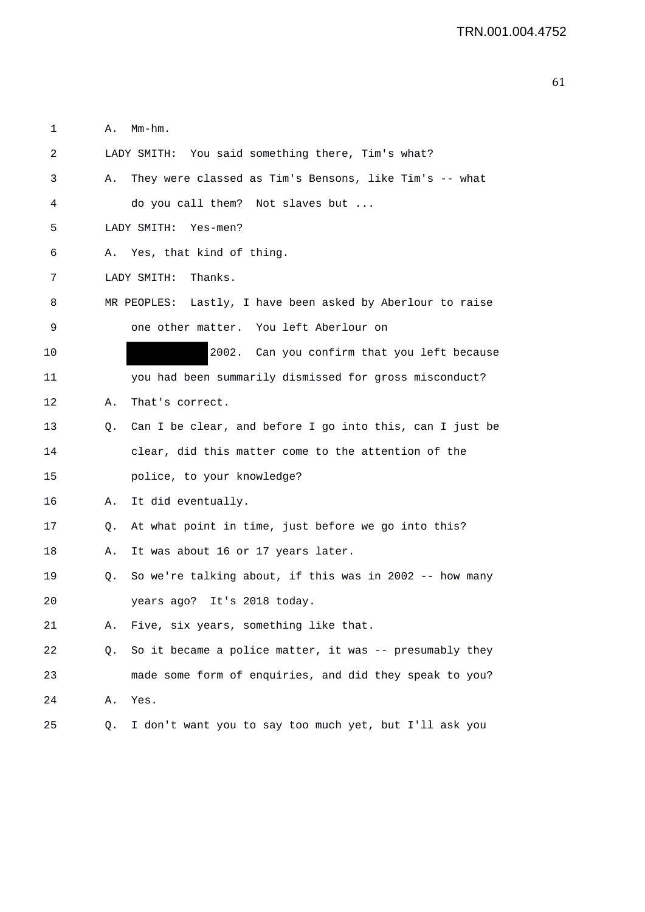1 A. Mm-hm.

2 LADY SMITH: You said something there, Tim's what?

3 A. They were classed as Tim's Bensons, like Tim's -- what

4 do you call them? Not slaves but ...

5 LADY SMITH: Yes-men?

6 A. Yes, that kind of thing.

7 LADY SMITH: Thanks.

8 MR PEOPLES: Lastly, I have been asked by Aberlour to raise

9 one other matter. You left Aberlour on

10 ██████████ 2002. Can you confirm that you left because

11 you had been summarily dismissed for gross misconduct?

12 A. That's correct.

13 Q. Can I be clear, and before I go into this, can I just be

14 clear, did this matter come to the attention of the

15 police, to your knowledge?

16 A. It did eventually.

17 Q. At what point in time, just before we go into this?

18 A. It was about 16 or 17 years later.

19 Q. So we're talking about, if this was in 2002 -- how many

20 years ago? It's 2018 today.

21 A. Five, six years, something like that.

22 Q. So it became a police matter, it was -- presumably they

23 made some form of enquiries, and did they speak to you?

24 A. Yes.

25 Q. I don't want you to say too much yet, but I'll ask you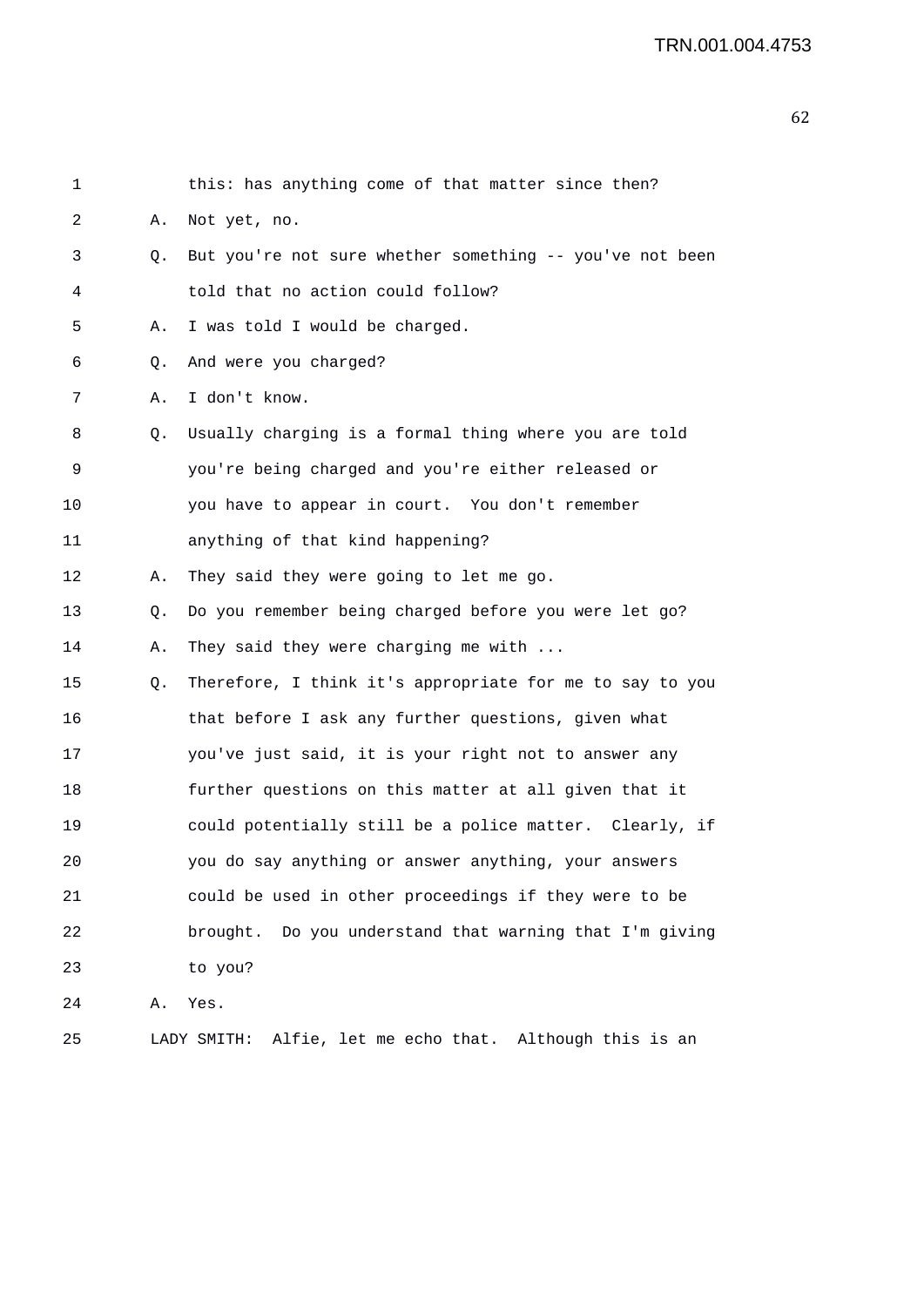this: has anything come of that matter since then?

A. Not yet, no.

Q. But you're not sure whether something -- you've not been told that no action could follow?

A. I was told I would be charged.

Q. And were you charged?

A. I don't know.

Q. Usually charging is a formal thing where you are told you're being charged and you're either released or you have to appear in court. You don't remember anything of that kind happening?

A. They said they were going to let me go.

Q. Do you remember being charged before you were let go?

A. They said they were charging me with ...

Q. Therefore, I think it's appropriate for me to say to you that before I ask any further questions, given what you've just said, it is your right not to answer any further questions on this matter at all given that it could potentially still be a police matter. Clearly, if you do say anything or answer anything, your answers could be used in other proceedings if they were to be brought. Do you understand that warning that I'm giving to you?

A. Yes.

LADY SMITH: Alfie, let me echo that. Although this is an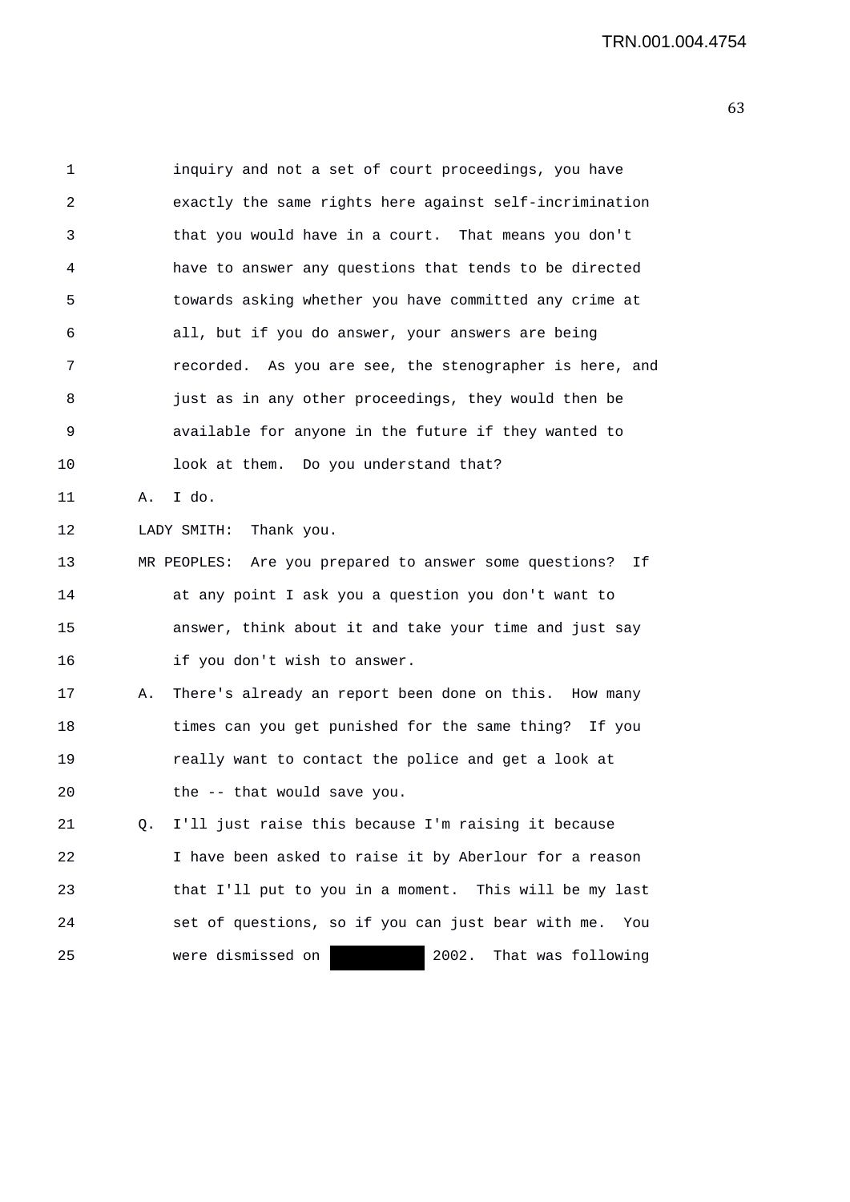1 inquiry and not a set of court proceedings, you have
2 exactly the same rights here against self-incrimination
3 that you would have in a court. That means you don't
4 have to answer any questions that tends to be directed
5 towards asking whether you have committed any crime at
6 all, but if you do answer, your answers are being
7 recorded. As you are see, the stenographer is here, and
8 just as in any other proceedings, they would then be
9 available for anyone in the future if they wanted to
10 look at them. Do you understand that?

11 A. I do.

12 LADY SMITH: Thank you.

13 MR PEOPLES: Are you prepared to answer some questions? If
14 at any point I ask you a question you don't want to
15 answer, think about it and take your time and just say
16 if you don't wish to answer.

17 A. There's already an report been done on this. How many
18 times can you get punished for the same thing? If you
19 really want to contact the police and get a look at
20 the -- that would save you.

21 Q. I'll just raise this because I'm raising it because
22 I have been asked to raise it by Aberlour for a reason
23 that I'll put to you in a moment. This will be my last
24 set of questions, so if you can just bear with me. You
25 were dismissed on ██████ 2002. That was following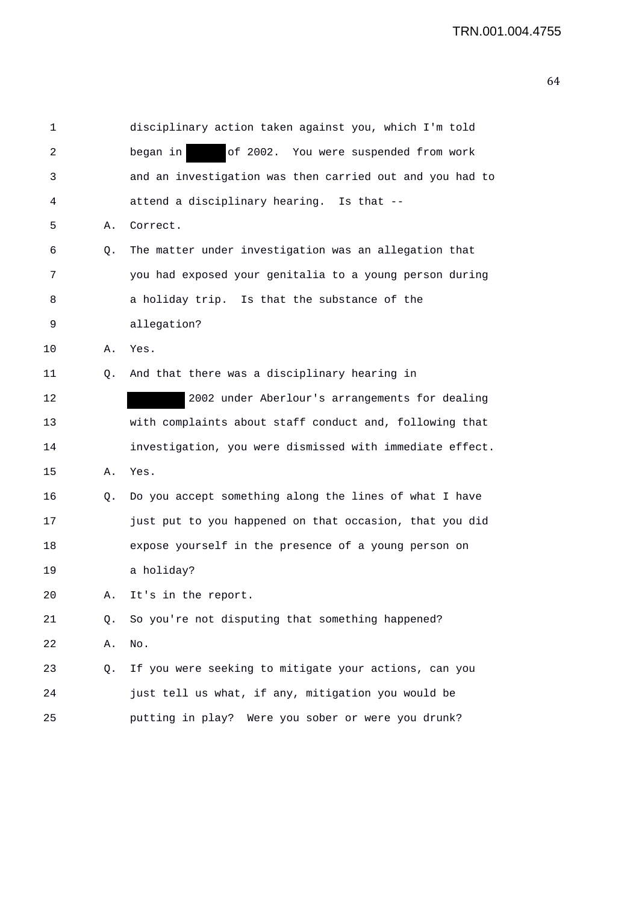1 disciplinary action taken against you, which I'm told
2 began in ██████ of 2002. You were suspended from work
3 and an investigation was then carried out and you had to
4 attend a disciplinary hearing. Is that --
5 A. Correct.
6 Q. The matter under investigation was an allegation that
7 you had exposed your genitalia to a young person during
8 a holiday trip. Is that the substance of the
9 allegation?
10 A. Yes.
11 Q. And that there was a disciplinary hearing in
12 ████████ 2002 under Aberlour's arrangements for dealing
13 with complaints about staff conduct and, following that
14 investigation, you were dismissed with immediate effect.
15 A. Yes.
16 Q. Do you accept something along the lines of what I have
17 just put to you happened on that occasion, that you did
18 expose yourself in the presence of a young person on
19 a holiday?
20 A. It's in the report.
21 Q. So you're not disputing that something happened?
22 A. No.
23 Q. If you were seeking to mitigate your actions, can you
24 just tell us what, if any, mitigation you would be
25 putting in play? Were you sober or were you drunk?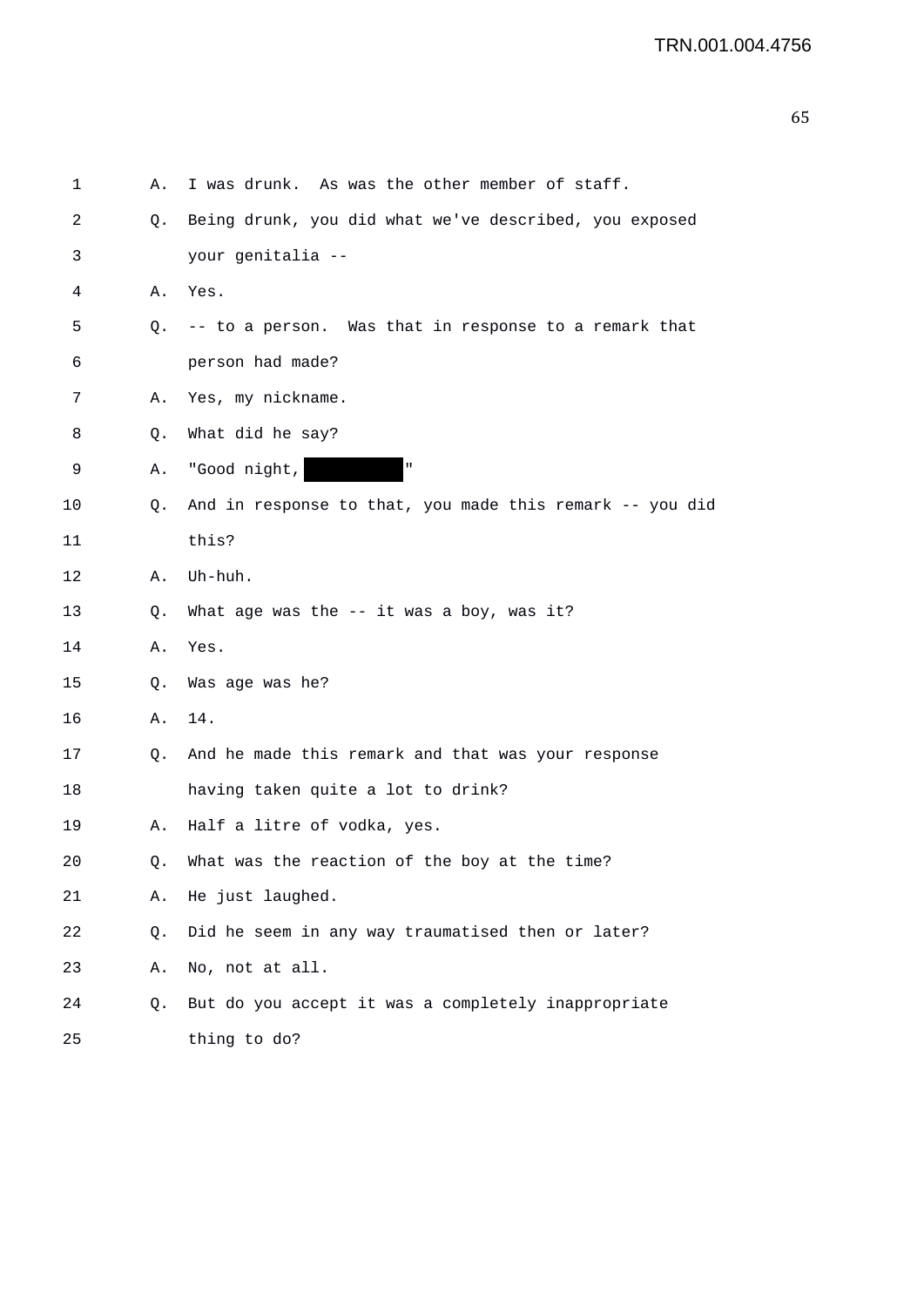1 A. I was drunk. As was the other member of staff.

2 Q. Being drunk, you did what we've described, you exposed

3 your genitalia --

4 A. Yes.

5 Q. -- to a person. Was that in response to a remark that

6 person had made?

7 A. Yes, my nickname.

8 Q. What did he say?

9 A. "Good night, ██████"

10 Q. And in response to that, you made this remark -- you did

11 this?

12 A. Uh-huh.

13 Q. What age was the -- it was a boy, was it?

14 A. Yes.

15 Q. Was age was he?

16 A. 14.

17 Q. And he made this remark and that was your response

18 having taken quite a lot to drink?

19 A. Half a litre of vodka, yes.

20 Q. What was the reaction of the boy at the time?

21 A. He just laughed.

22 Q. Did he seem in any way traumatised then or later?

23 A. No, not at all.

24 Q. But do you accept it was a completely inappropriate

25 thing to do?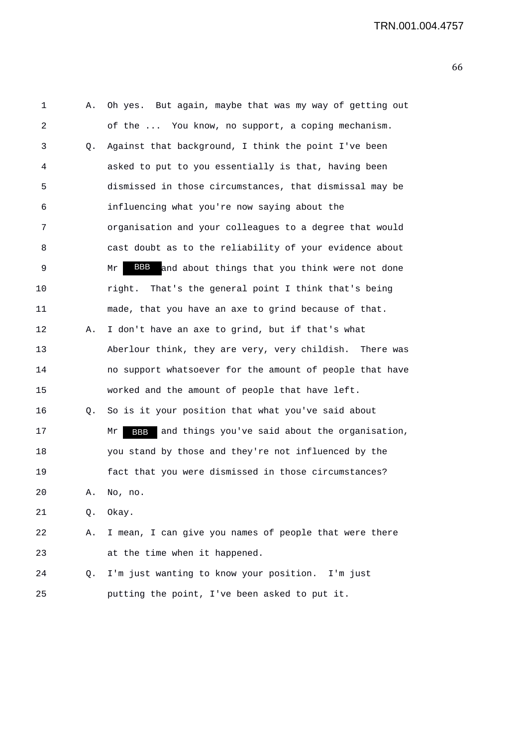1 A. Oh yes. But again, maybe that was my way of getting out
2 of the ... You know, no support, a coping mechanism.
3 Q. Against that background, I think the point I've been
4 asked to put to you essentially is that, having been
5 dismissed in those circumstances, that dismissal may be
6 influencing what you're now saying about the
7 organisation and your colleagues to a degree that would
8 cast doubt as to the reliability of your evidence about
9 Mr BBB and about things that you think were not done
10 right. That's the general point I think that's being
11 made, that you have an axe to grind because of that.
12 A. I don't have an axe to grind, but if that's what
13 Aberlour think, they are very, very childish. There was
14 no support whatsoever for the amount of people that have
15 worked and the amount of people that have left.
16 Q. So is it your position that what you've said about
17 Mr BBB and things you've said about the organisation,
18 you stand by those and they're not influenced by the
19 fact that you were dismissed in those circumstances?
20 A. No, no.
21 Q. Okay.
22 A. I mean, I can give you names of people that were there
23 at the time when it happened.
24 Q. I'm just wanting to know your position. I'm just
25 putting the point, I've been asked to put it.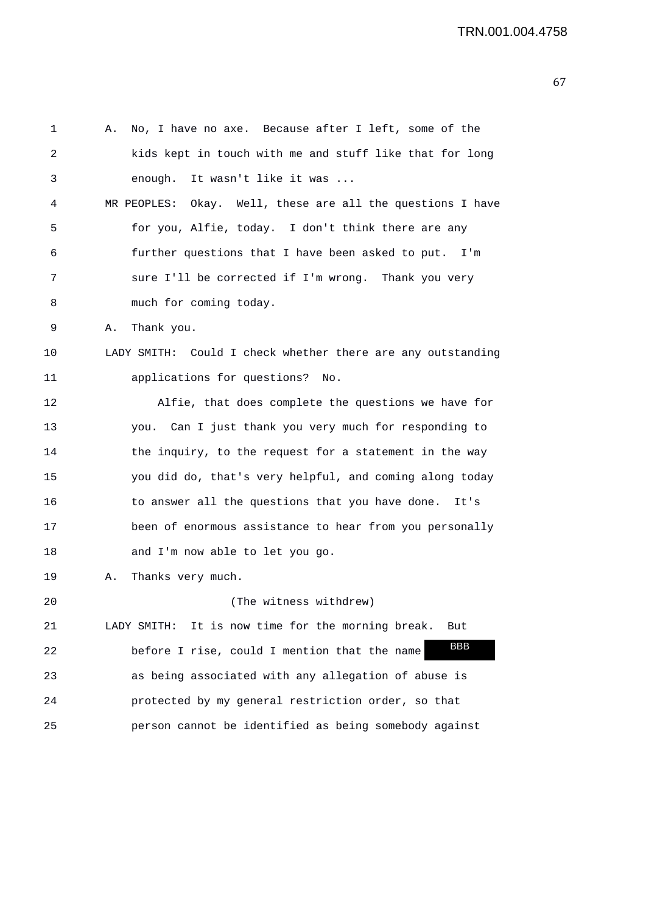A. No, I have no axe. Because after I left, some of the kids kept in touch with me and stuff like that for long enough. It wasn't like it was ...

MR PEOPLES: Okay. Well, these are all the questions I have for you, Alfie, today. I don't think there are any further questions that I have been asked to put. I'm sure I'll be corrected if I'm wrong. Thank you very much for coming today.

A. Thank you.

LADY SMITH: Could I check whether there are any outstanding applications for questions? No.

Alfie, that does complete the questions we have for you. Can I just thank you very much for responding to the inquiry, to the request for a statement in the way you did do, that's very helpful, and coming along today to answer all the questions that you have done. It's been of enormous assistance to hear from you personally and I'm now able to let you go.

A. Thanks very much.

(The witness withdrew)

LADY SMITH: It is now time for the morning break. But before I rise, could I mention that the name BBB as being associated with any allegation of abuse is protected by my general restriction order, so that person cannot be identified as being somebody against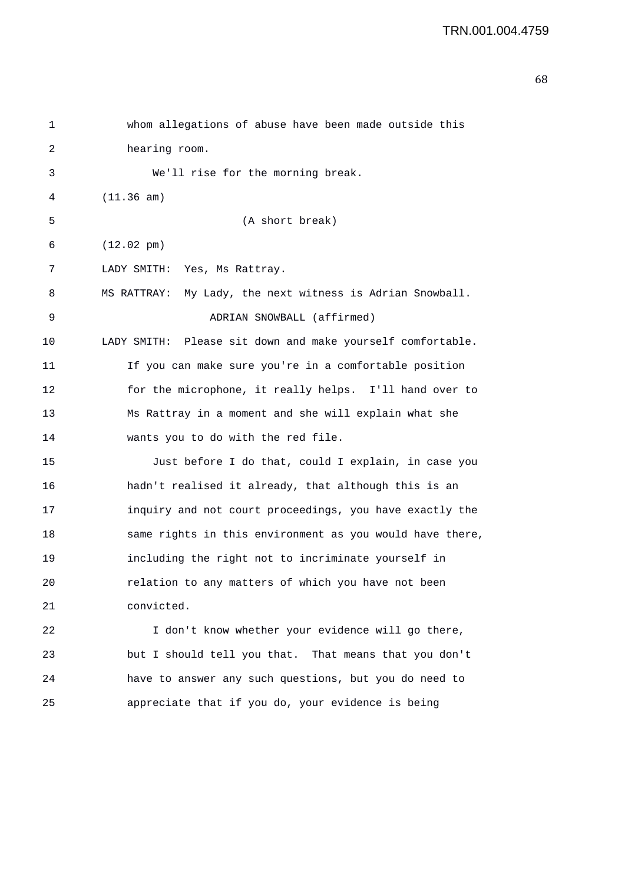whom allegations of abuse have been made outside this hearing room.

We'll rise for the morning break.

(11.36 am)

(A short break)

(12.02 pm)

LADY SMITH: Yes, Ms Rattray.

MS RATTRAY: My Lady, the next witness is Adrian Snowball.

ADRIAN SNOWBALL (affirmed)

LADY SMITH: Please sit down and make yourself comfortable. If you can make sure you're in a comfortable position for the microphone, it really helps. I'll hand over to Ms Rattray in a moment and she will explain what she wants you to do with the red file.

Just before I do that, could I explain, in case you hadn't realised it already, that although this is an inquiry and not court proceedings, you have exactly the same rights in this environment as you would have there, including the right not to incriminate yourself in relation to any matters of which you have not been convicted.

I don't know whether your evidence will go there, but I should tell you that. That means that you don't have to answer any such questions, but you do need to appreciate that if you do, your evidence is being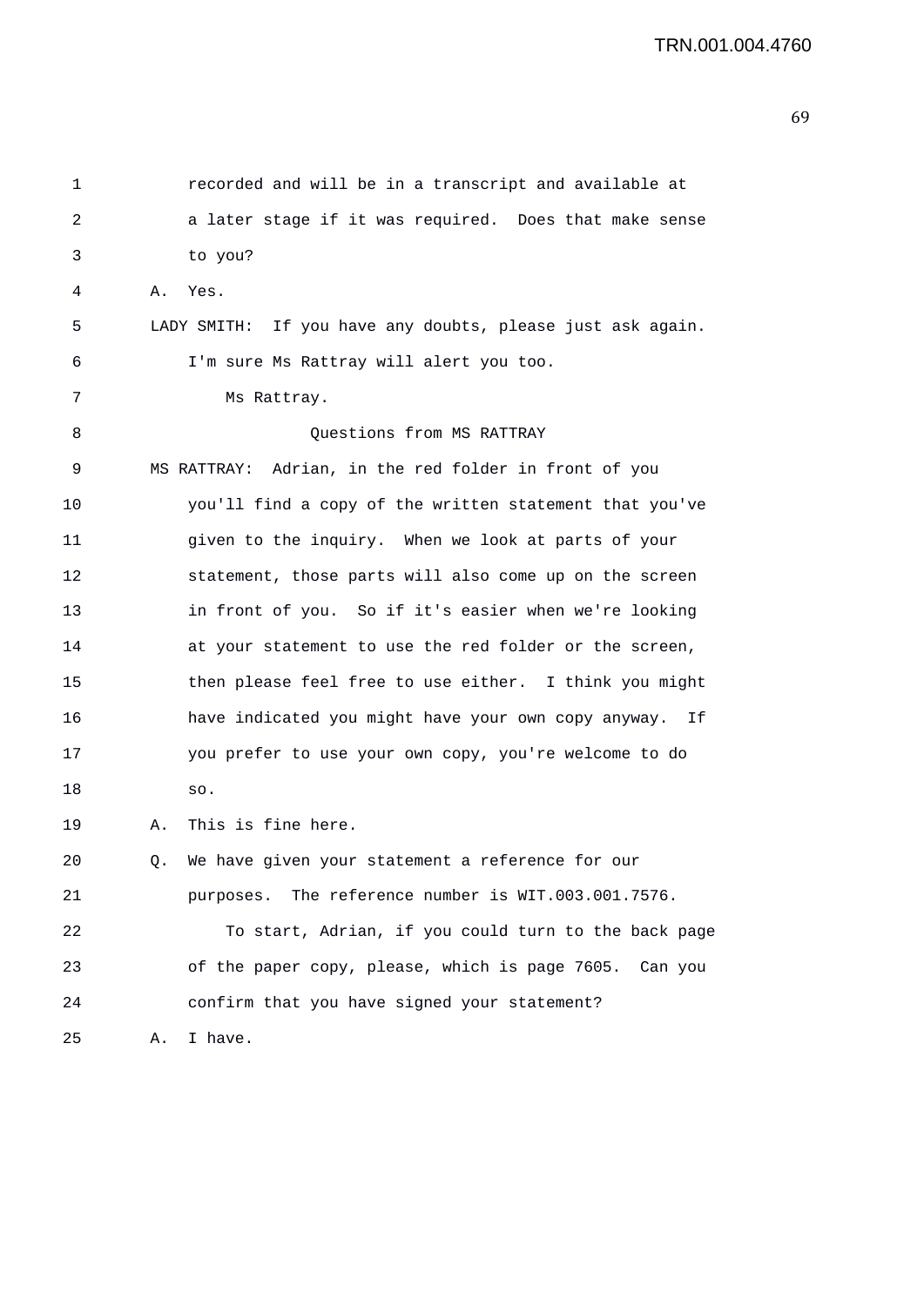recorded and will be in a transcript and available at a later stage if it was required. Does that make sense to you?

A. Yes.

LADY SMITH: If you have any doubts, please just ask again. I'm sure Ms Rattray will alert you too.

Ms Rattray.

### Questions from MS RATTRAY

MS RATTRAY: Adrian, in the red folder in front of you you'll find a copy of the written statement that you've given to the inquiry. When we look at parts of your statement, those parts will also come up on the screen in front of you. So if it's easier when we're looking at your statement to use the red folder or the screen, then please feel free to use either. I think you might have indicated you might have your own copy anyway. If you prefer to use your own copy, you're welcome to do so.

A. This is fine here.

Q. We have given your statement a reference for our purposes. The reference number is WIT.003.001.7576.

To start, Adrian, if you could turn to the back page of the paper copy, please, which is page 7605. Can you confirm that you have signed your statement?

A. I have.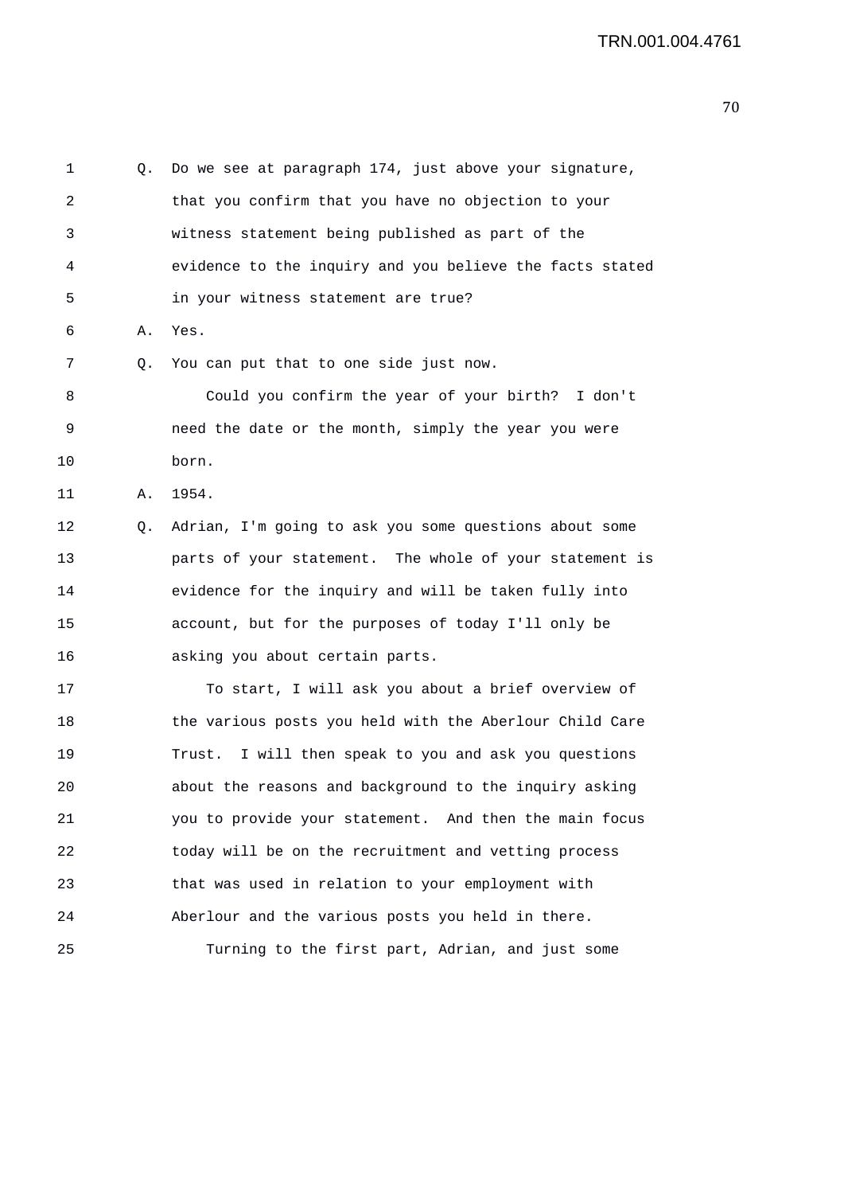1 Q. Do we see at paragraph 174, just above your signature,
2 that you confirm that you have no objection to your
3 witness statement being published as part of the
4 evidence to the inquiry and you believe the facts stated
5 in your witness statement are true?
6 A. Yes.
7 Q. You can put that to one side just now.
8 Could you confirm the year of your birth? I don't
9 need the date or the month, simply the year you were
10 born.
11 A. 1954.
12 Q. Adrian, I'm going to ask you some questions about some
13 parts of your statement. The whole of your statement is
14 evidence for the inquiry and will be taken fully into
15 account, but for the purposes of today I'll only be
16 asking you about certain parts.
17 To start, I will ask you about a brief overview of
18 the various posts you held with the Aberlour Child Care
19 Trust. I will then speak to you and ask you questions
20 about the reasons and background to the inquiry asking
21 you to provide your statement. And then the main focus
22 today will be on the recruitment and vetting process
23 that was used in relation to your employment with
24 Aberlour and the various posts you held in there.
25 Turning to the first part, Adrian, and just some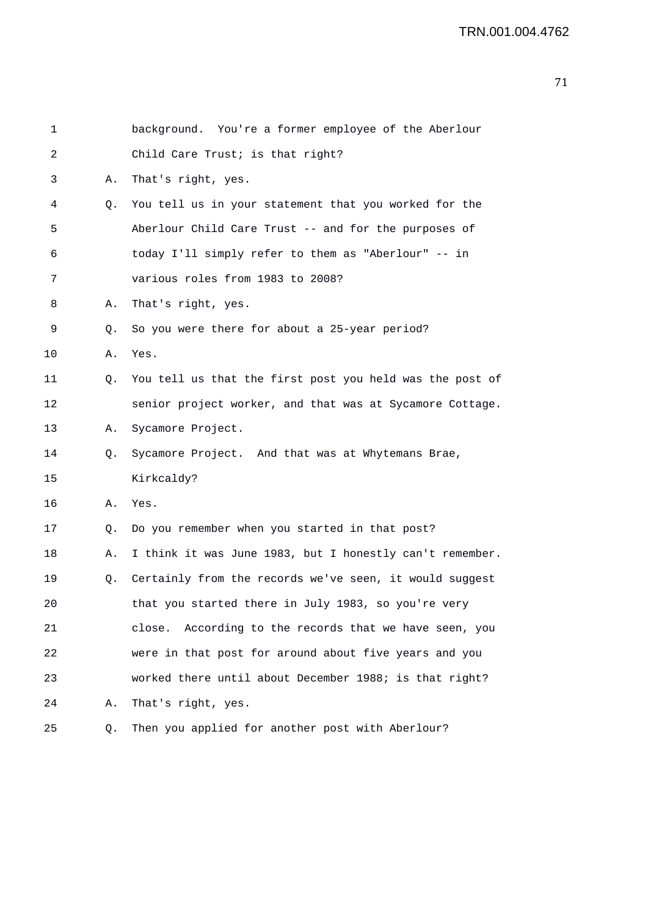1 background. You're a former employee of the Aberlour
2 Child Care Trust; is that right?
3 A. That's right, yes.
4 Q. You tell us in your statement that you worked for the
5 Aberlour Child Care Trust -- and for the purposes of
6 today I'll simply refer to them as "Aberlour" -- in
7 various roles from 1983 to 2008?
8 A. That's right, yes.
9 Q. So you were there for about a 25-year period?
10 A. Yes.
11 Q. You tell us that the first post you held was the post of
12 senior project worker, and that was at Sycamore Cottage.
13 A. Sycamore Project.
14 Q. Sycamore Project. And that was at Whytemans Brae,
15 Kirkcaldy?
16 A. Yes.
17 Q. Do you remember when you started in that post?
18 A. I think it was June 1983, but I honestly can't remember.
19 Q. Certainly from the records we've seen, it would suggest
20 that you started there in July 1983, so you're very
21 close. According to the records that we have seen, you
22 were in that post for around about five years and you
23 worked there until about December 1988; is that right?
24 A. That's right, yes.
25 Q. Then you applied for another post with Aberlour?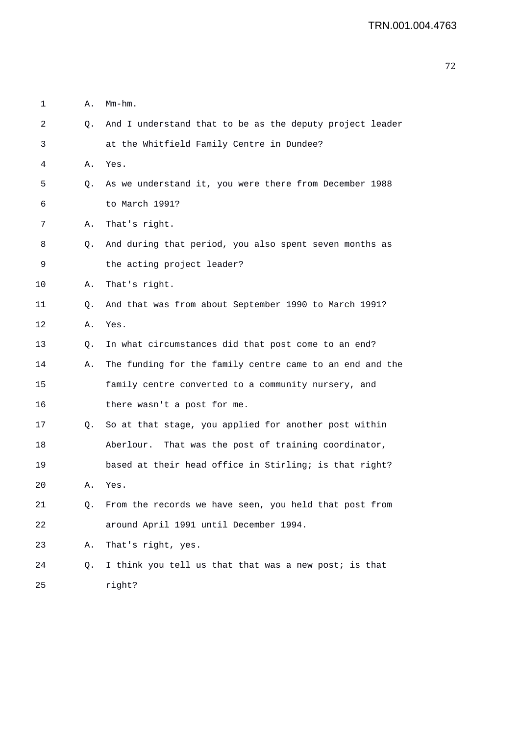1 A. Mm-hm.

2 Q. And I understand that to be as the deputy project leader

3 at the Whitfield Family Centre in Dundee?

4 A. Yes.

5 Q. As we understand it, you were there from December 1988

6 to March 1991?

7 A. That's right.

8 Q. And during that period, you also spent seven months as

9 the acting project leader?

10 A. That's right.

11 Q. And that was from about September 1990 to March 1991?

12 A. Yes.

13 Q. In what circumstances did that post come to an end?

14 A. The funding for the family centre came to an end and the

15 family centre converted to a community nursery, and

16 there wasn't a post for me.

17 Q. So at that stage, you applied for another post within

18 Aberlour. That was the post of training coordinator,

19 based at their head office in Stirling; is that right?

20 A. Yes.

21 Q. From the records we have seen, you held that post from

22 around April 1991 until December 1994.

23 A. That's right, yes.

24 Q. I think you tell us that that was a new post; is that

25 right?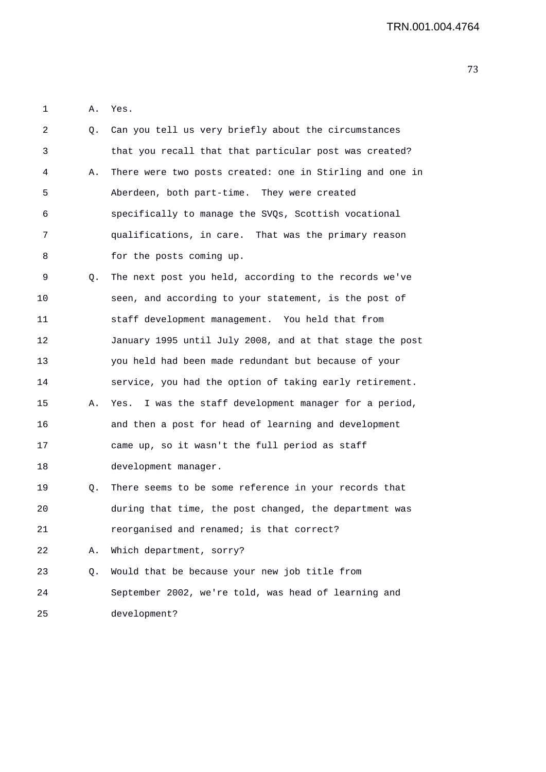1 A. Yes.

2 Q. Can you tell us very briefly about the circumstances
3 that you recall that that particular post was created?

4 A. There were two posts created: one in Stirling and one in
5 Aberdeen, both part-time. They were created
6 specifically to manage the SVQs, Scottish vocational
7 qualifications, in care. That was the primary reason
8 for the posts coming up.

9 Q. The next post you held, according to the records we've
10 seen, and according to your statement, is the post of
11 staff development management. You held that from
12 January 1995 until July 2008, and at that stage the post
13 you held had been made redundant but because of your
14 service, you had the option of taking early retirement.

15 A. Yes. I was the staff development manager for a period,
16 and then a post for head of learning and development
17 came up, so it wasn't the full period as staff
18 development manager.

19 Q. There seems to be some reference in your records that
20 during that time, the post changed, the department was
21 reorganised and renamed; is that correct?

22 A. Which department, sorry?

23 Q. Would that be because your new job title from
24 September 2002, we're told, was head of learning and
25 development?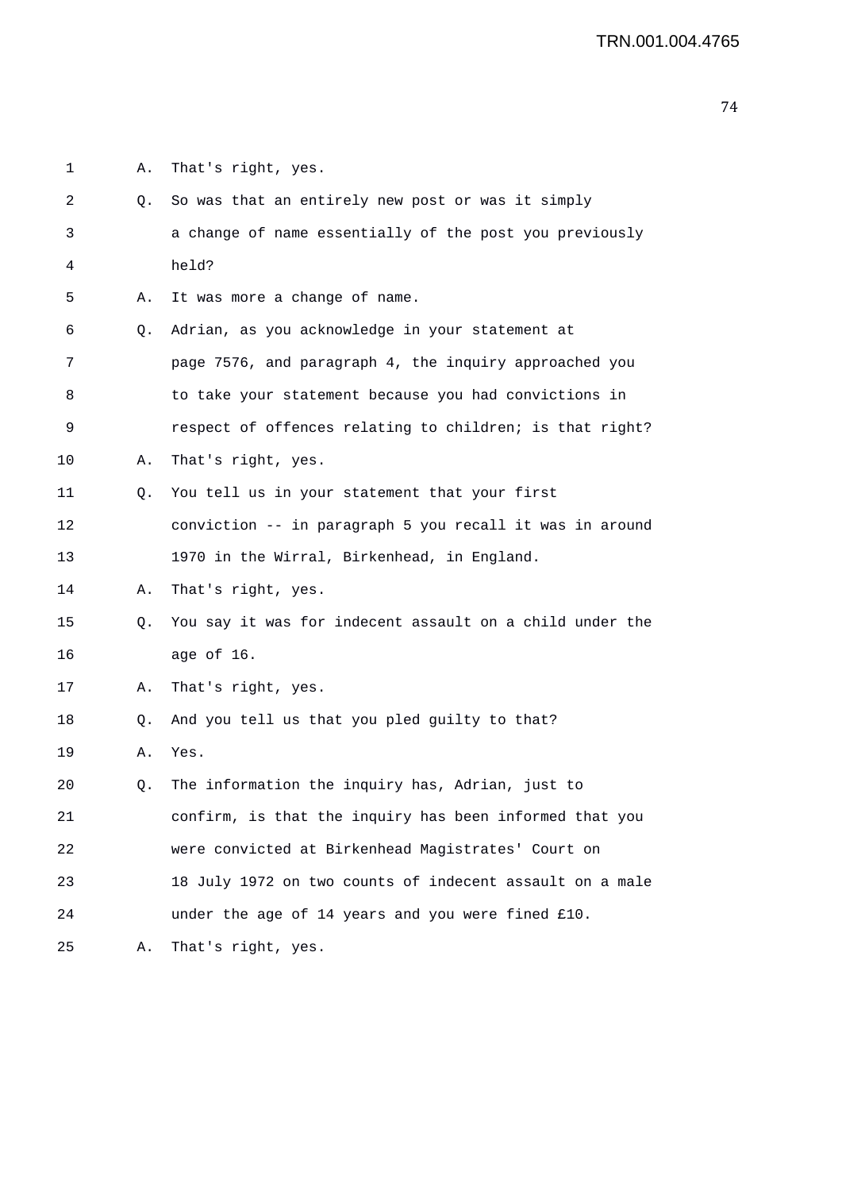1 A. That's right, yes.

2 Q. So was that an entirely new post or was it simply

3 a change of name essentially of the post you previously

4 held?

5 A. It was more a change of name.

6 Q. Adrian, as you acknowledge in your statement at

7 page 7576, and paragraph 4, the inquiry approached you

8 to take your statement because you had convictions in

9 respect of offences relating to children; is that right?

10 A. That's right, yes.

11 Q. You tell us in your statement that your first

12 conviction -- in paragraph 5 you recall it was in around

13 1970 in the Wirral, Birkenhead, in England.

14 A. That's right, yes.

15 Q. You say it was for indecent assault on a child under the

16 age of 16.

17 A. That's right, yes.

18 Q. And you tell us that you pled guilty to that?

19 A. Yes.

20 Q. The information the inquiry has, Adrian, just to

21 confirm, is that the inquiry has been informed that you

22 were convicted at Birkenhead Magistrates' Court on

23 18 July 1972 on two counts of indecent assault on a male

24 under the age of 14 years and you were fined £10.

25 A. That's right, yes.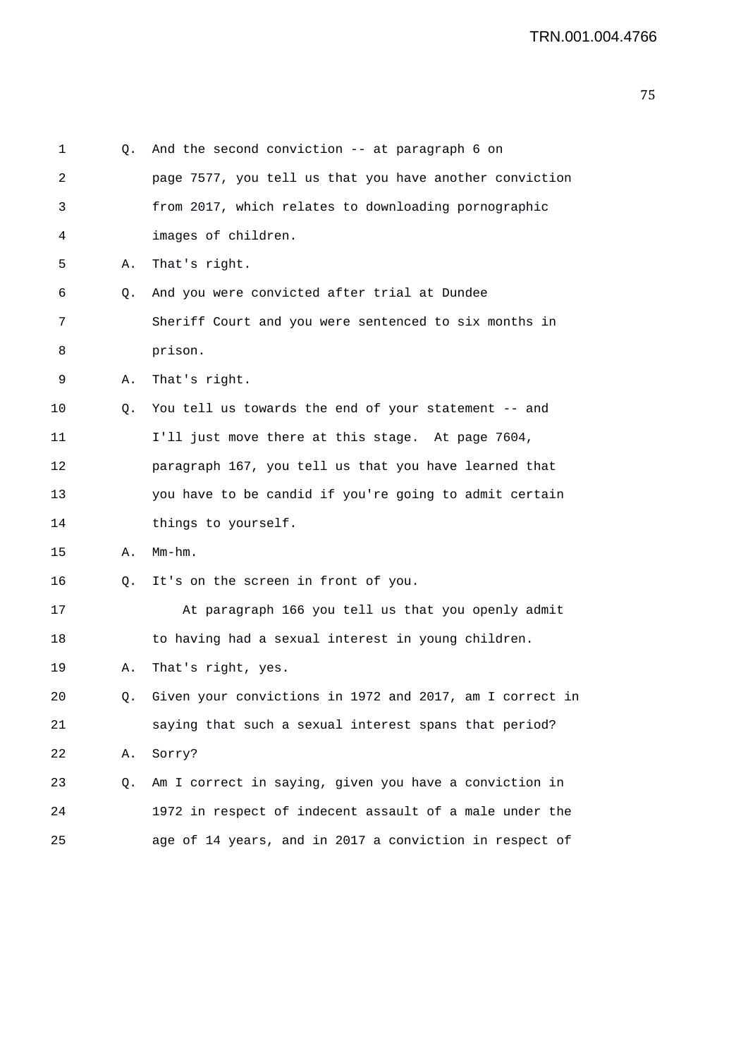1 Q. And the second conviction -- at paragraph 6 on
2 page 7577, you tell us that you have another conviction
3 from 2017, which relates to downloading pornographic
4 images of children.
5 A. That's right.
6 Q. And you were convicted after trial at Dundee
7 Sheriff Court and you were sentenced to six months in
8 prison.
9 A. That's right.
10 Q. You tell us towards the end of your statement -- and
11 I'll just move there at this stage. At page 7604,
12 paragraph 167, you tell us that you have learned that
13 you have to be candid if you're going to admit certain
14 things to yourself.
15 A. Mm-hm.
16 Q. It's on the screen in front of you.
17 At paragraph 166 you tell us that you openly admit
18 to having had a sexual interest in young children.
19 A. That's right, yes.
20 Q. Given your convictions in 1972 and 2017, am I correct in
21 saying that such a sexual interest spans that period?
22 A. Sorry?
23 Q. Am I correct in saying, given you have a conviction in
24 1972 in respect of indecent assault of a male under the
25 age of 14 years, and in 2017 a conviction in respect of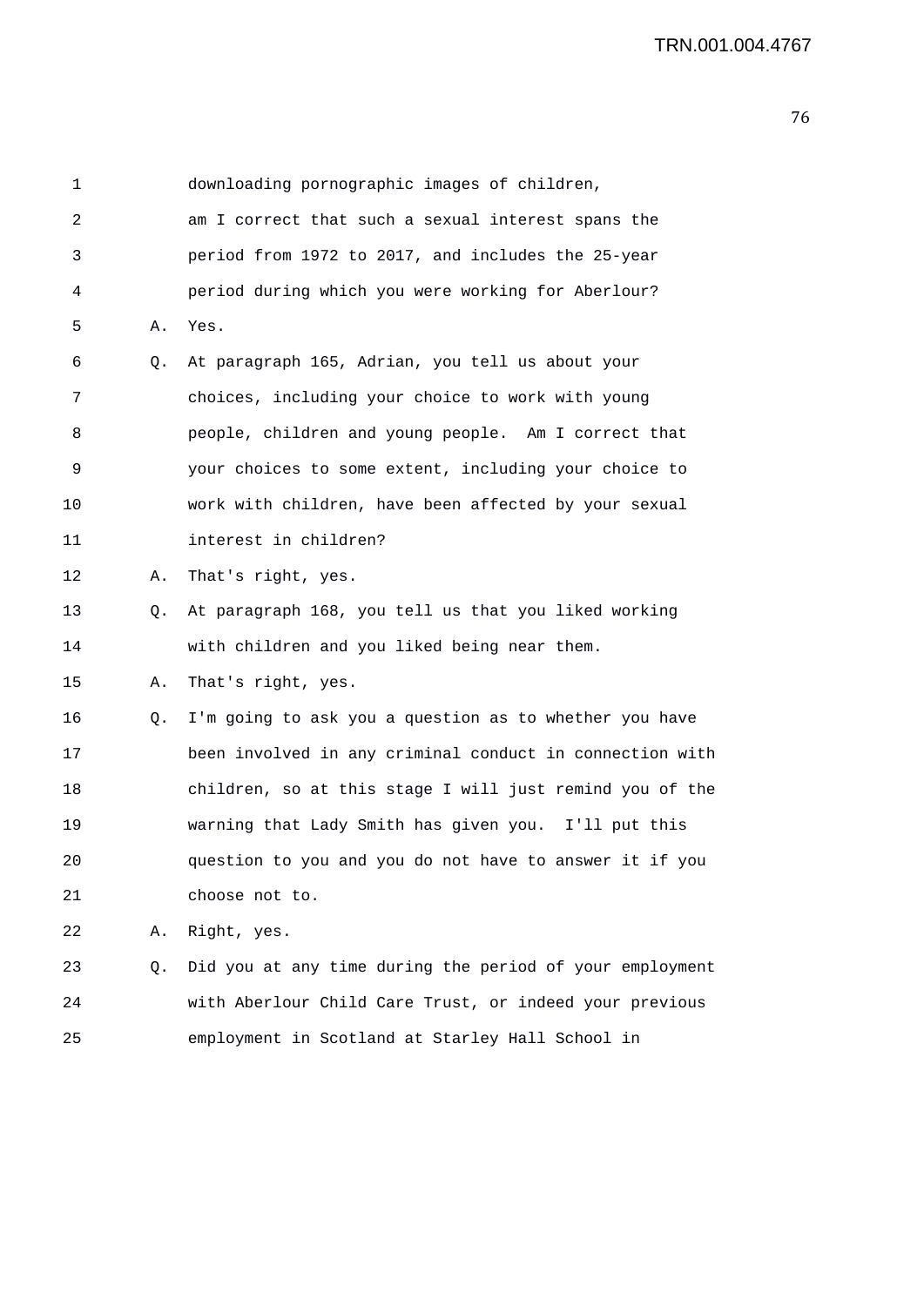downloading pornographic images of children, am I correct that such a sexual interest spans the period from 1972 to 2017, and includes the 25-year period during which you were working for Aberlour?

A. Yes.

Q. At paragraph 165, Adrian, you tell us about your choices, including your choice to work with young people, children and young people. Am I correct that your choices to some extent, including your choice to work with children, have been affected by your sexual interest in children?

A. That's right, yes.

Q. At paragraph 168, you tell us that you liked working with children and you liked being near them.

A. That's right, yes.

Q. I'm going to ask you a question as to whether you have been involved in any criminal conduct in connection with children, so at this stage I will just remind you of the warning that Lady Smith has given you. I'll put this question to you and you do not have to answer it if you choose not to.

A. Right, yes.

Q. Did you at any time during the period of your employment with Aberlour Child Care Trust, or indeed your previous employment in Scotland at Starley Hall School in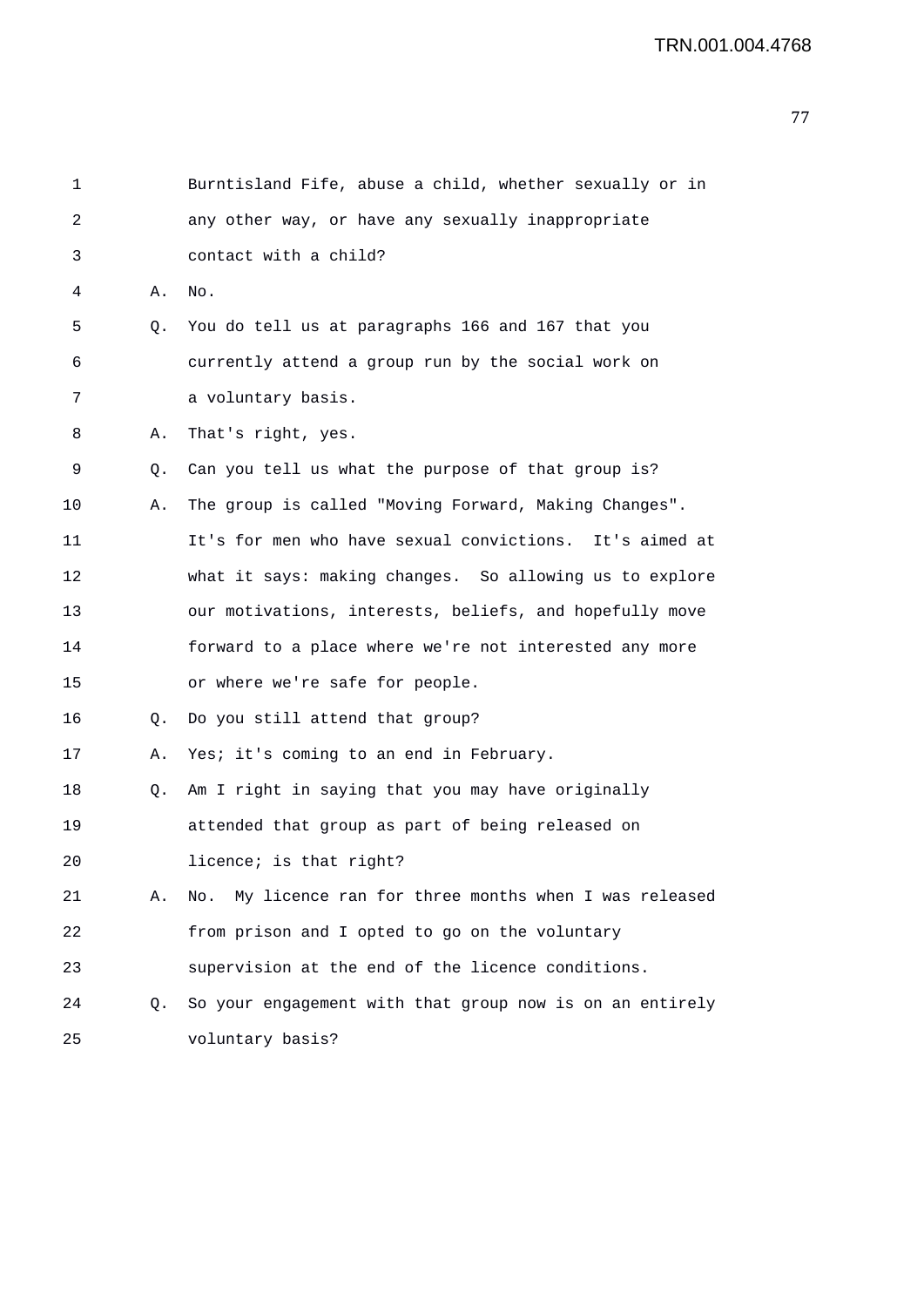1 Burntisland Fife, abuse a child, whether sexually or in
2 any other way, or have any sexually inappropriate
3 contact with a child?

4 A. No.

5 Q. You do tell us at paragraphs 166 and 167 that you
6 currently attend a group run by the social work on
7 a voluntary basis.

8 A. That's right, yes.

9 Q. Can you tell us what the purpose of that group is?

10 A. The group is called "Moving Forward, Making Changes".
11 It's for men who have sexual convictions. It's aimed at
12 what it says: making changes. So allowing us to explore
13 our motivations, interests, beliefs, and hopefully move
14 forward to a place where we're not interested any more
15 or where we're safe for people.

16 Q. Do you still attend that group?

17 A. Yes; it's coming to an end in February.

18 Q. Am I right in saying that you may have originally
19 attended that group as part of being released on
20 licence; is that right?

21 A. No. My licence ran for three months when I was released
22 from prison and I opted to go on the voluntary
23 supervision at the end of the licence conditions.

24 Q. So your engagement with that group now is on an entirely
25 voluntary basis?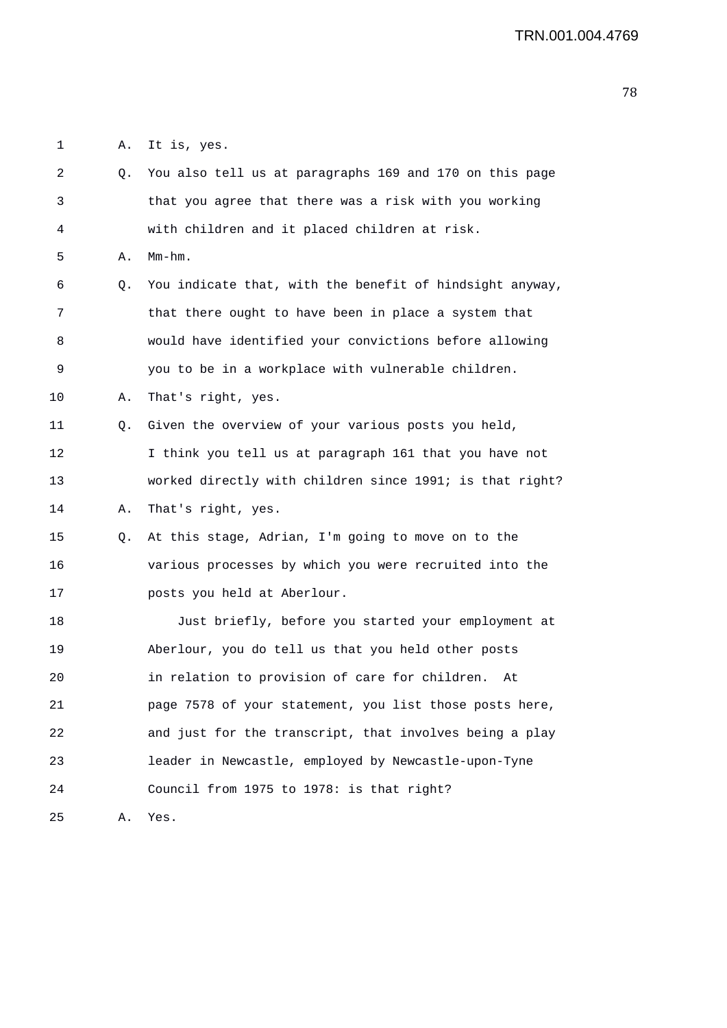1 A. It is, yes.

2 Q. You also tell us at paragraphs 169 and 170 on this page

3 that you agree that there was a risk with you working

4 with children and it placed children at risk.

5 A. Mm-hm.

6 Q. You indicate that, with the benefit of hindsight anyway,

7 that there ought to have been in place a system that

8 would have identified your convictions before allowing

9 you to be in a workplace with vulnerable children.

10 A. That's right, yes.

11 Q. Given the overview of your various posts you held,

12 I think you tell us at paragraph 161 that you have not

13 worked directly with children since 1991; is that right?

14 A. That's right, yes.

15 Q. At this stage, Adrian, I'm going to move on to the

16 various processes by which you were recruited into the

17 posts you held at Aberlour.

18 Just briefly, before you started your employment at

19 Aberlour, you do tell us that you held other posts

20 in relation to provision of care for children. At

21 page 7578 of your statement, you list those posts here,

22 and just for the transcript, that involves being a play

23 leader in Newcastle, employed by Newcastle-upon-Tyne

24 Council from 1975 to 1978: is that right?

25 A. Yes.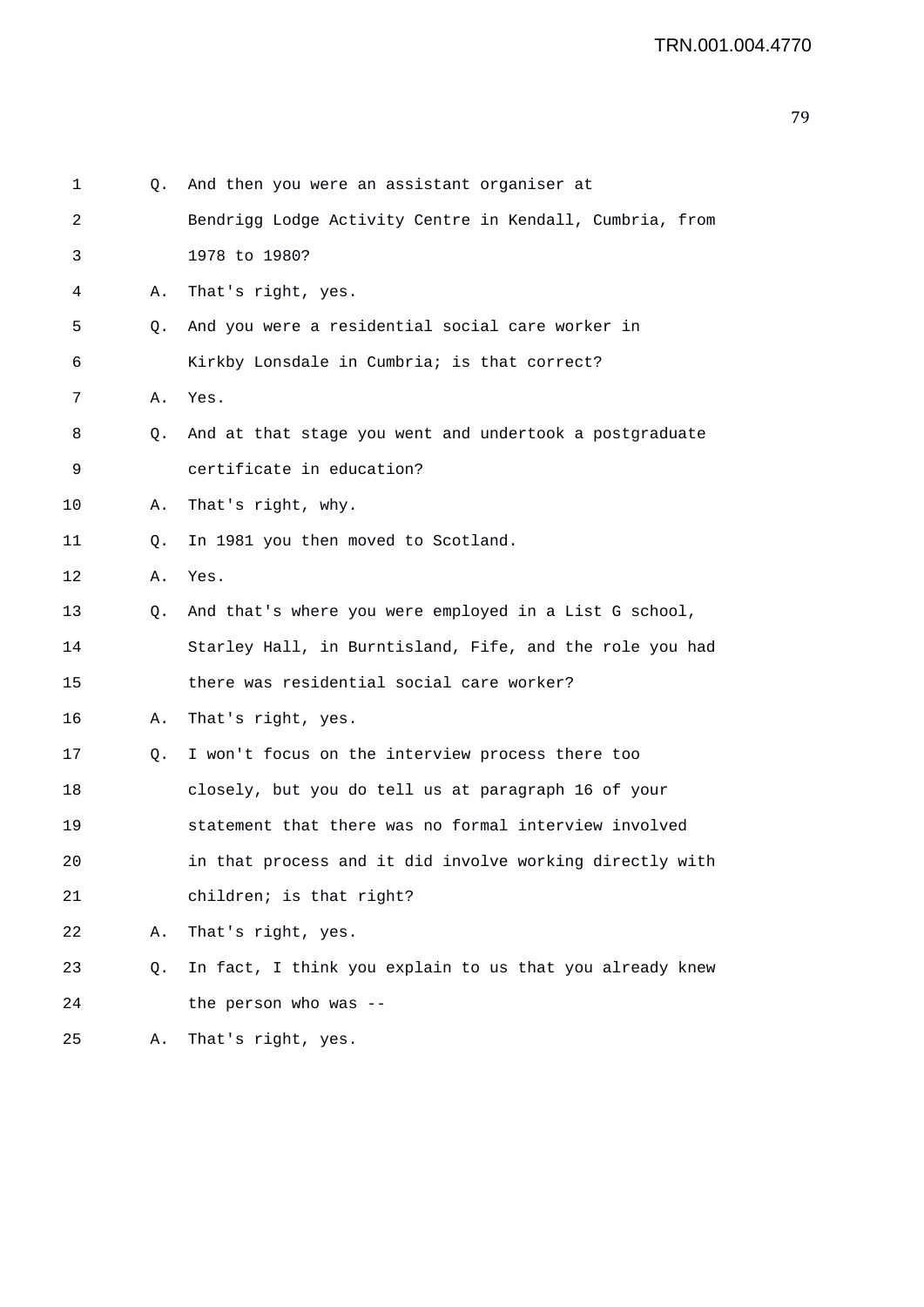Q. And then you were an assistant organiser at Bendrigg Lodge Activity Centre in Kendall, Cumbria, from 1978 to 1980?

A. That's right, yes.

Q. And you were a residential social care worker in Kirkby Lonsdale in Cumbria; is that correct?

A. Yes.

Q. And at that stage you went and undertook a postgraduate certificate in education?

A. That's right, why.

Q. In 1981 you then moved to Scotland.

A. Yes.

Q. And that's where you were employed in a List G school, Starley Hall, in Burntisland, Fife, and the role you had there was residential social care worker?

A. That's right, yes.

Q. I won't focus on the interview process there too closely, but you do tell us at paragraph 16 of your statement that there was no formal interview involved in that process and it did involve working directly with children; is that right?

A. That's right, yes.

Q. In fact, I think you explain to us that you already knew the person who was --

A. That's right, yes.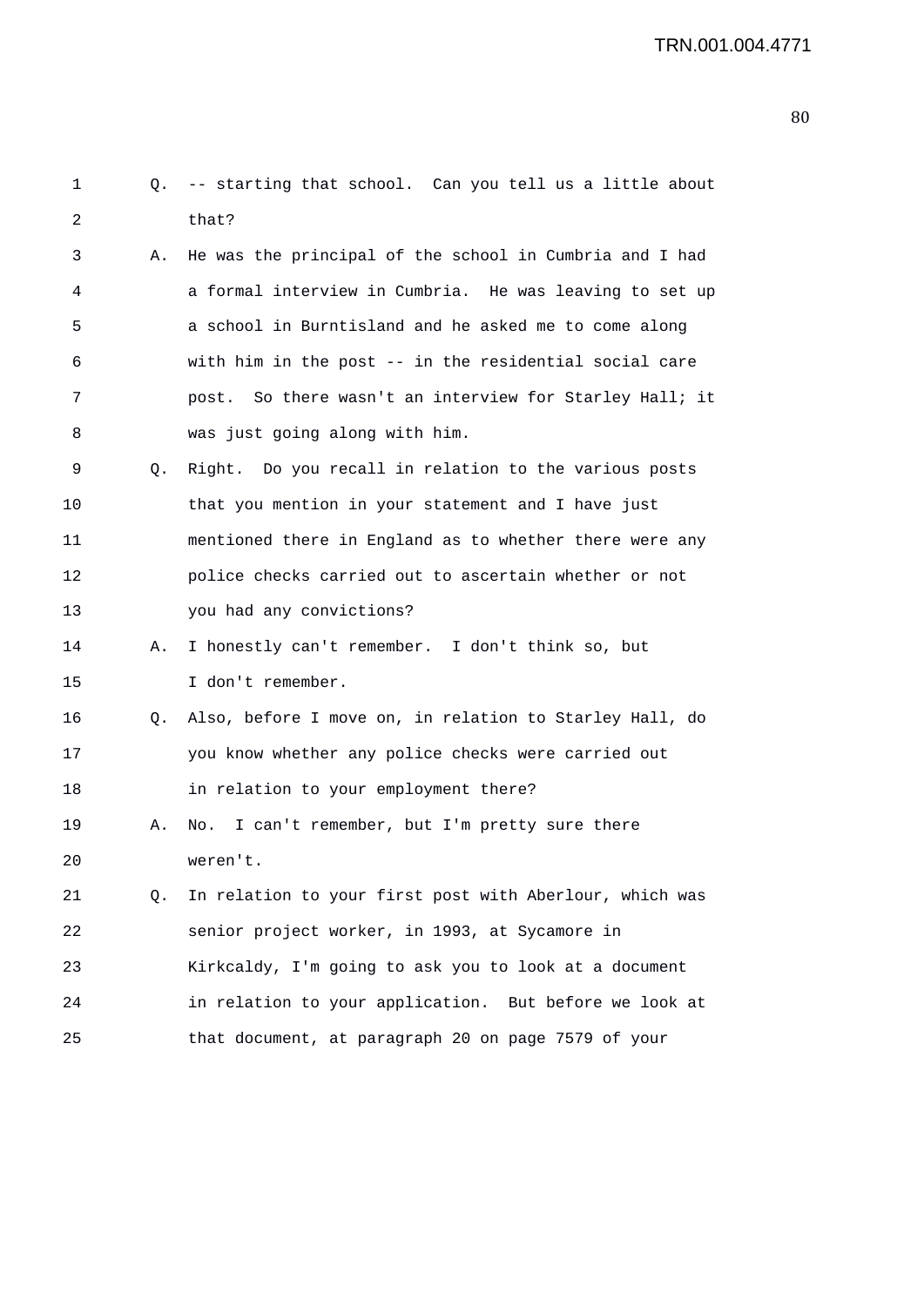Q. -- starting that school. Can you tell us a little about that?

A. He was the principal of the school in Cumbria and I had a formal interview in Cumbria. He was leaving to set up a school in Burntisland and he asked me to come along with him in the post -- in the residential social care post. So there wasn't an interview for Starley Hall; it was just going along with him.

Q. Right. Do you recall in relation to the various posts that you mention in your statement and I have just mentioned there in England as to whether there were any police checks carried out to ascertain whether or not you had any convictions?

A. I honestly can't remember. I don't think so, but I don't remember.

Q. Also, before I move on, in relation to Starley Hall, do you know whether any police checks were carried out in relation to your employment there?

A. No. I can't remember, but I'm pretty sure there weren't.

Q. In relation to your first post with Aberlour, which was senior project worker, in 1993, at Sycamore in Kirkcaldy, I'm going to ask you to look at a document in relation to your application. But before we look at that document, at paragraph 20 on page 7579 of your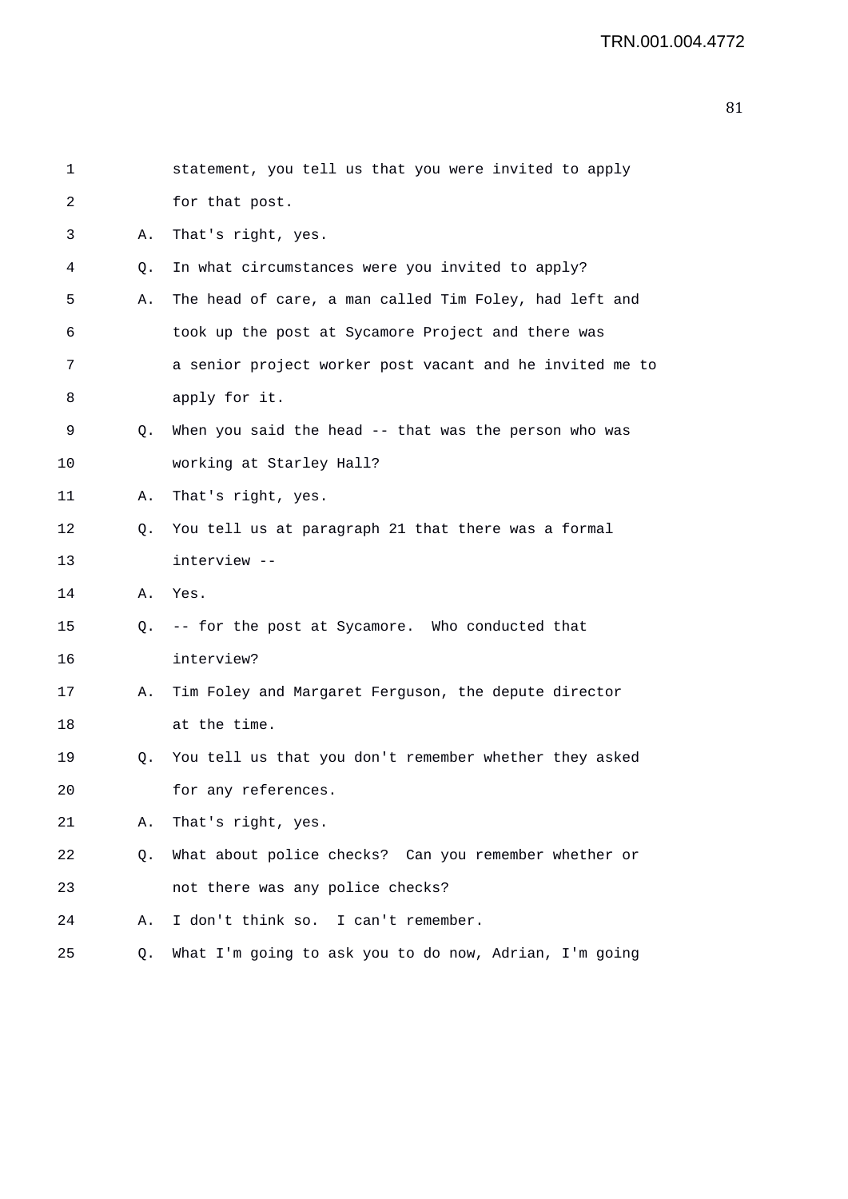1 statement, you tell us that you were invited to apply
2 for that post.
3 A. That's right, yes.
4 Q. In what circumstances were you invited to apply?
5 A. The head of care, a man called Tim Foley, had left and
6 took up the post at Sycamore Project and there was
7 a senior project worker post vacant and he invited me to
8 apply for it.
9 Q. When you said the head -- that was the person who was
10 working at Starley Hall?
11 A. That's right, yes.
12 Q. You tell us at paragraph 21 that there was a formal
13 interview --
14 A. Yes.
15 Q. -- for the post at Sycamore. Who conducted that
16 interview?
17 A. Tim Foley and Margaret Ferguson, the depute director
18 at the time.
19 Q. You tell us that you don't remember whether they asked
20 for any references.
21 A. That's right, yes.
22 Q. What about police checks? Can you remember whether or
23 not there was any police checks?
24 A. I don't think so. I can't remember.
25 Q. What I'm going to ask you to do now, Adrian, I'm going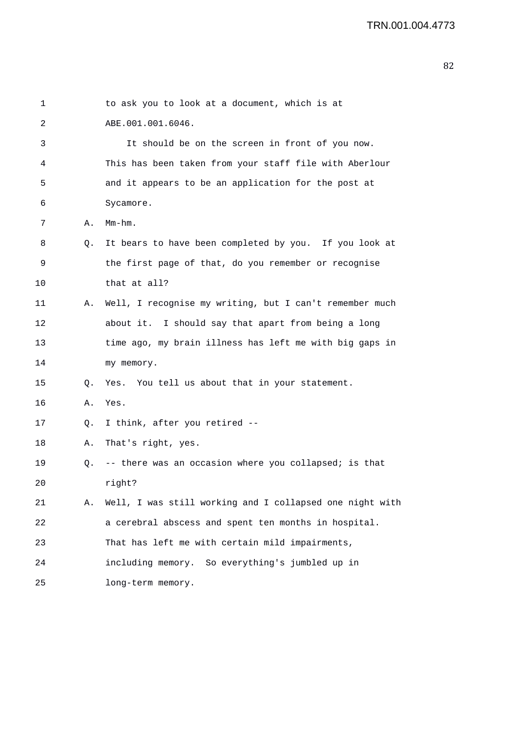1 to ask you to look at a document, which is at
2 ABE.001.001.6046.
3 It should be on the screen in front of you now.
4 This has been taken from your staff file with Aberlour
5 and it appears to be an application for the post at
6 Sycamore.
7 A. Mm-hm.
8 Q. It bears to have been completed by you. If you look at
9 the first page of that, do you remember or recognise
10 that at all?
11 A. Well, I recognise my writing, but I can't remember much
12 about it. I should say that apart from being a long
13 time ago, my brain illness has left me with big gaps in
14 my memory.
15 Q. Yes. You tell us about that in your statement.
16 A. Yes.
17 Q. I think, after you retired --
18 A. That's right, yes.
19 Q. -- there was an occasion where you collapsed; is that
20 right?
21 A. Well, I was still working and I collapsed one night with
22 a cerebral abscess and spent ten months in hospital.
23 That has left me with certain mild impairments,
24 including memory. So everything's jumbled up in
25 long-term memory.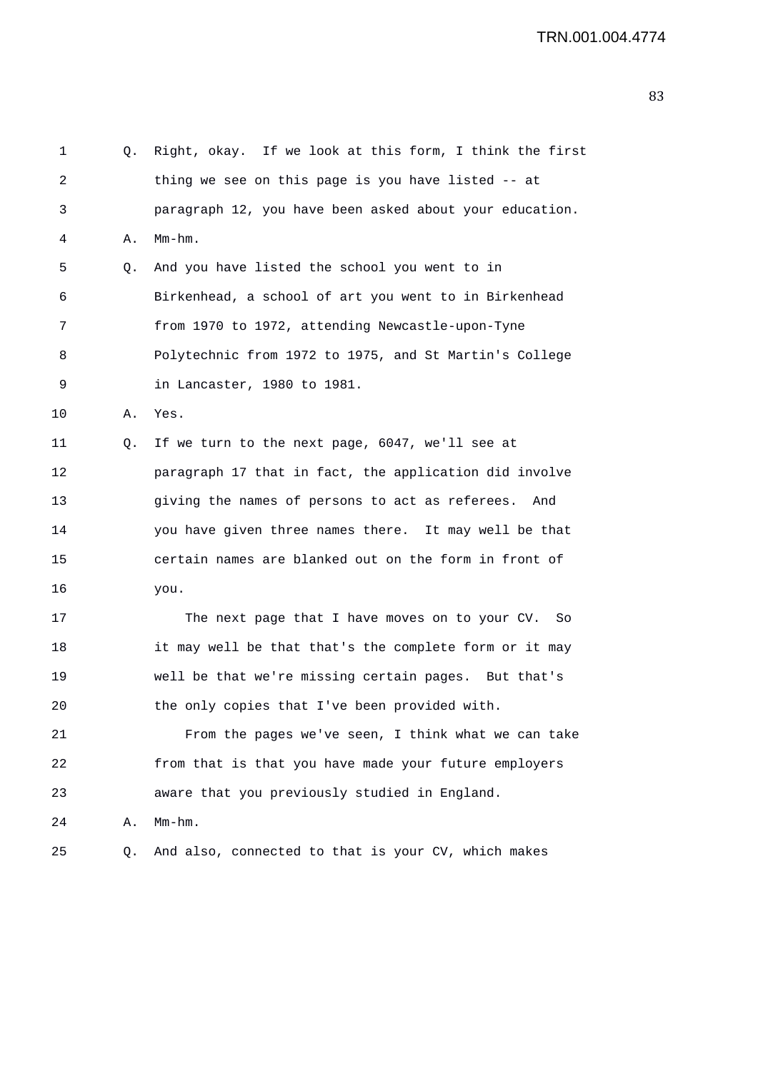1 Q. Right, okay. If we look at this form, I think the first
2 thing we see on this page is you have listed -- at
3 paragraph 12, you have been asked about your education.
4 A. Mm-hm.
5 Q. And you have listed the school you went to in
6 Birkenhead, a school of art you went to in Birkenhead
7 from 1970 to 1972, attending Newcastle-upon-Tyne
8 Polytechnic from 1972 to 1975, and St Martin's College
9 in Lancaster, 1980 to 1981.
10 A. Yes.
11 Q. If we turn to the next page, 6047, we'll see at
12 paragraph 17 that in fact, the application did involve
13 giving the names of persons to act as referees. And
14 you have given three names there. It may well be that
15 certain names are blanked out on the form in front of
16 you.
17 The next page that I have moves on to your CV. So
18 it may well be that that's the complete form or it may
19 well be that we're missing certain pages. But that's
20 the only copies that I've been provided with.
21 From the pages we've seen, I think what we can take
22 from that is that you have made your future employers
23 aware that you previously studied in England.
24 A. Mm-hm.
25 Q. And also, connected to that is your CV, which makes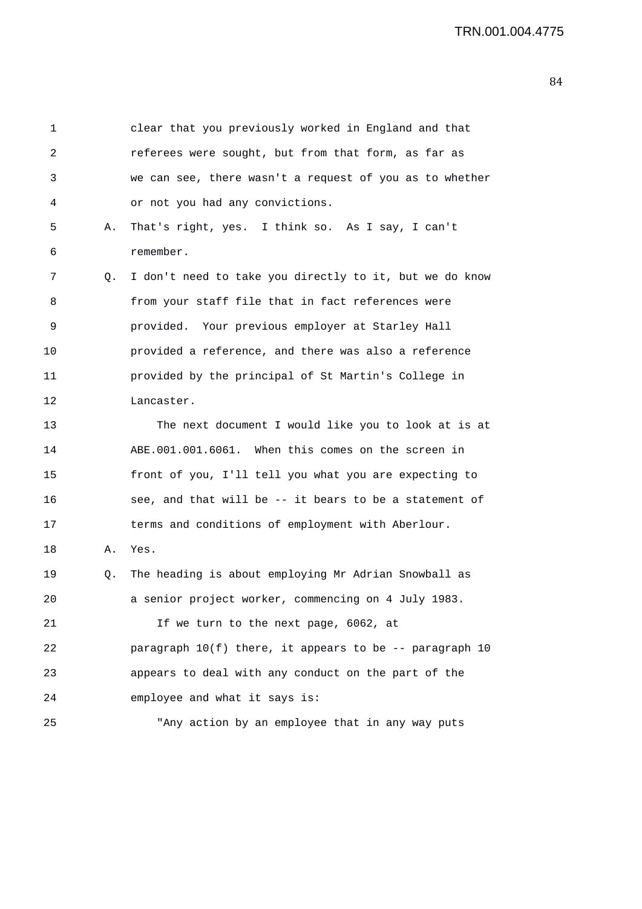1 clear that you previously worked in England and that
2 referees were sought, but from that form, as far as
3 we can see, there wasn't a request of you as to whether
4 or not you had any convictions.

5 A. That's right, yes. I think so. As I say, I can't
6 remember.

7 Q. I don't need to take you directly to it, but we do know
8 from your staff file that in fact references were
9 provided. Your previous employer at Starley Hall
10 provided a reference, and there was also a reference
11 provided by the principal of St Martin's College in
12 Lancaster.

13 The next document I would like you to look at is at
14 ABE.001.001.6061. When this comes on the screen in
15 front of you, I'll tell you what you are expecting to
16 see, and that will be -- it bears to be a statement of
17 terms and conditions of employment with Aberlour.

18 A. Yes.

19 Q. The heading is about employing Mr Adrian Snowball as
20 a senior project worker, commencing on 4 July 1983.

21 If we turn to the next page, 6062, at
22 paragraph 10(f) there, it appears to be -- paragraph 10
23 appears to deal with any conduct on the part of the
24 employee and what it says is:

25 "Any action by an employee that in any way puts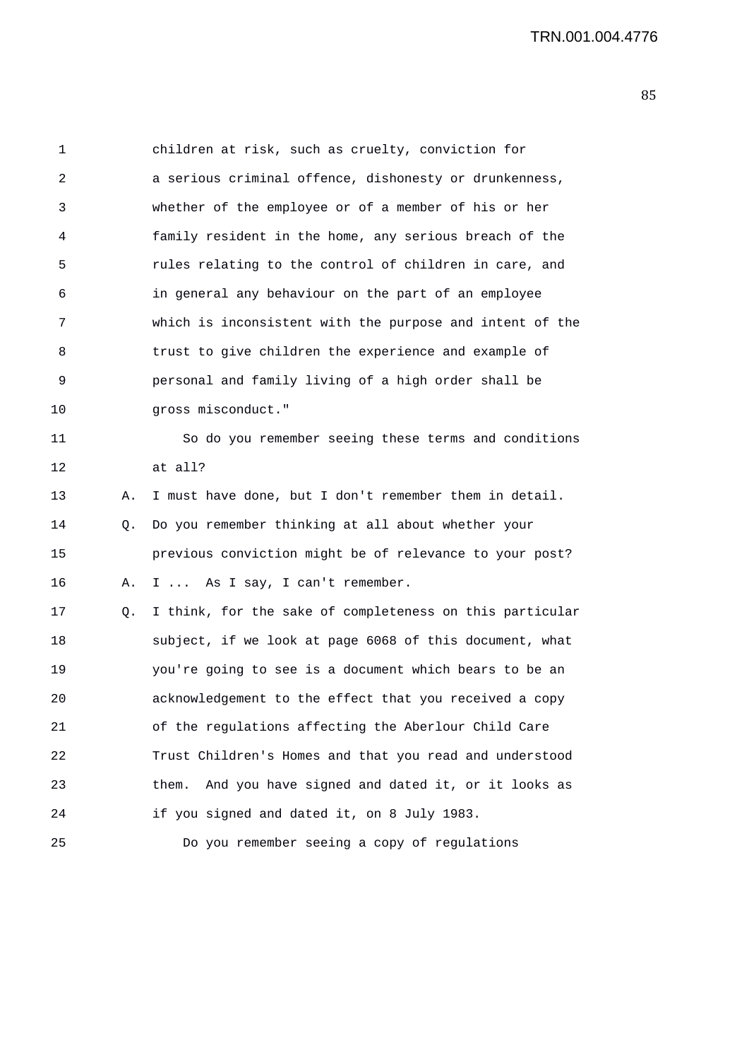children at risk, such as cruelty, conviction for a serious criminal offence, dishonesty or drunkenness, whether of the employee or of a member of his or her family resident in the home, any serious breach of the rules relating to the control of children in care, and in general any behaviour on the part of an employee which is inconsistent with the purpose and intent of the trust to give children the experience and example of personal and family living of a high order shall be gross misconduct."

So do you remember seeing these terms and conditions at all?

A. I must have done, but I don't remember them in detail.

Q. Do you remember thinking at all about whether your previous conviction might be of relevance to your post?

A. I ... As I say, I can't remember.

Q. I think, for the sake of completeness on this particular subject, if we look at page 6068 of this document, what you're going to see is a document which bears to be an acknowledgement to the effect that you received a copy of the regulations affecting the Aberlour Child Care Trust Children's Homes and that you read and understood them. And you have signed and dated it, or it looks as if you signed and dated it, on 8 July 1983.

Do you remember seeing a copy of regulations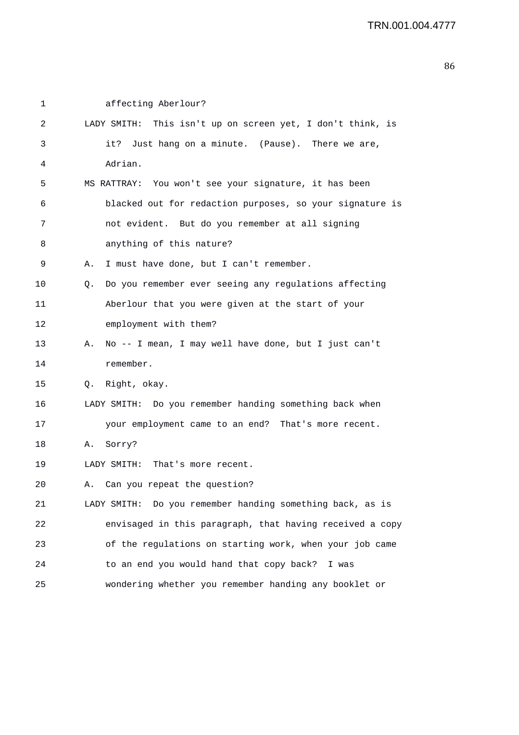1 affecting Aberlour?

2 LADY SMITH: This isn't up on screen yet, I don't think, is

3 it? Just hang on a minute. (Pause). There we are,

4 Adrian.

5 MS RATTRAY: You won't see your signature, it has been

6 blacked out for redaction purposes, so your signature is

7 not evident. But do you remember at all signing

8 anything of this nature?

9 A. I must have done, but I can't remember.

10 Q. Do you remember ever seeing any regulations affecting

11 Aberlour that you were given at the start of your

12 employment with them?

13 A. No -- I mean, I may well have done, but I just can't

14 remember.

15 Q. Right, okay.

16 LADY SMITH: Do you remember handing something back when

17 your employment came to an end? That's more recent.

18 A. Sorry?

19 LADY SMITH: That's more recent.

20 A. Can you repeat the question?

21 LADY SMITH: Do you remember handing something back, as is

22 envisaged in this paragraph, that having received a copy

23 of the regulations on starting work, when your job came

24 to an end you would hand that copy back? I was

25 wondering whether you remember handing any booklet or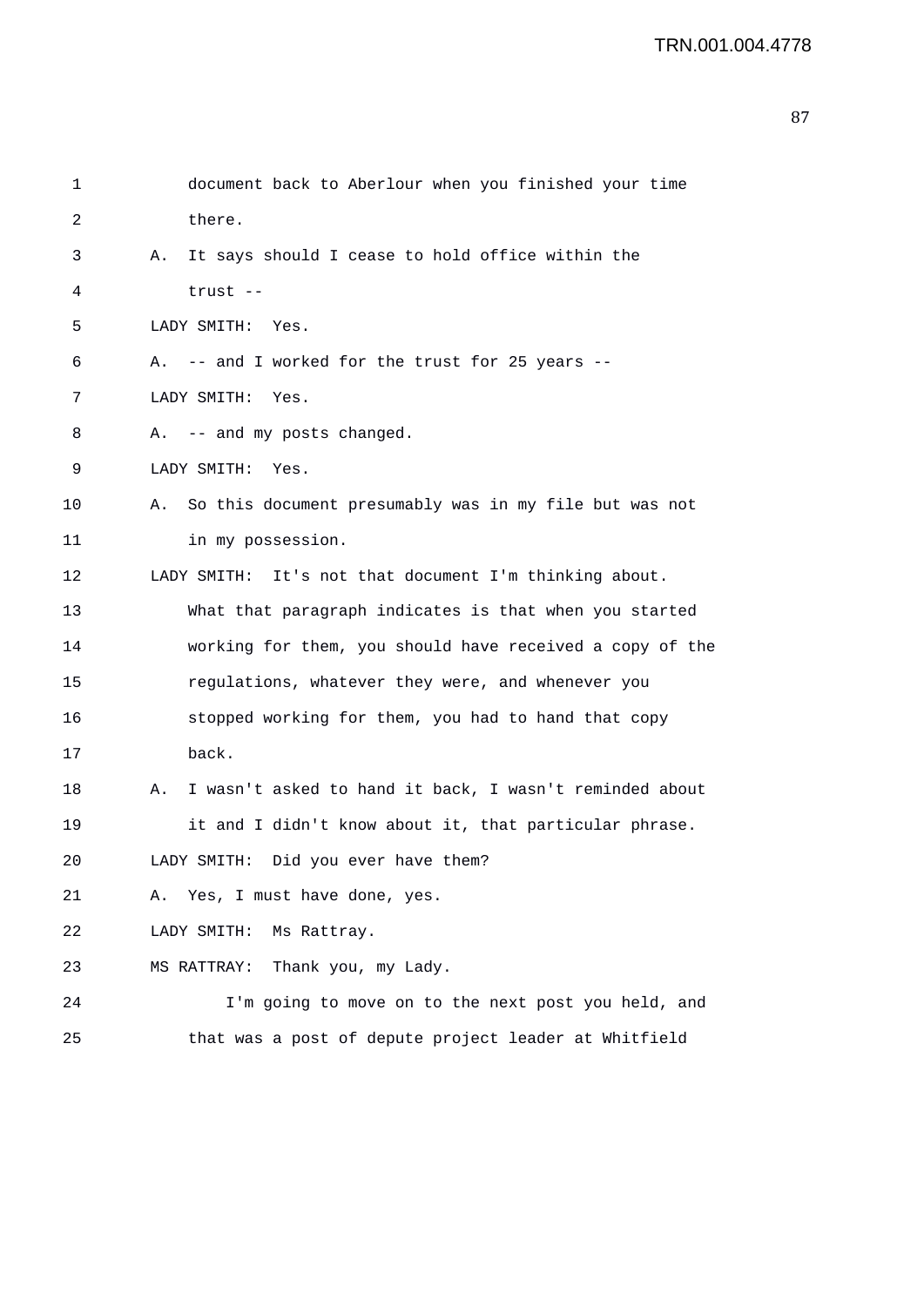1 document back to Aberlour when you finished your time
2 there.
3 A. It says should I cease to hold office within the
4 trust --
5 LADY SMITH: Yes.
6 A. -- and I worked for the trust for 25 years --
7 LADY SMITH: Yes.
8 A. -- and my posts changed.
9 LADY SMITH: Yes.
10 A. So this document presumably was in my file but was not
11 in my possession.
12 LADY SMITH: It's not that document I'm thinking about.
13 What that paragraph indicates is that when you started
14 working for them, you should have received a copy of the
15 regulations, whatever they were, and whenever you
16 stopped working for them, you had to hand that copy
17 back.
18 A. I wasn't asked to hand it back, I wasn't reminded about
19 it and I didn't know about it, that particular phrase.
20 LADY SMITH: Did you ever have them?
21 A. Yes, I must have done, yes.
22 LADY SMITH: Ms Rattray.
23 MS RATTRAY: Thank you, my Lady.
24 I'm going to move on to the next post you held, and
25 that was a post of depute project leader at Whitfield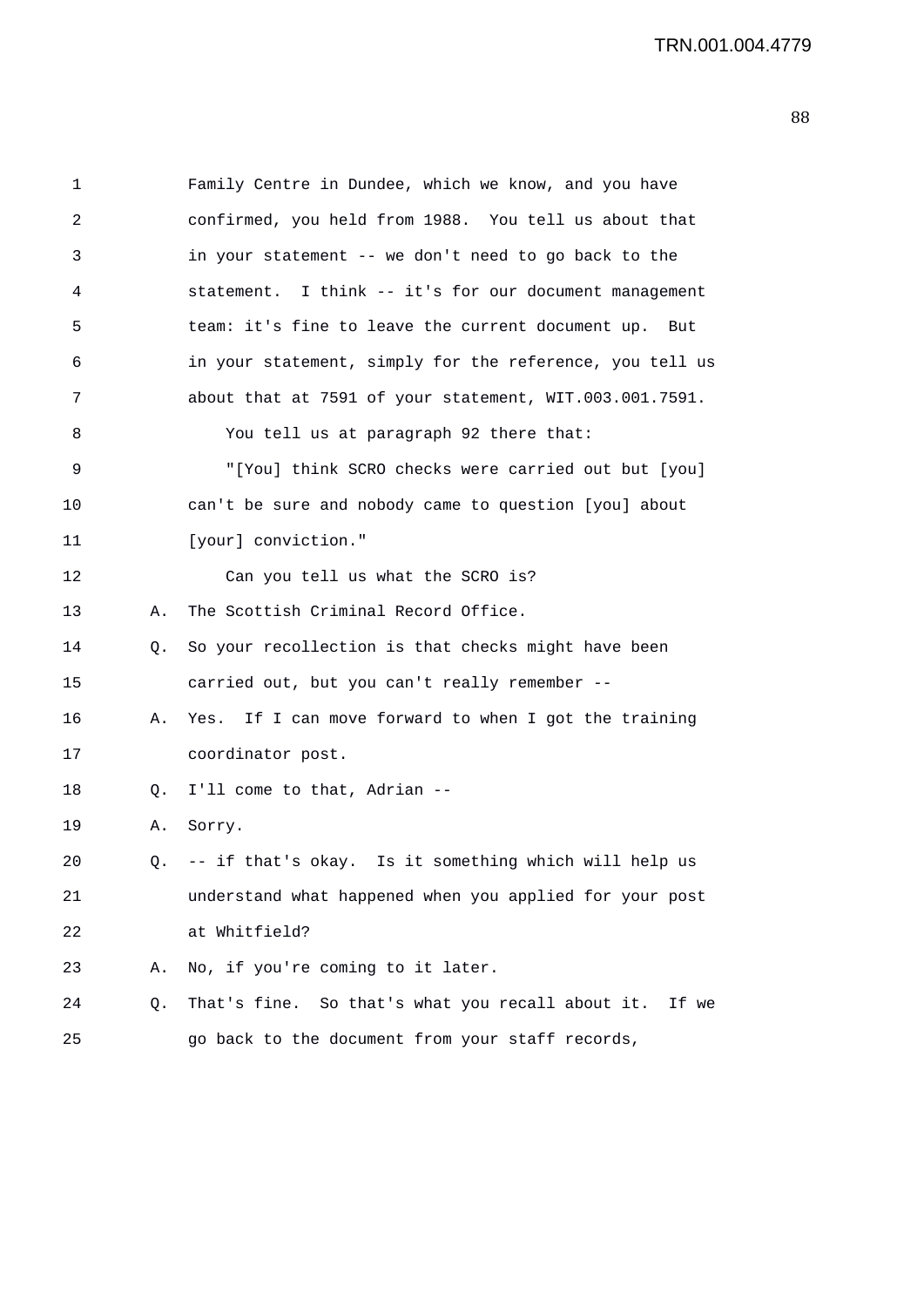1 Family Centre in Dundee, which we know, and you have
2 confirmed, you held from 1988. You tell us about that
3 in your statement -- we don't need to go back to the
4 statement. I think -- it's for our document management
5 team: it's fine to leave the current document up. But
6 in your statement, simply for the reference, you tell us
7 about that at 7591 of your statement, WIT.003.001.7591.
8 You tell us at paragraph 92 there that:
9 "[You] think SCRO checks were carried out but [you]
10 can't be sure and nobody came to question [you] about
11 [your] conviction."
12 Can you tell us what the SCRO is?
13 A. The Scottish Criminal Record Office.
14 Q. So your recollection is that checks might have been
15 carried out, but you can't really remember --
16 A. Yes. If I can move forward to when I got the training
17 coordinator post.
18 Q. I'll come to that, Adrian --
19 A. Sorry.
20 Q. -- if that's okay. Is it something which will help us
21 understand what happened when you applied for your post
22 at Whitfield?
23 A. No, if you're coming to it later.
24 Q. That's fine. So that's what you recall about it. If we
25 go back to the document from your staff records,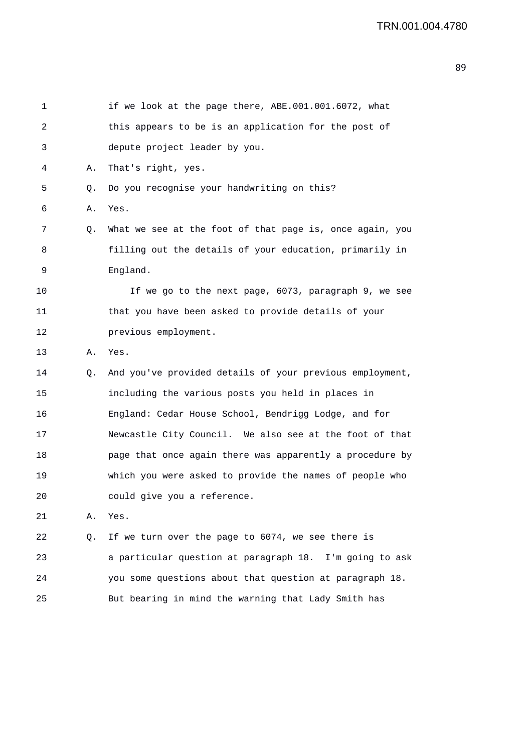1 if we look at the page there, ABE.001.001.6072, what
2 this appears to be is an application for the post of
3 depute project leader by you.

4 A. That's right, yes.

5 Q. Do you recognise your handwriting on this?

6 A. Yes.

7 Q. What we see at the foot of that page is, once again, you
8 filling out the details of your education, primarily in
9 England.

10 If we go to the next page, 6073, paragraph 9, we see
11 that you have been asked to provide details of your
12 previous employment.

13 A. Yes.

14 Q. And you've provided details of your previous employment,
15 including the various posts you held in places in
16 England: Cedar House School, Bendrigg Lodge, and for
17 Newcastle City Council. We also see at the foot of that
18 page that once again there was apparently a procedure by
19 which you were asked to provide the names of people who
20 could give you a reference.

21 A. Yes.

22 Q. If we turn over the page to 6074, we see there is
23 a particular question at paragraph 18. I'm going to ask
24 you some questions about that question at paragraph 18.
25 But bearing in mind the warning that Lady Smith has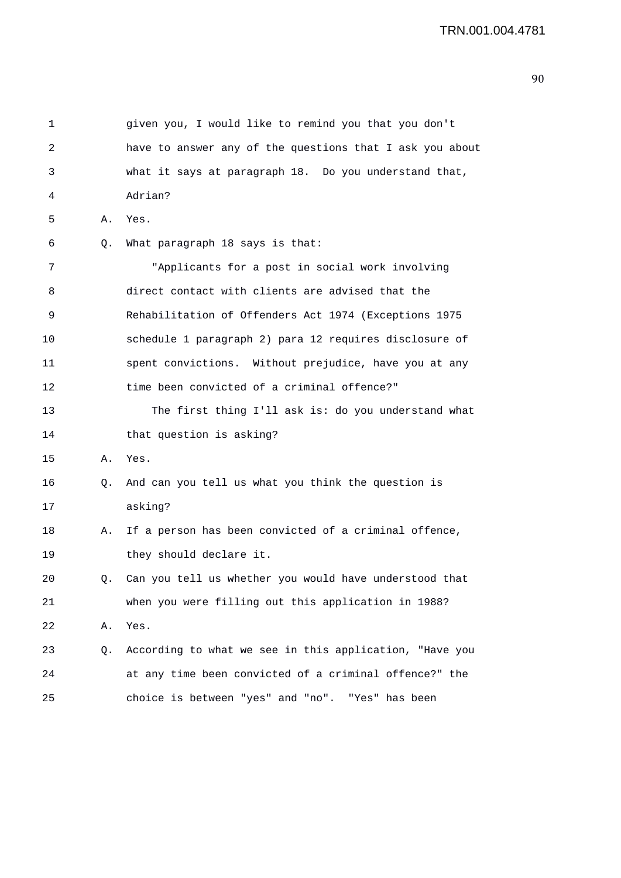1 given you, I would like to remind you that you don't
2 have to answer any of the questions that I ask you about
3 what it says at paragraph 18. Do you understand that,
4 Adrian?
5 A. Yes.
6 Q. What paragraph 18 says is that:
7 "Applicants for a post in social work involving
8 direct contact with clients are advised that the
9 Rehabilitation of Offenders Act 1974 (Exceptions 1975
10 schedule 1 paragraph 2) para 12 requires disclosure of
11 spent convictions. Without prejudice, have you at any
12 time been convicted of a criminal offence?"
13 The first thing I'll ask is: do you understand what
14 that question is asking?
15 A. Yes.
16 Q. And can you tell us what you think the question is
17 asking?
18 A. If a person has been convicted of a criminal offence,
19 they should declare it.
20 Q. Can you tell us whether you would have understood that
21 when you were filling out this application in 1988?
22 A. Yes.
23 Q. According to what we see in this application, "Have you
24 at any time been convicted of a criminal offence?" the
25 choice is between "yes" and "no". "Yes" has been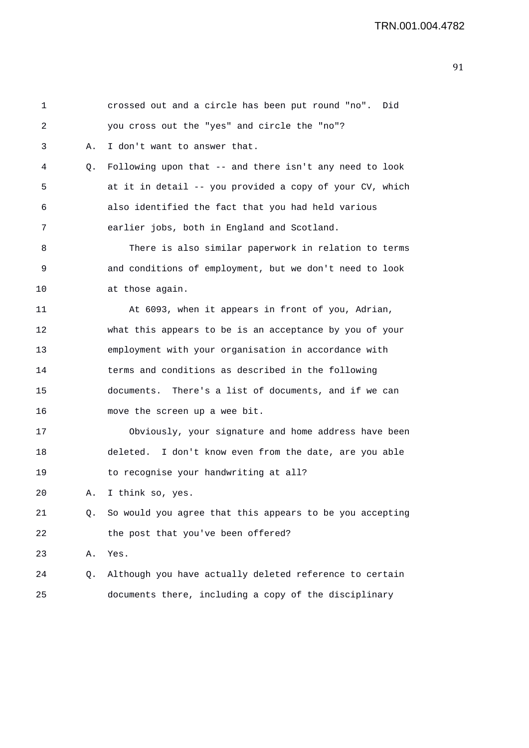1 crossed out and a circle has been put round "no". Did
2 you cross out the "yes" and circle the "no"?
3 A. I don't want to answer that.
4 Q. Following upon that -- and there isn't any need to look
5 at it in detail -- you provided a copy of your CV, which
6 also identified the fact that you had held various
7 earlier jobs, both in England and Scotland.
8 There is also similar paperwork in relation to terms
9 and conditions of employment, but we don't need to look
10 at those again.
11 At 6093, when it appears in front of you, Adrian,
12 what this appears to be is an acceptance by you of your
13 employment with your organisation in accordance with
14 terms and conditions as described in the following
15 documents. There's a list of documents, and if we can
16 move the screen up a wee bit.
17 Obviously, your signature and home address have been
18 deleted. I don't know even from the date, are you able
19 to recognise your handwriting at all?
20 A. I think so, yes.
21 Q. So would you agree that this appears to be you accepting
22 the post that you've been offered?
23 A. Yes.
24 Q. Although you have actually deleted reference to certain
25 documents there, including a copy of the disciplinary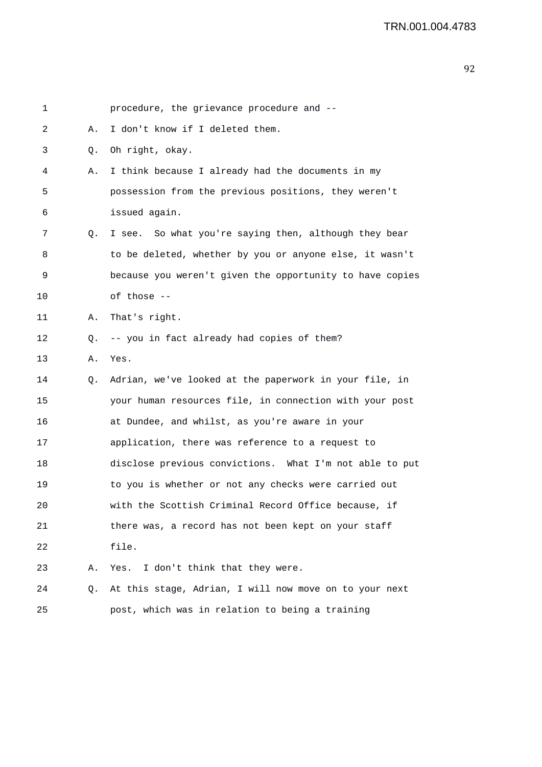1 procedure, the grievance procedure and --

2 A. I don't know if I deleted them.

3 Q. Oh right, okay.

4 A. I think because I already had the documents in my

5 possession from the previous positions, they weren't

6 issued again.

7 Q. I see. So what you're saying then, although they bear

8 to be deleted, whether by you or anyone else, it wasn't

9 because you weren't given the opportunity to have copies

10 of those --

11 A. That's right.

12 Q. -- you in fact already had copies of them?

13 A. Yes.

14 Q. Adrian, we've looked at the paperwork in your file, in

15 your human resources file, in connection with your post

16 at Dundee, and whilst, as you're aware in your

17 application, there was reference to a request to

18 disclose previous convictions. What I'm not able to put

19 to you is whether or not any checks were carried out

20 with the Scottish Criminal Record Office because, if

21 there was, a record has not been kept on your staff

22 file.

23 A. Yes. I don't think that they were.

24 Q. At this stage, Adrian, I will now move on to your next

25 post, which was in relation to being a training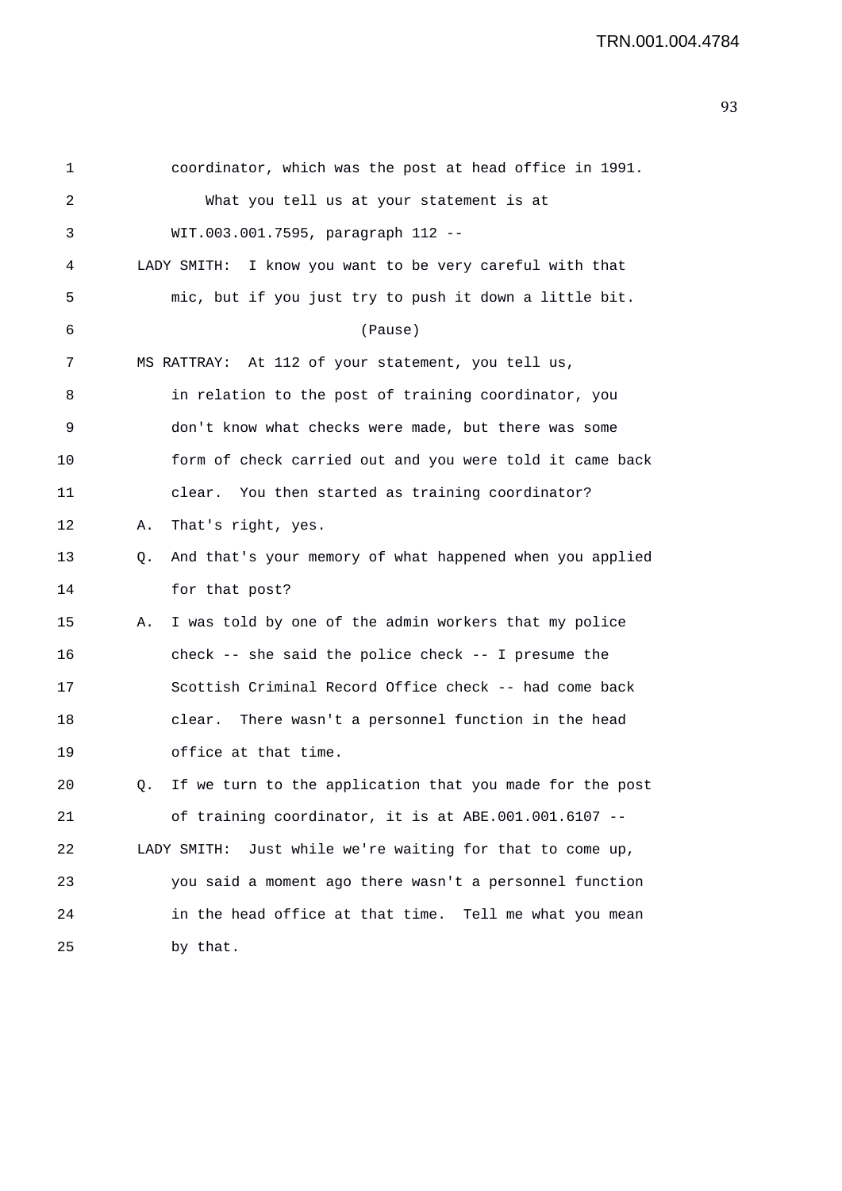1 coordinator, which was the post at head office in 1991.

2 What you tell us at your statement is at

3 WIT.003.001.7595, paragraph 112 --

4 LADY SMITH: I know you want to be very careful with that

5 mic, but if you just try to push it down a little bit.

6 (Pause)

7 MS RATTRAY: At 112 of your statement, you tell us,

8 in relation to the post of training coordinator, you

9 don't know what checks were made, but there was some

10 form of check carried out and you were told it came back

11 clear. You then started as training coordinator?

12 A. That's right, yes.

13 Q. And that's your memory of what happened when you applied

14 for that post?

15 A. I was told by one of the admin workers that my police

16 check -- she said the police check -- I presume the

17 Scottish Criminal Record Office check -- had come back

18 clear. There wasn't a personnel function in the head

19 office at that time.

20 Q. If we turn to the application that you made for the post

21 of training coordinator, it is at ABE.001.001.6107 --

22 LADY SMITH: Just while we're waiting for that to come up,

23 you said a moment ago there wasn't a personnel function

24 in the head office at that time. Tell me what you mean

25 by that.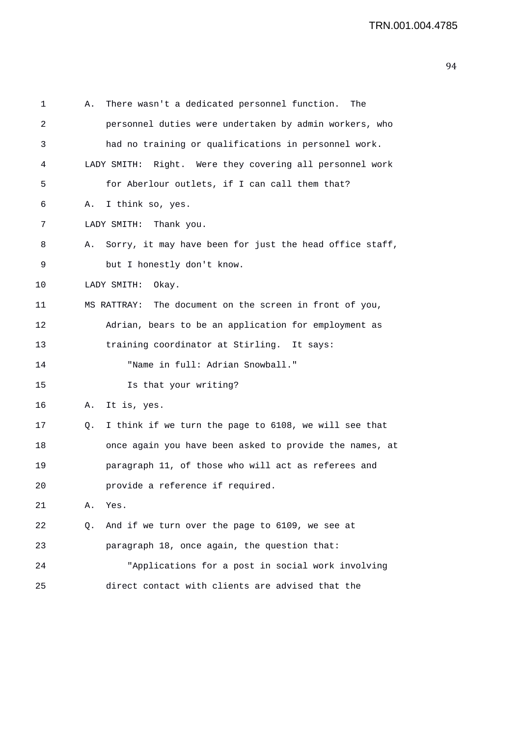A. There wasn't a dedicated personnel function. The personnel duties were undertaken by admin workers, who had no training or qualifications in personnel work.

LADY SMITH: Right. Were they covering all personnel work for Aberlour outlets, if I can call them that?

A. I think so, yes.

LADY SMITH: Thank you.

A. Sorry, it may have been for just the head office staff, but I honestly don't know.

LADY SMITH: Okay.

MS RATTRAY: The document on the screen in front of you, Adrian, bears to be an application for employment as training coordinator at Stirling. It says:

"Name in full: Adrian Snowball."

Is that your writing?

A. It is, yes.

Q. I think if we turn the page to 6108, we will see that once again you have been asked to provide the names, at paragraph 11, of those who will act as referees and provide a reference if required.

A. Yes.

Q. And if we turn over the page to 6109, we see at paragraph 18, once again, the question that:

"Applications for a post in social work involving direct contact with clients are advised that the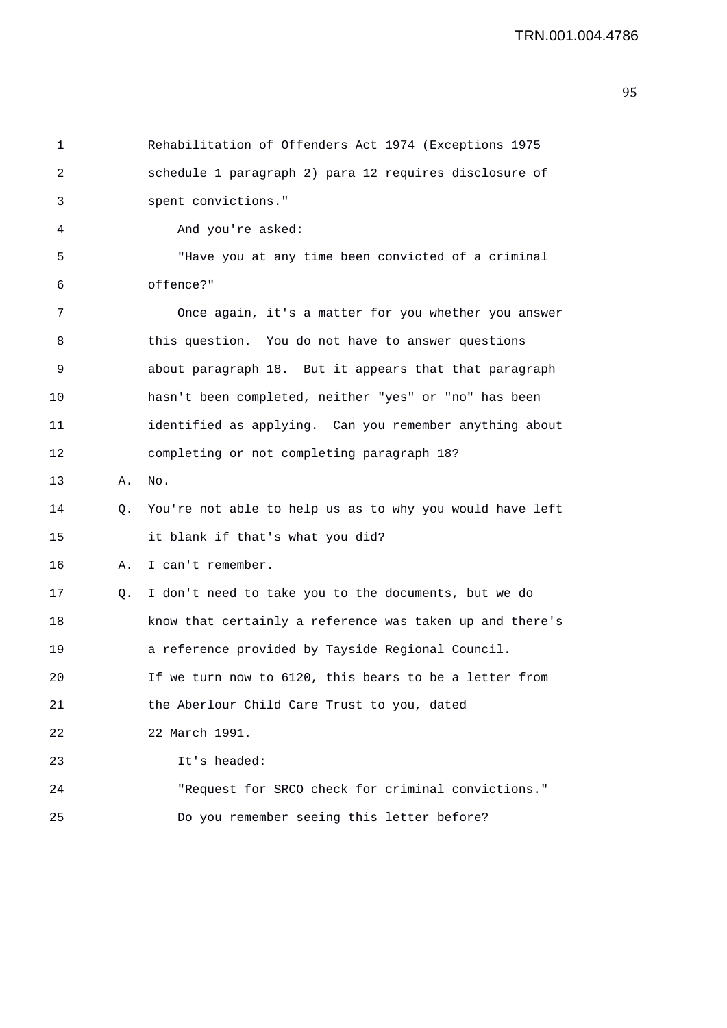Rehabilitation of Offenders Act 1974 (Exceptions 1975 schedule 1 paragraph 2) para 12 requires disclosure of spent convictions."

And you're asked:

"Have you at any time been convicted of a criminal offence?"

Once again, it's a matter for you whether you answer this question. You do not have to answer questions about paragraph 18. But it appears that that paragraph hasn't been completed, neither "yes" or "no" has been identified as applying. Can you remember anything about completing or not completing paragraph 18?

A. No.

Q. You're not able to help us as to why you would have left it blank if that's what you did?

A. I can't remember.

Q. I don't need to take you to the documents, but we do know that certainly a reference was taken up and there's a reference provided by Tayside Regional Council. If we turn now to 6120, this bears to be a letter from the Aberlour Child Care Trust to you, dated 22 March 1991.

It's headed:

"Request for SRCO check for criminal convictions."

Do you remember seeing this letter before?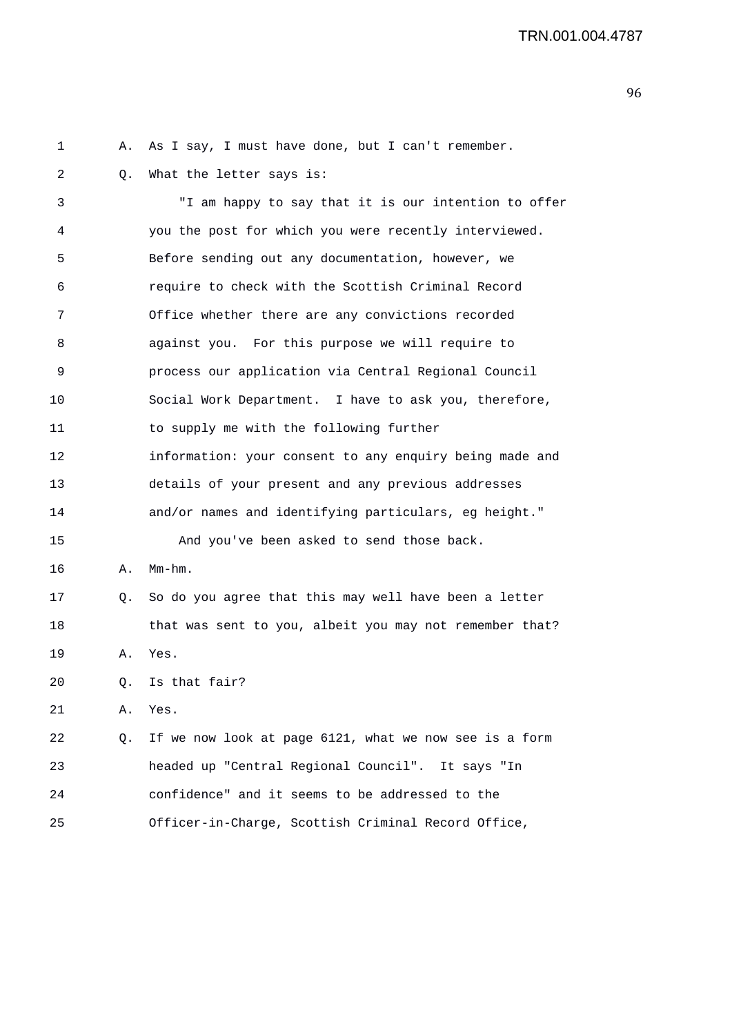A. As I say, I must have done, but I can't remember.

Q. What the letter says is:

"I am happy to say that it is our intention to offer you the post for which you were recently interviewed. Before sending out any documentation, however, we require to check with the Scottish Criminal Record Office whether there are any convictions recorded against you. For this purpose we will require to process our application via Central Regional Council Social Work Department. I have to ask you, therefore, to supply me with the following further information: your consent to any enquiry being made and details of your present and any previous addresses and/or names and identifying particulars, eg height."

And you've been asked to send those back.

A. Mm-hm.

Q. So do you agree that this may well have been a letter that was sent to you, albeit you may not remember that?

A. Yes.

Q. Is that fair?

A. Yes.

Q. If we now look at page 6121, what we now see is a form headed up "Central Regional Council". It says "In confidence" and it seems to be addressed to the Officer-in-Charge, Scottish Criminal Record Office,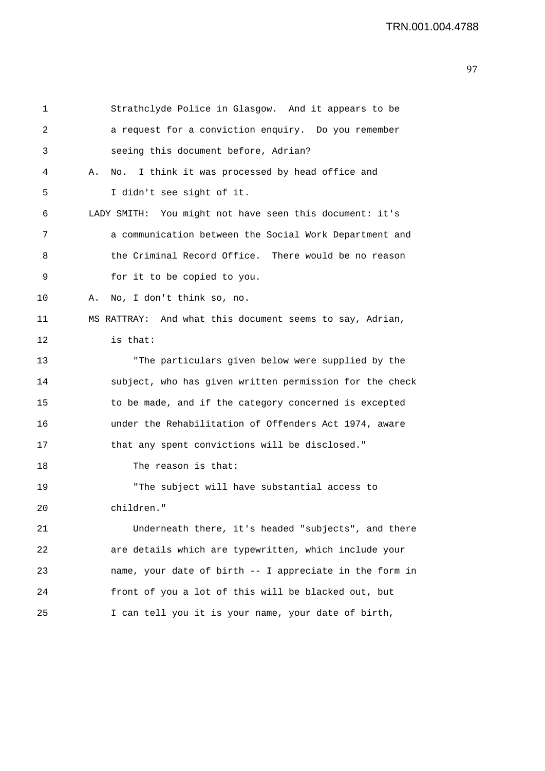1 Strathclyde Police in Glasgow. And it appears to be
2 a request for a conviction enquiry. Do you remember
3 seeing this document before, Adrian?
4 A. No. I think it was processed by head office and
5 I didn't see sight of it.
6 LADY SMITH: You might not have seen this document: it's
7 a communication between the Social Work Department and
8 the Criminal Record Office. There would be no reason
9 for it to be copied to you.
10 A. No, I don't think so, no.
11 MS RATTRAY: And what this document seems to say, Adrian,
12 is that:
13 "The particulars given below were supplied by the
14 subject, who has given written permission for the check
15 to be made, and if the category concerned is excepted
16 under the Rehabilitation of Offenders Act 1974, aware
17 that any spent convictions will be disclosed."
18 The reason is that:
19 "The subject will have substantial access to
20 children."
21 Underneath there, it's headed "subjects", and there
22 are details which are typewritten, which include your
23 name, your date of birth -- I appreciate in the form in
24 front of you a lot of this will be blacked out, but
25 I can tell you it is your name, your date of birth,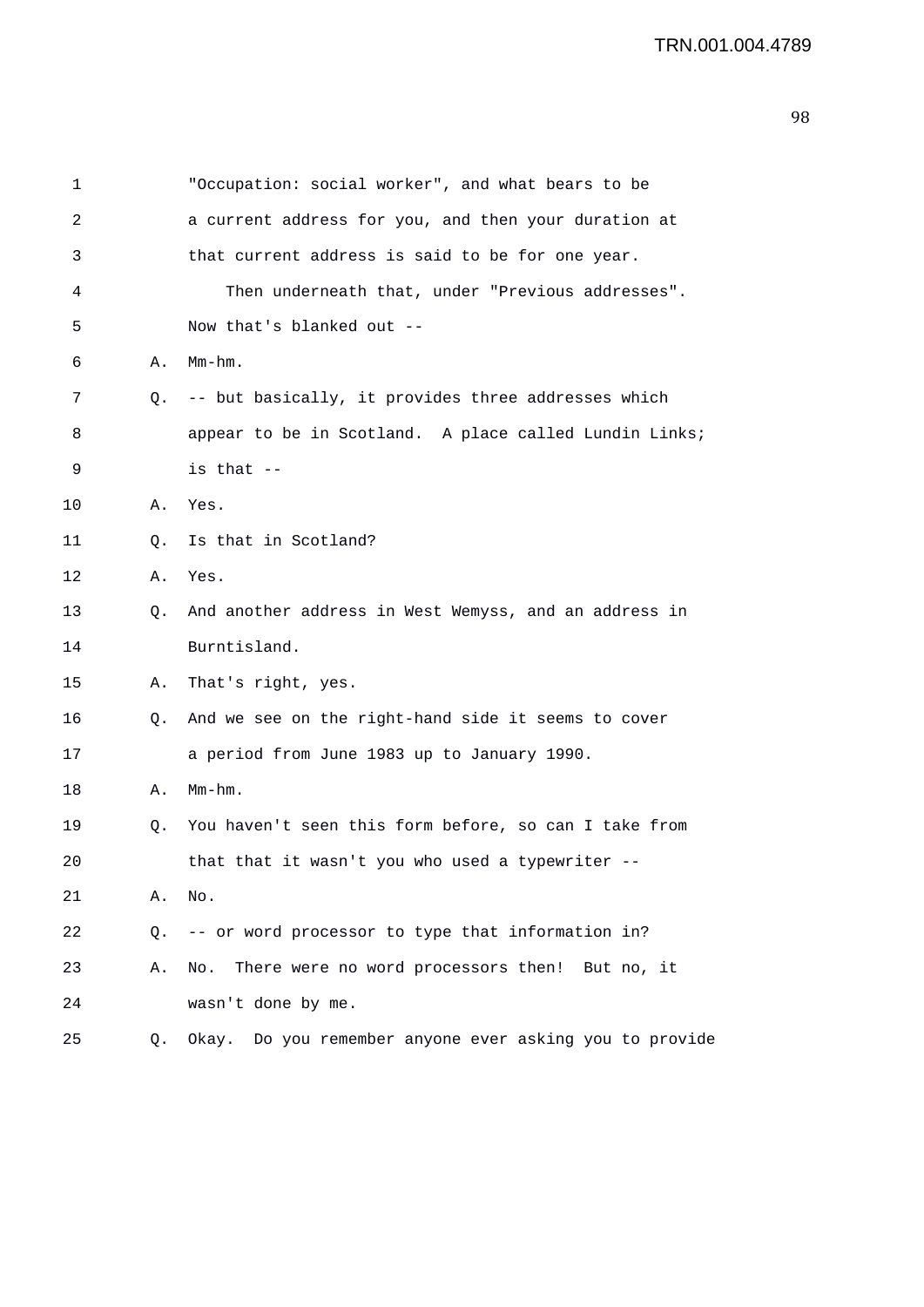1 "Occupation: social worker", and what bears to be
2 a current address for you, and then your duration at
3 that current address is said to be for one year.
4 Then underneath that, under "Previous addresses".
5 Now that's blanked out --
6 A. Mm-hm.
7 Q. -- but basically, it provides three addresses which
8 appear to be in Scotland. A place called Lundin Links;
9 is that --
10 A. Yes.
11 Q. Is that in Scotland?
12 A. Yes.
13 Q. And another address in West Wemyss, and an address in
14 Burntisland.
15 A. That's right, yes.
16 Q. And we see on the right-hand side it seems to cover
17 a period from June 1983 up to January 1990.
18 A. Mm-hm.
19 Q. You haven't seen this form before, so can I take from
20 that that it wasn't you who used a typewriter --
21 A. No.
22 Q. -- or word processor to type that information in?
23 A. No. There were no word processors then! But no, it
24 wasn't done by me.
25 Q. Okay. Do you remember anyone ever asking you to provide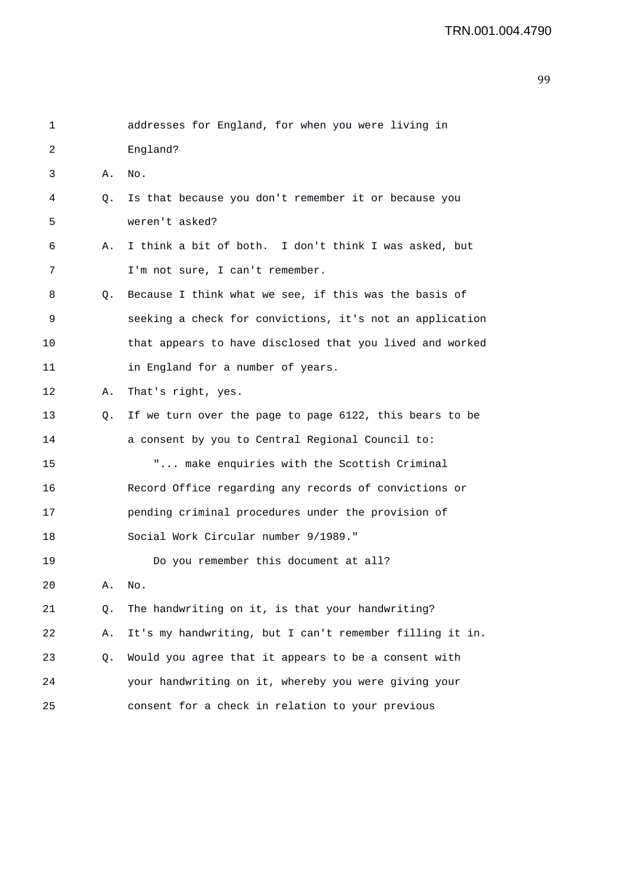1 addresses for England, for when you were living in
2 England?
3 A. No.
4 Q. Is that because you don't remember it or because you
5 weren't asked?
6 A. I think a bit of both. I don't think I was asked, but
7 I'm not sure, I can't remember.
8 Q. Because I think what we see, if this was the basis of
9 seeking a check for convictions, it's not an application
10 that appears to have disclosed that you lived and worked
11 in England for a number of years.
12 A. That's right, yes.
13 Q. If we turn over the page to page 6122, this bears to be
14 a consent by you to Central Regional Council to:
15 "... make enquiries with the Scottish Criminal
16 Record Office regarding any records of convictions or
17 pending criminal procedures under the provision of
18 Social Work Circular number 9/1989."
19 Do you remember this document at all?
20 A. No.
21 Q. The handwriting on it, is that your handwriting?
22 A. It's my handwriting, but I can't remember filling it in.
23 Q. Would you agree that it appears to be a consent with
24 your handwriting on it, whereby you were giving your
25 consent for a check in relation to your previous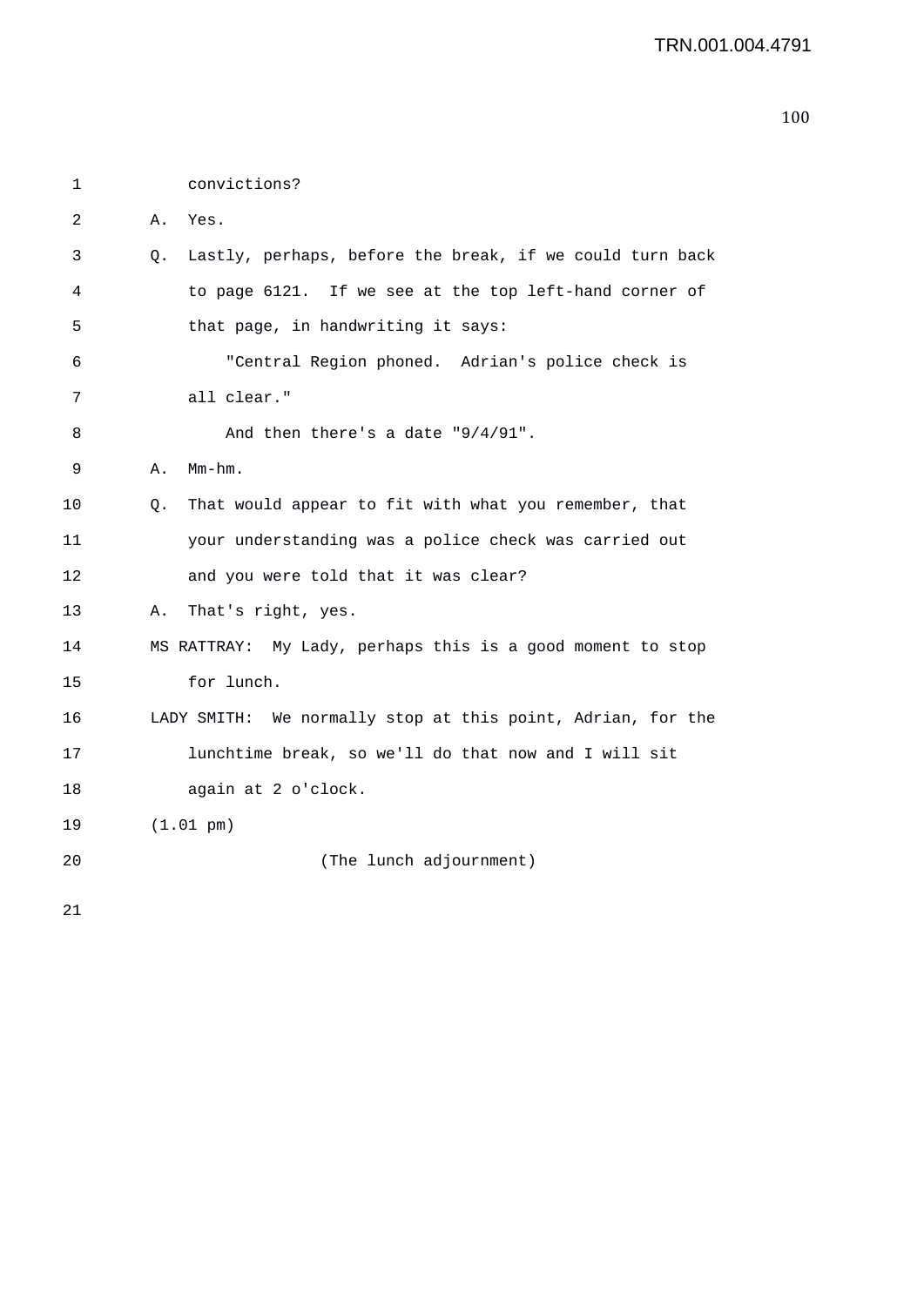convictions?

A. Yes.

Q. Lastly, perhaps, before the break, if we could turn back to page 6121. If we see at the top left-hand corner of that page, in handwriting it says:

"Central Region phoned. Adrian's police check is all clear."

And then there's a date "9/4/91".

A. Mm-hm.

Q. That would appear to fit with what you remember, that your understanding was a police check was carried out and you were told that it was clear?

A. That's right, yes.

MS RATTRAY: My Lady, perhaps this is a good moment to stop for lunch.

LADY SMITH: We normally stop at this point, Adrian, for the lunchtime break, so we'll do that now and I will sit again at 2 o'clock.

(1.01 pm)

(The lunch adjournment)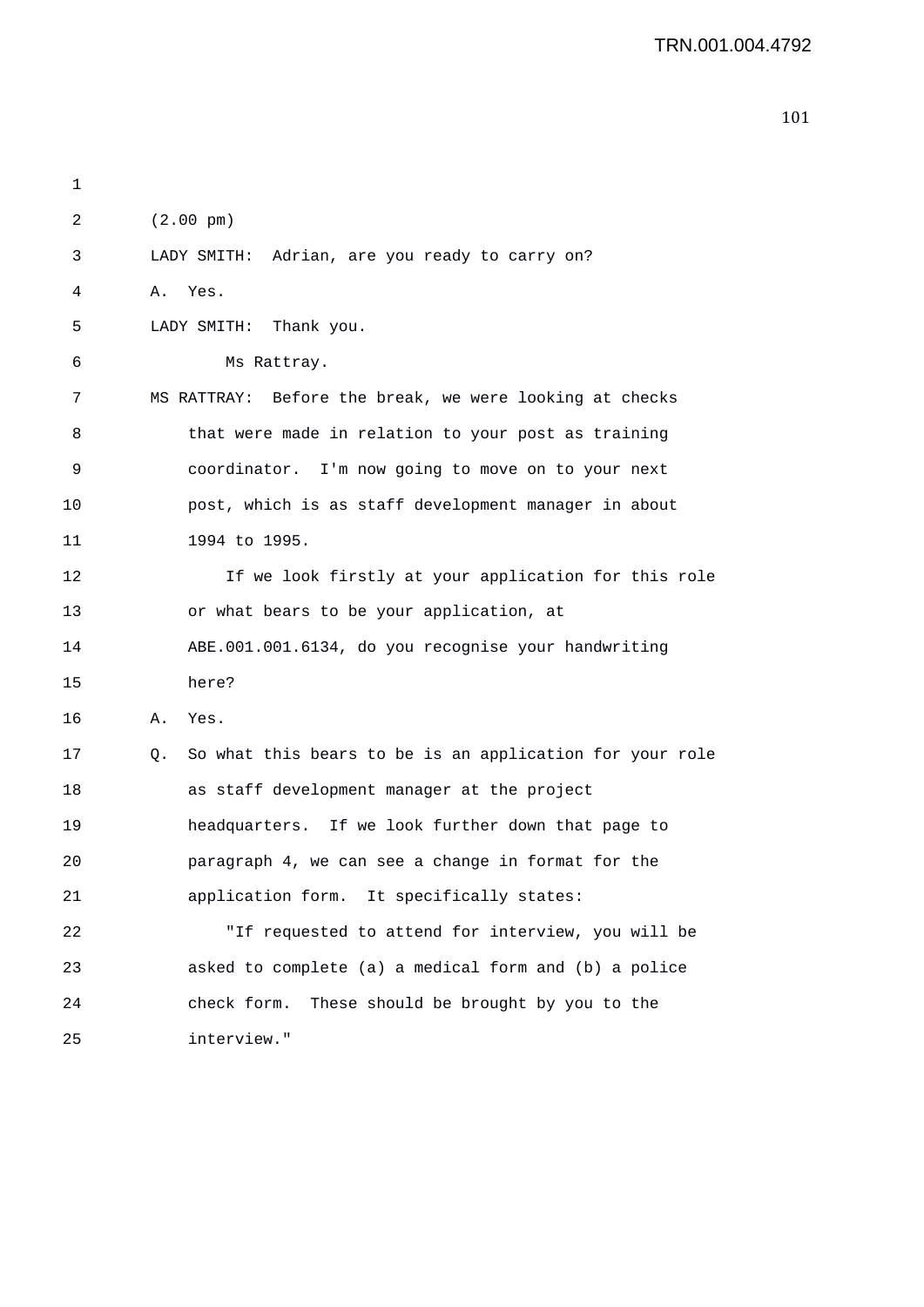(2.00 pm)

LADY SMITH: Adrian, are you ready to carry on?

A. Yes.

LADY SMITH: Thank you.

Ms Rattray.

MS RATTRAY: Before the break, we were looking at checks that were made in relation to your post as training coordinator. I'm now going to move on to your next post, which is as staff development manager in about 1994 to 1995.

If we look firstly at your application for this role or what bears to be your application, at ABE.001.001.6134, do you recognise your handwriting here?

A. Yes.

Q. So what this bears to be is an application for your role as staff development manager at the project headquarters. If we look further down that page to paragraph 4, we can see a change in format for the application form. It specifically states:

"If requested to attend for interview, you will be asked to complete (a) a medical form and (b) a police check form. These should be brought by you to the interview."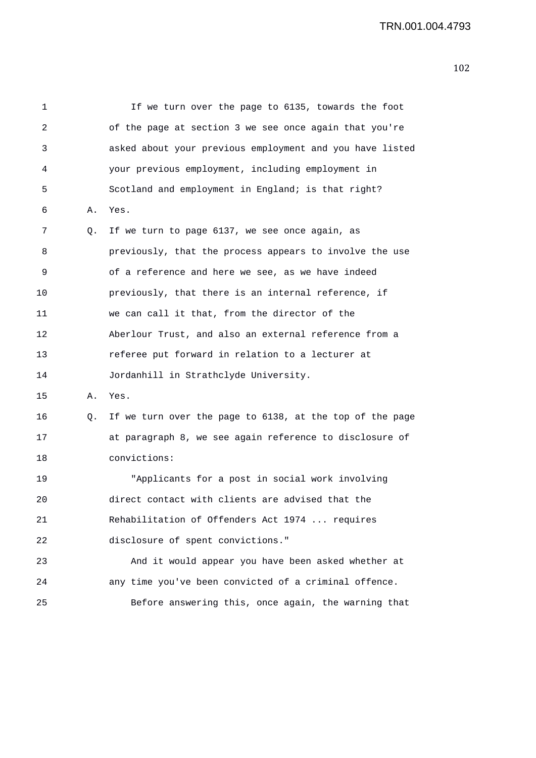1 If we turn over the page to 6135, towards the foot
2 of the page at section 3 we see once again that you're
3 asked about your previous employment and you have listed
4 your previous employment, including employment in
5 Scotland and employment in England; is that right?
6 A. Yes.
7 Q. If we turn to page 6137, we see once again, as
8 previously, that the process appears to involve the use
9 of a reference and here we see, as we have indeed
10 previously, that there is an internal reference, if
11 we can call it that, from the director of the
12 Aberlour Trust, and also an external reference from a
13 referee put forward in relation to a lecturer at
14 Jordanhill in Strathclyde University.
15 A. Yes.
16 Q. If we turn over the page to 6138, at the top of the page
17 at paragraph 8, we see again reference to disclosure of
18 convictions:
19 "Applicants for a post in social work involving
20 direct contact with clients are advised that the
21 Rehabilitation of Offenders Act 1974 ... requires
22 disclosure of spent convictions."
23 And it would appear you have been asked whether at
24 any time you've been convicted of a criminal offence.
25 Before answering this, once again, the warning that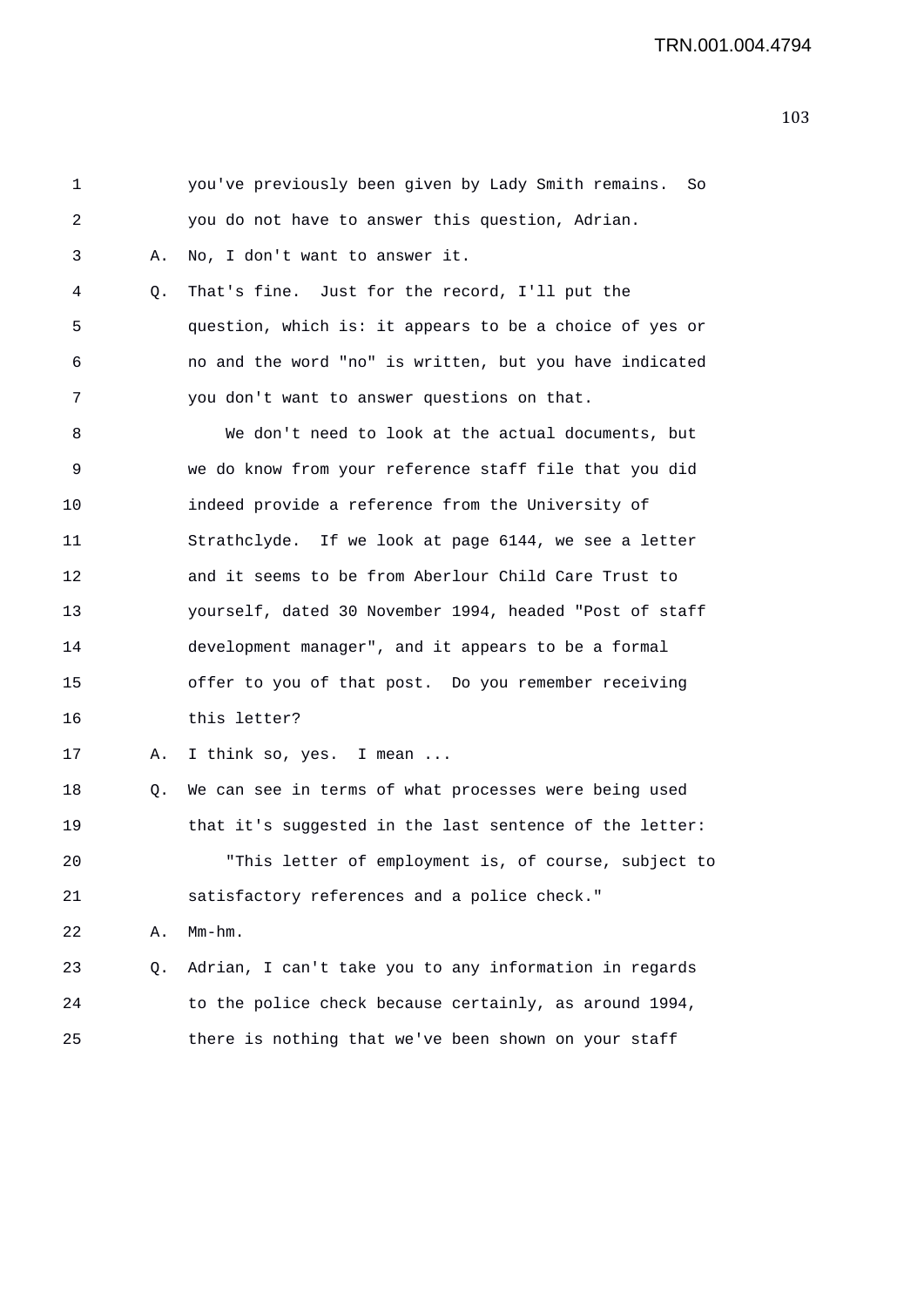1 you've previously been given by Lady Smith remains. So
2 you do not have to answer this question, Adrian.
3 A. No, I don't want to answer it.
4 Q. That's fine. Just for the record, I'll put the
5 question, which is: it appears to be a choice of yes or
6 no and the word "no" is written, but you have indicated
7 you don't want to answer questions on that.
8 We don't need to look at the actual documents, but
9 we do know from your reference staff file that you did
10 indeed provide a reference from the University of
11 Strathclyde. If we look at page 6144, we see a letter
12 and it seems to be from Aberlour Child Care Trust to
13 yourself, dated 30 November 1994, headed "Post of staff
14 development manager", and it appears to be a formal
15 offer to you of that post. Do you remember receiving
16 this letter?
17 A. I think so, yes. I mean ...
18 Q. We can see in terms of what processes were being used
19 that it's suggested in the last sentence of the letter:
20 "This letter of employment is, of course, subject to
21 satisfactory references and a police check."
22 A. Mm-hm.
23 Q. Adrian, I can't take you to any information in regards
24 to the police check because certainly, as around 1994,
25 there is nothing that we've been shown on your staff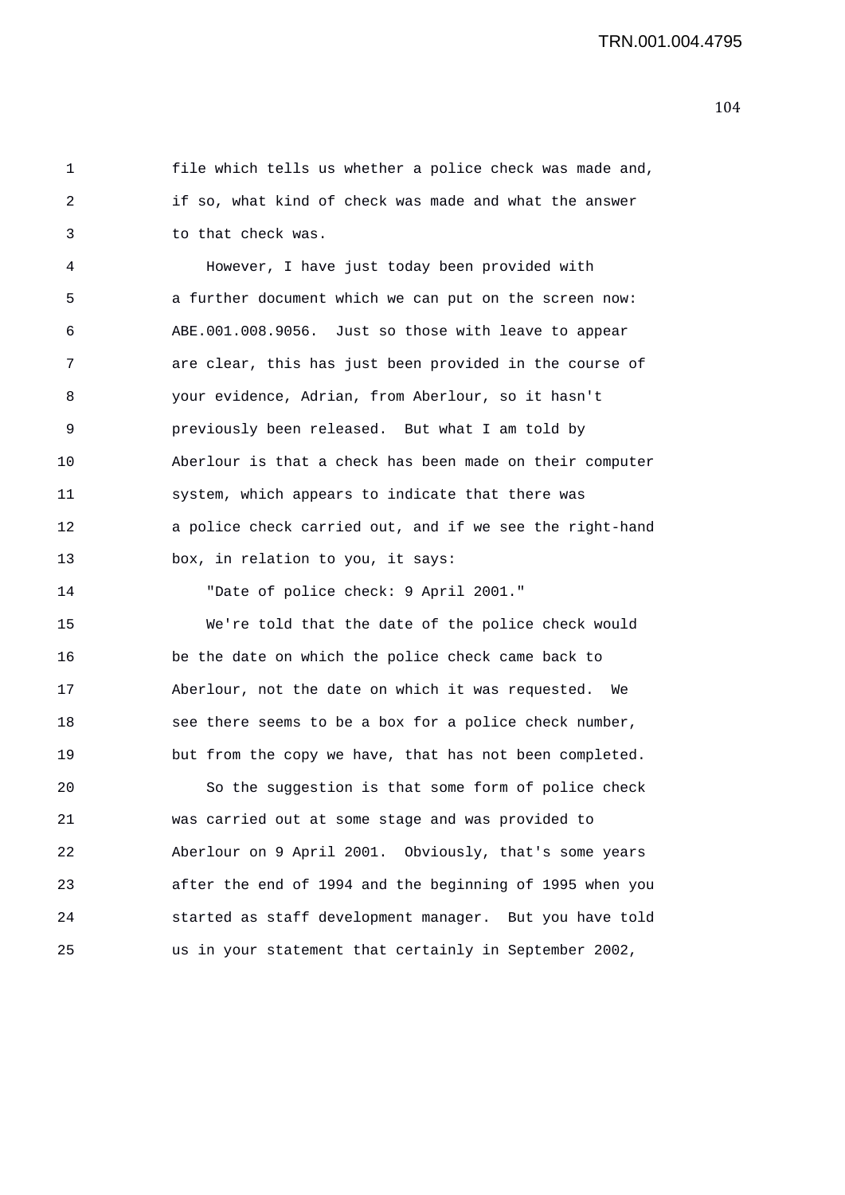file which tells us whether a police check was made and, if so, what kind of check was made and what the answer to that check was.

However, I have just today been provided with a further document which we can put on the screen now: ABE.001.008.9056. Just so those with leave to appear are clear, this has just been provided in the course of your evidence, Adrian, from Aberlour, so it hasn't previously been released. But what I am told by Aberlour is that a check has been made on their computer system, which appears to indicate that there was a police check carried out, and if we see the right-hand box, in relation to you, it says:

"Date of police check: 9 April 2001."

We're told that the date of the police check would be the date on which the police check came back to Aberlour, not the date on which it was requested. We see there seems to be a box for a police check number, but from the copy we have, that has not been completed.

So the suggestion is that some form of police check was carried out at some stage and was provided to Aberlour on 9 April 2001. Obviously, that's some years after the end of 1994 and the beginning of 1995 when you started as staff development manager. But you have told us in your statement that certainly in September 2002,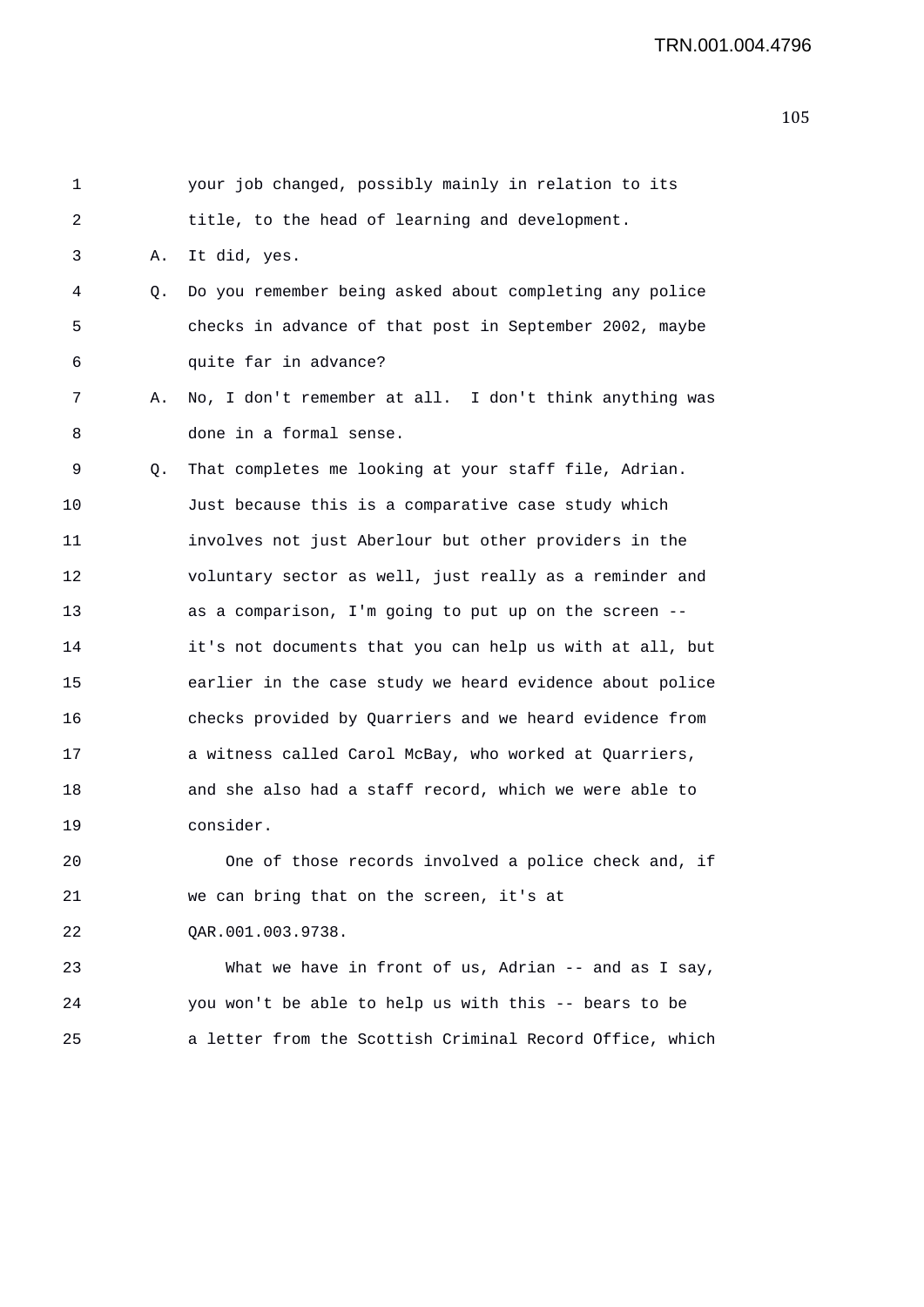1 your job changed, possibly mainly in relation to its
2 title, to the head of learning and development.
3 A. It did, yes.
4 Q. Do you remember being asked about completing any police
5 checks in advance of that post in September 2002, maybe
6 quite far in advance?
7 A. No, I don't remember at all. I don't think anything was
8 done in a formal sense.
9 Q. That completes me looking at your staff file, Adrian.
10 Just because this is a comparative case study which
11 involves not just Aberlour but other providers in the
12 voluntary sector as well, just really as a reminder and
13 as a comparison, I'm going to put up on the screen --
14 it's not documents that you can help us with at all, but
15 earlier in the case study we heard evidence about police
16 checks provided by Quarriers and we heard evidence from
17 a witness called Carol McBay, who worked at Quarriers,
18 and she also had a staff record, which we were able to
19 consider.
20 One of those records involved a police check and, if
21 we can bring that on the screen, it's at
22 QAR.001.003.9738.
23 What we have in front of us, Adrian -- and as I say,
24 you won't be able to help us with this -- bears to be
25 a letter from the Scottish Criminal Record Office, which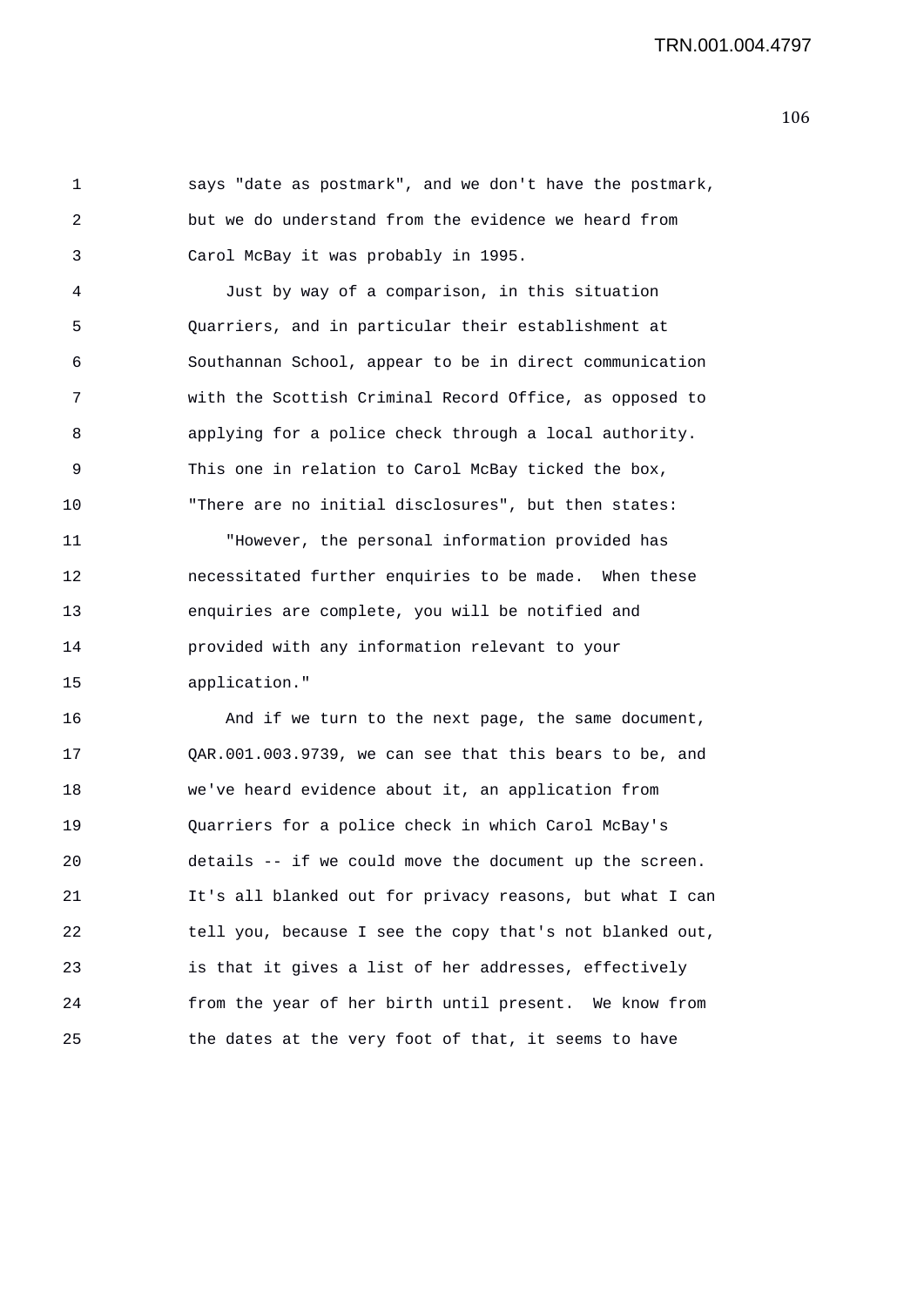says "date as postmark", and we don't have the postmark, but we do understand from the evidence we heard from Carol McBay it was probably in 1995.

Just by way of a comparison, in this situation Quarriers, and in particular their establishment at Southannan School, appear to be in direct communication with the Scottish Criminal Record Office, as opposed to applying for a police check through a local authority. This one in relation to Carol McBay ticked the box, "There are no initial disclosures", but then states:

"However, the personal information provided has necessitated further enquiries to be made. When these enquiries are complete, you will be notified and provided with any information relevant to your application."

And if we turn to the next page, the same document, QAR.001.003.9739, we can see that this bears to be, and we've heard evidence about it, an application from Quarriers for a police check in which Carol McBay's details -- if we could move the document up the screen. It's all blanked out for privacy reasons, but what I can tell you, because I see the copy that's not blanked out, is that it gives a list of her addresses, effectively from the year of her birth until present. We know from the dates at the very foot of that, it seems to have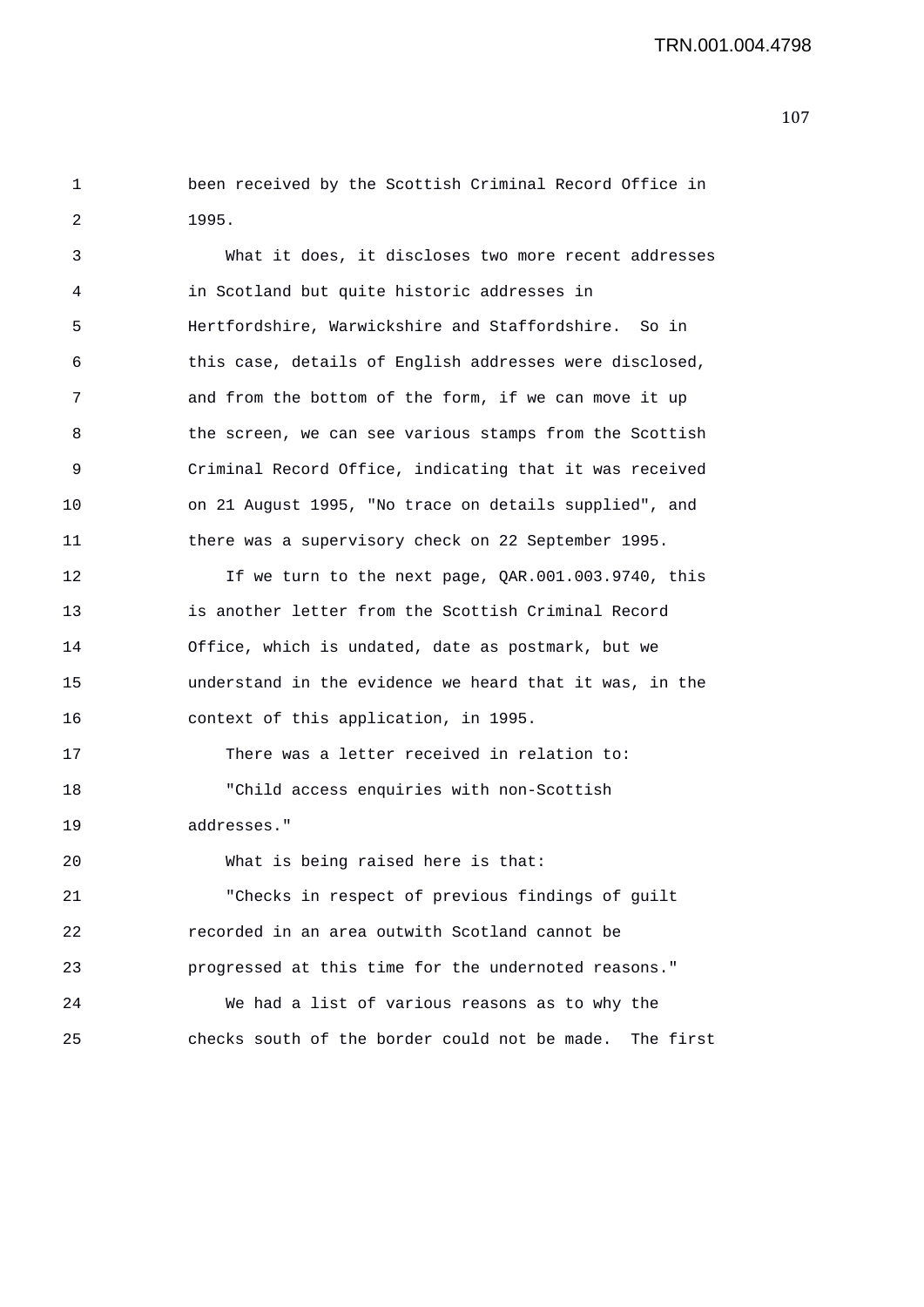been received by the Scottish Criminal Record Office in 1995.

What it does, it discloses two more recent addresses in Scotland but quite historic addresses in Hertfordshire, Warwickshire and Staffordshire. So in this case, details of English addresses were disclosed, and from the bottom of the form, if we can move it up the screen, we can see various stamps from the Scottish Criminal Record Office, indicating that it was received on 21 August 1995, "No trace on details supplied", and there was a supervisory check on 22 September 1995.

If we turn to the next page, QAR.001.003.9740, this is another letter from the Scottish Criminal Record Office, which is undated, date as postmark, but we understand in the evidence we heard that it was, in the context of this application, in 1995.

There was a letter received in relation to:

"Child access enquiries with non-Scottish addresses."

What is being raised here is that:

"Checks in respect of previous findings of guilt recorded in an area outwith Scotland cannot be progressed at this time for the undernoted reasons."

We had a list of various reasons as to why the checks south of the border could not be made. The first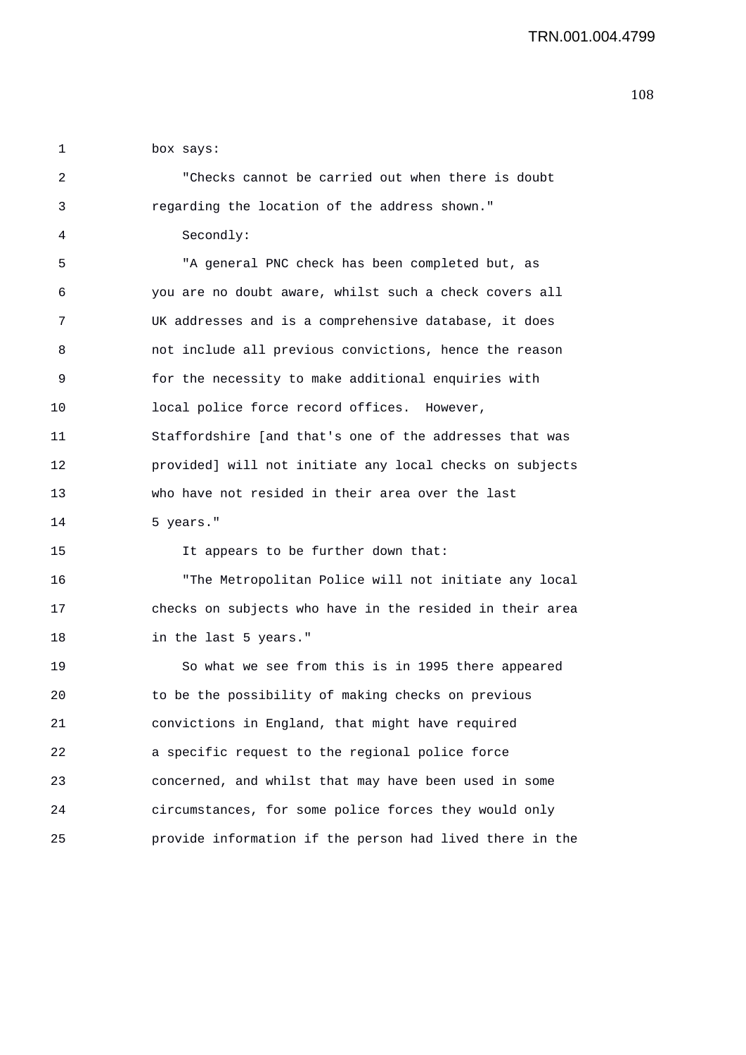box says:

"Checks cannot be carried out when there is doubt regarding the location of the address shown."

Secondly:

"A general PNC check has been completed but, as you are no doubt aware, whilst such a check covers all UK addresses and is a comprehensive database, it does not include all previous convictions, hence the reason for the necessity to make additional enquiries with local police force record offices. However, Staffordshire [and that's one of the addresses that was provided] will not initiate any local checks on subjects who have not resided in their area over the last 5 years."

It appears to be further down that:

"The Metropolitan Police will not initiate any local checks on subjects who have in the resided in their area in the last 5 years."

So what we see from this is in 1995 there appeared to be the possibility of making checks on previous convictions in England, that might have required a specific request to the regional police force concerned, and whilst that may have been used in some circumstances, for some police forces they would only provide information if the person had lived there in the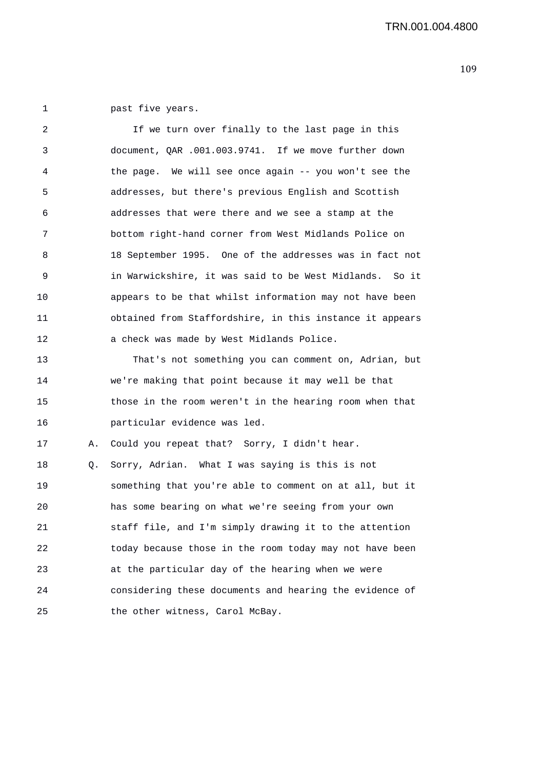1 past five years.

2 If we turn over finally to the last page in this
3 document, QAR .001.003.9741. If we move further down
4 the page. We will see once again -- you won't see the
5 addresses, but there's previous English and Scottish
6 addresses that were there and we see a stamp at the
7 bottom right-hand corner from West Midlands Police on
8 18 September 1995. One of the addresses was in fact not
9 in Warwickshire, it was said to be West Midlands. So it
10 appears to be that whilst information may not have been
11 obtained from Staffordshire, in this instance it appears
12 a check was made by West Midlands Police.

13 That's not something you can comment on, Adrian, but
14 we're making that point because it may well be that
15 those in the room weren't in the hearing room when that
16 particular evidence was led.

17 A. Could you repeat that? Sorry, I didn't hear.

18 Q. Sorry, Adrian. What I was saying is this is not
19 something that you're able to comment on at all, but it
20 has some bearing on what we're seeing from your own
21 staff file, and I'm simply drawing it to the attention
22 today because those in the room today may not have been
23 at the particular day of the hearing when we were
24 considering these documents and hearing the evidence of
25 the other witness, Carol McBay.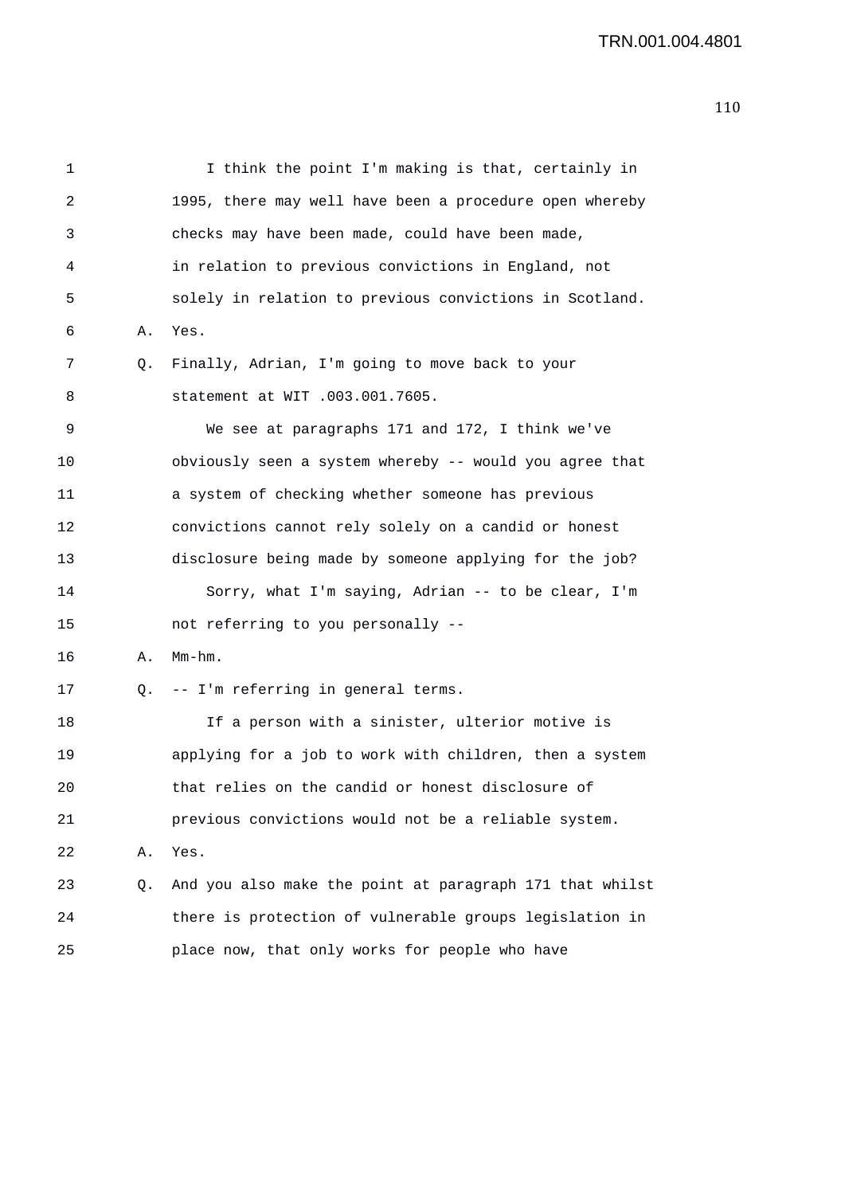I think the point I'm making is that, certainly in 1995, there may well have been a procedure open whereby checks may have been made, could have been made, in relation to previous convictions in England, not solely in relation to previous convictions in Scotland.

A. Yes.

Q. Finally, Adrian, I'm going to move back to your statement at WIT .003.001.7605.

We see at paragraphs 171 and 172, I think we've obviously seen a system whereby -- would you agree that a system of checking whether someone has previous convictions cannot rely solely on a candid or honest disclosure being made by someone applying for the job?

Sorry, what I'm saying, Adrian -- to be clear, I'm not referring to you personally --

A. Mm-hm.

Q. -- I'm referring in general terms.

If a person with a sinister, ulterior motive is applying for a job to work with children, then a system that relies on the candid or honest disclosure of previous convictions would not be a reliable system.

A. Yes.

Q. And you also make the point at paragraph 171 that whilst there is protection of vulnerable groups legislation in place now, that only works for people who have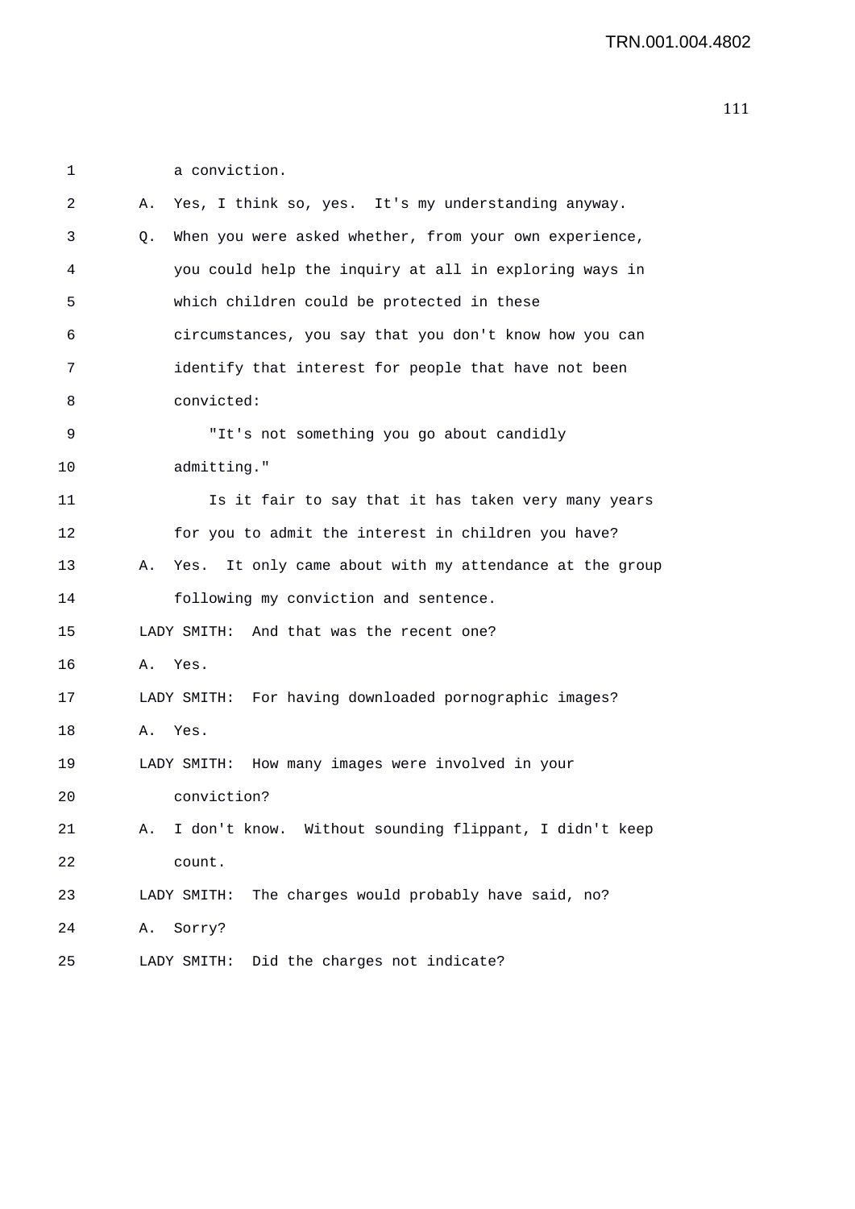a conviction.

A. Yes, I think so, yes. It's my understanding anyway.

Q. When you were asked whether, from your own experience, you could help the inquiry at all in exploring ways in which children could be protected in these circumstances, you say that you don't know how you can identify that interest for people that have not been convicted:

"It's not something you go about candidly admitting."

Is it fair to say that it has taken very many years for you to admit the interest in children you have?

A. Yes. It only came about with my attendance at the group following my conviction and sentence.

LADY SMITH: And that was the recent one?

A. Yes.

LADY SMITH: For having downloaded pornographic images?

A. Yes.

LADY SMITH: How many images were involved in your conviction?

A. I don't know. Without sounding flippant, I didn't keep count.

LADY SMITH: The charges would probably have said, no?

A. Sorry?

LADY SMITH: Did the charges not indicate?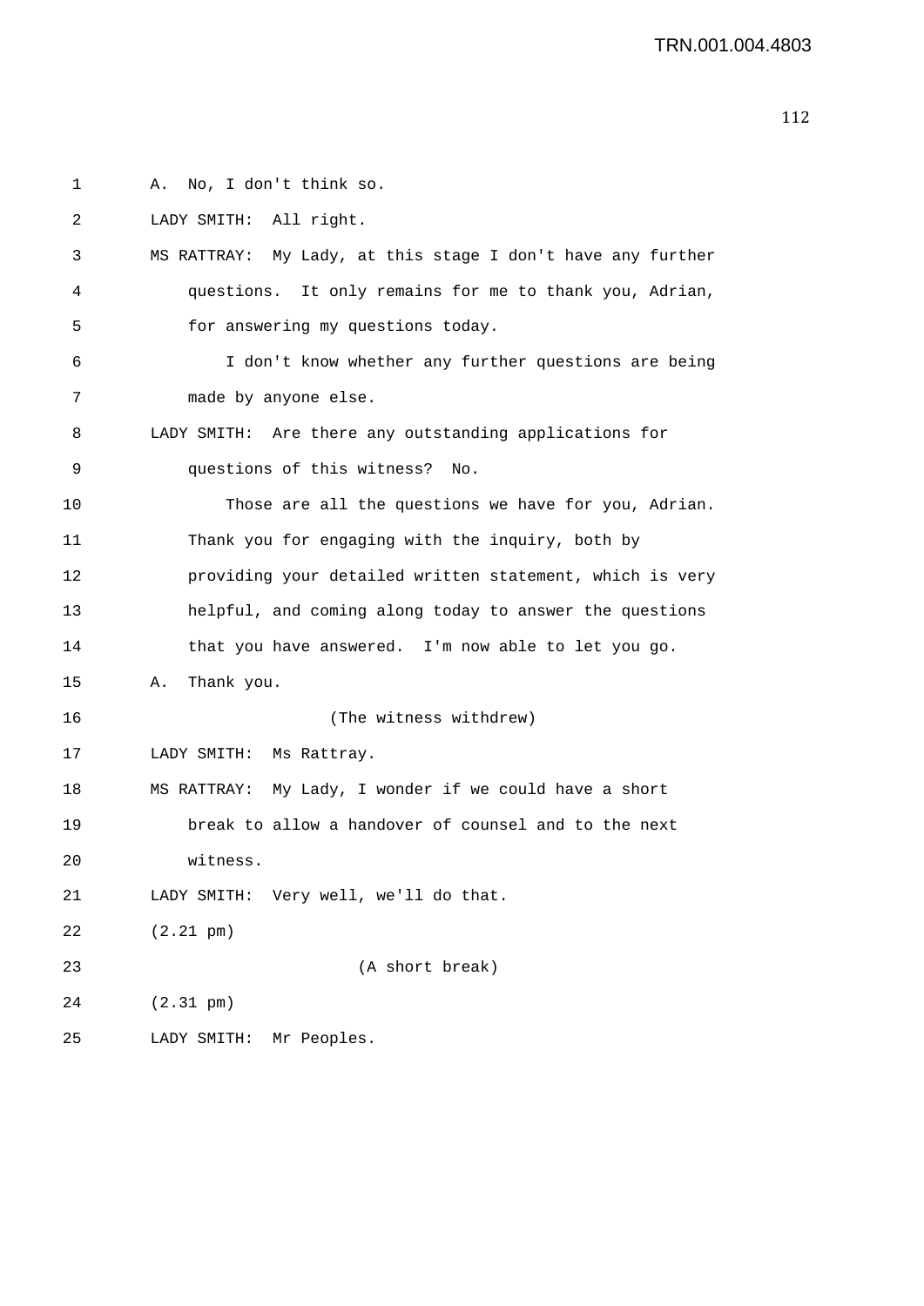A. No, I don't think so.

LADY SMITH: All right.

MS RATTRAY: My Lady, at this stage I don't have any further questions. It only remains for me to thank you, Adrian, for answering my questions today.

I don't know whether any further questions are being made by anyone else.

LADY SMITH: Are there any outstanding applications for questions of this witness? No.

Those are all the questions we have for you, Adrian. Thank you for engaging with the inquiry, both by providing your detailed written statement, which is very helpful, and coming along today to answer the questions that you have answered. I'm now able to let you go.

A. Thank you.

(The witness withdrew)

LADY SMITH: Ms Rattray.

MS RATTRAY: My Lady, I wonder if we could have a short break to allow a handover of counsel and to the next witness.

LADY SMITH: Very well, we'll do that.

(2.21 pm)

(A short break)

(2.31 pm)

LADY SMITH: Mr Peoples.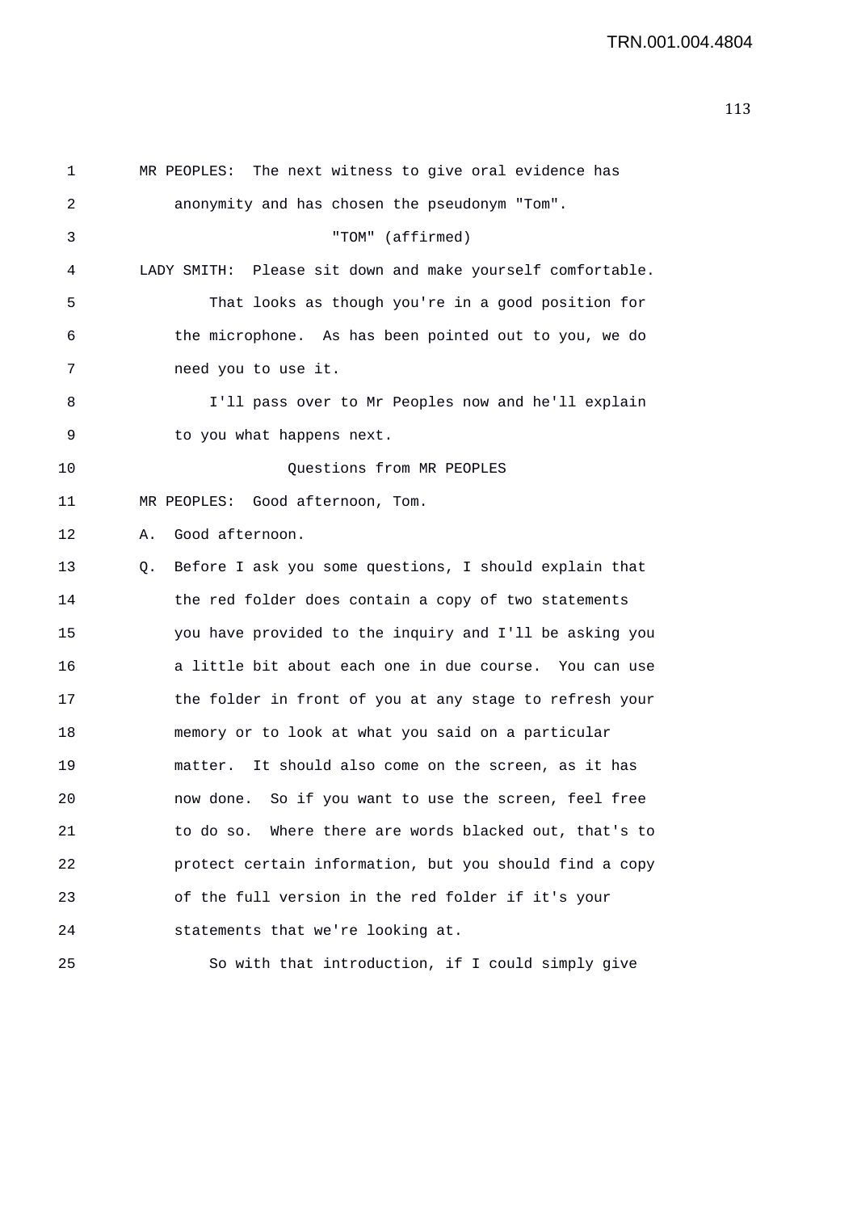MR PEOPLES: The next witness to give oral evidence has anonymity and has chosen the pseudonym "Tom".

"TOM" (affirmed)

LADY SMITH: Please sit down and make yourself comfortable.

That looks as though you're in a good position for the microphone. As has been pointed out to you, we do need you to use it.

I'll pass over to Mr Peoples now and he'll explain to you what happens next.

Questions from MR PEOPLES

MR PEOPLES: Good afternoon, Tom.

A. Good afternoon.

Q. Before I ask you some questions, I should explain that the red folder does contain a copy of two statements you have provided to the inquiry and I'll be asking you a little bit about each one in due course. You can use the folder in front of you at any stage to refresh your memory or to look at what you said on a particular matter. It should also come on the screen, as it has now done. So if you want to use the screen, feel free to do so. Where there are words blacked out, that's to protect certain information, but you should find a copy of the full version in the red folder if it's your statements that we're looking at.

So with that introduction, if I could simply give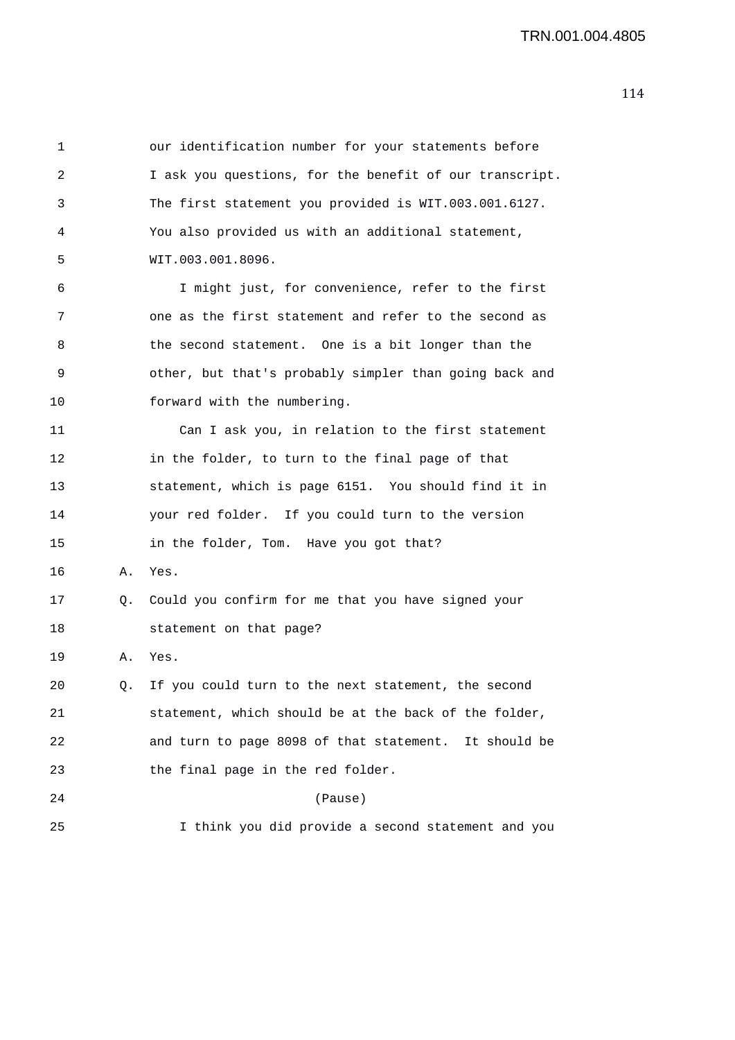1 our identification number for your statements before
2 I ask you questions, for the benefit of our transcript.
3 The first statement you provided is WIT.003.001.6127.
4 You also provided us with an additional statement,
5 WIT.003.001.8096.
6 I might just, for convenience, refer to the first
7 one as the first statement and refer to the second as
8 the second statement. One is a bit longer than the
9 other, but that's probably simpler than going back and
10 forward with the numbering.
11 Can I ask you, in relation to the first statement
12 in the folder, to turn to the final page of that
13 statement, which is page 6151. You should find it in
14 your red folder. If you could turn to the version
15 in the folder, Tom. Have you got that?
16 A. Yes.
17 Q. Could you confirm for me that you have signed your
18 statement on that page?
19 A. Yes.
20 Q. If you could turn to the next statement, the second
21 statement, which should be at the back of the folder,
22 and turn to page 8098 of that statement. It should be
23 the final page in the red folder.
24 (Pause)
25 I think you did provide a second statement and you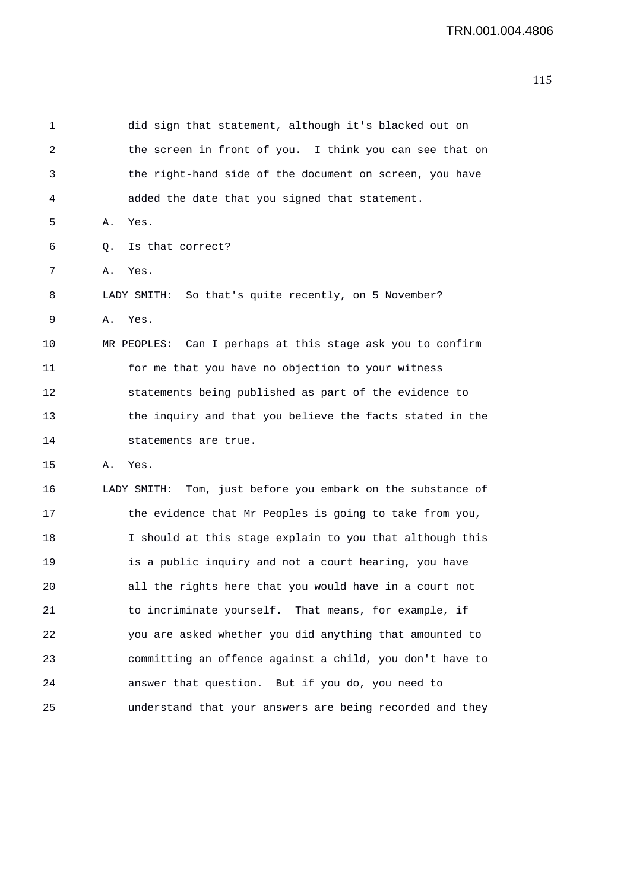1 did sign that statement, although it's blacked out on
2 the screen in front of you. I think you can see that on
3 the right-hand side of the document on screen, you have
4 added the date that you signed that statement.
5 A. Yes.
6 Q. Is that correct?
7 A. Yes.
8 LADY SMITH: So that's quite recently, on 5 November?
9 A. Yes.
10 MR PEOPLES: Can I perhaps at this stage ask you to confirm
11 for me that you have no objection to your witness
12 statements being published as part of the evidence to
13 the inquiry and that you believe the facts stated in the
14 statements are true.
15 A. Yes.
16 LADY SMITH: Tom, just before you embark on the substance of
17 the evidence that Mr Peoples is going to take from you,
18 I should at this stage explain to you that although this
19 is a public inquiry and not a court hearing, you have
20 all the rights here that you would have in a court not
21 to incriminate yourself. That means, for example, if
22 you are asked whether you did anything that amounted to
23 committing an offence against a child, you don't have to
24 answer that question. But if you do, you need to
25 understand that your answers are being recorded and they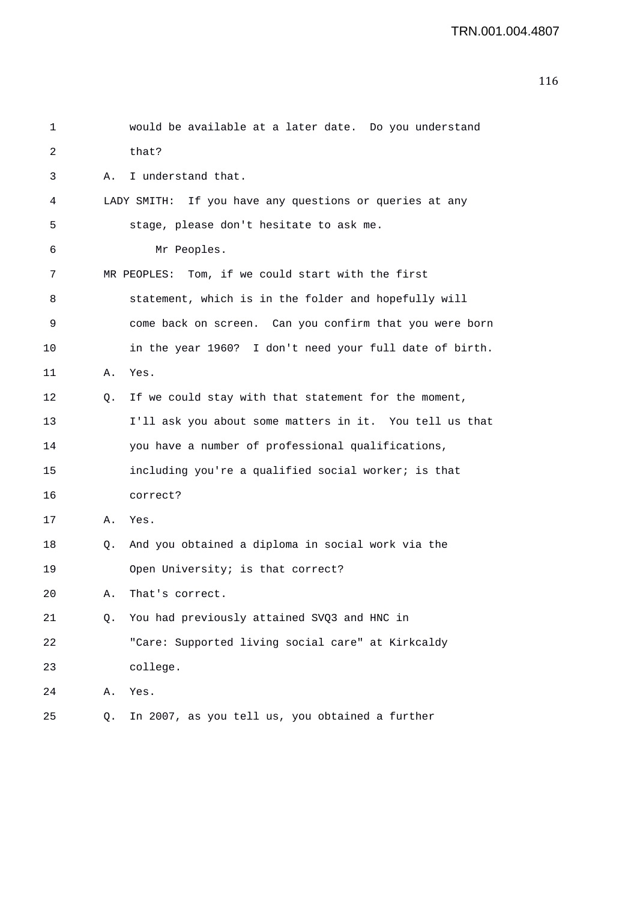would be available at a later date. Do you understand that?

A. I understand that.

LADY SMITH: If you have any questions or queries at any stage, please don't hesitate to ask me.

Mr Peoples.

MR PEOPLES: Tom, if we could start with the first statement, which is in the folder and hopefully will come back on screen. Can you confirm that you were born in the year 1960? I don't need your full date of birth.

A. Yes.

Q. If we could stay with that statement for the moment, I'll ask you about some matters in it. You tell us that you have a number of professional qualifications, including you're a qualified social worker; is that correct?

A. Yes.

Q. And you obtained a diploma in social work via the Open University; is that correct?

A. That's correct.

Q. You had previously attained SVQ3 and HNC in "Care: Supported living social care" at Kirkcaldy college.

A. Yes.

Q. In 2007, as you tell us, you obtained a further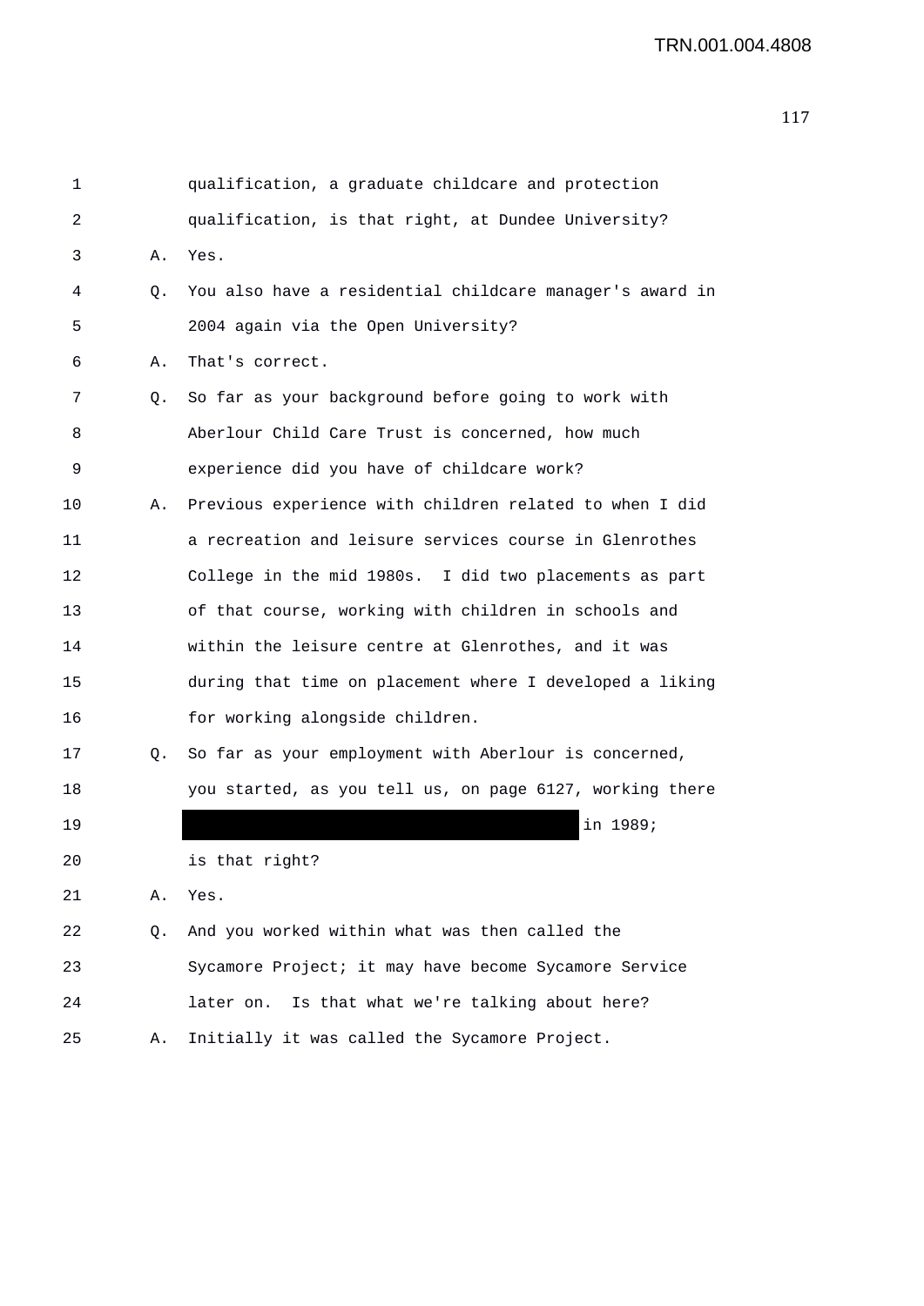1 qualification, a graduate childcare and protection
2 qualification, is that right, at Dundee University?
3 A. Yes.
4 Q. You also have a residential childcare manager's award in
5 2004 again via the Open University?
6 A. That's correct.
7 Q. So far as your background before going to work with
8 Aberlour Child Care Trust is concerned, how much
9 experience did you have of childcare work?
10 A. Previous experience with children related to when I did
11 a recreation and leisure services course in Glenrothes
12 College in the mid 1980s. I did two placements as part
13 of that course, working with children in schools and
14 within the leisure centre at Glenrothes, and it was
15 during that time on placement where I developed a liking
16 for working alongside children.
17 Q. So far as your employment with Aberlour is concerned,
18 you started, as you tell us, on page 6127, working there
19 [REDACTED] in 1989;
20 is that right?
21 A. Yes.
22 Q. And you worked within what was then called the
23 Sycamore Project; it may have become Sycamore Service
24 later on. Is that what we're talking about here?
25 A. Initially it was called the Sycamore Project.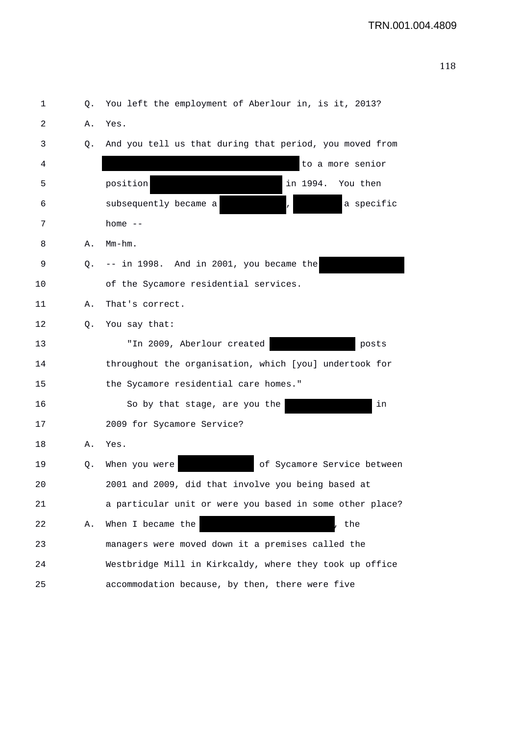1 Q. You left the employment of Aberlour in, is it, 2013?

2 A. Yes.

3 Q. And you tell us that during that period, you moved from

4 [REDACTED] to a more senior

5 position [REDACTED] in 1994. You then

6 subsequently became a [REDACTED], [REDACTED] a specific

7 home --

8 A. Mm-hm.

9 Q. -- in 1998. And in 2001, you became the [REDACTED]

10 of the Sycamore residential services.

11 A. That's correct.

12 Q. You say that:

13 "In 2009, Aberlour created [REDACTED] posts

14 throughout the organisation, which [you] undertook for

15 the Sycamore residential care homes."

16 So by that stage, are you the [REDACTED] in

17 2009 for Sycamore Service?

18 A. Yes.

19 Q. When you were [REDACTED] of Sycamore Service between

20 2001 and 2009, did that involve you being based at

21 a particular unit or were you based in some other place?

22 A. When I became the [REDACTED], the

23 managers were moved down it a premises called the

24 Westbridge Mill in Kirkcaldy, where they took up office

25 accommodation because, by then, there were five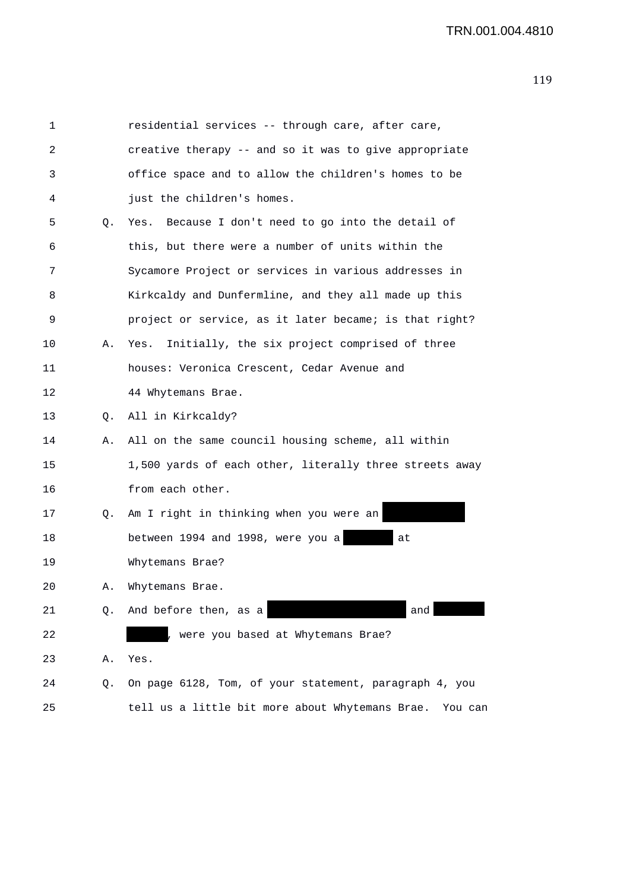1 residential services -- through care, after care,
2 creative therapy -- and so it was to give appropriate
3 office space and to allow the children's homes to be
4 just the children's homes.
5 Q. Yes. Because I don't need to go into the detail of
6 this, but there were a number of units within the
7 Sycamore Project or services in various addresses in
8 Kirkcaldy and Dunfermline, and they all made up this
9 project or service, as it later became; is that right?
10 A. Yes. Initially, the six project comprised of three
11 houses: Veronica Crescent, Cedar Avenue and
12 44 Whytemans Brae.
13 Q. All in Kirkcaldy?
14 A. All on the same council housing scheme, all within
15 1,500 yards of each other, literally three streets away
16 from each other.
17 Q. Am I right in thinking when you were an [REDACTED]
18 between 1994 and 1998, were you a [REDACTED] at
19 Whytemans Brae?
20 A. Whytemans Brae.
21 Q. And before then, as a [REDACTED] and [REDACTED]
22 [REDACTED], were you based at Whytemans Brae?
23 A. Yes.
24 Q. On page 6128, Tom, of your statement, paragraph 4, you
25 tell us a little bit more about Whytemans Brae. You can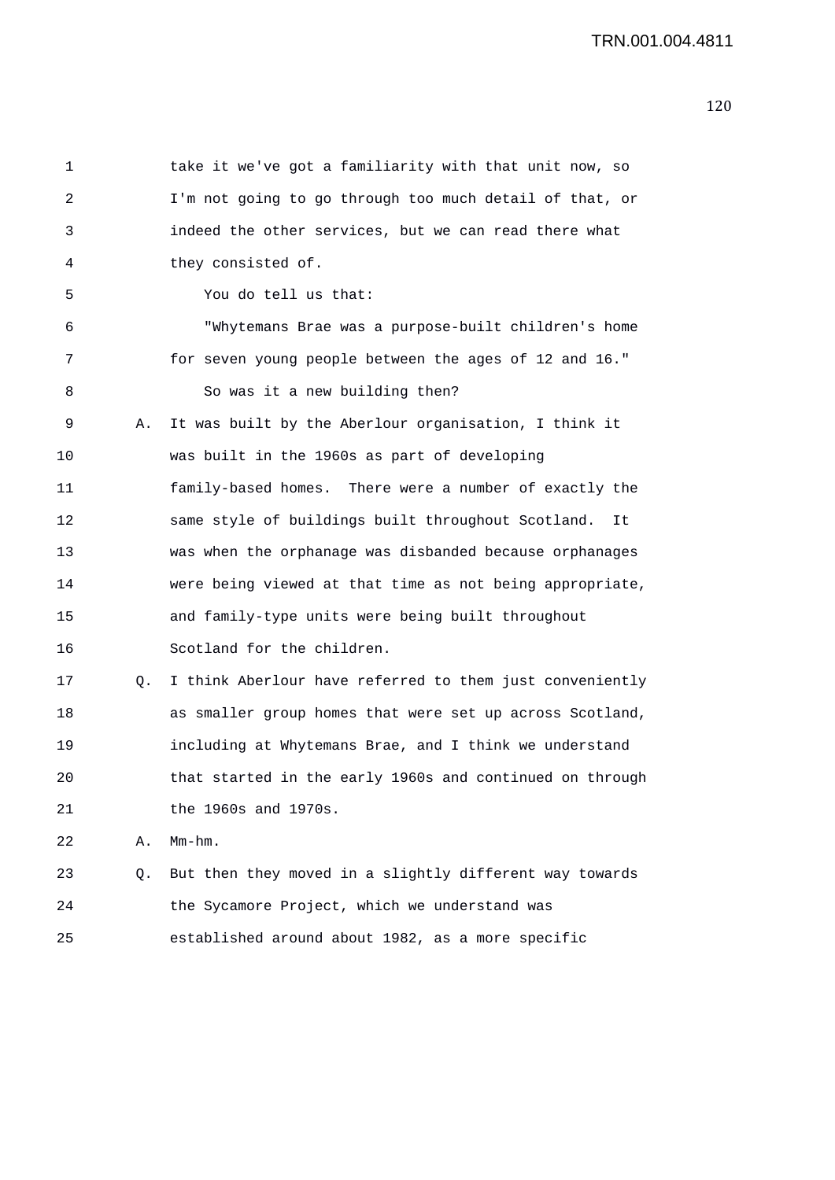take it we've got a familiarity with that unit now, so I'm not going to go through too much detail of that, or indeed the other services, but we can read there what they consisted of.

You do tell us that:

"Whytemans Brae was a purpose-built children's home for seven young people between the ages of 12 and 16."

So was it a new building then?

A. It was built by the Aberlour organisation, I think it was built in the 1960s as part of developing family-based homes. There were a number of exactly the same style of buildings built throughout Scotland. It was when the orphanage was disbanded because orphanages were being viewed at that time as not being appropriate, and family-type units were being built throughout Scotland for the children.

Q. I think Aberlour have referred to them just conveniently as smaller group homes that were set up across Scotland, including at Whytemans Brae, and I think we understand that started in the early 1960s and continued on through the 1960s and 1970s.

A. Mm-hm.

Q. But then they moved in a slightly different way towards the Sycamore Project, which we understand was established around about 1982, as a more specific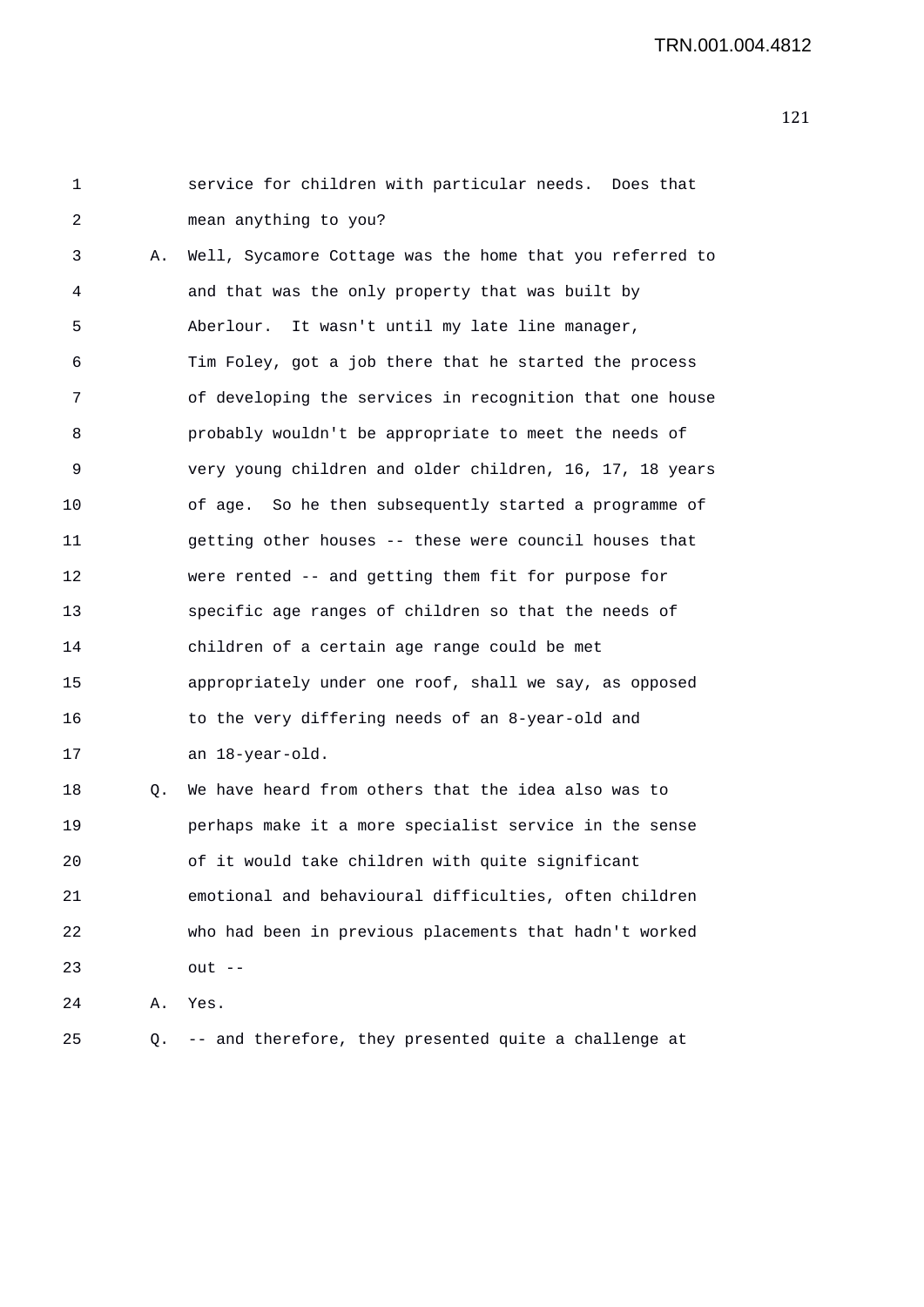service for children with particular needs. Does that mean anything to you?

A. Well, Sycamore Cottage was the home that you referred to and that was the only property that was built by Aberlour. It wasn't until my late line manager, Tim Foley, got a job there that he started the process of developing the services in recognition that one house probably wouldn't be appropriate to meet the needs of very young children and older children, 16, 17, 18 years of age. So he then subsequently started a programme of getting other houses -- these were council houses that were rented -- and getting them fit for purpose for specific age ranges of children so that the needs of children of a certain age range could be met appropriately under one roof, shall we say, as opposed to the very differing needs of an 8-year-old and an 18-year-old.

Q. We have heard from others that the idea also was to perhaps make it a more specialist service in the sense of it would take children with quite significant emotional and behavioural difficulties, often children who had been in previous placements that hadn't worked out --

A. Yes.

Q. -- and therefore, they presented quite a challenge at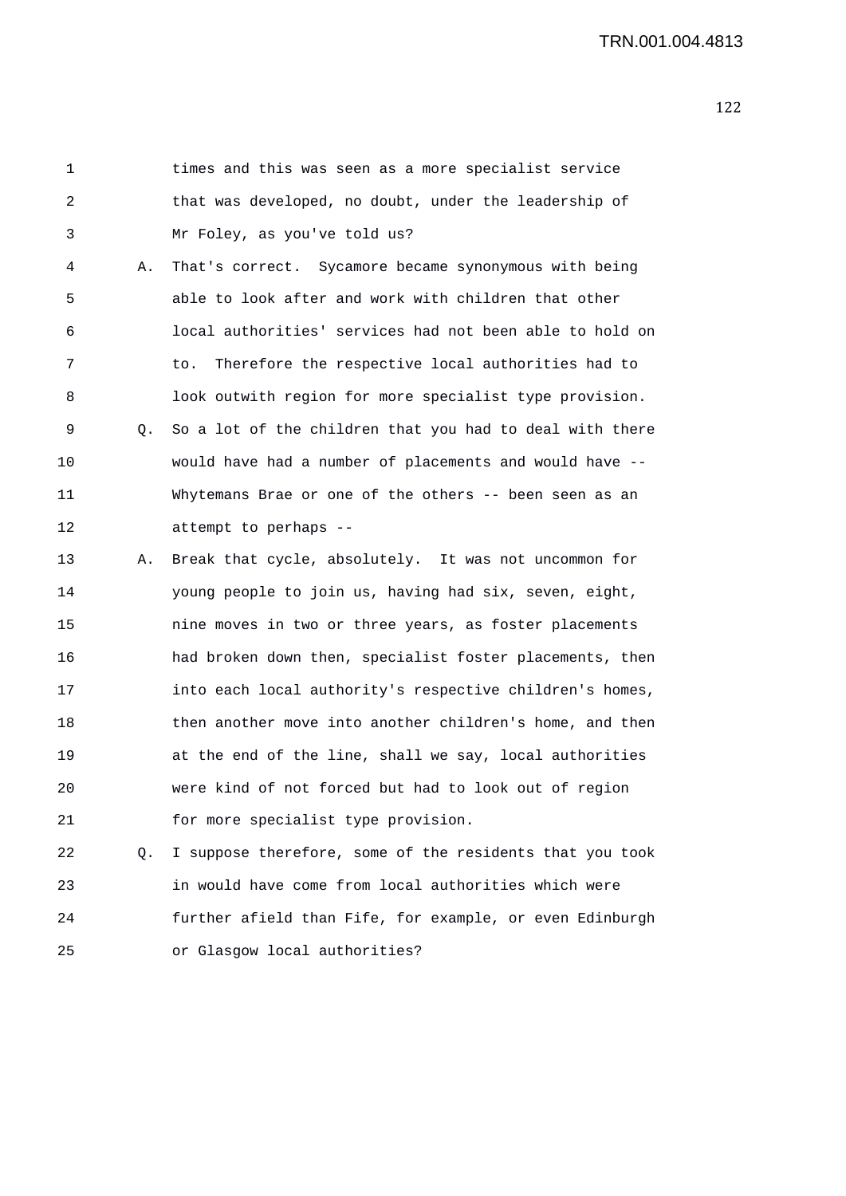times and this was seen as a more specialist service that was developed, no doubt, under the leadership of Mr Foley, as you've told us?

A. That's correct. Sycamore became synonymous with being able to look after and work with children that other local authorities' services had not been able to hold on to. Therefore the respective local authorities had to look outwith region for more specialist type provision.

Q. So a lot of the children that you had to deal with there would have had a number of placements and would have -- Whytemans Brae or one of the others -- been seen as an attempt to perhaps --

A. Break that cycle, absolutely. It was not uncommon for young people to join us, having had six, seven, eight, nine moves in two or three years, as foster placements had broken down then, specialist foster placements, then into each local authority's respective children's homes, then another move into another children's home, and then at the end of the line, shall we say, local authorities were kind of not forced but had to look out of region for more specialist type provision.

Q. I suppose therefore, some of the residents that you took in would have come from local authorities which were further afield than Fife, for example, or even Edinburgh or Glasgow local authorities?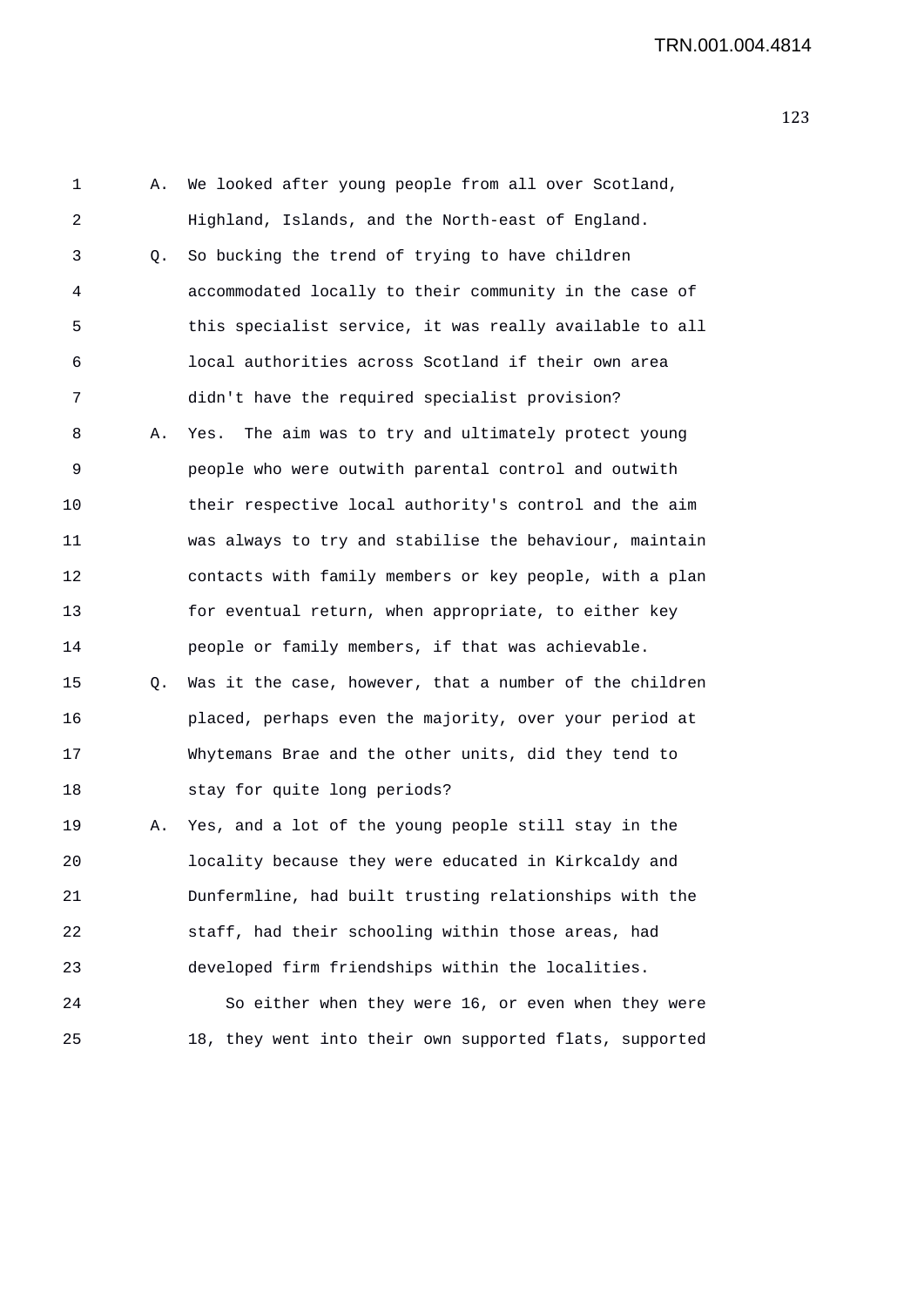A. We looked after young people from all over Scotland, Highland, Islands, and the North-east of England.

Q. So bucking the trend of trying to have children accommodated locally to their community in the case of this specialist service, it was really available to all local authorities across Scotland if their own area didn't have the required specialist provision?

A. Yes. The aim was to try and ultimately protect young people who were outwith parental control and outwith their respective local authority's control and the aim was always to try and stabilise the behaviour, maintain contacts with family members or key people, with a plan for eventual return, when appropriate, to either key people or family members, if that was achievable.

Q. Was it the case, however, that a number of the children placed, perhaps even the majority, over your period at Whytemans Brae and the other units, did they tend to stay for quite long periods?

A. Yes, and a lot of the young people still stay in the locality because they were educated in Kirkcaldy and Dunfermline, had built trusting relationships with the staff, had their schooling within those areas, had developed firm friendships within the localities.

So either when they were 16, or even when they were 18, they went into their own supported flats, supported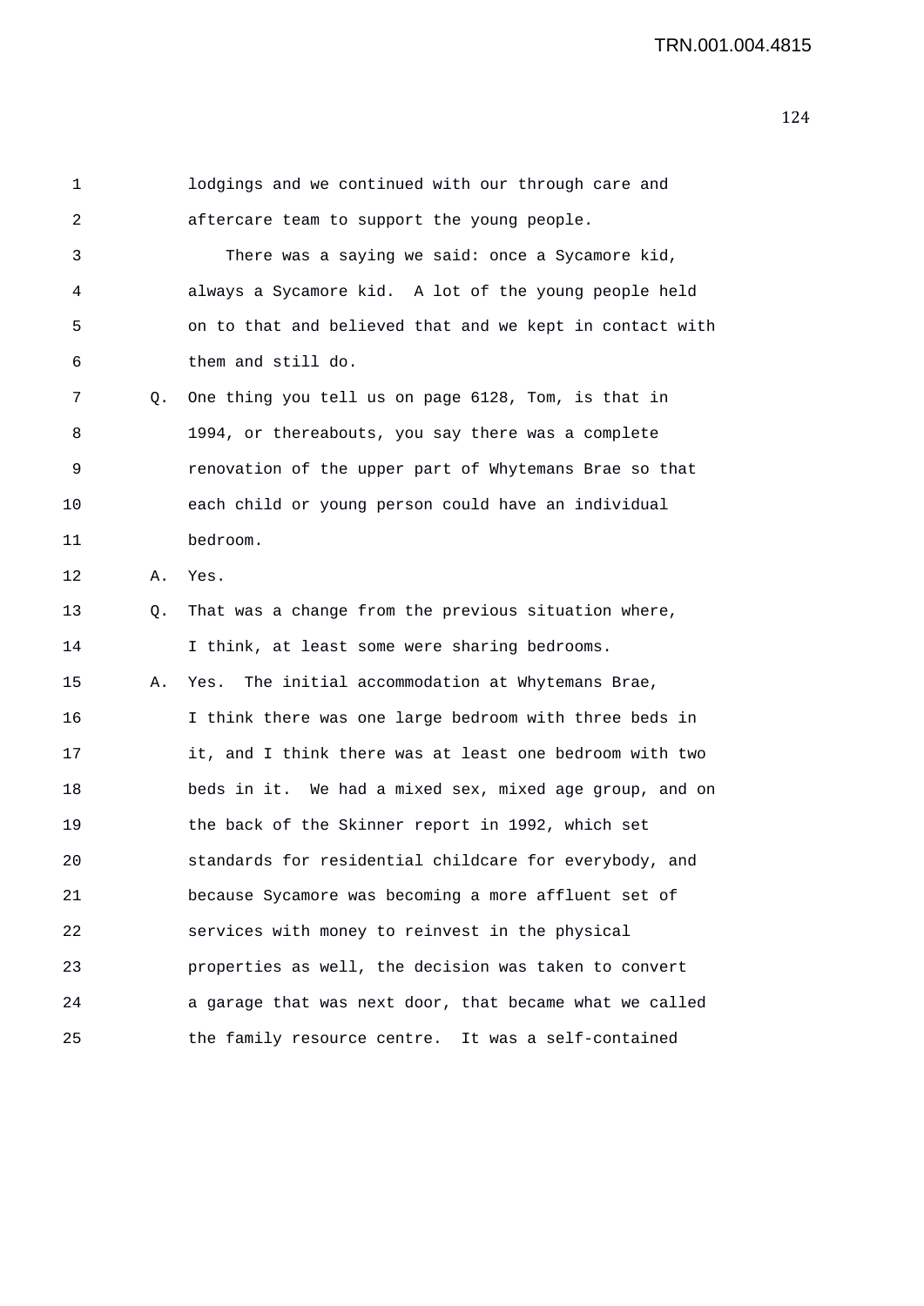lodgings and we continued with our through care and aftercare team to support the young people.

There was a saying we said: once a Sycamore kid, always a Sycamore kid. A lot of the young people held on to that and believed that and we kept in contact with them and still do.

Q. One thing you tell us on page 6128, Tom, is that in 1994, or thereabouts, you say there was a complete renovation of the upper part of Whytemans Brae so that each child or young person could have an individual bedroom.

A. Yes.

Q. That was a change from the previous situation where, I think, at least some were sharing bedrooms.

A. Yes. The initial accommodation at Whytemans Brae, I think there was one large bedroom with three beds in it, and I think there was at least one bedroom with two beds in it. We had a mixed sex, mixed age group, and on the back of the Skinner report in 1992, which set standards for residential childcare for everybody, and because Sycamore was becoming a more affluent set of services with money to reinvest in the physical properties as well, the decision was taken to convert a garage that was next door, that became what we called the family resource centre. It was a self-contained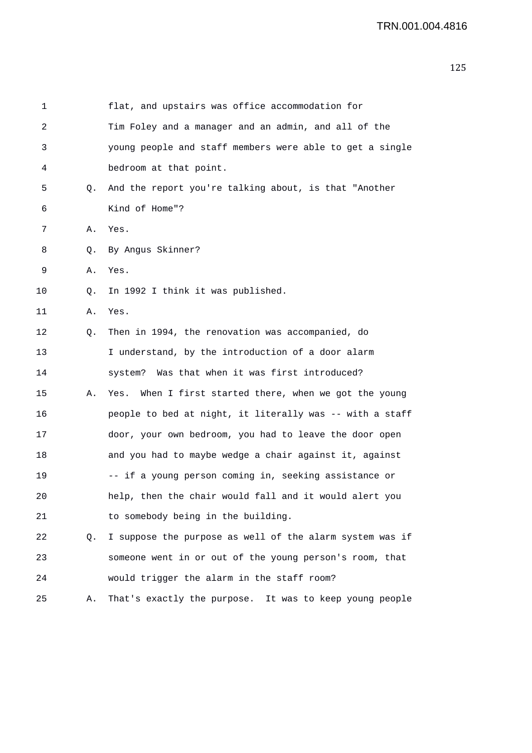flat, and upstairs was office accommodation for Tim Foley and a manager and an admin, and all of the young people and staff members were able to get a single bedroom at that point.

Q. And the report you're talking about, is that "Another Kind of Home"?

A. Yes.

Q. By Angus Skinner?

A. Yes.

Q. In 1992 I think it was published.

A. Yes.

Q. Then in 1994, the renovation was accompanied, do I understand, by the introduction of a door alarm system? Was that when it was first introduced?

A. Yes. When I first started there, when we got the young people to bed at night, it literally was -- with a staff door, your own bedroom, you had to leave the door open and you had to maybe wedge a chair against it, against -- if a young person coming in, seeking assistance or help, then the chair would fall and it would alert you to somebody being in the building.

Q. I suppose the purpose as well of the alarm system was if someone went in or out of the young person's room, that would trigger the alarm in the staff room?

A. That's exactly the purpose. It was to keep young people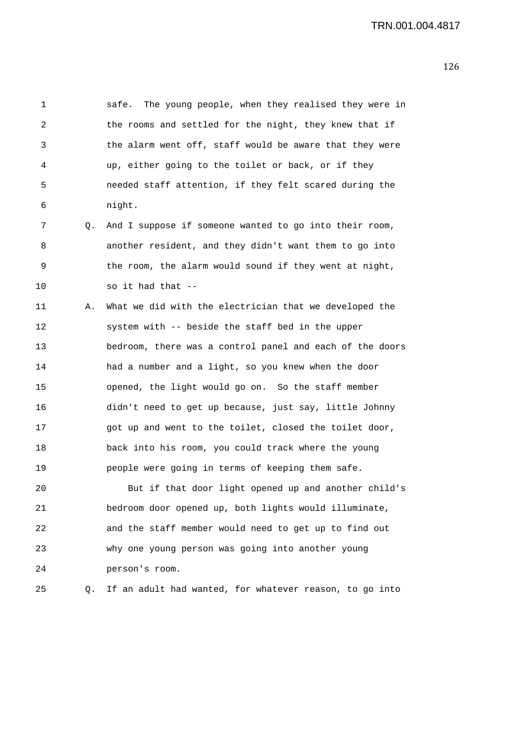safe. The young people, when they realised they were in the rooms and settled for the night, they knew that if the alarm went off, staff would be aware that they were up, either going to the toilet or back, or if they needed staff attention, if they felt scared during the night.

Q. And I suppose if someone wanted to go into their room, another resident, and they didn't want them to go into the room, the alarm would sound if they went at night, so it had that --

A. What we did with the electrician that we developed the system with -- beside the staff bed in the upper bedroom, there was a control panel and each of the doors had a number and a light, so you knew when the door opened, the light would go on. So the staff member didn't need to get up because, just say, little Johnny got up and went to the toilet, closed the toilet door, back into his room, you could track where the young people were going in terms of keeping them safe.

But if that door light opened up and another child's bedroom door opened up, both lights would illuminate, and the staff member would need to get up to find out why one young person was going into another young person's room.

Q. If an adult had wanted, for whatever reason, to go into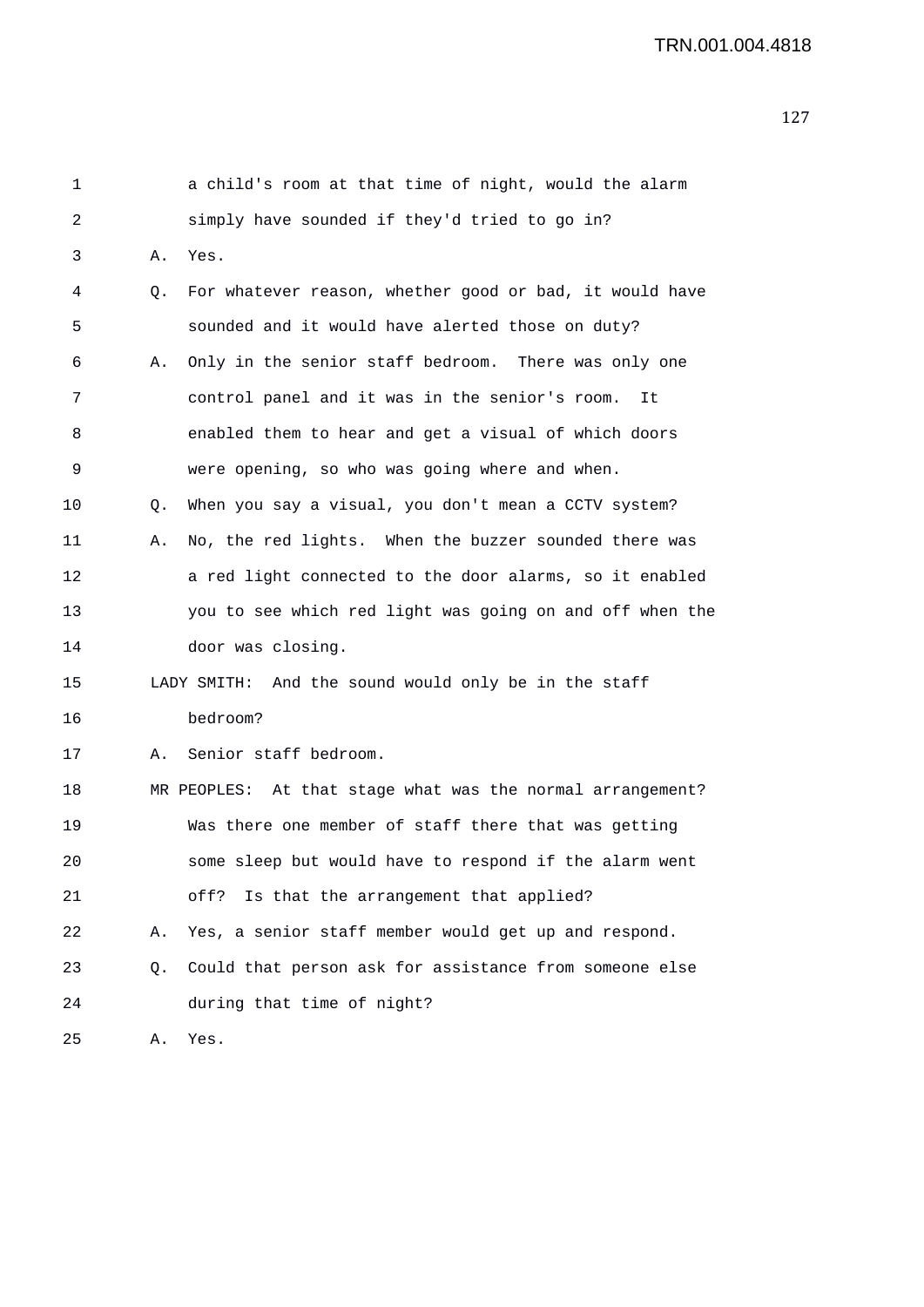1 a child's room at that time of night, would the alarm
2 simply have sounded if they'd tried to go in?
3 A. Yes.
4 Q. For whatever reason, whether good or bad, it would have
5 sounded and it would have alerted those on duty?
6 A. Only in the senior staff bedroom. There was only one
7 control panel and it was in the senior's room. It
8 enabled them to hear and get a visual of which doors
9 were opening, so who was going where and when.
10 Q. When you say a visual, you don't mean a CCTV system?
11 A. No, the red lights. When the buzzer sounded there was
12 a red light connected to the door alarms, so it enabled
13 you to see which red light was going on and off when the
14 door was closing.
15 LADY SMITH: And the sound would only be in the staff
16 bedroom?
17 A. Senior staff bedroom.
18 MR PEOPLES: At that stage what was the normal arrangement?
19 Was there one member of staff there that was getting
20 some sleep but would have to respond if the alarm went
21 off? Is that the arrangement that applied?
22 A. Yes, a senior staff member would get up and respond.
23 Q. Could that person ask for assistance from someone else
24 during that time of night?
25 A. Yes.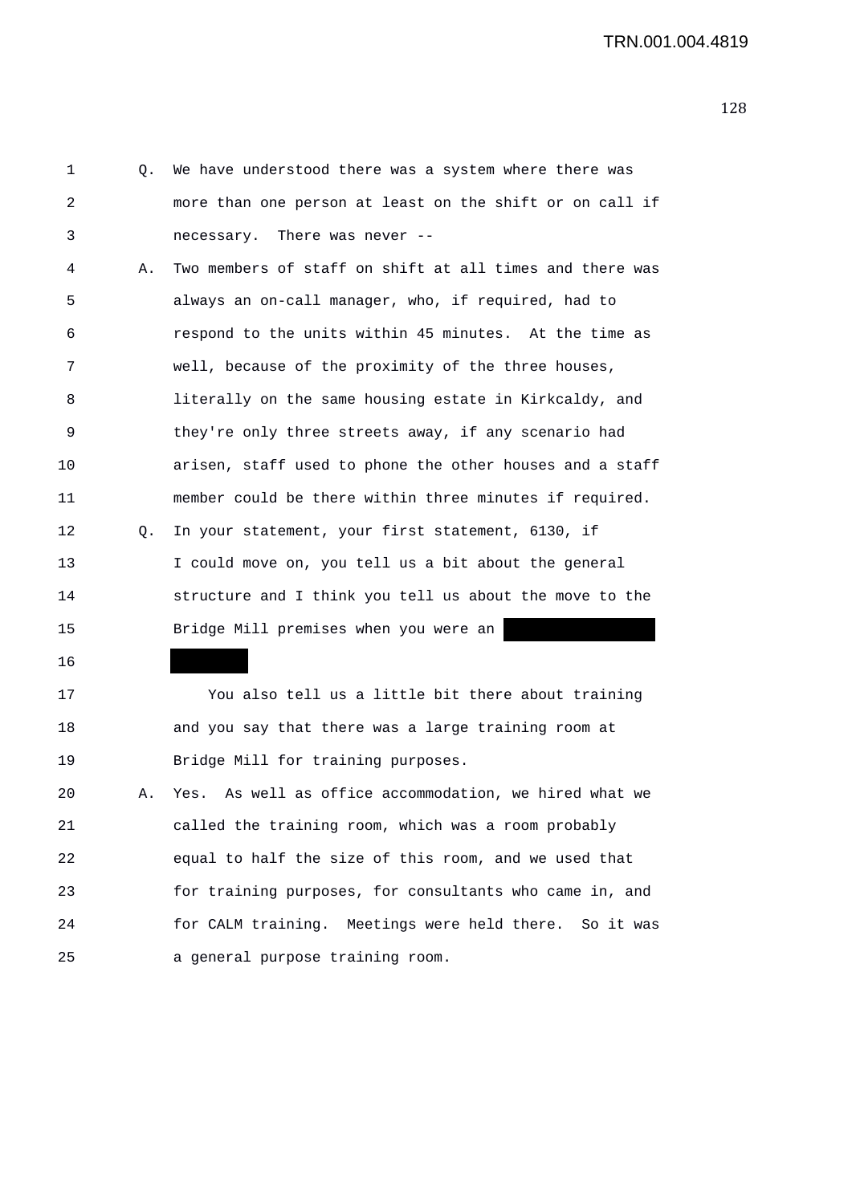Q. We have understood there was a system where there was more than one person at least on the shift or on call if necessary. There was never --

A. Two members of staff on shift at all times and there was always an on-call manager, who, if required, had to respond to the units within 45 minutes. At the time as well, because of the proximity of the three houses, literally on the same housing estate in Kirkcaldy, and they're only three streets away, if any scenario had arisen, staff used to phone the other houses and a staff member could be there within three minutes if required.

Q. In your statement, your first statement, 6130, if I could move on, you tell us a bit about the general structure and I think you tell us about the move to the Bridge Mill premises when you were an [REDACTED] [REDACTED]

You also tell us a little bit there about training and you say that there was a large training room at Bridge Mill for training purposes.

A. Yes. As well as office accommodation, we hired what we called the training room, which was a room probably equal to half the size of this room, and we used that for training purposes, for consultants who came in, and for CALM training. Meetings were held there. So it was a general purpose training room.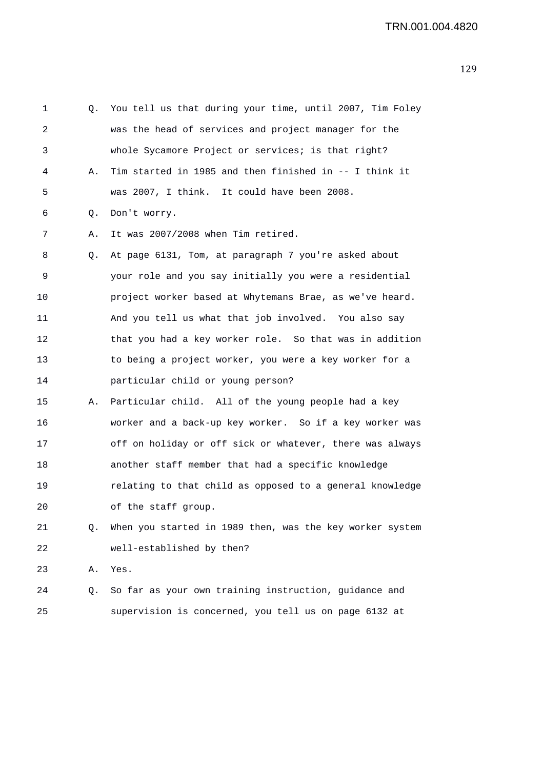1 Q. You tell us that during your time, until 2007, Tim Foley
2 was the head of services and project manager for the
3 whole Sycamore Project or services; is that right?
4 A. Tim started in 1985 and then finished in -- I think it
5 was 2007, I think. It could have been 2008.
6 Q. Don't worry.
7 A. It was 2007/2008 when Tim retired.
8 Q. At page 6131, Tom, at paragraph 7 you're asked about
9 your role and you say initially you were a residential
10 project worker based at Whytemans Brae, as we've heard.
11 And you tell us what that job involved. You also say
12 that you had a key worker role. So that was in addition
13 to being a project worker, you were a key worker for a
14 particular child or young person?
15 A. Particular child. All of the young people had a key
16 worker and a back-up key worker. So if a key worker was
17 off on holiday or off sick or whatever, there was always
18 another staff member that had a specific knowledge
19 relating to that child as opposed to a general knowledge
20 of the staff group.
21 Q. When you started in 1989 then, was the key worker system
22 well-established by then?
23 A. Yes.
24 Q. So far as your own training instruction, guidance and
25 supervision is concerned, you tell us on page 6132 at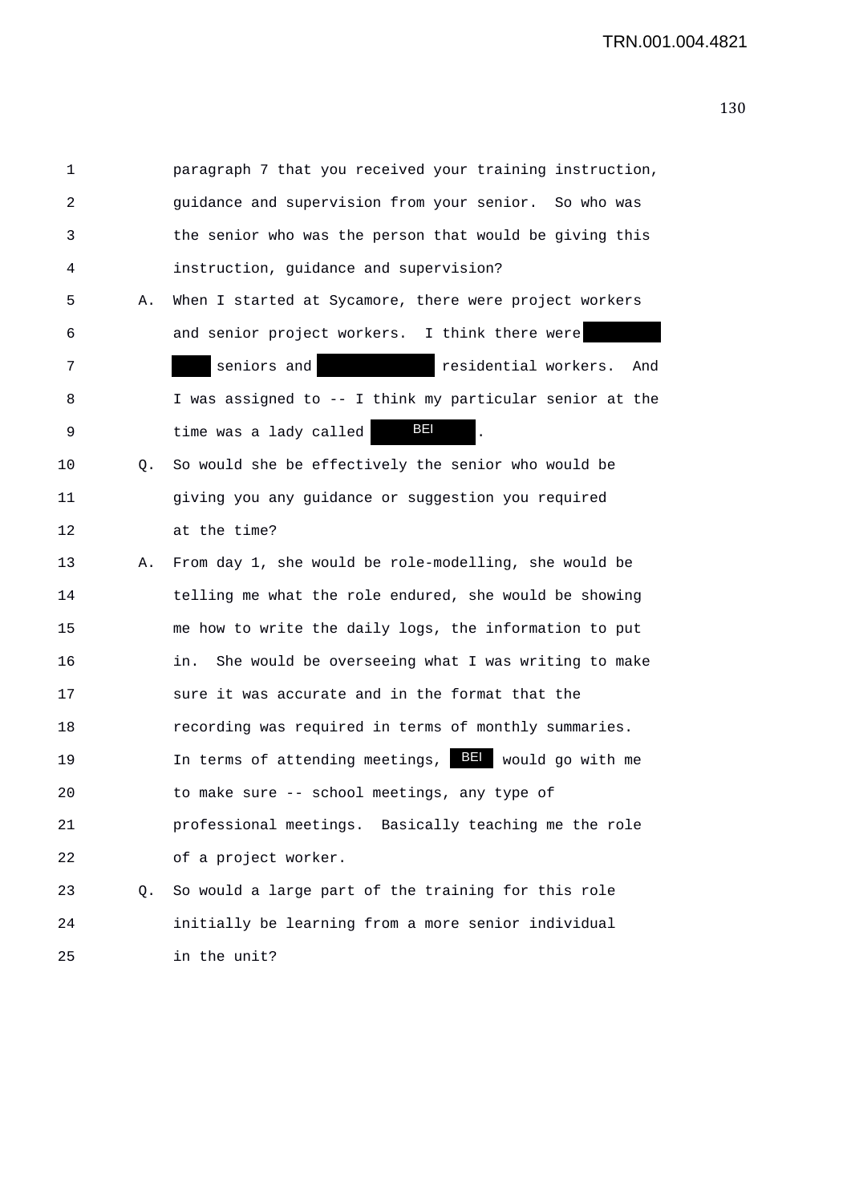paragraph 7 that you received your training instruction, guidance and supervision from your senior. So who was the senior who was the person that would be giving this instruction, guidance and supervision?

A. When I started at Sycamore, there were project workers and senior project workers. I think there were [redacted] [redacted] seniors and [redacted] residential workers. And I was assigned to -- I think my particular senior at the time was a lady called BEI.

Q. So would she be effectively the senior who would be giving you any guidance or suggestion you required at the time?

A. From day 1, she would be role-modelling, she would be telling me what the role endured, she would be showing me how to write the daily logs, the information to put in. She would be overseeing what I was writing to make sure it was accurate and in the format that the recording was required in terms of monthly summaries. In terms of attending meetings, BEI would go with me to make sure -- school meetings, any type of professional meetings. Basically teaching me the role of a project worker.

Q. So would a large part of the training for this role initially be learning from a more senior individual in the unit?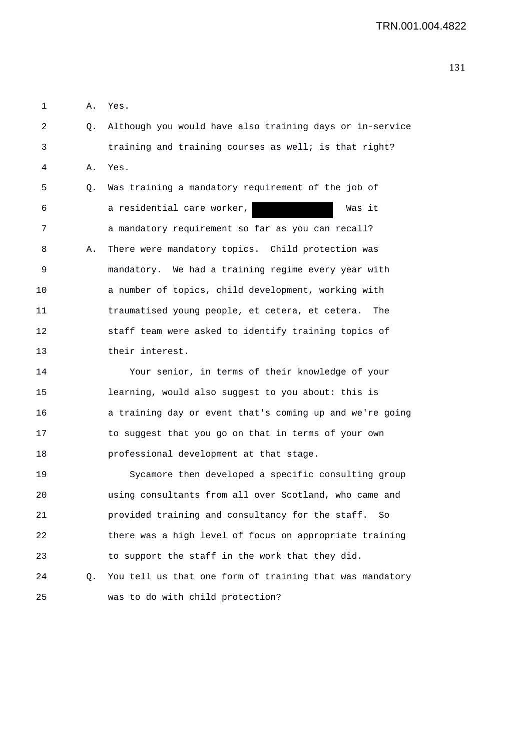1 A. Yes.

2 Q. Although you would have also training days or in-service

3 training and training courses as well; is that right?

4 A. Yes.

5 Q. Was training a mandatory requirement of the job of

6 a residential care worker, [redacted] Was it

7 a mandatory requirement so far as you can recall?

8 A. There were mandatory topics. Child protection was

9 mandatory. We had a training regime every year with

10 a number of topics, child development, working with

11 traumatised young people, et cetera, et cetera. The

12 staff team were asked to identify training topics of

13 their interest.

14 Your senior, in terms of their knowledge of your

15 learning, would also suggest to you about: this is

16 a training day or event that's coming up and we're going

17 to suggest that you go on that in terms of your own

18 professional development at that stage.

19 Sycamore then developed a specific consulting group

20 using consultants from all over Scotland, who came and

21 provided training and consultancy for the staff. So

22 there was a high level of focus on appropriate training

23 to support the staff in the work that they did.

24 Q. You tell us that one form of training that was mandatory

25 was to do with child protection?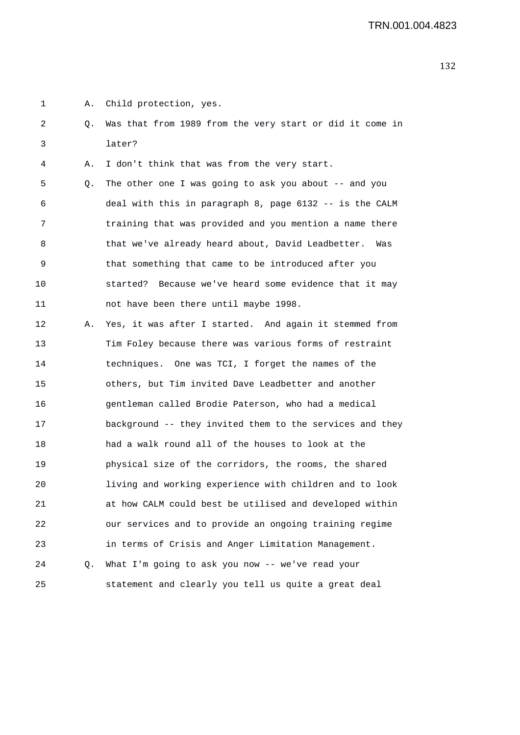1 A. Child protection, yes.

2 Q. Was that from 1989 from the very start or did it come in
3 later?

4 A. I don't think that was from the very start.

5 Q. The other one I was going to ask you about -- and you
6 deal with this in paragraph 8, page 6132 -- is the CALM
7 training that was provided and you mention a name there
8 that we've already heard about, David Leadbetter. Was
9 that something that came to be introduced after you
10 started? Because we've heard some evidence that it may
11 not have been there until maybe 1998.

12 A. Yes, it was after I started. And again it stemmed from
13 Tim Foley because there was various forms of restraint
14 techniques. One was TCI, I forget the names of the
15 others, but Tim invited Dave Leadbetter and another
16 gentleman called Brodie Paterson, who had a medical
17 background -- they invited them to the services and they
18 had a walk round all of the houses to look at the
19 physical size of the corridors, the rooms, the shared
20 living and working experience with children and to look
21 at how CALM could best be utilised and developed within
22 our services and to provide an ongoing training regime
23 in terms of Crisis and Anger Limitation Management.

24 Q. What I'm going to ask you now -- we've read your
25 statement and clearly you tell us quite a great deal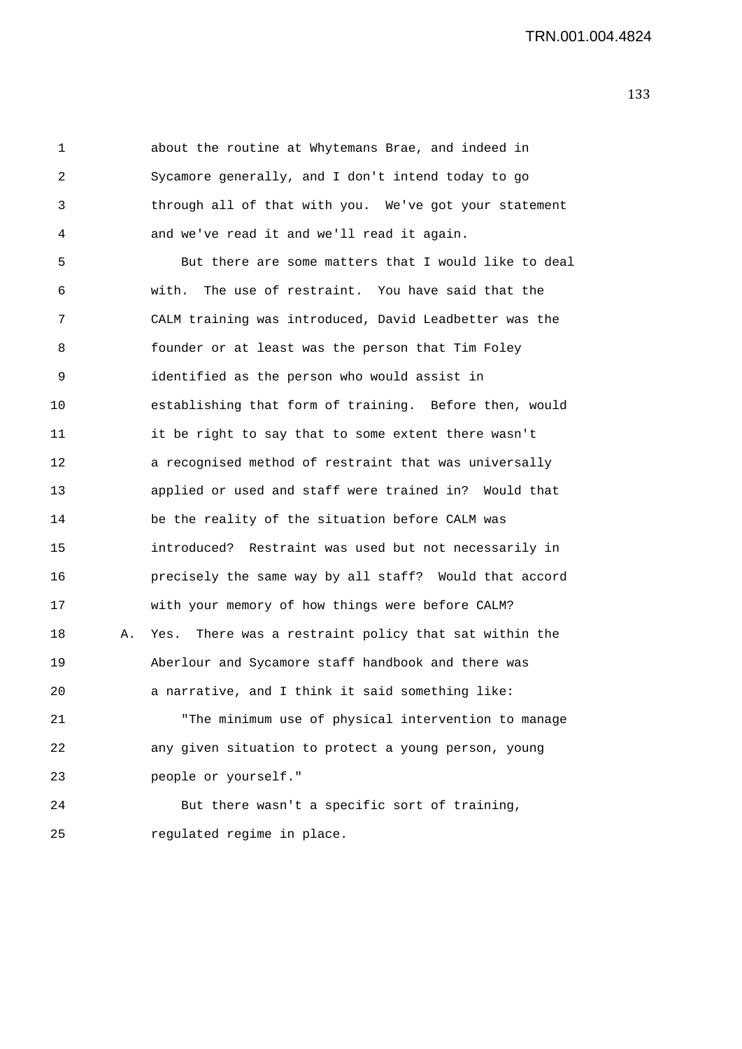about the routine at Whytemans Brae, and indeed in Sycamore generally, and I don't intend today to go through all of that with you. We've got your statement and we've read it and we'll read it again.

But there are some matters that I would like to deal with. The use of restraint. You have said that the CALM training was introduced, David Leadbetter was the founder or at least was the person that Tim Foley identified as the person who would assist in establishing that form of training. Before then, would it be right to say that to some extent there wasn't a recognised method of restraint that was universally applied or used and staff were trained in? Would that be the reality of the situation before CALM was introduced? Restraint was used but not necessarily in precisely the same way by all staff? Would that accord with your memory of how things were before CALM?

A. Yes. There was a restraint policy that sat within the Aberlour and Sycamore staff handbook and there was a narrative, and I think it said something like:

"The minimum use of physical intervention to manage any given situation to protect a young person, young people or yourself."

But there wasn't a specific sort of training, regulated regime in place.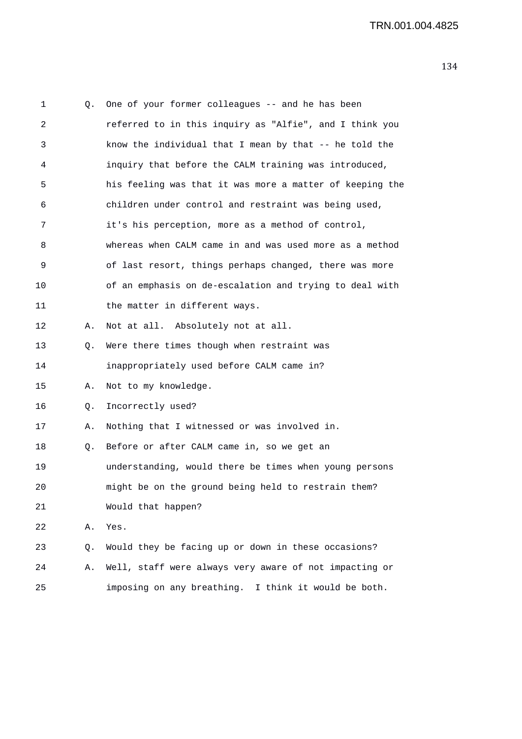Q. One of your former colleagues -- and he has been referred to in this inquiry as "Alfie", and I think you know the individual that I mean by that -- he told the inquiry that before the CALM training was introduced, his feeling was that it was more a matter of keeping the children under control and restraint was being used, it's his perception, more as a method of control, whereas when CALM came in and was used more as a method of last resort, things perhaps changed, there was more of an emphasis on de-escalation and trying to deal with the matter in different ways.

A. Not at all. Absolutely not at all.

Q. Were there times though when restraint was inappropriately used before CALM came in?

A. Not to my knowledge.

Q. Incorrectly used?

A. Nothing that I witnessed or was involved in.

Q. Before or after CALM came in, so we get an understanding, would there be times when young persons might be on the ground being held to restrain them? Would that happen?

A. Yes.

Q. Would they be facing up or down in these occasions?

A. Well, staff were always very aware of not impacting or imposing on any breathing. I think it would be both.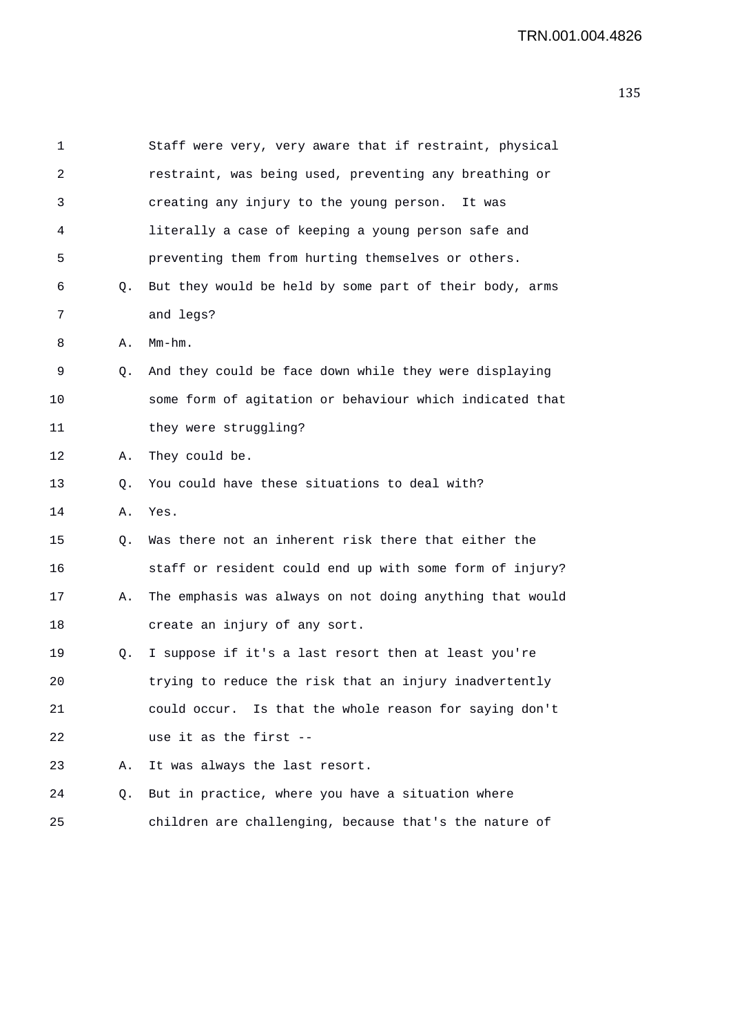Staff were very, very aware that if restraint, physical restraint, was being used, preventing any breathing or creating any injury to the young person. It was literally a case of keeping a young person safe and preventing them from hurting themselves or others.

Q. But they would be held by some part of their body, arms and legs?

A. Mm-hm.

Q. And they could be face down while they were displaying some form of agitation or behaviour which indicated that they were struggling?

A. They could be.

Q. You could have these situations to deal with?

A. Yes.

Q. Was there not an inherent risk there that either the staff or resident could end up with some form of injury?

A. The emphasis was always on not doing anything that would create an injury of any sort.

Q. I suppose if it's a last resort then at least you're trying to reduce the risk that an injury inadvertently could occur. Is that the whole reason for saying don't use it as the first --

A. It was always the last resort.

Q. But in practice, where you have a situation where children are challenging, because that's the nature of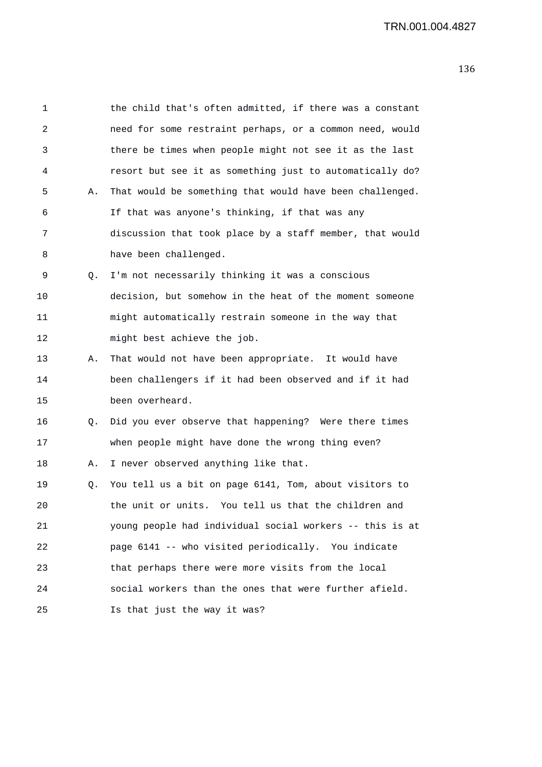1 the child that's often admitted, if there was a constant
2 need for some restraint perhaps, or a common need, would
3 there be times when people might not see it as the last
4 resort but see it as something just to automatically do?
5 A. That would be something that would have been challenged.
6 If that was anyone's thinking, if that was any
7 discussion that took place by a staff member, that would
8 have been challenged.
9 Q. I'm not necessarily thinking it was a conscious
10 decision, but somehow in the heat of the moment someone
11 might automatically restrain someone in the way that
12 might best achieve the job.
13 A. That would not have been appropriate. It would have
14 been challengers if it had been observed and if it had
15 been overheard.
16 Q. Did you ever observe that happening? Were there times
17 when people might have done the wrong thing even?
18 A. I never observed anything like that.
19 Q. You tell us a bit on page 6141, Tom, about visitors to
20 the unit or units. You tell us that the children and
21 young people had individual social workers -- this is at
22 page 6141 -- who visited periodically. You indicate
23 that perhaps there were more visits from the local
24 social workers than the ones that were further afield.
25 Is that just the way it was?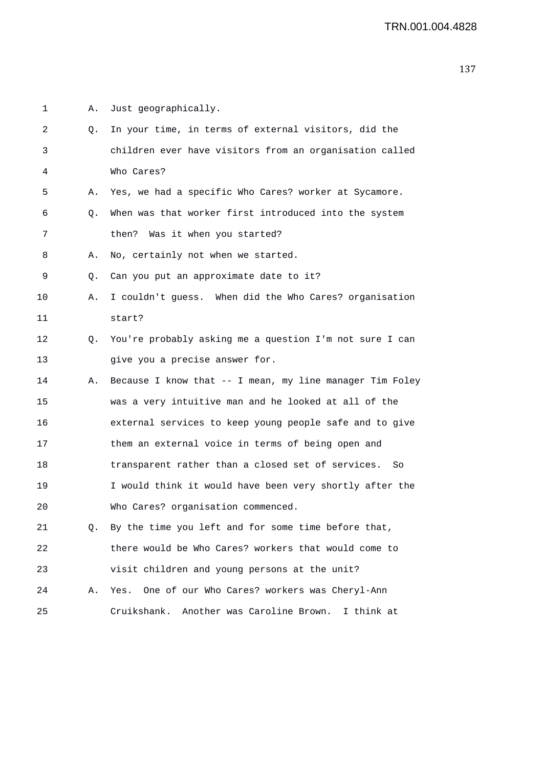A. Just geographically.

Q. In your time, in terms of external visitors, did the children ever have visitors from an organisation called Who Cares?

A. Yes, we had a specific Who Cares? worker at Sycamore.

Q. When was that worker first introduced into the system then? Was it when you started?

A. No, certainly not when we started.

Q. Can you put an approximate date to it?

A. I couldn't guess. When did the Who Cares? organisation start?

Q. You're probably asking me a question I'm not sure I can give you a precise answer for.

A. Because I know that -- I mean, my line manager Tim Foley was a very intuitive man and he looked at all of the external services to keep young people safe and to give them an external voice in terms of being open and transparent rather than a closed set of services. So I would think it would have been very shortly after the Who Cares? organisation commenced.

Q. By the time you left and for some time before that, there would be Who Cares? workers that would come to visit children and young persons at the unit?

A. Yes. One of our Who Cares? workers was Cheryl-Ann Cruikshank. Another was Caroline Brown. I think at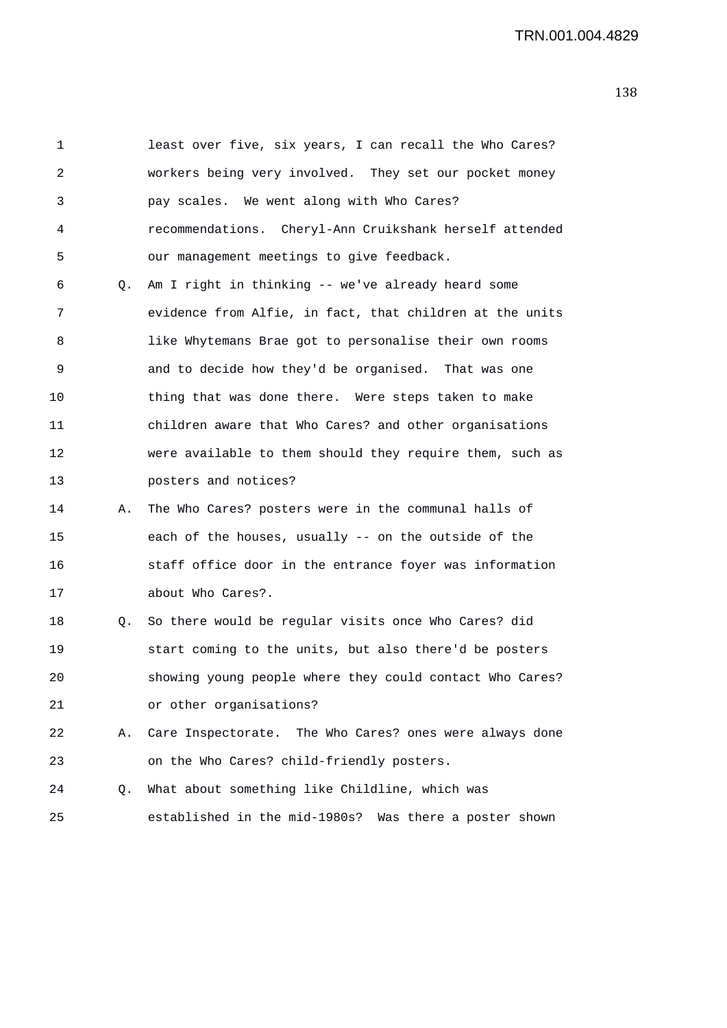1 least over five, six years, I can recall the Who Cares?
2 workers being very involved. They set our pocket money
3 pay scales. We went along with Who Cares?
4 recommendations. Cheryl-Ann Cruikshank herself attended
5 our management meetings to give feedback.

6 Q. Am I right in thinking -- we've already heard some
7 evidence from Alfie, in fact, that children at the units
8 like Whytemans Brae got to personalise their own rooms
9 and to decide how they'd be organised. That was one
10 thing that was done there. Were steps taken to make
11 children aware that Who Cares? and other organisations
12 were available to them should they require them, such as
13 posters and notices?

14 A. The Who Cares? posters were in the communal halls of
15 each of the houses, usually -- on the outside of the
16 staff office door in the entrance foyer was information
17 about Who Cares?.

18 Q. So there would be regular visits once Who Cares? did
19 start coming to the units, but also there'd be posters
20 showing young people where they could contact Who Cares?
21 or other organisations?

22 A. Care Inspectorate. The Who Cares? ones were always done
23 on the Who Cares? child-friendly posters.

24 Q. What about something like Childline, which was
25 established in the mid-1980s? Was there a poster shown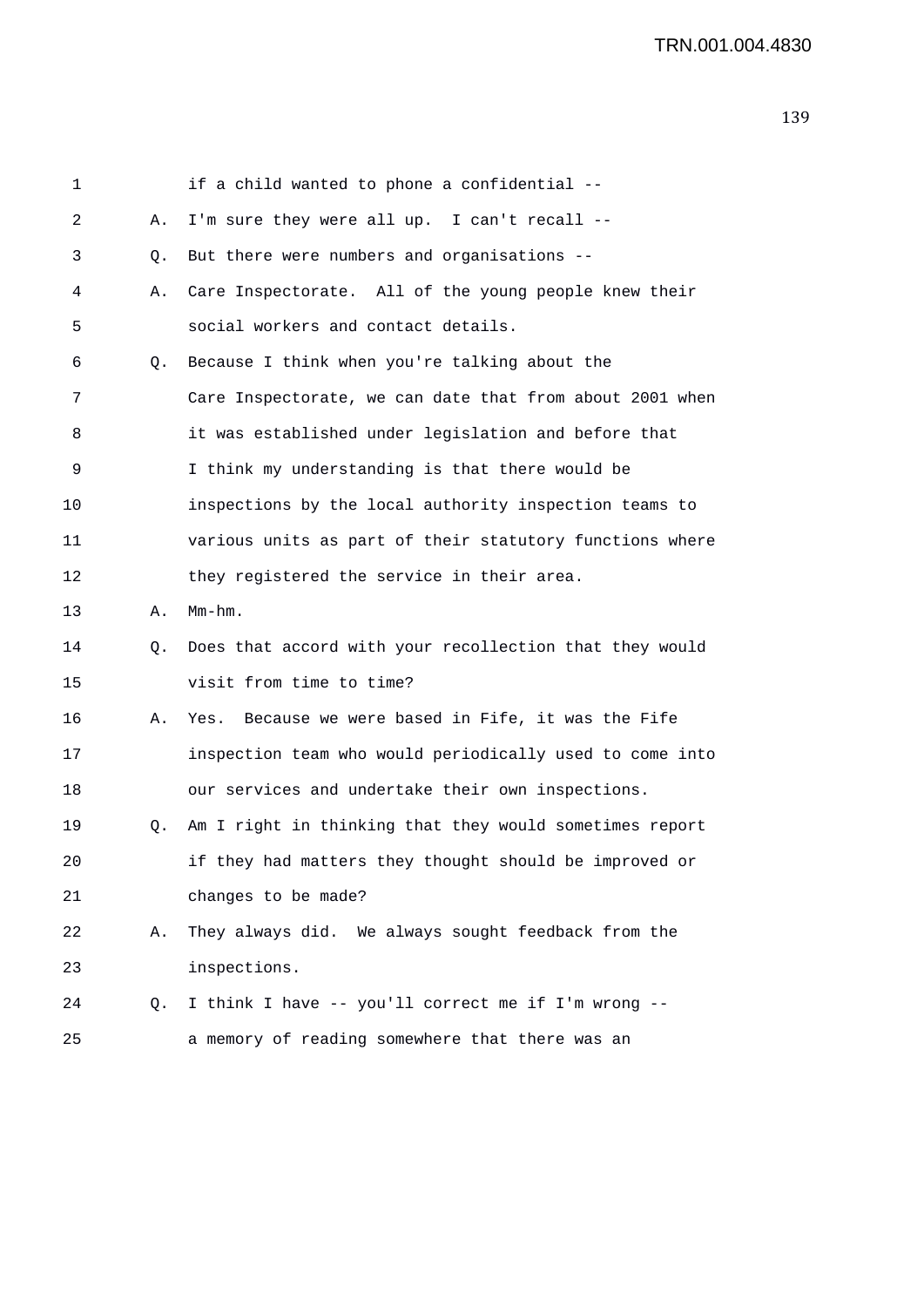1 if a child wanted to phone a confidential --

2 A. I'm sure they were all up. I can't recall --

3 Q. But there were numbers and organisations --

4 A. Care Inspectorate. All of the young people knew their

5 social workers and contact details.

6 Q. Because I think when you're talking about the

7 Care Inspectorate, we can date that from about 2001 when

8 it was established under legislation and before that

9 I think my understanding is that there would be

10 inspections by the local authority inspection teams to

11 various units as part of their statutory functions where

12 they registered the service in their area.

13 A. Mm-hm.

14 Q. Does that accord with your recollection that they would

15 visit from time to time?

16 A. Yes. Because we were based in Fife, it was the Fife

17 inspection team who would periodically used to come into

18 our services and undertake their own inspections.

19 Q. Am I right in thinking that they would sometimes report

20 if they had matters they thought should be improved or

21 changes to be made?

22 A. They always did. We always sought feedback from the

23 inspections.

24 Q. I think I have -- you'll correct me if I'm wrong --

25 a memory of reading somewhere that there was an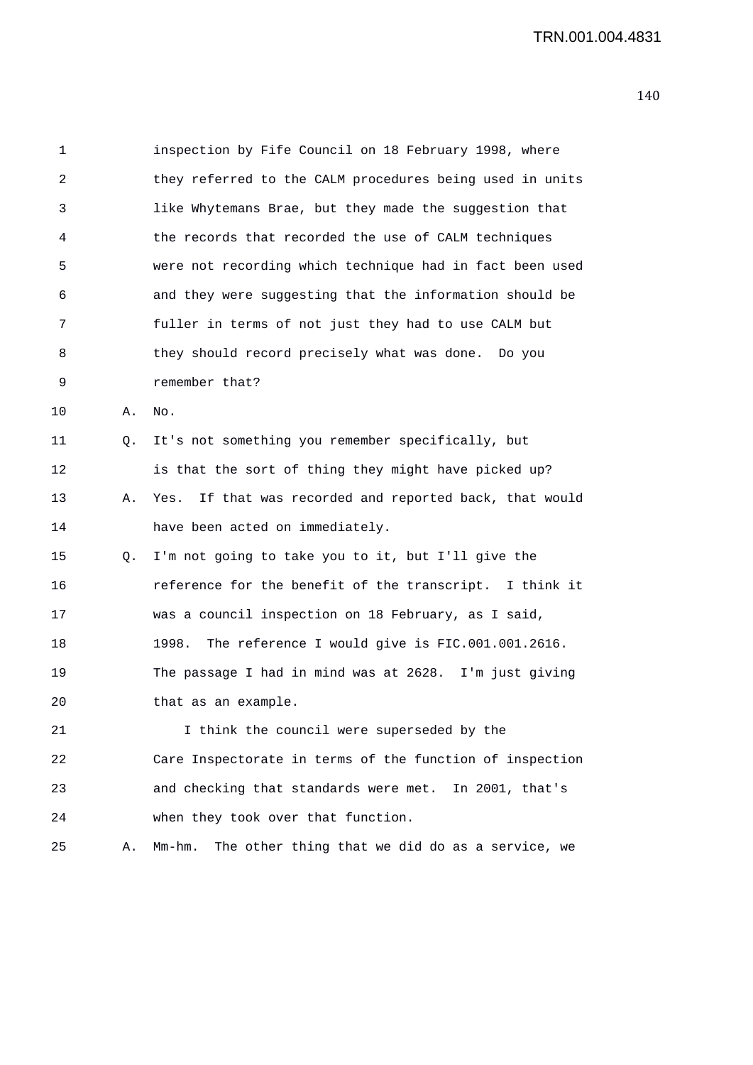inspection by Fife Council on 18 February 1998, where they referred to the CALM procedures being used in units like Whytemans Brae, but they made the suggestion that the records that recorded the use of CALM techniques were not recording which technique had in fact been used and they were suggesting that the information should be fuller in terms of not just they had to use CALM but they should record precisely what was done. Do you remember that?

A. No.

Q. It's not something you remember specifically, but is that the sort of thing they might have picked up?

A. Yes. If that was recorded and reported back, that would have been acted on immediately.

Q. I'm not going to take you to it, but I'll give the reference for the benefit of the transcript. I think it was a council inspection on 18 February, as I said, 1998. The reference I would give is FIC.001.001.2616. The passage I had in mind was at 2628. I'm just giving that as an example.

I think the council were superseded by the Care Inspectorate in terms of the function of inspection and checking that standards were met. In 2001, that's when they took over that function.

A. Mm-hm. The other thing that we did do as a service, we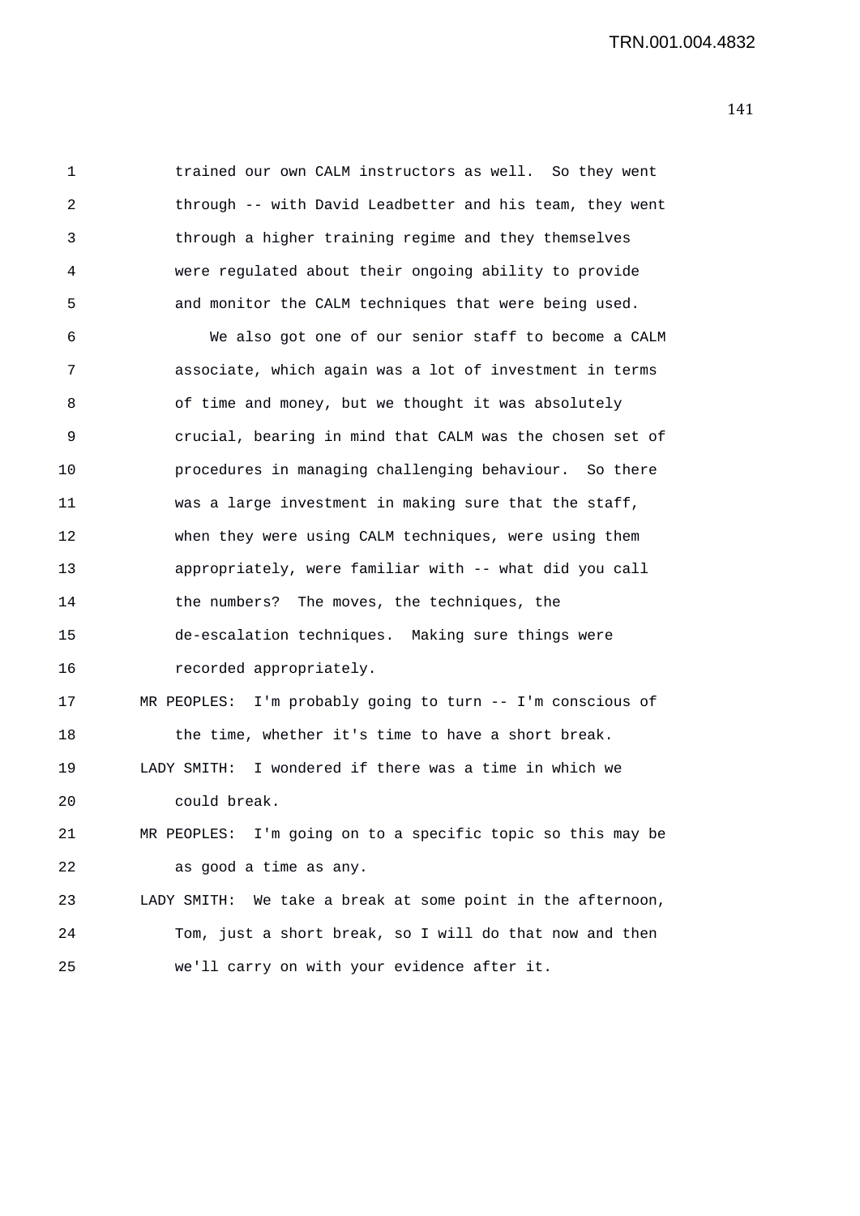trained our own CALM instructors as well. So they went through -- with David Leadbetter and his team, they went through a higher training regime and they themselves were regulated about their ongoing ability to provide and monitor the CALM techniques that were being used.

We also got one of our senior staff to become a CALM associate, which again was a lot of investment in terms of time and money, but we thought it was absolutely crucial, bearing in mind that CALM was the chosen set of procedures in managing challenging behaviour. So there was a large investment in making sure that the staff, when they were using CALM techniques, were using them appropriately, were familiar with -- what did you call the numbers? The moves, the techniques, the de-escalation techniques. Making sure things were recorded appropriately.

MR PEOPLES: I'm probably going to turn -- I'm conscious of the time, whether it's time to have a short break.

LADY SMITH: I wondered if there was a time in which we could break.

MR PEOPLES: I'm going on to a specific topic so this may be as good a time as any.

LADY SMITH: We take a break at some point in the afternoon, Tom, just a short break, so I will do that now and then we'll carry on with your evidence after it.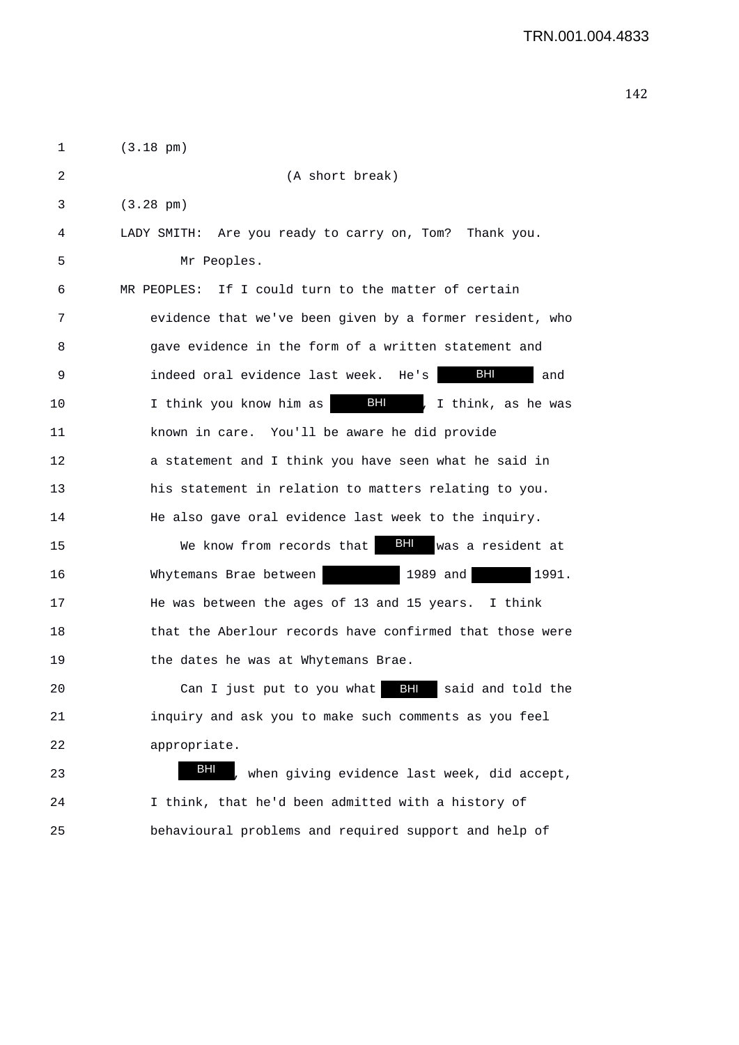1 (3.18 pm)

2 (A short break)

3 (3.28 pm)

4 LADY SMITH: Are you ready to carry on, Tom? Thank you.

5 Mr Peoples.

6 MR PEOPLES: If I could turn to the matter of certain

7 evidence that we've been given by a former resident, who

8 gave evidence in the form of a written statement and

9 indeed oral evidence last week. He's BHI and

10 I think you know him as BHI, I think, as he was

11 known in care. You'll be aware he did provide

12 a statement and I think you have seen what he said in

13 his statement in relation to matters relating to you.

14 He also gave oral evidence last week to the inquiry.

15 We know from records that BHI was a resident at

16 Whytemans Brae between 1989 and 1991.

17 He was between the ages of 13 and 15 years. I think

18 that the Aberlour records have confirmed that those were

19 the dates he was at Whytemans Brae.

20 Can I just put to you what BHI said and told the

21 inquiry and ask you to make such comments as you feel

22 appropriate.

23 BHI, when giving evidence last week, did accept,

24 I think, that he'd been admitted with a history of

25 behavioural problems and required support and help of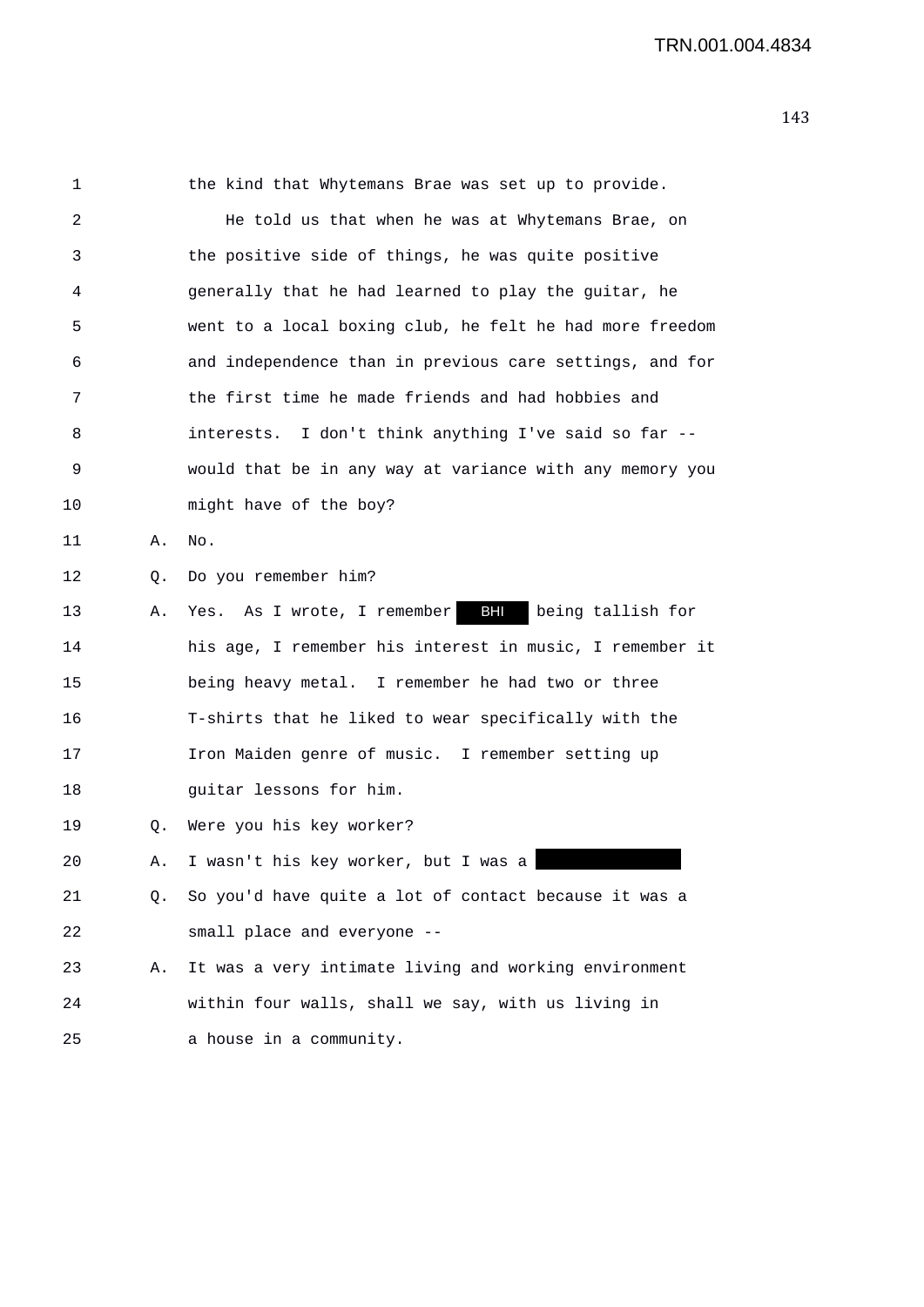1 the kind that Whytemans Brae was set up to provide.

2 He told us that when he was at Whytemans Brae, on

3 the positive side of things, he was quite positive

4 generally that he had learned to play the guitar, he

5 went to a local boxing club, he felt he had more freedom

6 and independence than in previous care settings, and for

7 the first time he made friends and had hobbies and

8 interests. I don't think anything I've said so far --

9 would that be in any way at variance with any memory you

10 might have of the boy?

11 A. No.

12 Q. Do you remember him?

13 A. Yes. As I wrote, I remember BHI being tallish for

14 his age, I remember his interest in music, I remember it

15 being heavy metal. I remember he had two or three

16 T-shirts that he liked to wear specifically with the

17 Iron Maiden genre of music. I remember setting up

18 guitar lessons for him.

19 Q. Were you his key worker?

20 A. I wasn't his key worker, but I was a [REDACTED]

21 Q. So you'd have quite a lot of contact because it was a

22 small place and everyone --

23 A. It was a very intimate living and working environment

24 within four walls, shall we say, with us living in

25 a house in a community.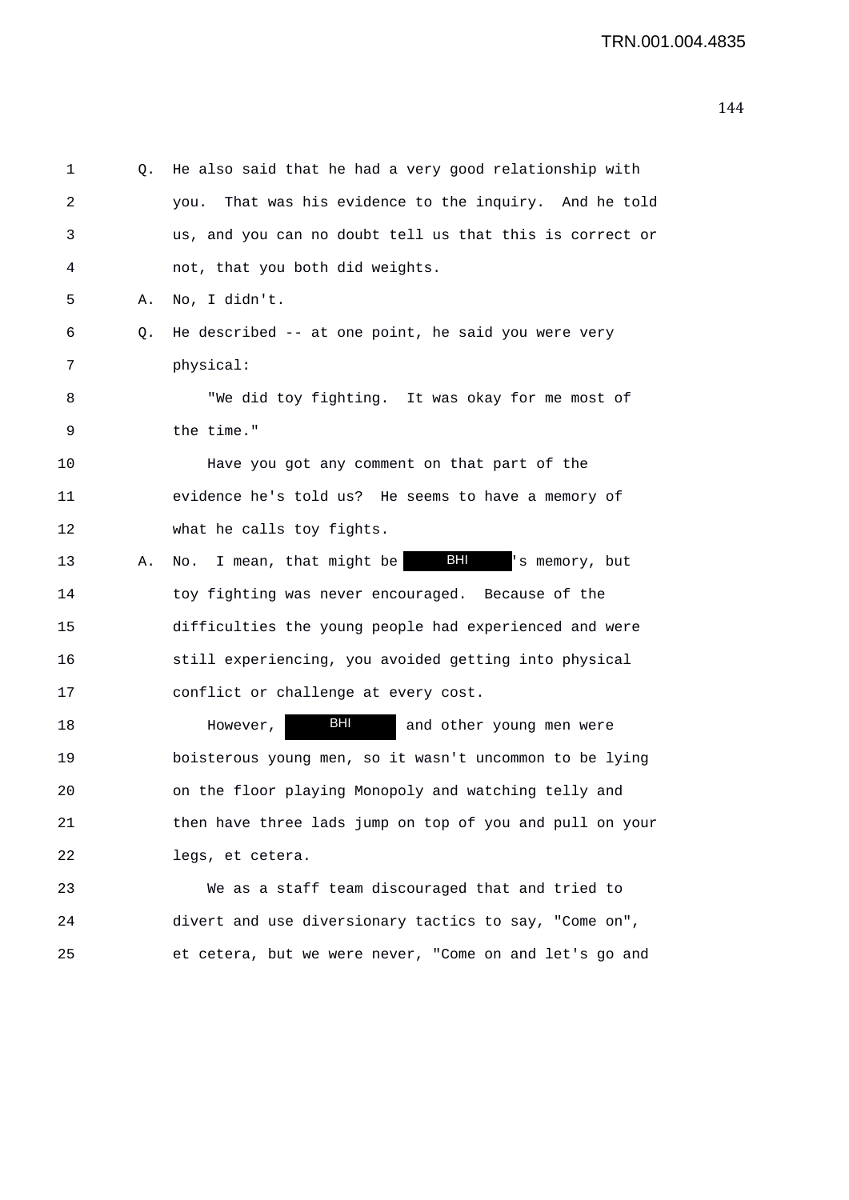1 Q. He also said that he had a very good relationship with
2 you. That was his evidence to the inquiry. And he told
3 us, and you can no doubt tell us that this is correct or
4 not, that you both did weights.

5 A. No, I didn't.

6 Q. He described -- at one point, he said you were very
7 physical:

8 "We did toy fighting. It was okay for me most of
9 the time."

10 Have you got any comment on that part of the
11 evidence he's told us? He seems to have a memory of
12 what he calls toy fights.

13 A. No. I mean, that might be BHI's memory, but
14 toy fighting was never encouraged. Because of the
15 difficulties the young people had experienced and were
16 still experiencing, you avoided getting into physical
17 conflict or challenge at every cost.

18 However, BHI and other young men were
19 boisterous young men, so it wasn't uncommon to be lying
20 on the floor playing Monopoly and watching telly and
21 then have three lads jump on top of you and pull on your
22 legs, et cetera.

23 We as a staff team discouraged that and tried to
24 divert and use diversionary tactics to say, "Come on",
25 et cetera, but we were never, "Come on and let's go and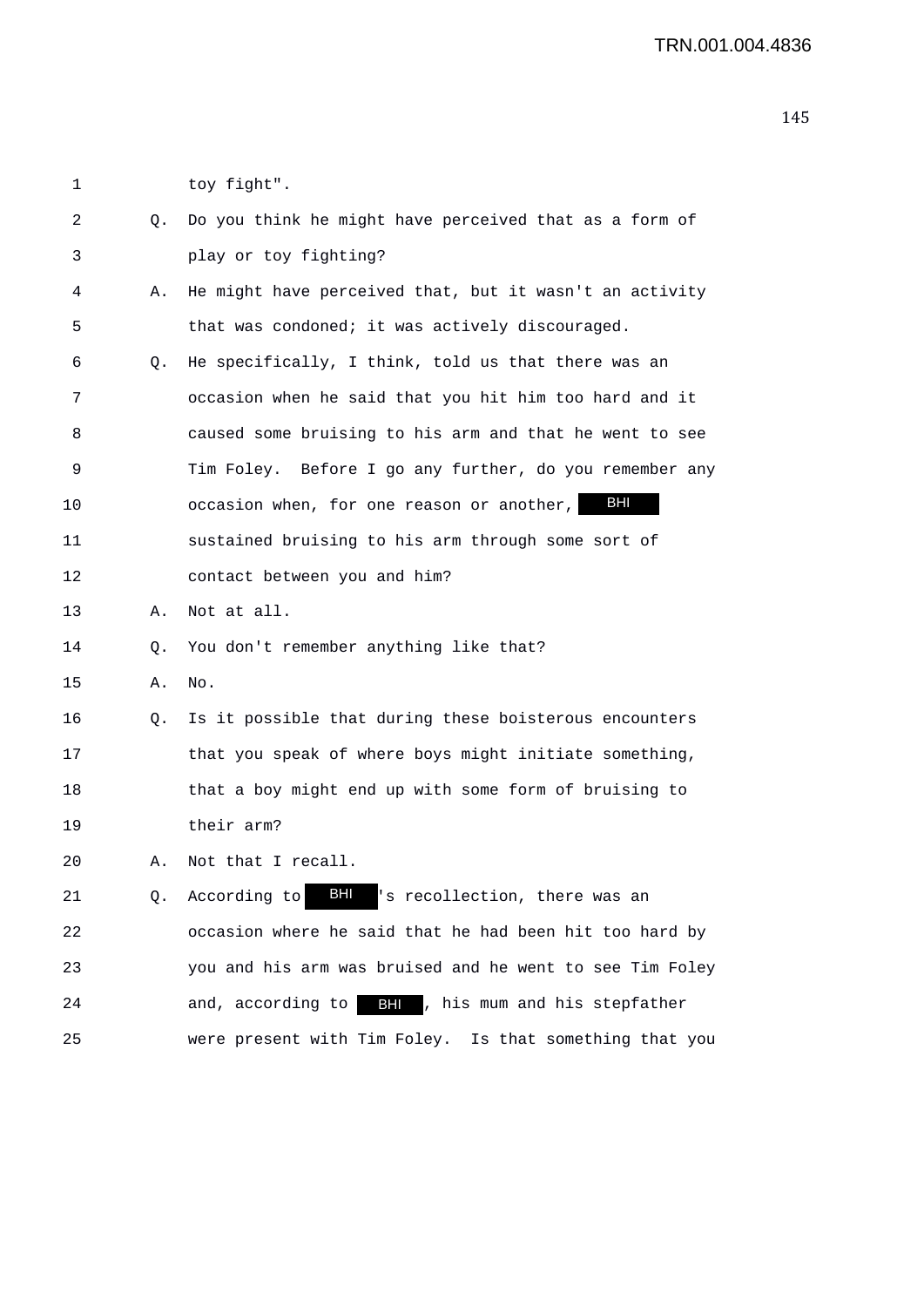1 toy fight".

2 Q. Do you think he might have perceived that as a form of

3 play or toy fighting?

4 A. He might have perceived that, but it wasn't an activity

5 that was condoned; it was actively discouraged.

6 Q. He specifically, I think, told us that there was an

7 occasion when he said that you hit him too hard and it

8 caused some bruising to his arm and that he went to see

9 Tim Foley. Before I go any further, do you remember any

10 occasion when, for one reason or another, BHI

11 sustained bruising to his arm through some sort of

12 contact between you and him?

13 A. Not at all.

14 Q. You don't remember anything like that?

15 A. No.

16 Q. Is it possible that during these boisterous encounters

17 that you speak of where boys might initiate something,

18 that a boy might end up with some form of bruising to

19 their arm?

20 A. Not that I recall.

21 Q. According to BHI's recollection, there was an

22 occasion where he said that he had been hit too hard by

23 you and his arm was bruised and he went to see Tim Foley

24 and, according to BHI, his mum and his stepfather

25 were present with Tim Foley. Is that something that you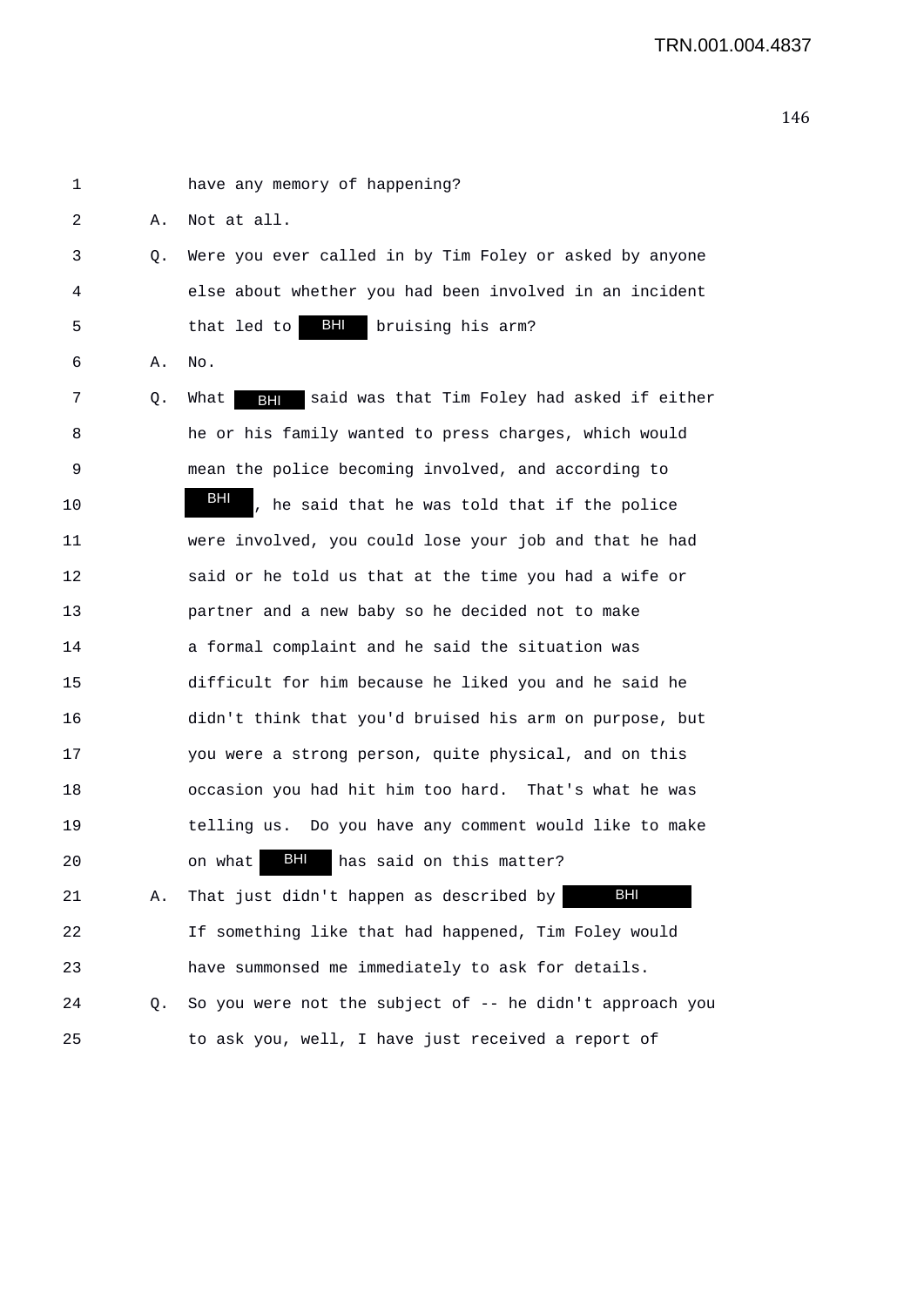1 have any memory of happening?

2 A. Not at all.

3 Q. Were you ever called in by Tim Foley or asked by anyone

4 else about whether you had been involved in an incident

5 that led to BHI bruising his arm?

6 A. No.

7 Q. What BHI said was that Tim Foley had asked if either

8 he or his family wanted to press charges, which would

9 mean the police becoming involved, and according to

10 BHI, he said that he was told that if the police

11 were involved, you could lose your job and that he had

12 said or he told us that at the time you had a wife or

13 partner and a new baby so he decided not to make

14 a formal complaint and he said the situation was

15 difficult for him because he liked you and he said he

16 didn't think that you'd bruised his arm on purpose, but

17 you were a strong person, quite physical, and on this

18 occasion you had hit him too hard. That's what he was

19 telling us. Do you have any comment would like to make

20 on what BHI has said on this matter?

21 A. That just didn't happen as described by BHI

22 If something like that had happened, Tim Foley would

23 have summonsed me immediately to ask for details.

24 Q. So you were not the subject of -- he didn't approach you

25 to ask you, well, I have just received a report of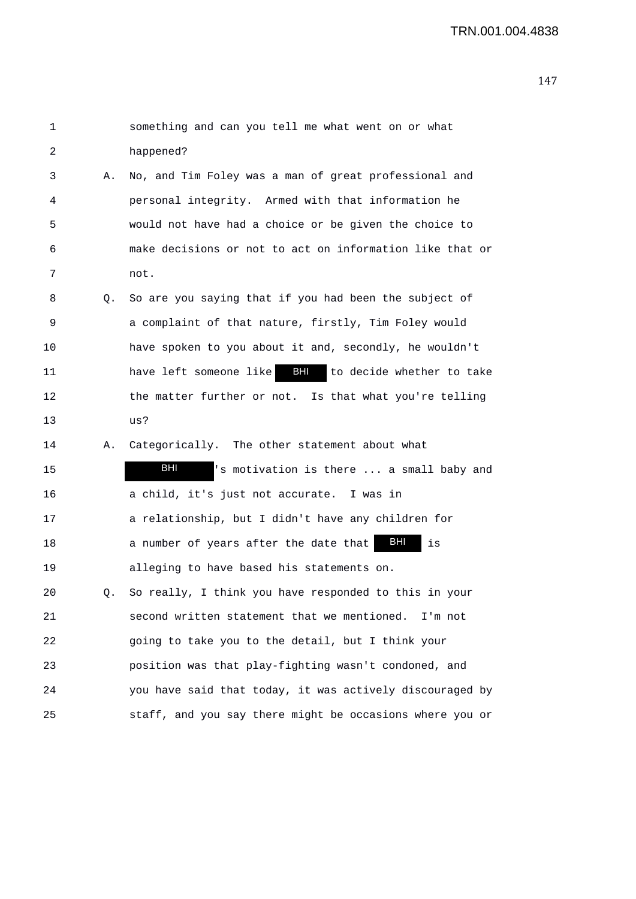1 something and can you tell me what went on or what
2 happened?
3 A. No, and Tim Foley was a man of great professional and
4 personal integrity. Armed with that information he
5 would not have had a choice or be given the choice to
6 make decisions or not to act on information like that or
7 not.
8 Q. So are you saying that if you had been the subject of
9 a complaint of that nature, firstly, Tim Foley would
10 have spoken to you about it and, secondly, he wouldn't
11 have left someone like BHI to decide whether to take
12 the matter further or not. Is that what you're telling
13 us?
14 A. Categorically. The other statement about what
15 BHI's motivation is there ... a small baby and
16 a child, it's just not accurate. I was in
17 a relationship, but I didn't have any children for
18 a number of years after the date that BHI is
19 alleging to have based his statements on.
20 Q. So really, I think you have responded to this in your
21 second written statement that we mentioned. I'm not
22 going to take you to the detail, but I think your
23 position was that play-fighting wasn't condoned, and
24 you have said that today, it was actively discouraged by
25 staff, and you say there might be occasions where you or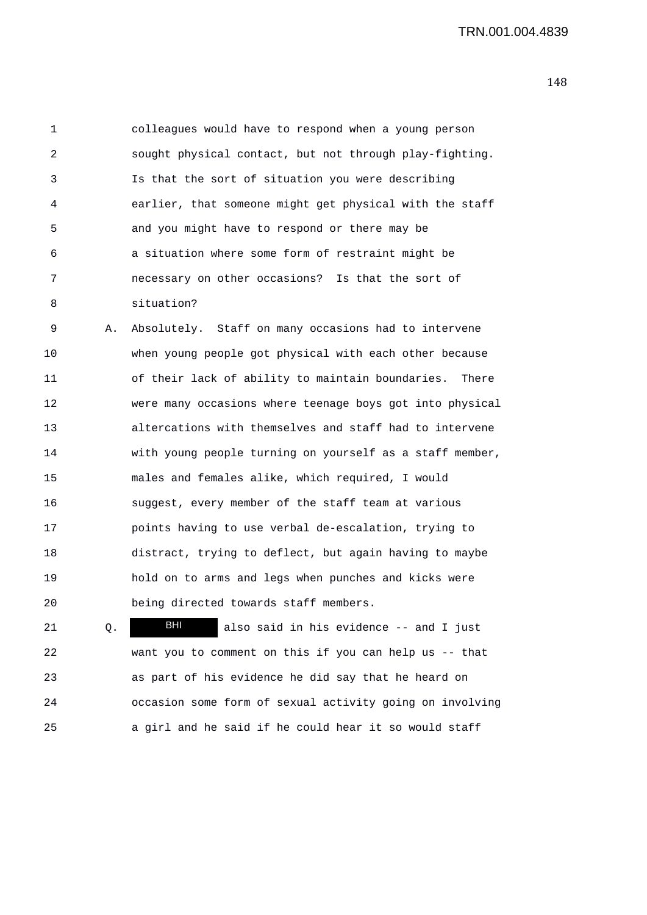1 colleagues would have to respond when a young person
2 sought physical contact, but not through play-fighting.
3 Is that the sort of situation you were describing
4 earlier, that someone might get physical with the staff
5 and you might have to respond or there may be
6 a situation where some form of restraint might be
7 necessary on other occasions? Is that the sort of
8 situation?

9 A. Absolutely. Staff on many occasions had to intervene
10 when young people got physical with each other because
11 of their lack of ability to maintain boundaries. There
12 were many occasions where teenage boys got into physical
13 altercations with themselves and staff had to intervene
14 with young people turning on yourself as a staff member,
15 males and females alike, which required, I would
16 suggest, every member of the staff team at various
17 points having to use verbal de-escalation, trying to
18 distract, trying to deflect, but again having to maybe
19 hold on to arms and legs when punches and kicks were
20 being directed towards staff members.

21 Q. BHI also said in his evidence -- and I just
22 want you to comment on this if you can help us -- that
23 as part of his evidence he did say that he heard on
24 occasion some form of sexual activity going on involving
25 a girl and he said if he could hear it so would staff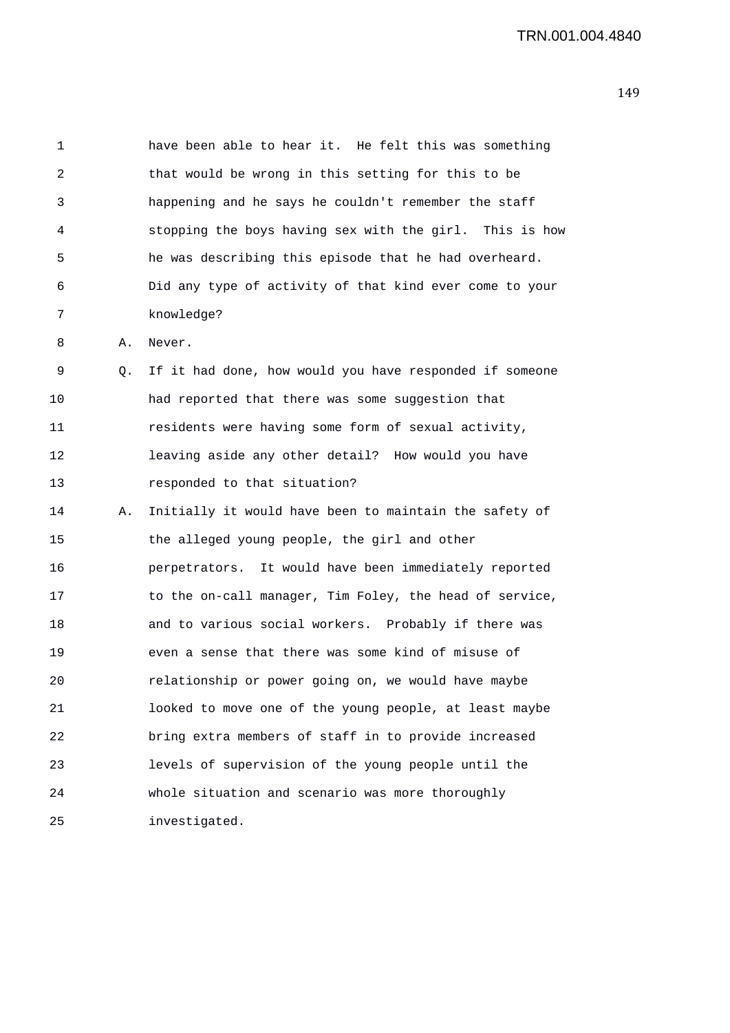1 have been able to hear it. He felt this was something
2 that would be wrong in this setting for this to be
3 happening and he says he couldn't remember the staff
4 stopping the boys having sex with the girl. This is how
5 he was describing this episode that he had overheard.
6 Did any type of activity of that kind ever come to your
7 knowledge?

8 A. Never.

9 Q. If it had done, how would you have responded if someone
10 had reported that there was some suggestion that
11 residents were having some form of sexual activity,
12 leaving aside any other detail? How would you have
13 responded to that situation?

14 A. Initially it would have been to maintain the safety of
15 the alleged young people, the girl and other
16 perpetrators. It would have been immediately reported
17 to the on-call manager, Tim Foley, the head of service,
18 and to various social workers. Probably if there was
19 even a sense that there was some kind of misuse of
20 relationship or power going on, we would have maybe
21 looked to move one of the young people, at least maybe
22 bring extra members of staff in to provide increased
23 levels of supervision of the young people until the
24 whole situation and scenario was more thoroughly
25 investigated.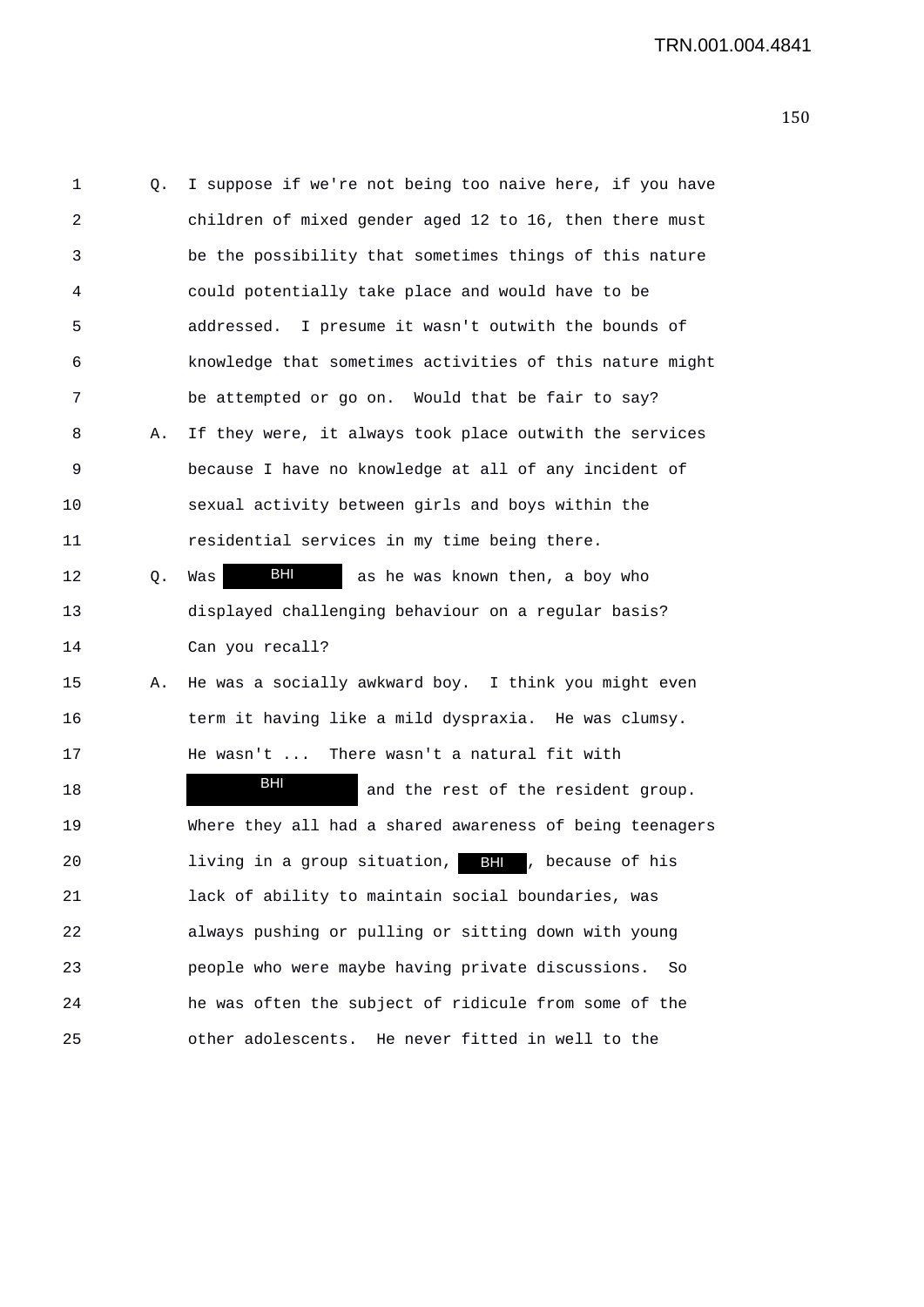1 Q. I suppose if we're not being too naive here, if you have
2 children of mixed gender aged 12 to 16, then there must
3 be the possibility that sometimes things of this nature
4 could potentially take place and would have to be
5 addressed. I presume it wasn't outwith the bounds of
6 knowledge that sometimes activities of this nature might
7 be attempted or go on. Would that be fair to say?
8 A. If they were, it always took place outwith the services
9 because I have no knowledge at all of any incident of
10 sexual activity between girls and boys within the
11 residential services in my time being there.
12 Q. Was BHI as he was known then, a boy who
13 displayed challenging behaviour on a regular basis?
14 Can you recall?
15 A. He was a socially awkward boy. I think you might even
16 term it having like a mild dyspraxia. He was clumsy.
17 He wasn't ... There wasn't a natural fit with
18 BHI and the rest of the resident group.
19 Where they all had a shared awareness of being teenagers
20 living in a group situation, BHI, because of his
21 lack of ability to maintain social boundaries, was
22 always pushing or pulling or sitting down with young
23 people who were maybe having private discussions. So
24 he was often the subject of ridicule from some of the
25 other adolescents. He never fitted in well to the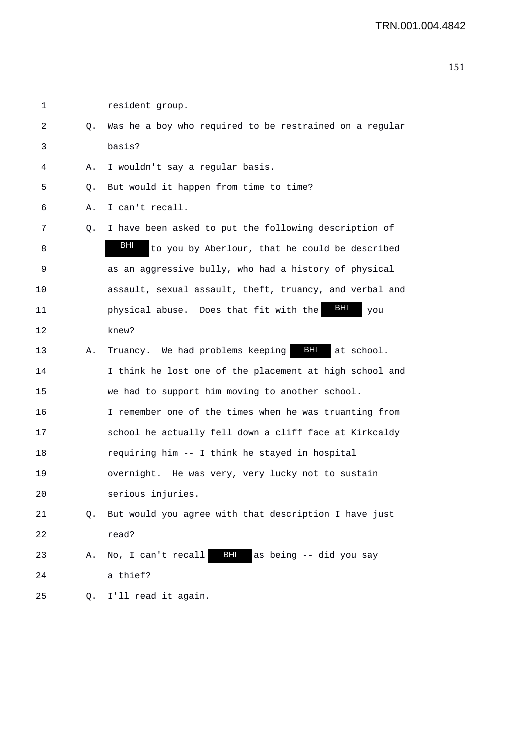1 resident group.

2 Q. Was he a boy who required to be restrained on a regular

3 basis?

4 A. I wouldn't say a regular basis.

5 Q. But would it happen from time to time?

6 A. I can't recall.

7 Q. I have been asked to put the following description of

8 BHI to you by Aberlour, that he could be described

9 as an aggressive bully, who had a history of physical

10 assault, sexual assault, theft, truancy, and verbal and

11 physical abuse. Does that fit with the BHI you

12 knew?

13 A. Truancy. We had problems keeping BHI at school.

14 I think he lost one of the placement at high school and

15 we had to support him moving to another school.

16 I remember one of the times when he was truanting from

17 school he actually fell down a cliff face at Kirkcaldy

18 requiring him -- I think he stayed in hospital

19 overnight. He was very, very lucky not to sustain

20 serious injuries.

21 Q. But would you agree with that description I have just

22 read?

23 A. No, I can't recall BHI as being -- did you say

24 a thief?

25 Q. I'll read it again.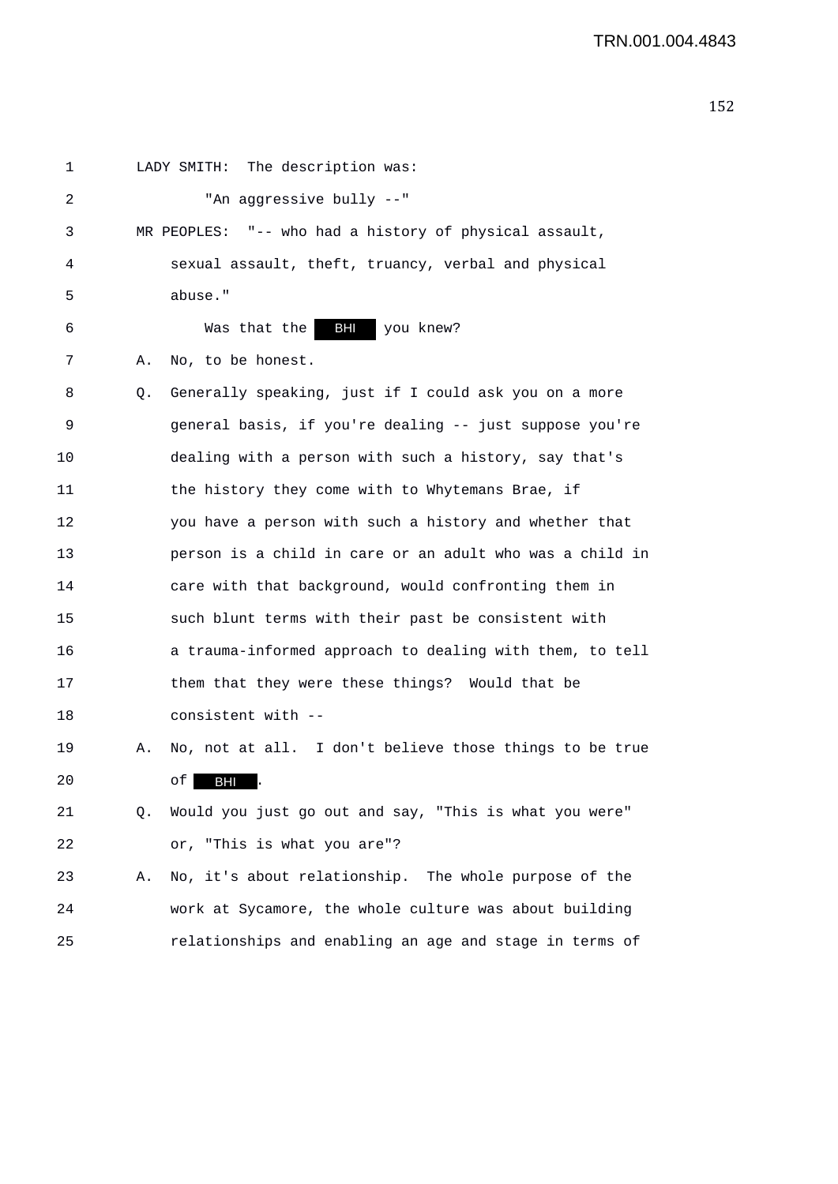1 LADY SMITH: The description was:

2 "An aggressive bully --"

3 MR PEOPLES: "-- who had a history of physical assault,

4 sexual assault, theft, truancy, verbal and physical

5 abuse."

6 Was that the BHI you knew?

7 A. No, to be honest.

8 Q. Generally speaking, just if I could ask you on a more

9 general basis, if you're dealing -- just suppose you're

10 dealing with a person with such a history, say that's

11 the history they come with to Whytemans Brae, if

12 you have a person with such a history and whether that

13 person is a child in care or an adult who was a child in

14 care with that background, would confronting them in

15 such blunt terms with their past be consistent with

16 a trauma-informed approach to dealing with them, to tell

17 them that they were these things? Would that be

18 consistent with --

19 A. No, not at all. I don't believe those things to be true

20 of BHI.

21 Q. Would you just go out and say, "This is what you were"

22 or, "This is what you are"?

23 A. No, it's about relationship. The whole purpose of the

24 work at Sycamore, the whole culture was about building

25 relationships and enabling an age and stage in terms of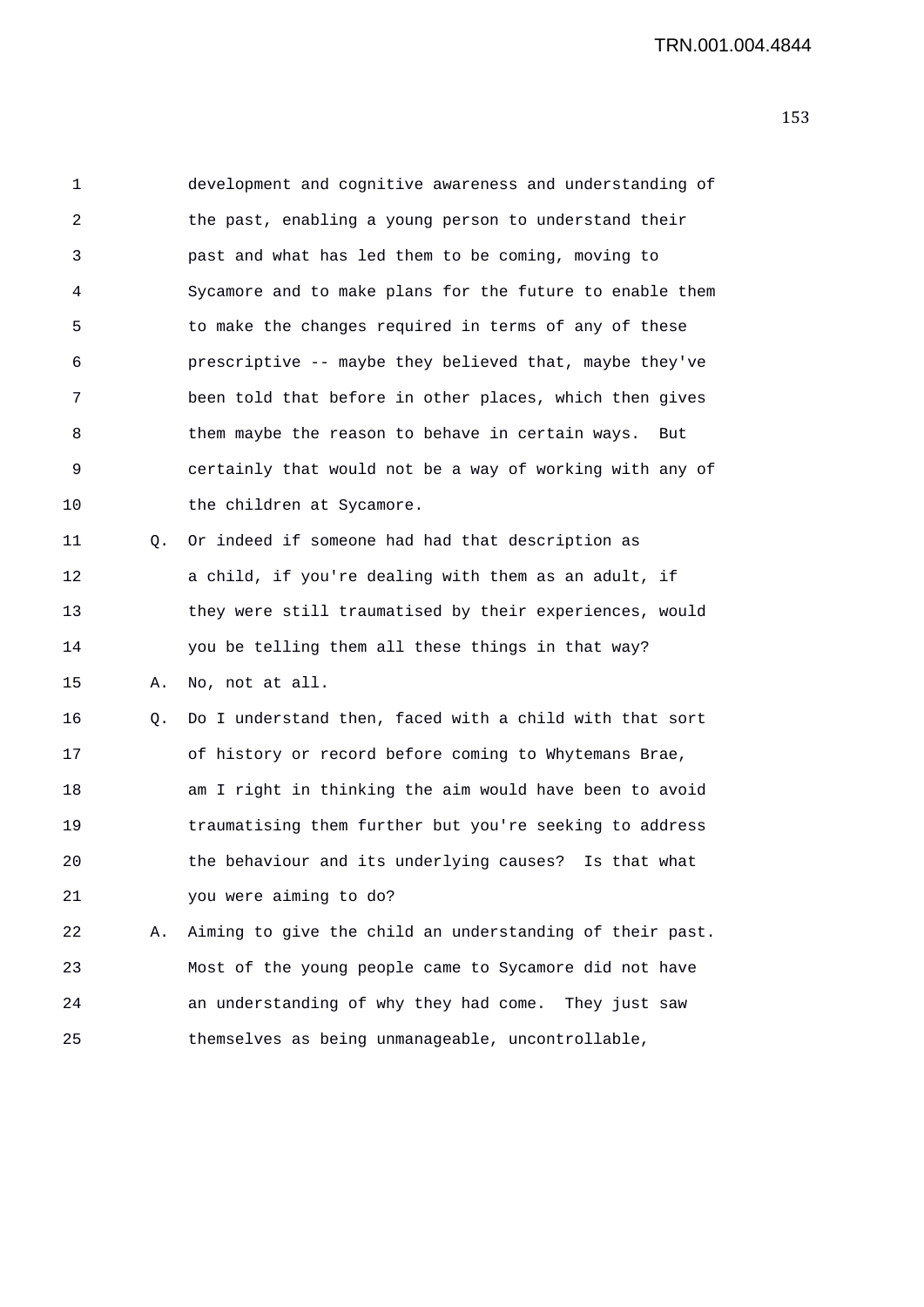1 development and cognitive awareness and understanding of
2 the past, enabling a young person to understand their
3 past and what has led them to be coming, moving to
4 Sycamore and to make plans for the future to enable them
5 to make the changes required in terms of any of these
6 prescriptive -- maybe they believed that, maybe they've
7 been told that before in other places, which then gives
8 them maybe the reason to behave in certain ways. But
9 certainly that would not be a way of working with any of
10 the children at Sycamore.

11 Q. Or indeed if someone had had that description as
12 a child, if you're dealing with them as an adult, if
13 they were still traumatised by their experiences, would
14 you be telling them all these things in that way?

15 A. No, not at all.

16 Q. Do I understand then, faced with a child with that sort
17 of history or record before coming to Whytemans Brae,
18 am I right in thinking the aim would have been to avoid
19 traumatising them further but you're seeking to address
20 the behaviour and its underlying causes? Is that what
21 you were aiming to do?

22 A. Aiming to give the child an understanding of their past.
23 Most of the young people came to Sycamore did not have
24 an understanding of why they had come. They just saw
25 themselves as being unmanageable, uncontrollable,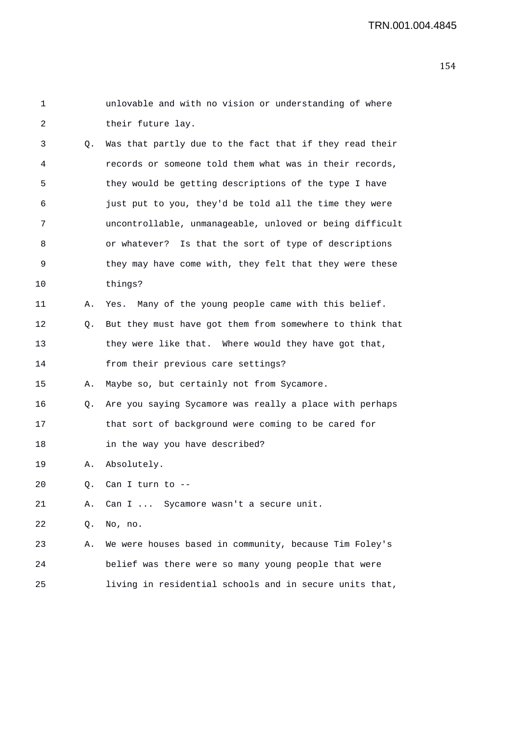1 unlovable and with no vision or understanding of where
2 their future lay.

3 Q. Was that partly due to the fact that if they read their
4 records or someone told them what was in their records,
5 they would be getting descriptions of the type I have
6 just put to you, they'd be told all the time they were
7 uncontrollable, unmanageable, unloved or being difficult
8 or whatever? Is that the sort of type of descriptions
9 they may have come with, they felt that they were these
10 things?

11 A. Yes. Many of the young people came with this belief.

12 Q. But they must have got them from somewhere to think that
13 they were like that. Where would they have got that,
14 from their previous care settings?

15 A. Maybe so, but certainly not from Sycamore.

16 Q. Are you saying Sycamore was really a place with perhaps
17 that sort of background were coming to be cared for
18 in the way you have described?

19 A. Absolutely.

20 Q. Can I turn to --

21 A. Can I ... Sycamore wasn't a secure unit.

22 Q. No, no.

23 A. We were houses based in community, because Tim Foley's
24 belief was there were so many young people that were
25 living in residential schools and in secure units that,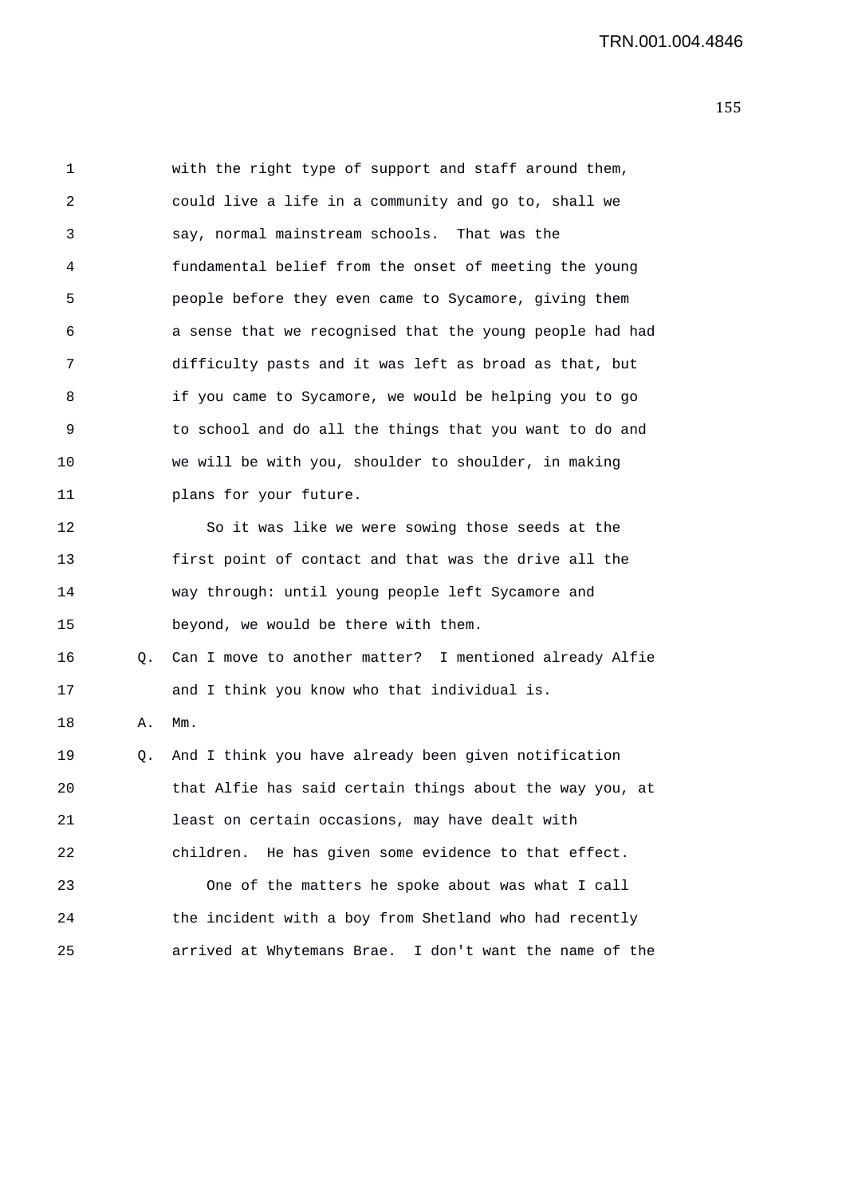with the right type of support and staff around them, could live a life in a community and go to, shall we say, normal mainstream schools. That was the fundamental belief from the onset of meeting the young people before they even came to Sycamore, giving them a sense that we recognised that the young people had had difficulty pasts and it was left as broad as that, but if you came to Sycamore, we would be helping you to go to school and do all the things that you want to do and we will be with you, shoulder to shoulder, in making plans for your future.

So it was like we were sowing those seeds at the first point of contact and that was the drive all the way through: until young people left Sycamore and beyond, we would be there with them.

Q. Can I move to another matter? I mentioned already Alfie and I think you know who that individual is.

A. Mm.

Q. And I think you have already been given notification that Alfie has said certain things about the way you, at least on certain occasions, may have dealt with children. He has given some evidence to that effect.

One of the matters he spoke about was what I call the incident with a boy from Shetland who had recently arrived at Whytemans Brae. I don't want the name of the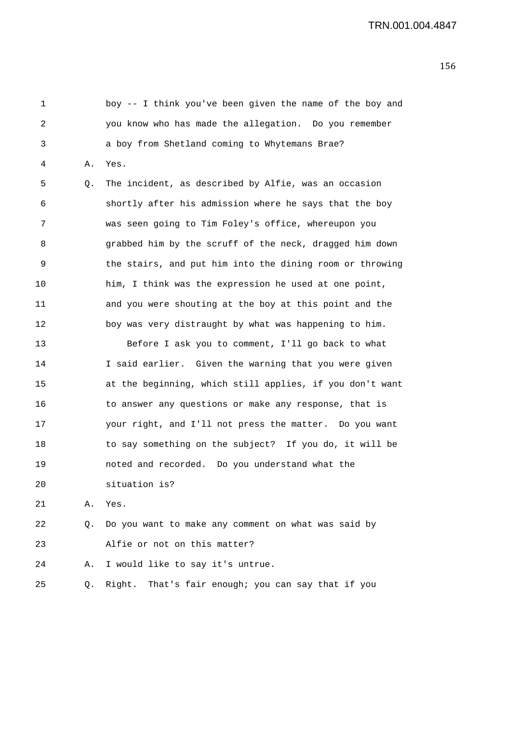1 boy -- I think you've been given the name of the boy and
2 you know who has made the allegation. Do you remember
3 a boy from Shetland coming to Whytemans Brae?
4 A. Yes.
5 Q. The incident, as described by Alfie, was an occasion
6 shortly after his admission where he says that the boy
7 was seen going to Tim Foley's office, whereupon you
8 grabbed him by the scruff of the neck, dragged him down
9 the stairs, and put him into the dining room or throwing
10 him, I think was the expression he used at one point,
11 and you were shouting at the boy at this point and the
12 boy was very distraught by what was happening to him.
13 Before I ask you to comment, I'll go back to what
14 I said earlier. Given the warning that you were given
15 at the beginning, which still applies, if you don't want
16 to answer any questions or make any response, that is
17 your right, and I'll not press the matter. Do you want
18 to say something on the subject? If you do, it will be
19 noted and recorded. Do you understand what the
20 situation is?
21 A. Yes.
22 Q. Do you want to make any comment on what was said by
23 Alfie or not on this matter?
24 A. I would like to say it's untrue.
25 Q. Right. That's fair enough; you can say that if you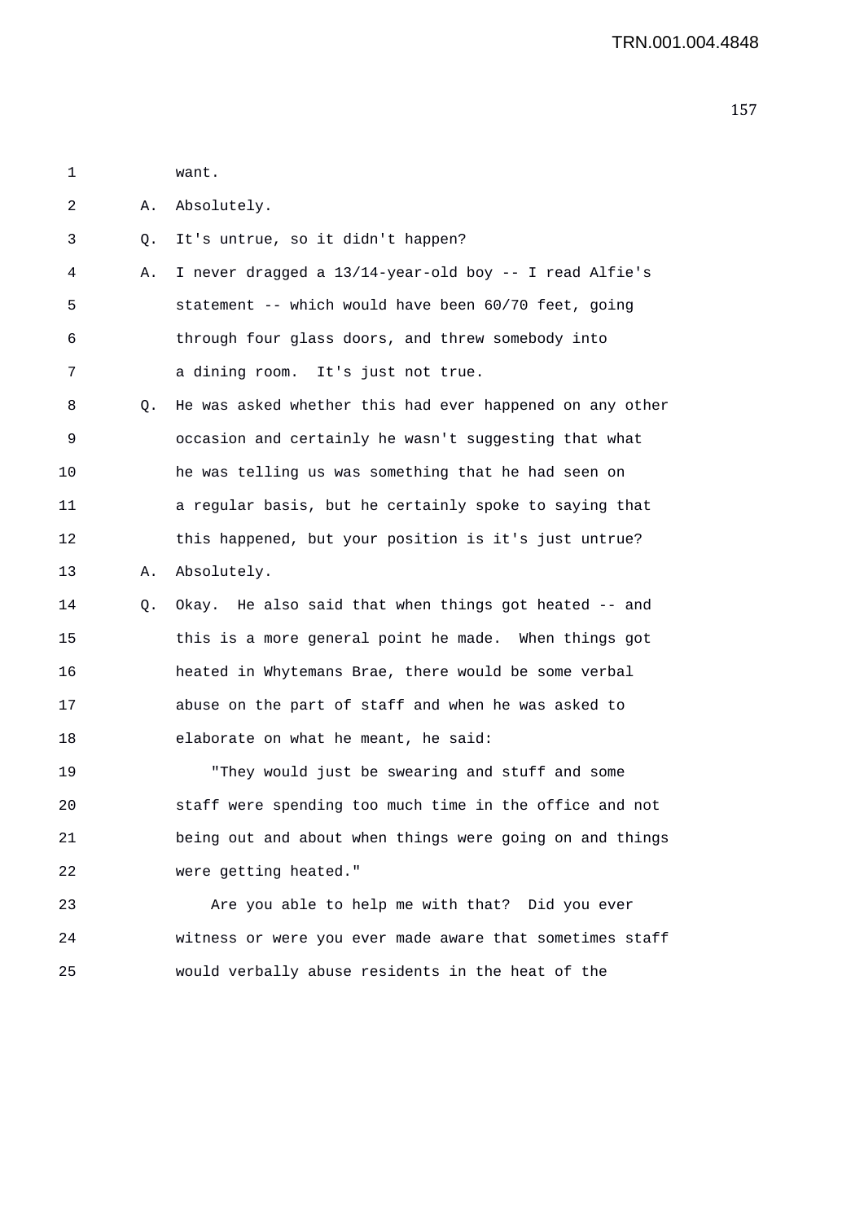want.

A. Absolutely.

Q. It's untrue, so it didn't happen?

A. I never dragged a 13/14-year-old boy -- I read Alfie's statement -- which would have been 60/70 feet, going through four glass doors, and threw somebody into a dining room. It's just not true.

Q. He was asked whether this had ever happened on any other occasion and certainly he wasn't suggesting that what he was telling us was something that he had seen on a regular basis, but he certainly spoke to saying that this happened, but your position is it's just untrue?

A. Absolutely.

Q. Okay. He also said that when things got heated -- and this is a more general point he made. When things got heated in Whytemans Brae, there would be some verbal abuse on the part of staff and when he was asked to elaborate on what he meant, he said:

"They would just be swearing and stuff and some staff were spending too much time in the office and not being out and about when things were going on and things were getting heated."

Are you able to help me with that? Did you ever witness or were you ever made aware that sometimes staff would verbally abuse residents in the heat of the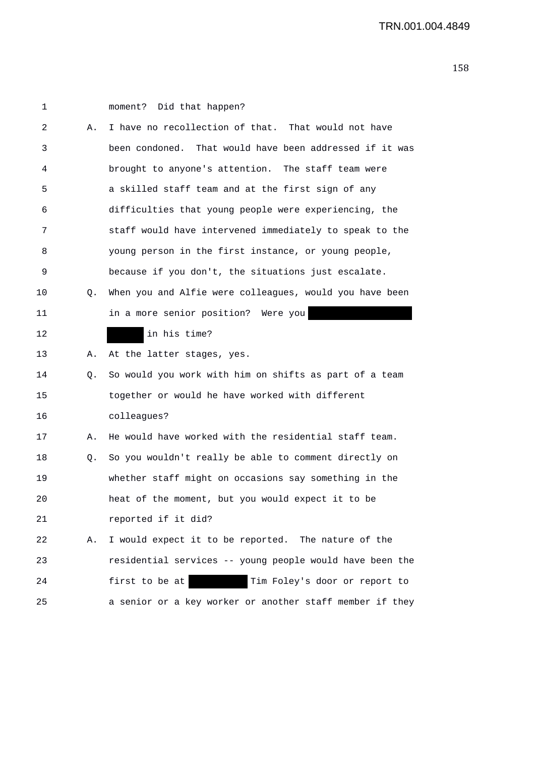1 moment? Did that happen?

2 A. I have no recollection of that. That would not have

3 been condoned. That would have been addressed if it was

4 brought to anyone's attention. The staff team were

5 a skilled staff team and at the first sign of any

6 difficulties that young people were experiencing, the

7 staff would have intervened immediately to speak to the

8 young person in the first instance, or young people,

9 because if you don't, the situations just escalate.

10 Q. When you and Alfie were colleagues, would you have been

11 in a more senior position? Were you ████████

12 ████ in his time?

13 A. At the latter stages, yes.

14 Q. So would you work with him on shifts as part of a team

15 together or would he have worked with different

16 colleagues?

17 A. He would have worked with the residential staff team.

18 Q. So you wouldn't really be able to comment directly on

19 whether staff might on occasions say something in the

20 heat of the moment, but you would expect it to be

21 reported if it did?

22 A. I would expect it to be reported. The nature of the

23 residential services -- young people would have been the

24 first to be at ████ Tim Foley's door or report to

25 a senior or a key worker or another staff member if they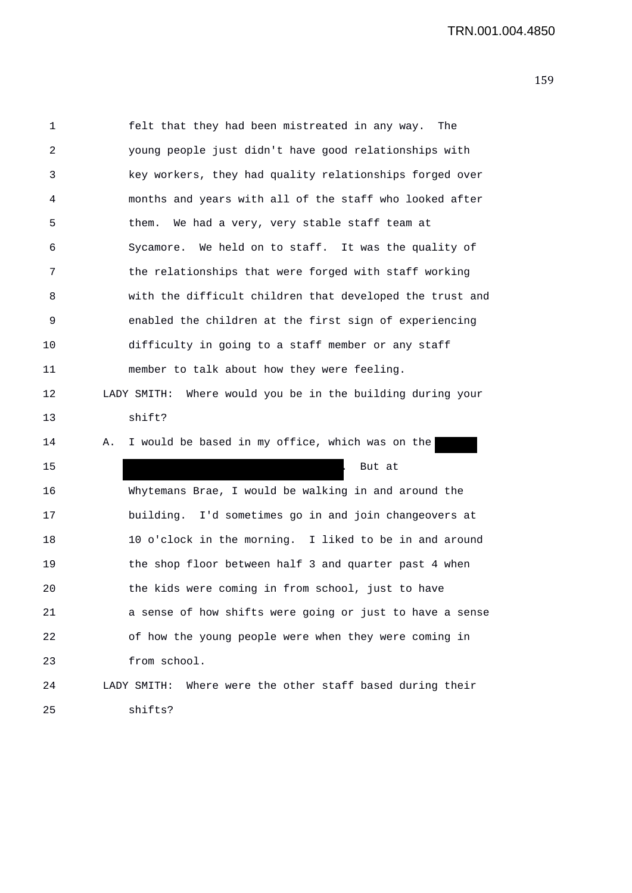felt that they had been mistreated in any way. The young people just didn't have good relationships with key workers, they had quality relationships forged over months and years with all of the staff who looked after them. We had a very, very stable staff team at Sycamore. We held on to staff. It was the quality of the relationships that were forged with staff working with the difficult children that developed the trust and enabled the children at the first sign of experiencing difficulty in going to a staff member or any staff member to talk about how they were feeling.

LADY SMITH: Where would you be in the building during your shift?

A. I would be based in my office, which was on the [REDACTED] [REDACTED]. But at Whytemans Brae, I would be walking in and around the building. I'd sometimes go in and join changeovers at 10 o'clock in the morning. I liked to be in and around the shop floor between half 3 and quarter past 4 when the kids were coming in from school, just to have a sense of how shifts were going or just to have a sense of how the young people were when they were coming in from school.

LADY SMITH: Where were the other staff based during their shifts?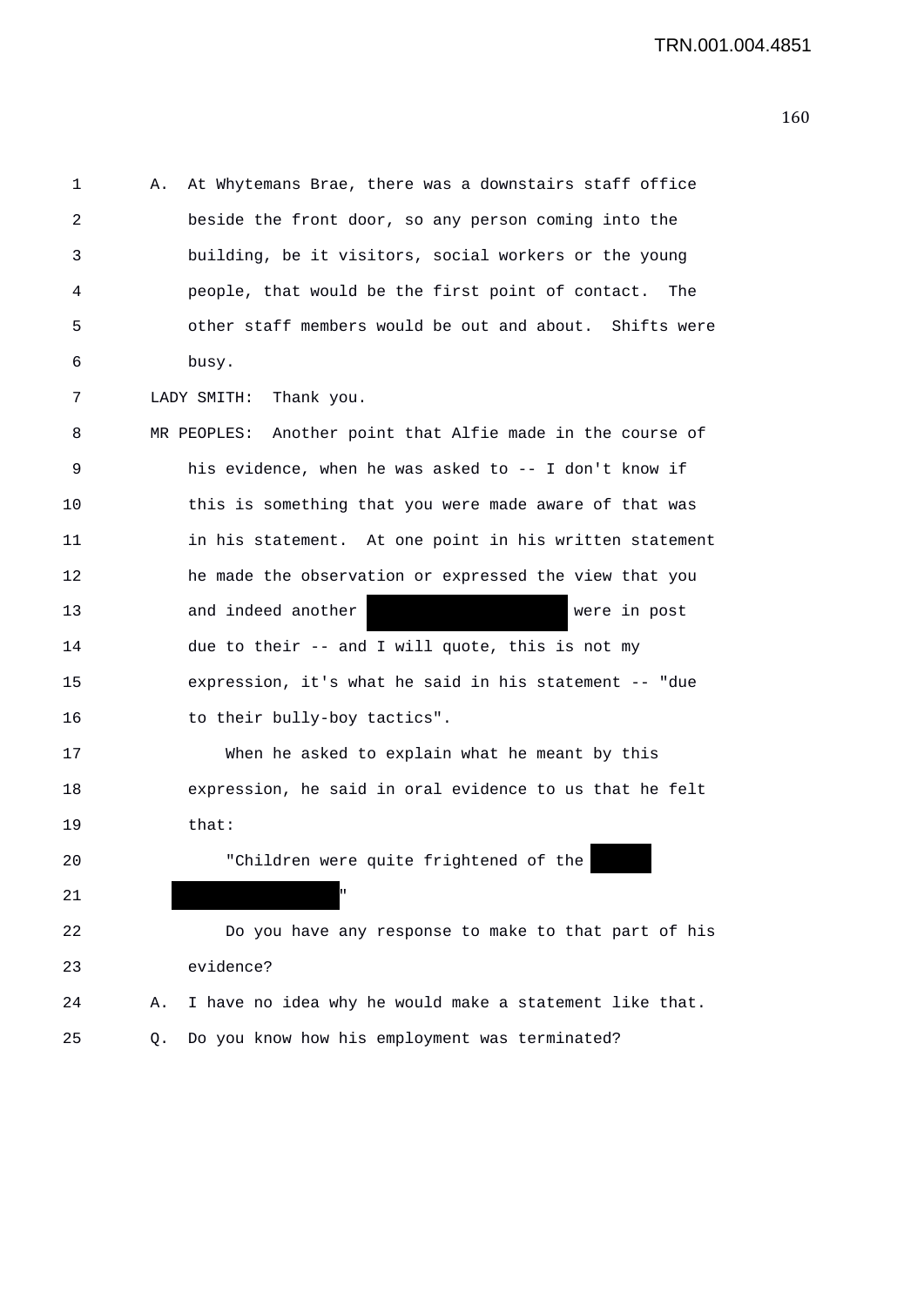A. At Whytemans Brae, there was a downstairs staff office beside the front door, so any person coming into the building, be it visitors, social workers or the young people, that would be the first point of contact. The other staff members would be out and about. Shifts were busy.

LADY SMITH: Thank you.

MR PEOPLES: Another point that Alfie made in the course of his evidence, when he was asked to -- I don't know if this is something that you were made aware of that was in his statement. At one point in his written statement he made the observation or expressed the view that you and indeed another [REDACTED] were in post due to their -- and I will quote, this is not my expression, it's what he said in his statement -- "due to their bully-boy tactics".

When he asked to explain what he meant by this expression, he said in oral evidence to us that he felt that:

"Children were quite frightened of the [REDACTED] [REDACTED]"

Do you have any response to make to that part of his evidence?

A. I have no idea why he would make a statement like that.

Q. Do you know how his employment was terminated?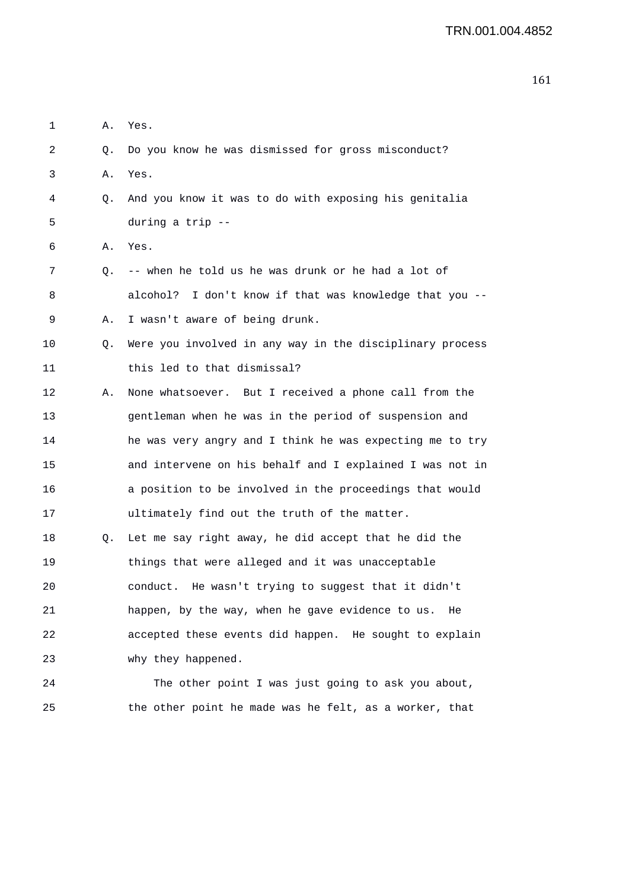1 A. Yes.

2 Q. Do you know he was dismissed for gross misconduct?

3 A. Yes.

4 Q. And you know it was to do with exposing his genitalia

5 during a trip --

6 A. Yes.

7 Q. -- when he told us he was drunk or he had a lot of

8 alcohol? I don't know if that was knowledge that you --

9 A. I wasn't aware of being drunk.

10 Q. Were you involved in any way in the disciplinary process

11 this led to that dismissal?

12 A. None whatsoever. But I received a phone call from the

13 gentleman when he was in the period of suspension and

14 he was very angry and I think he was expecting me to try

15 and intervene on his behalf and I explained I was not in

16 a position to be involved in the proceedings that would

17 ultimately find out the truth of the matter.

18 Q. Let me say right away, he did accept that he did the

19 things that were alleged and it was unacceptable

20 conduct. He wasn't trying to suggest that it didn't

21 happen, by the way, when he gave evidence to us. He

22 accepted these events did happen. He sought to explain

23 why they happened.

24 The other point I was just going to ask you about,

25 the other point he made was he felt, as a worker, that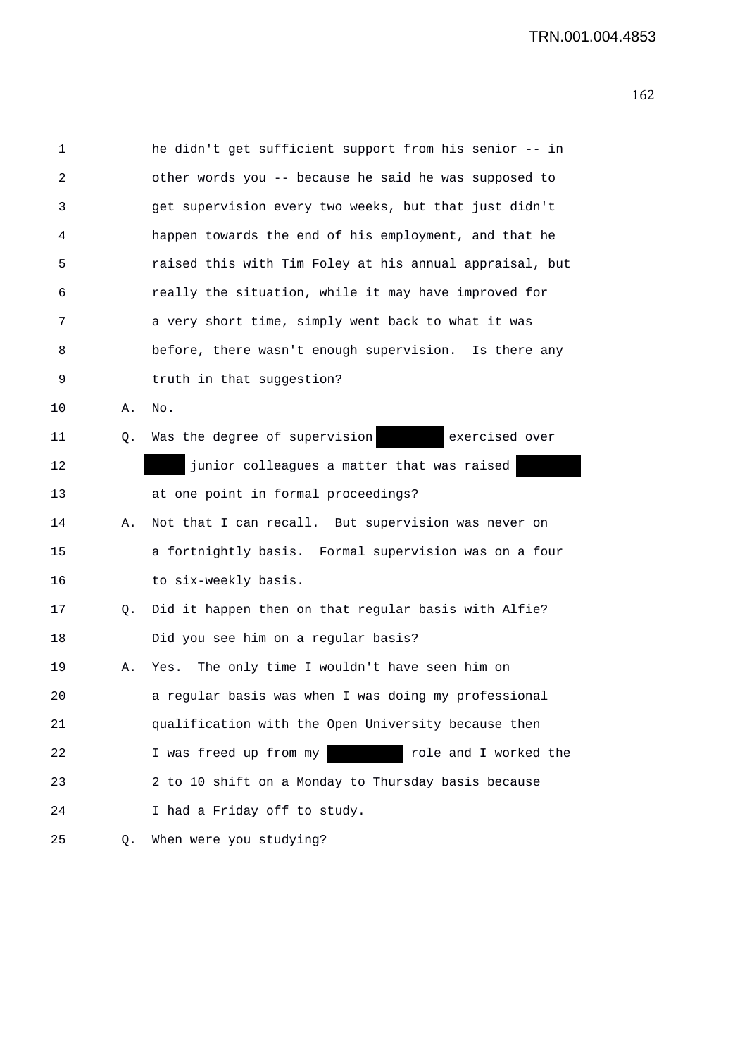1 he didn't get sufficient support from his senior -- in
2 other words you -- because he said he was supposed to
3 get supervision every two weeks, but that just didn't
4 happen towards the end of his employment, and that he
5 raised this with Tim Foley at his annual appraisal, but
6 really the situation, while it may have improved for
7 a very short time, simply went back to what it was
8 before, there wasn't enough supervision. Is there any
9 truth in that suggestion?

10 A. No.

11 Q. Was the degree of supervision [REDACTED] exercised over
12 [REDACTED] junior colleagues a matter that was raised [REDACTED]
13 at one point in formal proceedings?

14 A. Not that I can recall. But supervision was never on
15 a fortnightly basis. Formal supervision was on a four
16 to six-weekly basis.

17 Q. Did it happen then on that regular basis with Alfie?
18 Did you see him on a regular basis?

19 A. Yes. The only time I wouldn't have seen him on
20 a regular basis was when I was doing my professional
21 qualification with the Open University because then
22 I was freed up from my [REDACTED] role and I worked the
23 2 to 10 shift on a Monday to Thursday basis because
24 I had a Friday off to study.

25 Q. When were you studying?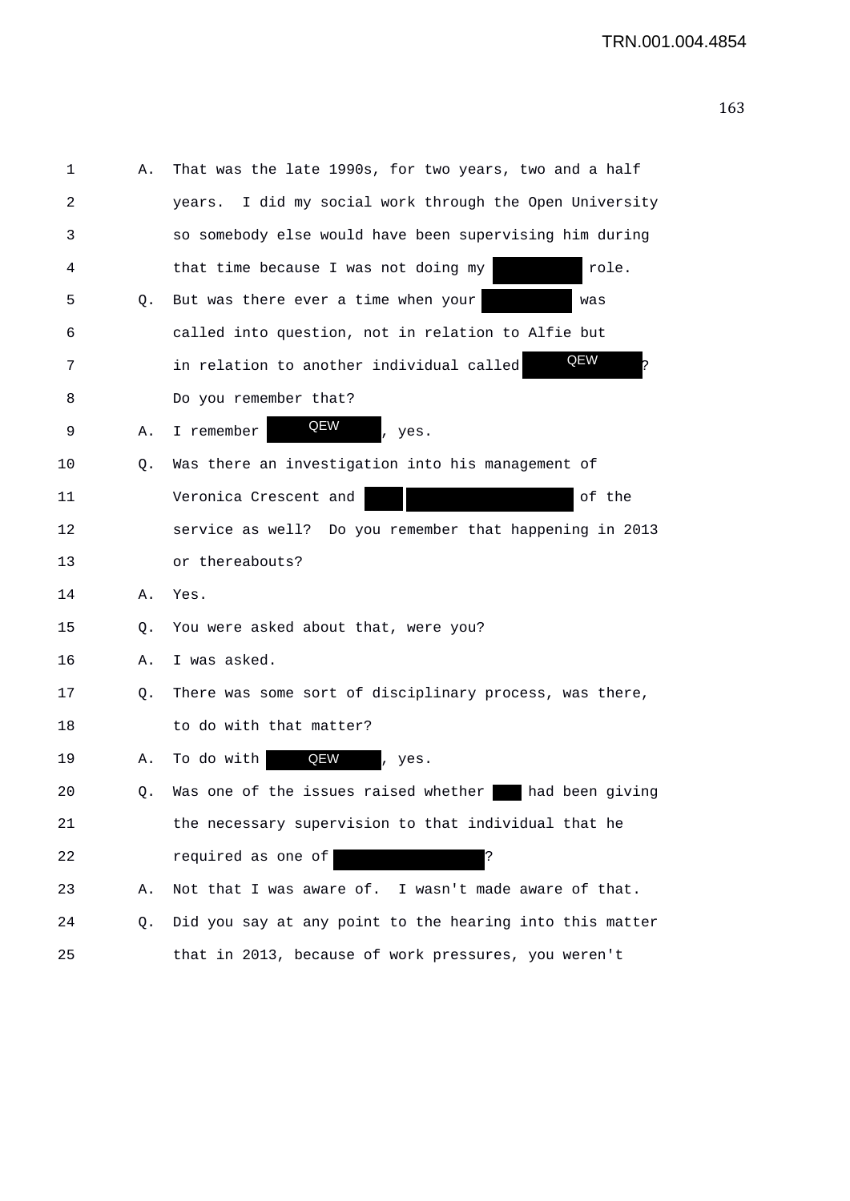1 A. That was the late 1990s, for two years, two and a half
2 years. I did my social work through the Open University
3 so somebody else would have been supervising him during
4 that time because I was not doing my ██████ role.
5 Q. But was there ever a time when your ██████ was
6 called into question, not in relation to Alfie but
7 in relation to another individual called QEW ?
8 Do you remember that?
9 A. I remember QEW , yes.
10 Q. Was there an investigation into his management of
11 Veronica Crescent and ██ ██████████ of the
12 service as well? Do you remember that happening in 2013
13 or thereabouts?
14 A. Yes.
15 Q. You were asked about that, were you?
16 A. I was asked.
17 Q. There was some sort of disciplinary process, was there,
18 to do with that matter?
19 A. To do with QEW , yes.
20 Q. Was one of the issues raised whether ██ had been giving
21 the necessary supervision to that individual that he
22 required as one of ██████████?
23 A. Not that I was aware of. I wasn't made aware of that.
24 Q. Did you say at any point to the hearing into this matter
25 that in 2013, because of work pressures, you weren't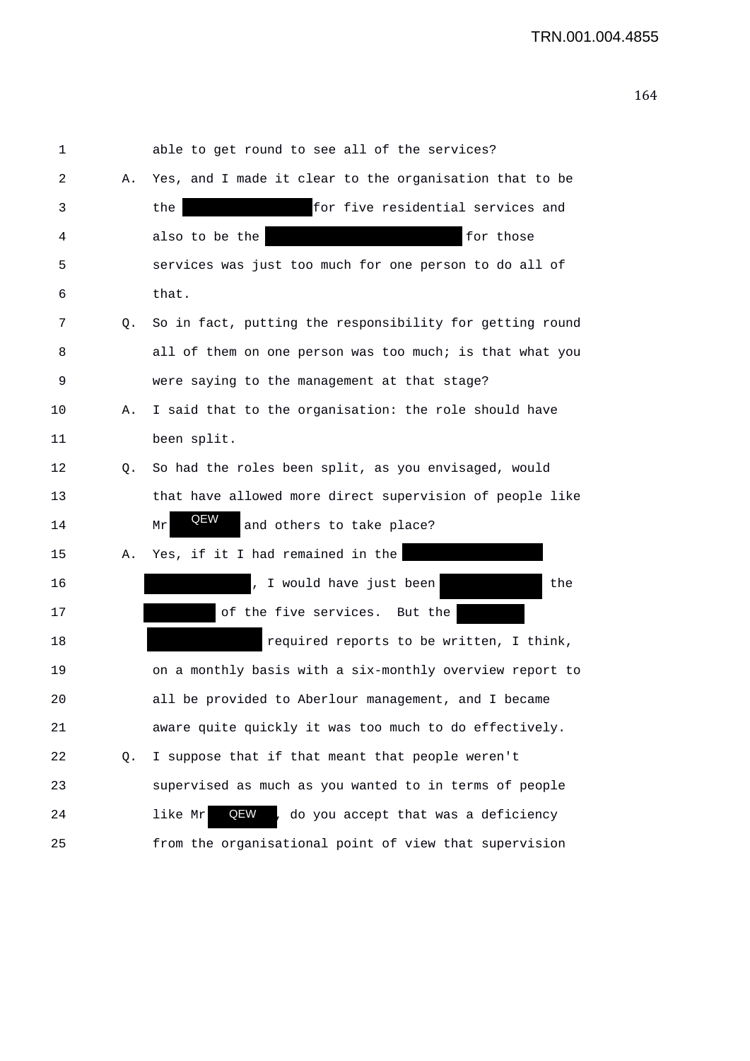1 able to get round to see all of the services?

2 A. Yes, and I made it clear to the organisation that to be

3 the [REDACTED] for five residential services and

4 also to be the [REDACTED] for those

5 services was just too much for one person to do all of

6 that.

7 Q. So in fact, putting the responsibility for getting round

8 all of them on one person was too much; is that what you

9 were saying to the management at that stage?

10 A. I said that to the organisation: the role should have

11 been split.

12 Q. So had the roles been split, as you envisaged, would

13 that have allowed more direct supervision of people like

14 Mr QEW and others to take place?

15 A. Yes, if it I had remained in the [REDACTED]

16 [REDACTED], I would have just been [REDACTED] the

17 [REDACTED] of the five services. But the [REDACTED]

18 [REDACTED] required reports to be written, I think,

19 on a monthly basis with a six-monthly overview report to

20 all be provided to Aberlour management, and I became

21 aware quite quickly it was too much to do effectively.

22 Q. I suppose that if that meant that people weren't

23 supervised as much as you wanted to in terms of people

24 like Mr QEW, do you accept that was a deficiency

25 from the organisational point of view that supervision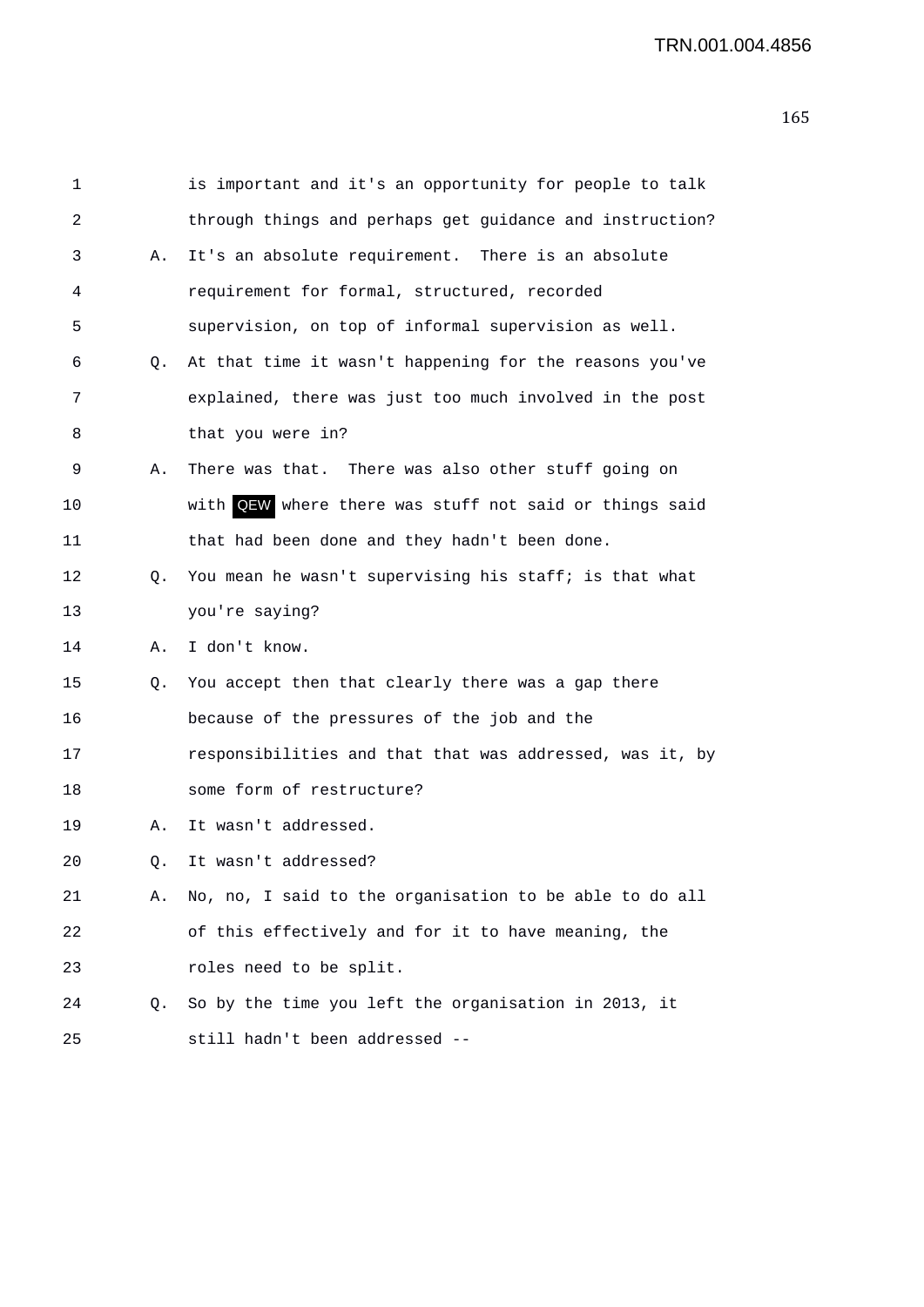1 is important and it's an opportunity for people to talk
2 through things and perhaps get guidance and instruction?
3 A. It's an absolute requirement. There is an absolute
4 requirement for formal, structured, recorded
5 supervision, on top of informal supervision as well.
6 Q. At that time it wasn't happening for the reasons you've
7 explained, there was just too much involved in the post
8 that you were in?
9 A. There was that. There was also other stuff going on
10 with QEW where there was stuff not said or things said
11 that had been done and they hadn't been done.
12 Q. You mean he wasn't supervising his staff; is that what
13 you're saying?
14 A. I don't know.
15 Q. You accept then that clearly there was a gap there
16 because of the pressures of the job and the
17 responsibilities and that that was addressed, was it, by
18 some form of restructure?
19 A. It wasn't addressed.
20 Q. It wasn't addressed?
21 A. No, no, I said to the organisation to be able to do all
22 of this effectively and for it to have meaning, the
23 roles need to be split.
24 Q. So by the time you left the organisation in 2013, it
25 still hadn't been addressed --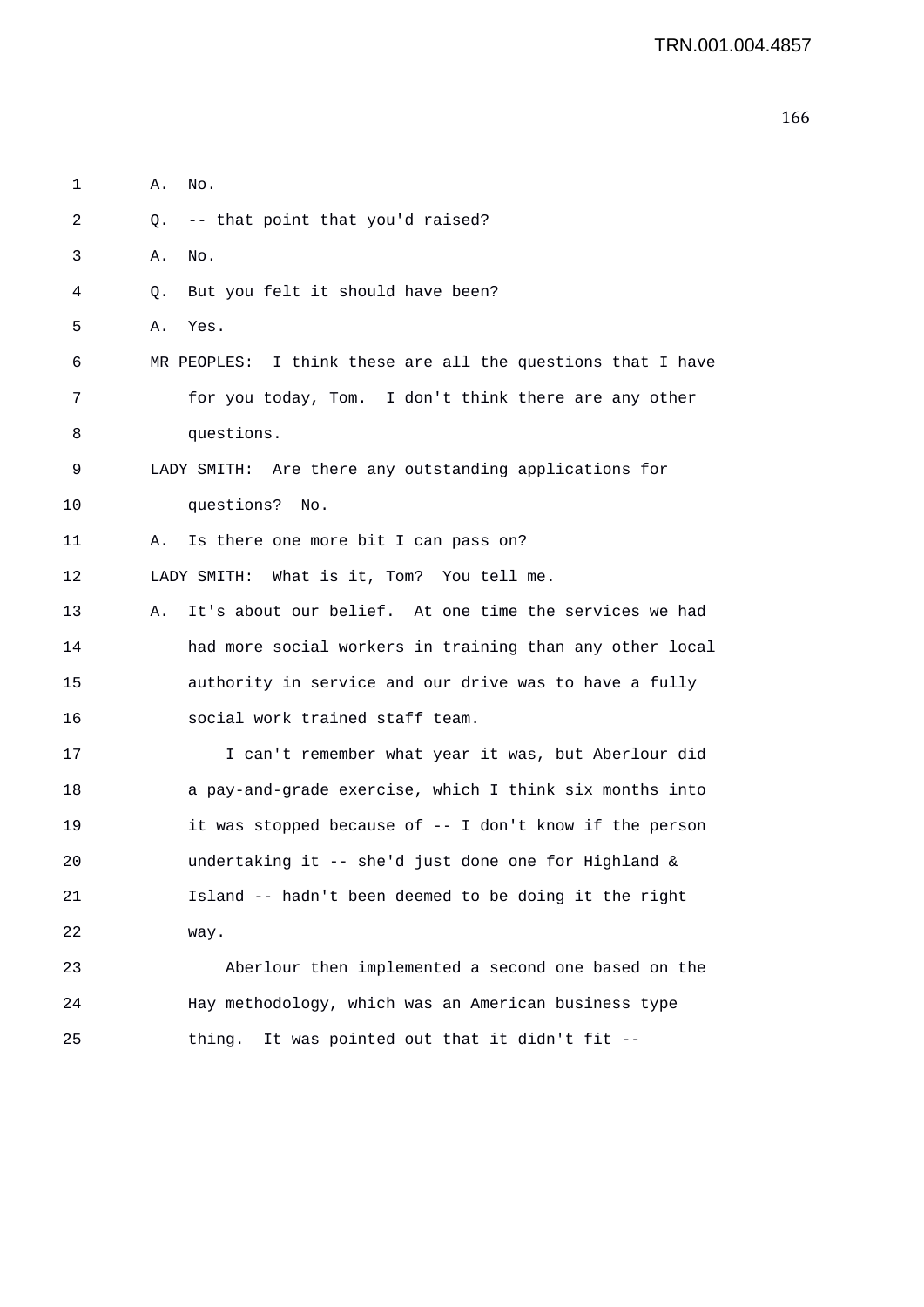A. No.

Q. -- that point that you'd raised?

A. No.

Q. But you felt it should have been?

A. Yes.

MR PEOPLES: I think these are all the questions that I have for you today, Tom. I don't think there are any other questions.

LADY SMITH: Are there any outstanding applications for questions? No.

A. Is there one more bit I can pass on?

LADY SMITH: What is it, Tom? You tell me.

A. It's about our belief. At one time the services we had had more social workers in training than any other local authority in service and our drive was to have a fully social work trained staff team.

I can't remember what year it was, but Aberlour did a pay-and-grade exercise, which I think six months into it was stopped because of -- I don't know if the person undertaking it -- she'd just done one for Highland & Island -- hadn't been deemed to be doing it the right way.

Aberlour then implemented a second one based on the Hay methodology, which was an American business type thing. It was pointed out that it didn't fit --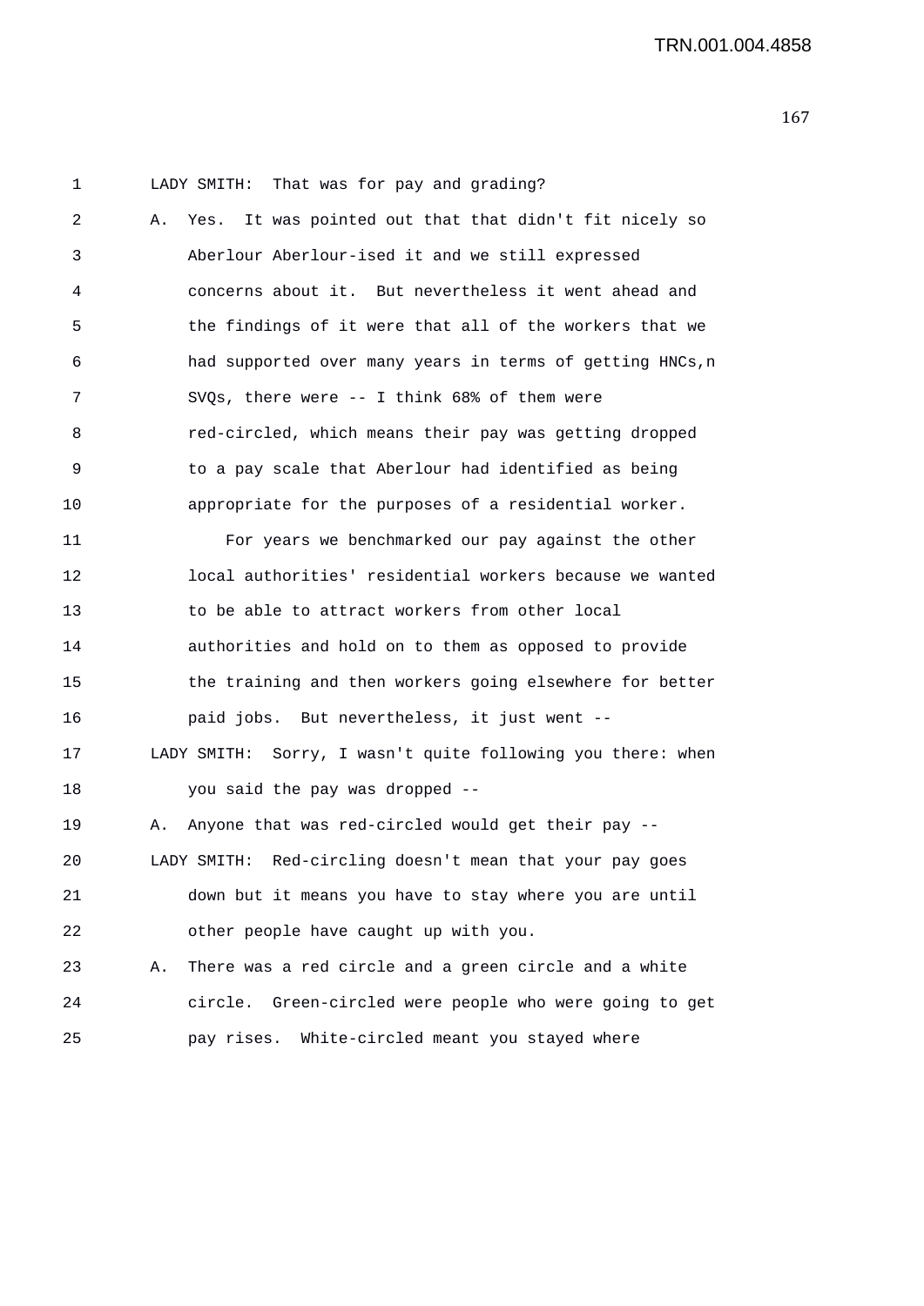LADY SMITH: That was for pay and grading?

A. Yes. It was pointed out that that didn't fit nicely so Aberlour Aberlour-ised it and we still expressed concerns about it. But nevertheless it went ahead and the findings of it were that all of the workers that we had supported over many years in terms of getting HNCs,n SVQs, there were -- I think 68% of them were red-circled, which means their pay was getting dropped to a pay scale that Aberlour had identified as being appropriate for the purposes of a residential worker.

For years we benchmarked our pay against the other local authorities' residential workers because we wanted to be able to attract workers from other local authorities and hold on to them as opposed to provide the training and then workers going elsewhere for better paid jobs. But nevertheless, it just went --

LADY SMITH: Sorry, I wasn't quite following you there: when you said the pay was dropped --

A. Anyone that was red-circled would get their pay --

LADY SMITH: Red-circling doesn't mean that your pay goes down but it means you have to stay where you are until other people have caught up with you.

A. There was a red circle and a green circle and a white circle. Green-circled were people who were going to get pay rises. White-circled meant you stayed where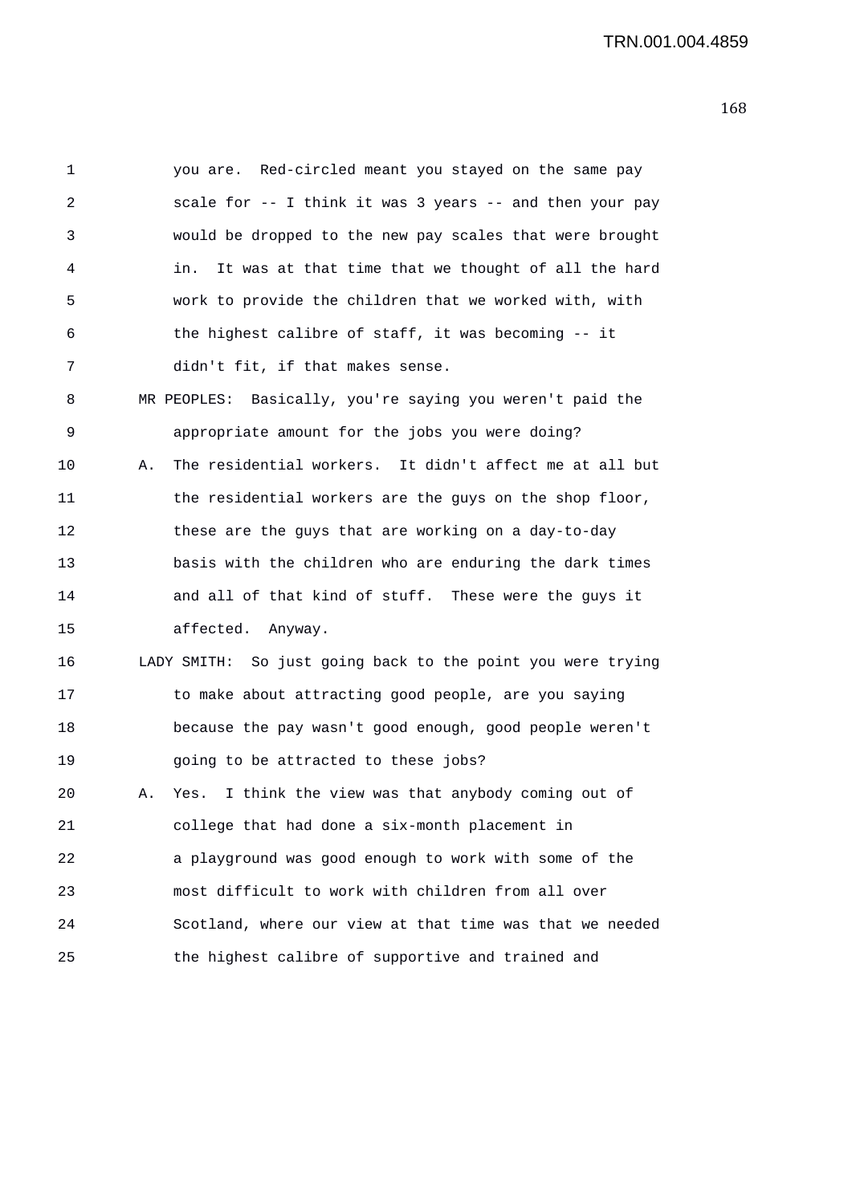you are. Red-circled meant you stayed on the same pay scale for -- I think it was 3 years -- and then your pay would be dropped to the new pay scales that were brought in. It was at that time that we thought of all the hard work to provide the children that we worked with, with the highest calibre of staff, it was becoming -- it didn't fit, if that makes sense.

MR PEOPLES: Basically, you're saying you weren't paid the appropriate amount for the jobs you were doing?

A. The residential workers. It didn't affect me at all but the residential workers are the guys on the shop floor, these are the guys that are working on a day-to-day basis with the children who are enduring the dark times and all of that kind of stuff. These were the guys it affected. Anyway.

LADY SMITH: So just going back to the point you were trying to make about attracting good people, are you saying because the pay wasn't good enough, good people weren't going to be attracted to these jobs?

A. Yes. I think the view was that anybody coming out of college that had done a six-month placement in a playground was good enough to work with some of the most difficult to work with children from all over Scotland, where our view at that time was that we needed the highest calibre of supportive and trained and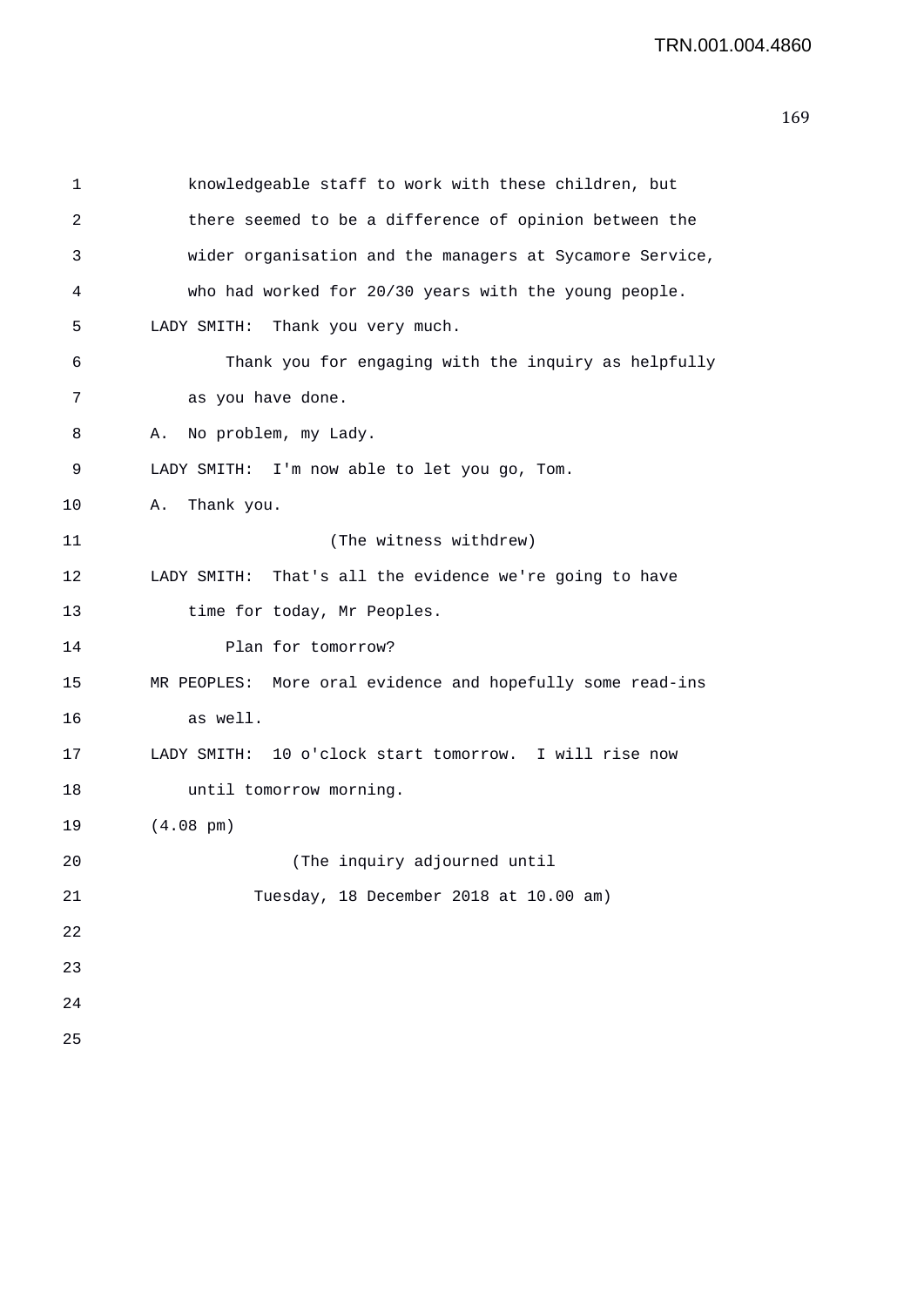knowledgeable staff to work with these children, but there seemed to be a difference of opinion between the wider organisation and the managers at Sycamore Service, who had worked for 20/30 years with the young people.

LADY SMITH: Thank you very much.

Thank you for engaging with the inquiry as helpfully as you have done.

A. No problem, my Lady.

LADY SMITH: I'm now able to let you go, Tom.

A. Thank you.

(The witness withdrew)

LADY SMITH: That's all the evidence we're going to have time for today, Mr Peoples.

Plan for tomorrow?

MR PEOPLES: More oral evidence and hopefully some read-ins as well.

LADY SMITH: 10 o'clock start tomorrow. I will rise now until tomorrow morning.

(4.08 pm)

(The inquiry adjourned until Tuesday, 18 December 2018 at 10.00 am)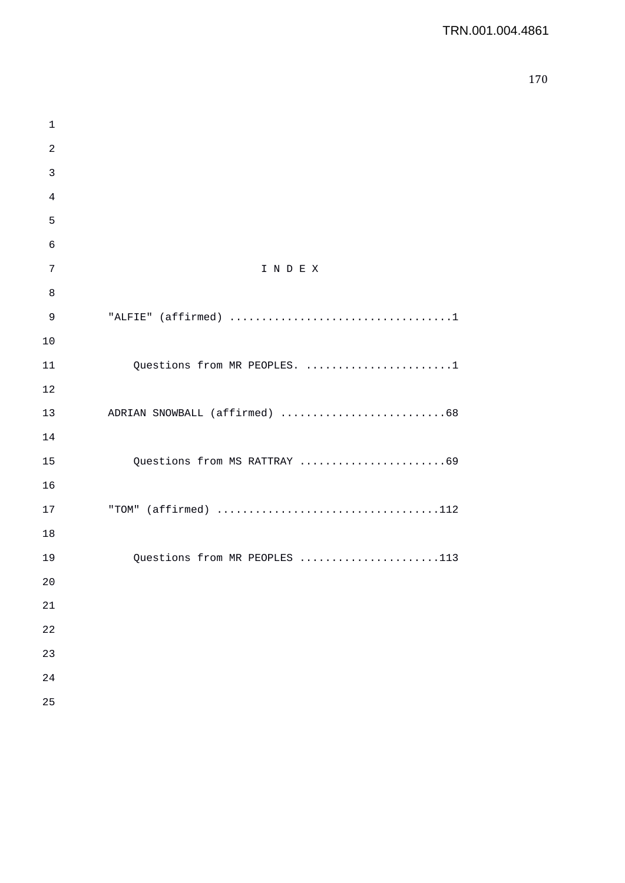# I N D E X

"ALFIE" (affirmed) ..................................1

Questions from MR PEOPLES. .......................1

ADRIAN SNOWBALL (affirmed) ..........................68

Questions from MS RATTRAY .......................69

"TOM" (affirmed) ..................................112

Questions from MR PEOPLES ......................113